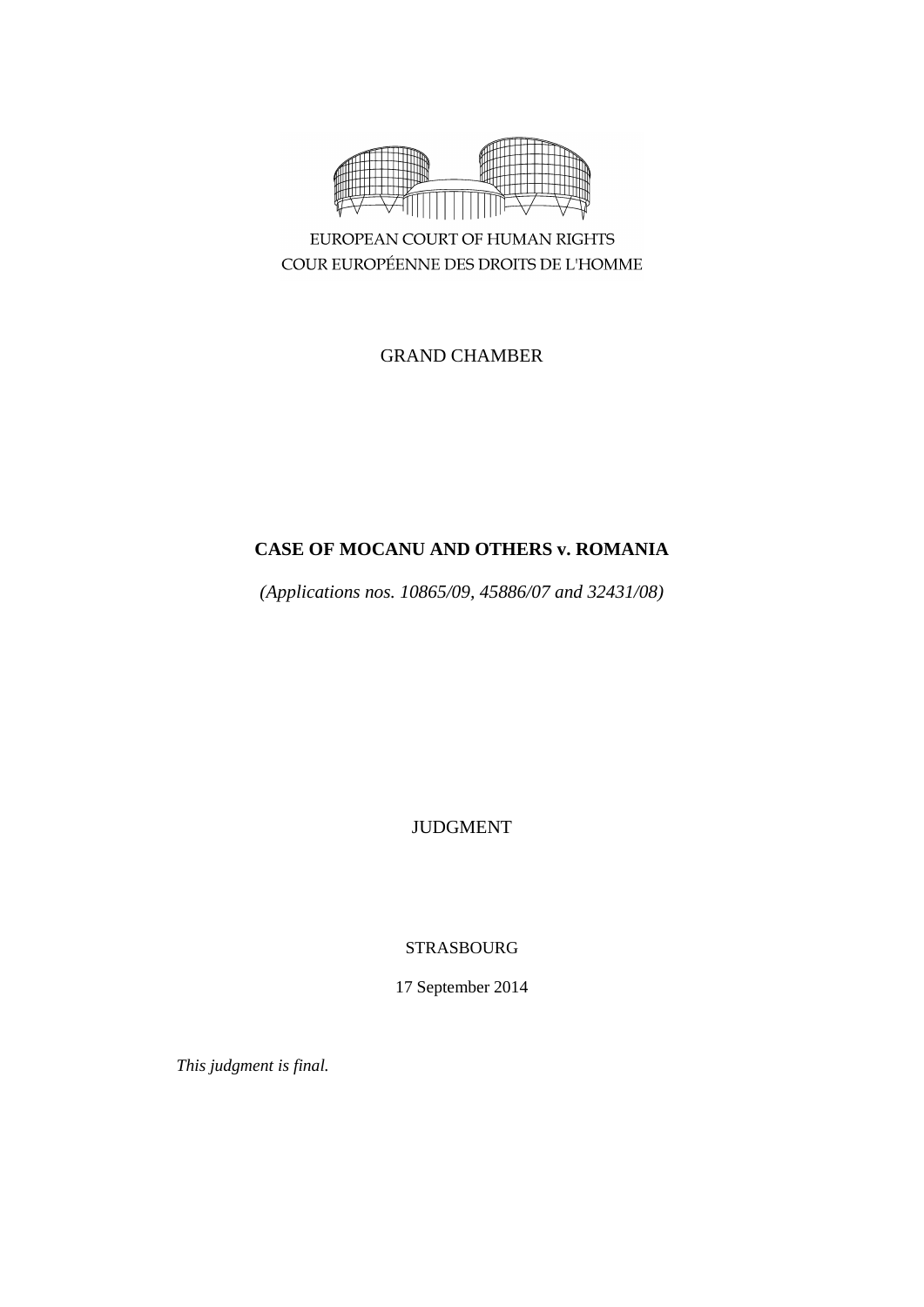EUROPEAN COURT OF HUMAN RIGHTS

COUR EUROPÉENNE DES DROITS DE L'HOMME

GRAND CHAMBER

# CASE OF MOCANU AND OTHERS v. ROMANIA

*(Applications nos. 10865/09, 45886/07 and 32431/08)*

JUDGMENT

STRASBOURG

17 September 2014

*This judgment is final.*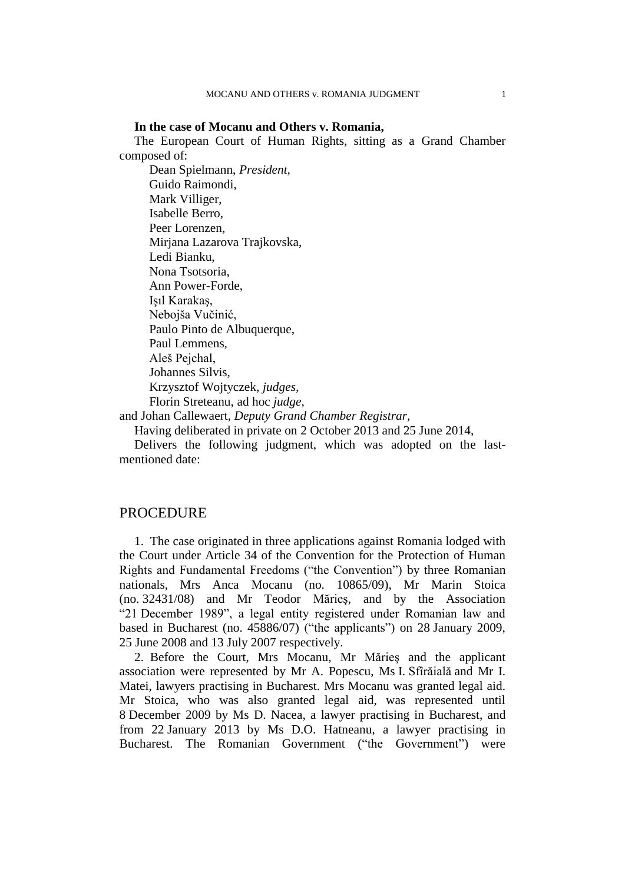**In the case of Mocanu and Others v. Romania,**

The European Court of Human Rights, sitting as a Grand Chamber composed of:

Dean Spielmann, *President,*
Guido Raimondi,
Mark Villiger,
Isabelle Berro,
Peer Lorenzen,
Mirjana Lazarova Trajkovska,
Ledi Bianku,
Nona Tsotsoria,
Ann Power-Forde,
Işıl Karakaş,
Nebojša Vučinić,
Paulo Pinto de Albuquerque,
Paul Lemmens,
Aleš Pejchal,
Johannes Silvis,
Krzysztof Wojtyczek, *judges,*
Florin Streteanu, ad hoc *judge,*

and Johan Callewaert, *Deputy Grand Chamber Registrar,*

Having deliberated in private on 2 October 2013 and 25 June 2014,

Delivers the following judgment, which was adopted on the last-mentioned date:

## PROCEDURE

1. The case originated in three applications against Romania lodged with the Court under Article 34 of the Convention for the Protection of Human Rights and Fundamental Freedoms ("the Convention") by three Romanian nationals, Mrs Anca Mocanu (no. 10865/09), Mr Marin Stoica (no. 32431/08) and Mr Teodor Mărieş, and by the Association "21 December 1989", a legal entity registered under Romanian law and based in Bucharest (no. 45886/07) ("the applicants") on 28 January 2009, 25 June 2008 and 13 July 2007 respectively.

2. Before the Court, Mrs Mocanu, Mr Mărieş and the applicant association were represented by Mr A. Popescu, Ms I. Sfîrăială and Mr I. Matei, lawyers practising in Bucharest. Mrs Mocanu was granted legal aid. Mr Stoica, who was also granted legal aid, was represented until 8 December 2009 by Ms D. Nacea, a lawyer practising in Bucharest, and from 22 January 2013 by Ms D.O. Hatneanu, a lawyer practising in Bucharest. The Romanian Government ("the Government") were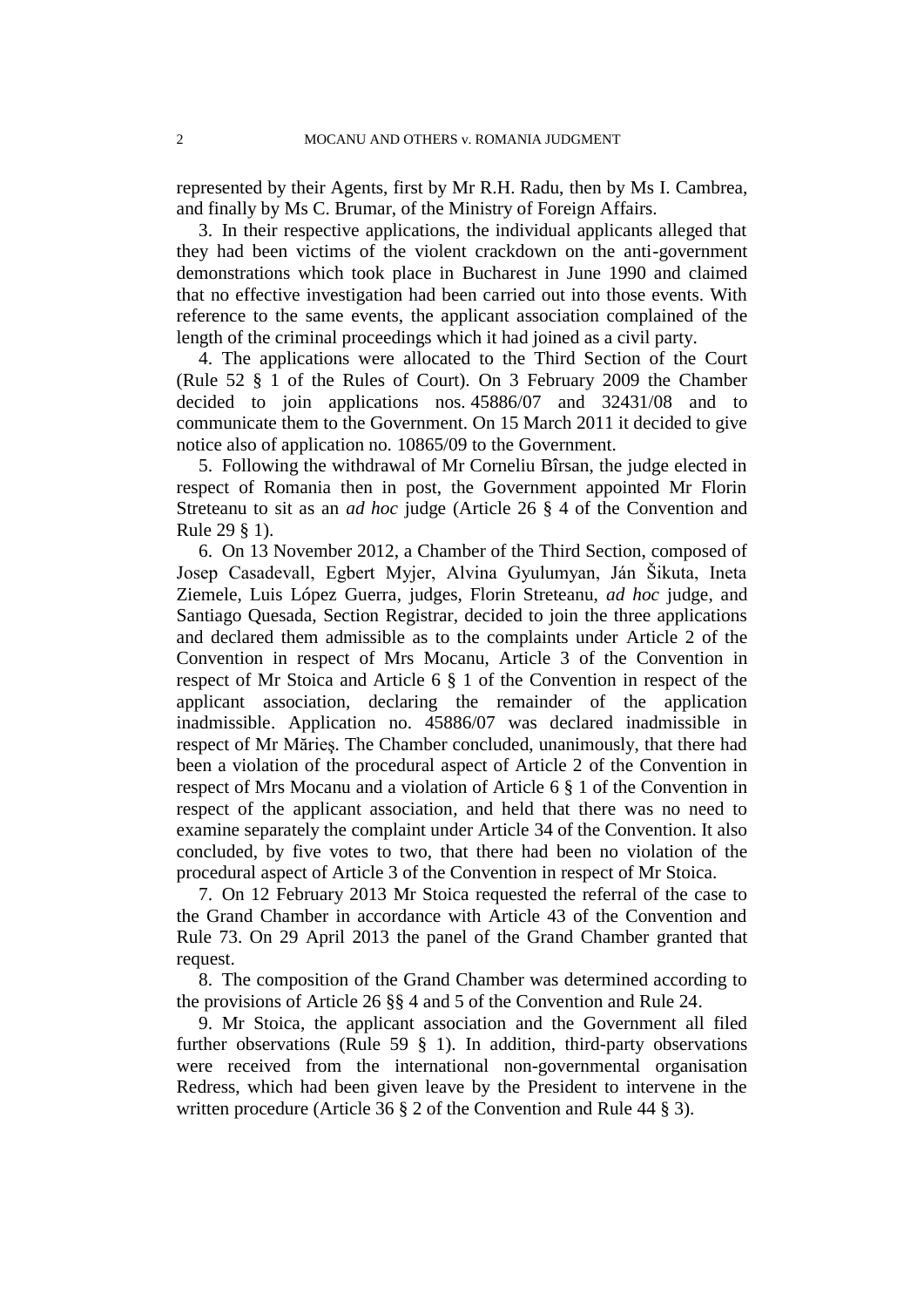represented by their Agents, first by Mr R.H. Radu, then by Ms I. Cambrea, and finally by Ms C. Brumar, of the Ministry of Foreign Affairs.

3. In their respective applications, the individual applicants alleged that they had been victims of the violent crackdown on the anti-government demonstrations which took place in Bucharest in June 1990 and claimed that no effective investigation had been carried out into those events. With reference to the same events, the applicant association complained of the length of the criminal proceedings which it had joined as a civil party.

4. The applications were allocated to the Third Section of the Court (Rule 52 § 1 of the Rules of Court). On 3 February 2009 the Chamber decided to join applications nos. 45886/07 and 32431/08 and to communicate them to the Government. On 15 March 2011 it decided to give notice also of application no. 10865/09 to the Government.

5. Following the withdrawal of Mr Corneliu Bîrsan, the judge elected in respect of Romania then in post, the Government appointed Mr Florin Streteanu to sit as an *ad hoc* judge (Article 26 § 4 of the Convention and Rule 29 § 1).

6. On 13 November 2012, a Chamber of the Third Section, composed of Josep Casadevall, Egbert Myjer, Alvina Gyulumyan, Ján Šikuta, Ineta Ziemele, Luis López Guerra, judges, Florin Streteanu, *ad hoc* judge, and Santiago Quesada, Section Registrar, decided to join the three applications and declared them admissible as to the complaints under Article 2 of the Convention in respect of Mrs Mocanu, Article 3 of the Convention in respect of Mr Stoica and Article 6 § 1 of the Convention in respect of the applicant association, declaring the remainder of the application inadmissible. Application no. 45886/07 was declared inadmissible in respect of Mr Mărieș. The Chamber concluded, unanimously, that there had been a violation of the procedural aspect of Article 2 of the Convention in respect of Mrs Mocanu and a violation of Article 6 § 1 of the Convention in respect of the applicant association, and held that there was no need to examine separately the complaint under Article 34 of the Convention. It also concluded, by five votes to two, that there had been no violation of the procedural aspect of Article 3 of the Convention in respect of Mr Stoica.

7. On 12 February 2013 Mr Stoica requested the referral of the case to the Grand Chamber in accordance with Article 43 of the Convention and Rule 73. On 29 April 2013 the panel of the Grand Chamber granted that request.

8. The composition of the Grand Chamber was determined according to the provisions of Article 26 §§ 4 and 5 of the Convention and Rule 24.

9. Mr Stoica, the applicant association and the Government all filed further observations (Rule 59 § 1). In addition, third-party observations were received from the international non-governmental organisation Redress, which had been given leave by the President to intervene in the written procedure (Article 36 § 2 of the Convention and Rule 44 § 3).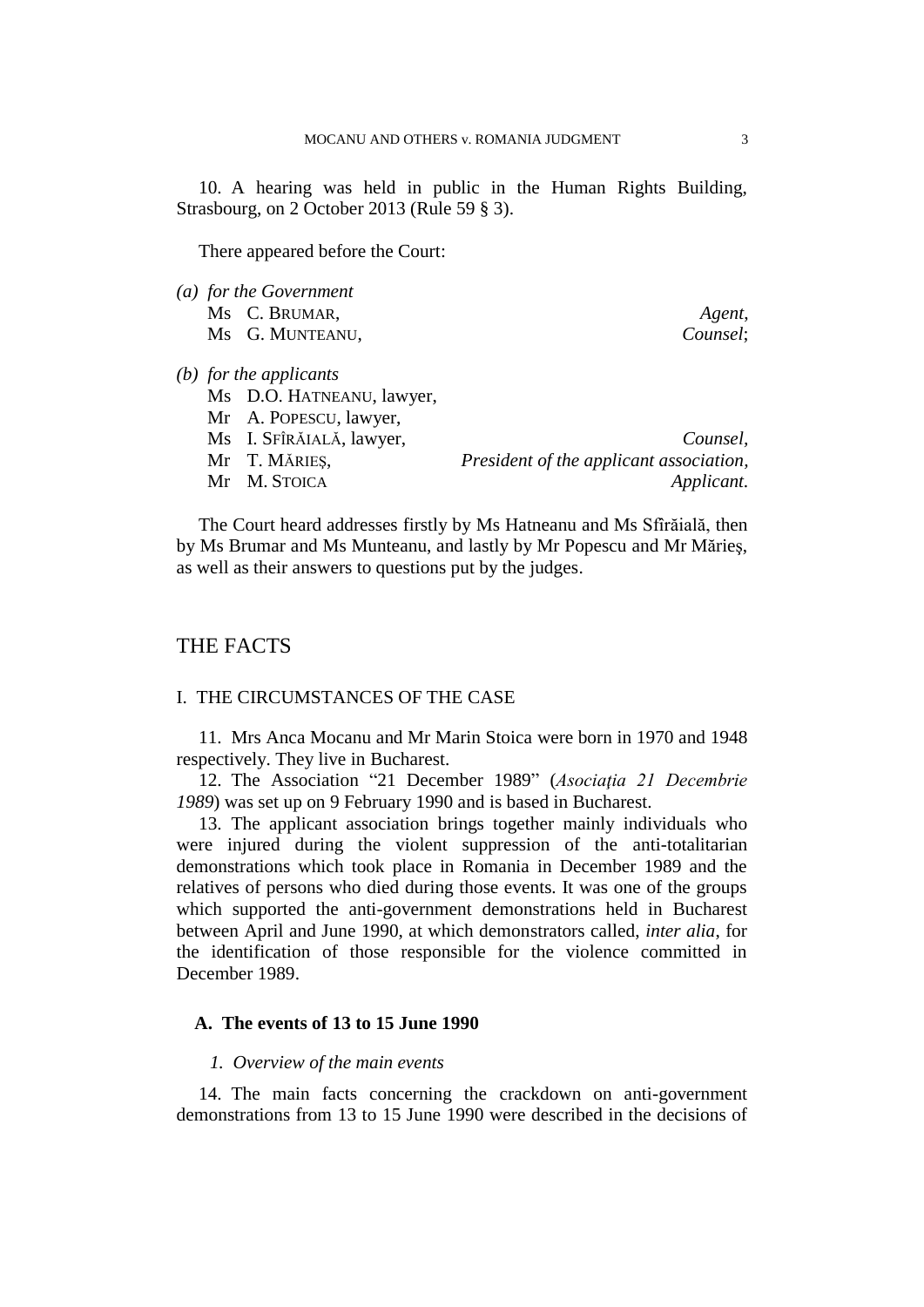10. A hearing was held in public in the Human Rights Building, Strasbourg, on 2 October 2013 (Rule 59 § 3).

There appeared before the Court:

(a) *for the Government*

Ms C. BRUMAR, *Agent*,
Ms G. MUNTEANU, *Counsel*;

(b) *for the applicants*

Ms D.O. HATNEANU, lawyer,
Mr A. POPESCU, lawyer,
Ms I. SFÎRĂIALĂ, lawyer, *Counsel*,
Mr T. MĂRIEȘ, *President of the applicant association*,
Mr M. STOICA *Applicant*.

The Court heard addresses firstly by Ms Hatneanu and Ms Sfîrăială, then by Ms Brumar and Ms Munteanu, and lastly by Mr Popescu and Mr Mărieş, as well as their answers to questions put by the judges.

## THE FACTS

### I. THE CIRCUMSTANCES OF THE CASE

11. Mrs Anca Mocanu and Mr Marin Stoica were born in 1970 and 1948 respectively. They live in Bucharest.

12. The Association "21 December 1989" (*Asociaţia 21 Decembrie 1989*) was set up on 9 February 1990 and is based in Bucharest.

13. The applicant association brings together mainly individuals who were injured during the violent suppression of the anti-totalitarian demonstrations which took place in Romania in December 1989 and the relatives of persons who died during those events. It was one of the groups which supported the anti-government demonstrations held in Bucharest between April and June 1990, at which demonstrators called, *inter alia*, for the identification of those responsible for the violence committed in December 1989.

#### A. The events of 13 to 15 June 1990

##### *1. Overview of the main events*

14. The main facts concerning the crackdown on anti-government demonstrations from 13 to 15 June 1990 were described in the decisions of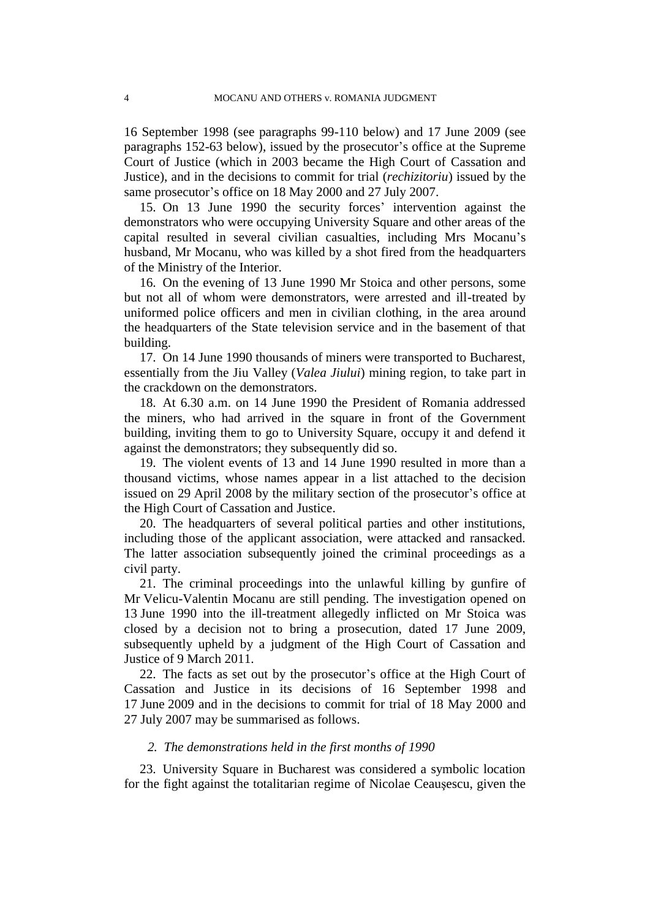16 September 1998 (see paragraphs 99-110 below) and 17 June 2009 (see paragraphs 152-63 below), issued by the prosecutor's office at the Supreme Court of Justice (which in 2003 became the High Court of Cassation and Justice), and in the decisions to commit for trial (*rechizitoriu*) issued by the same prosecutor's office on 18 May 2000 and 27 July 2007.

15. On 13 June 1990 the security forces' intervention against the demonstrators who were occupying University Square and other areas of the capital resulted in several civilian casualties, including Mrs Mocanu's husband, Mr Mocanu, who was killed by a shot fired from the headquarters of the Ministry of the Interior.

16. On the evening of 13 June 1990 Mr Stoica and other persons, some but not all of whom were demonstrators, were arrested and ill-treated by uniformed police officers and men in civilian clothing, in the area around the headquarters of the State television service and in the basement of that building.

17. On 14 June 1990 thousands of miners were transported to Bucharest, essentially from the Jiu Valley (*Valea Jiului*) mining region, to take part in the crackdown on the demonstrators.

18. At 6.30 a.m. on 14 June 1990 the President of Romania addressed the miners, who had arrived in the square in front of the Government building, inviting them to go to University Square, occupy it and defend it against the demonstrators; they subsequently did so.

19. The violent events of 13 and 14 June 1990 resulted in more than a thousand victims, whose names appear in a list attached to the decision issued on 29 April 2008 by the military section of the prosecutor's office at the High Court of Cassation and Justice.

20. The headquarters of several political parties and other institutions, including those of the applicant association, were attacked and ransacked. The latter association subsequently joined the criminal proceedings as a civil party.

21. The criminal proceedings into the unlawful killing by gunfire of Mr Velicu-Valentin Mocanu are still pending. The investigation opened on 13 June 1990 into the ill-treatment allegedly inflicted on Mr Stoica was closed by a decision not to bring a prosecution, dated 17 June 2009, subsequently upheld by a judgment of the High Court of Cassation and Justice of 9 March 2011.

22. The facts as set out by the prosecutor's office at the High Court of Cassation and Justice in its decisions of 16 September 1998 and 17 June 2009 and in the decisions to commit for trial of 18 May 2000 and 27 July 2007 may be summarised as follows.

*2. The demonstrations held in the first months of 1990*

23. University Square in Bucharest was considered a symbolic location for the fight against the totalitarian regime of Nicolae Ceauşescu, given the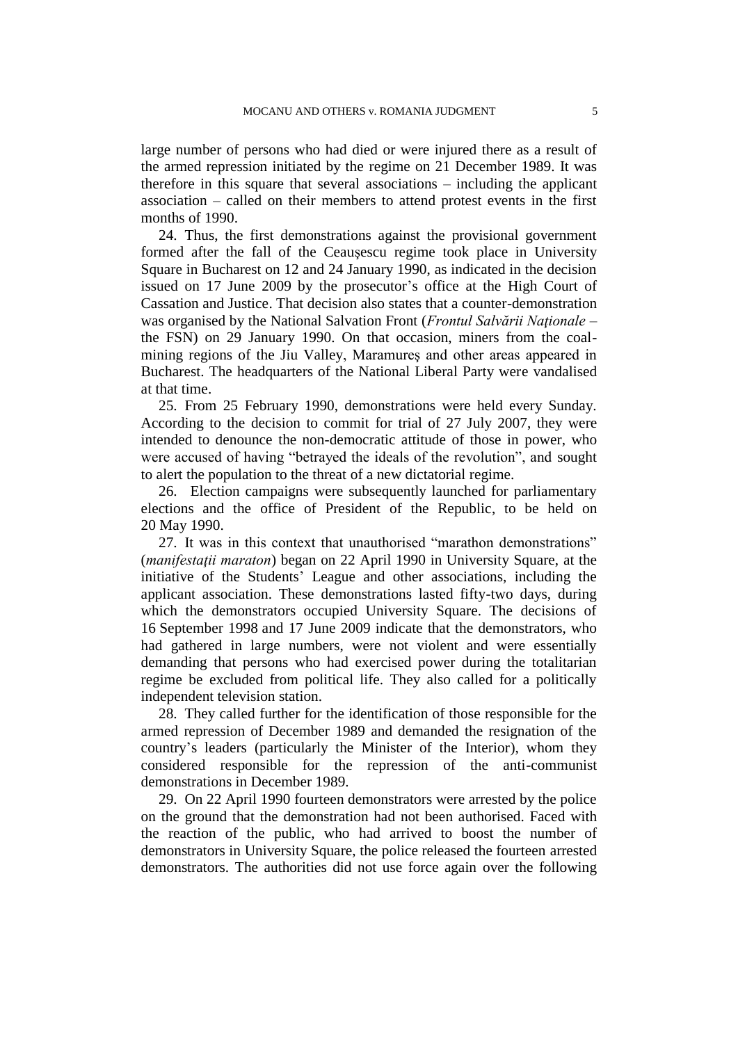large number of persons who had died or were injured there as a result of the armed repression initiated by the regime on 21 December 1989. It was therefore in this square that several associations – including the applicant association – called on their members to attend protest events in the first months of 1990.

24. Thus, the first demonstrations against the provisional government formed after the fall of the Ceauşescu regime took place in University Square in Bucharest on 12 and 24 January 1990, as indicated in the decision issued on 17 June 2009 by the prosecutor's office at the High Court of Cassation and Justice. That decision also states that a counter-demonstration was organised by the National Salvation Front (*Frontul Salvării Naţionale* – the FSN) on 29 January 1990. On that occasion, miners from the coal-mining regions of the Jiu Valley, Maramureş and other areas appeared in Bucharest. The headquarters of the National Liberal Party were vandalised at that time.

25. From 25 February 1990, demonstrations were held every Sunday. According to the decision to commit for trial of 27 July 2007, they were intended to denounce the non-democratic attitude of those in power, who were accused of having "betrayed the ideals of the revolution", and sought to alert the population to the threat of a new dictatorial regime.

26. Election campaigns were subsequently launched for parliamentary elections and the office of President of the Republic, to be held on 20 May 1990.

27. It was in this context that unauthorised "marathon demonstrations" (*manifestaţii maraton*) began on 22 April 1990 in University Square, at the initiative of the Students' League and other associations, including the applicant association. These demonstrations lasted fifty-two days, during which the demonstrators occupied University Square. The decisions of 16 September 1998 and 17 June 2009 indicate that the demonstrators, who had gathered in large numbers, were not violent and were essentially demanding that persons who had exercised power during the totalitarian regime be excluded from political life. They also called for a politically independent television station.

28. They called further for the identification of those responsible for the armed repression of December 1989 and demanded the resignation of the country's leaders (particularly the Minister of the Interior), whom they considered responsible for the repression of the anti-communist demonstrations in December 1989.

29. On 22 April 1990 fourteen demonstrators were arrested by the police on the ground that the demonstration had not been authorised. Faced with the reaction of the public, who had arrived to boost the number of demonstrators in University Square, the police released the fourteen arrested demonstrators. The authorities did not use force again over the following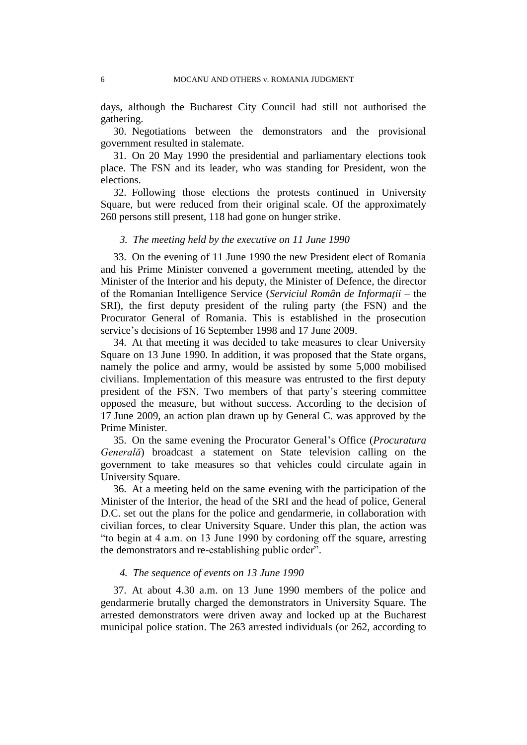days, although the Bucharest City Council had still not authorised the gathering.

30. Negotiations between the demonstrators and the provisional government resulted in stalemate.

31. On 20 May 1990 the presidential and parliamentary elections took place. The FSN and its leader, who was standing for President, won the elections.

32. Following those elections the protests continued in University Square, but were reduced from their original scale. Of the approximately 260 persons still present, 118 had gone on hunger strike.

### *3. The meeting held by the executive on 11 June 1990*

33. On the evening of 11 June 1990 the new President elect of Romania and his Prime Minister convened a government meeting, attended by the Minister of the Interior and his deputy, the Minister of Defence, the director of the Romanian Intelligence Service (*Serviciul Român de Informații* – the SRI), the first deputy president of the ruling party (the FSN) and the Procurator General of Romania. This is established in the prosecution service's decisions of 16 September 1998 and 17 June 2009.

34. At that meeting it was decided to take measures to clear University Square on 13 June 1990. In addition, it was proposed that the State organs, namely the police and army, would be assisted by some 5,000 mobilised civilians. Implementation of this measure was entrusted to the first deputy president of the FSN. Two members of that party's steering committee opposed the measure, but without success. According to the decision of 17 June 2009, an action plan drawn up by General C. was approved by the Prime Minister.

35. On the same evening the Procurator General's Office (*Procuratura Generală*) broadcast a statement on State television calling on the government to take measures so that vehicles could circulate again in University Square.

36. At a meeting held on the same evening with the participation of the Minister of the Interior, the head of the SRI and the head of police, General D.C. set out the plans for the police and gendarmerie, in collaboration with civilian forces, to clear University Square. Under this plan, the action was "to begin at 4 a.m. on 13 June 1990 by cordoning off the square, arresting the demonstrators and re-establishing public order".

### *4. The sequence of events on 13 June 1990*

37. At about 4.30 a.m. on 13 June 1990 members of the police and gendarmerie brutally charged the demonstrators in University Square. The arrested demonstrators were driven away and locked up at the Bucharest municipal police station. The 263 arrested individuals (or 262, according to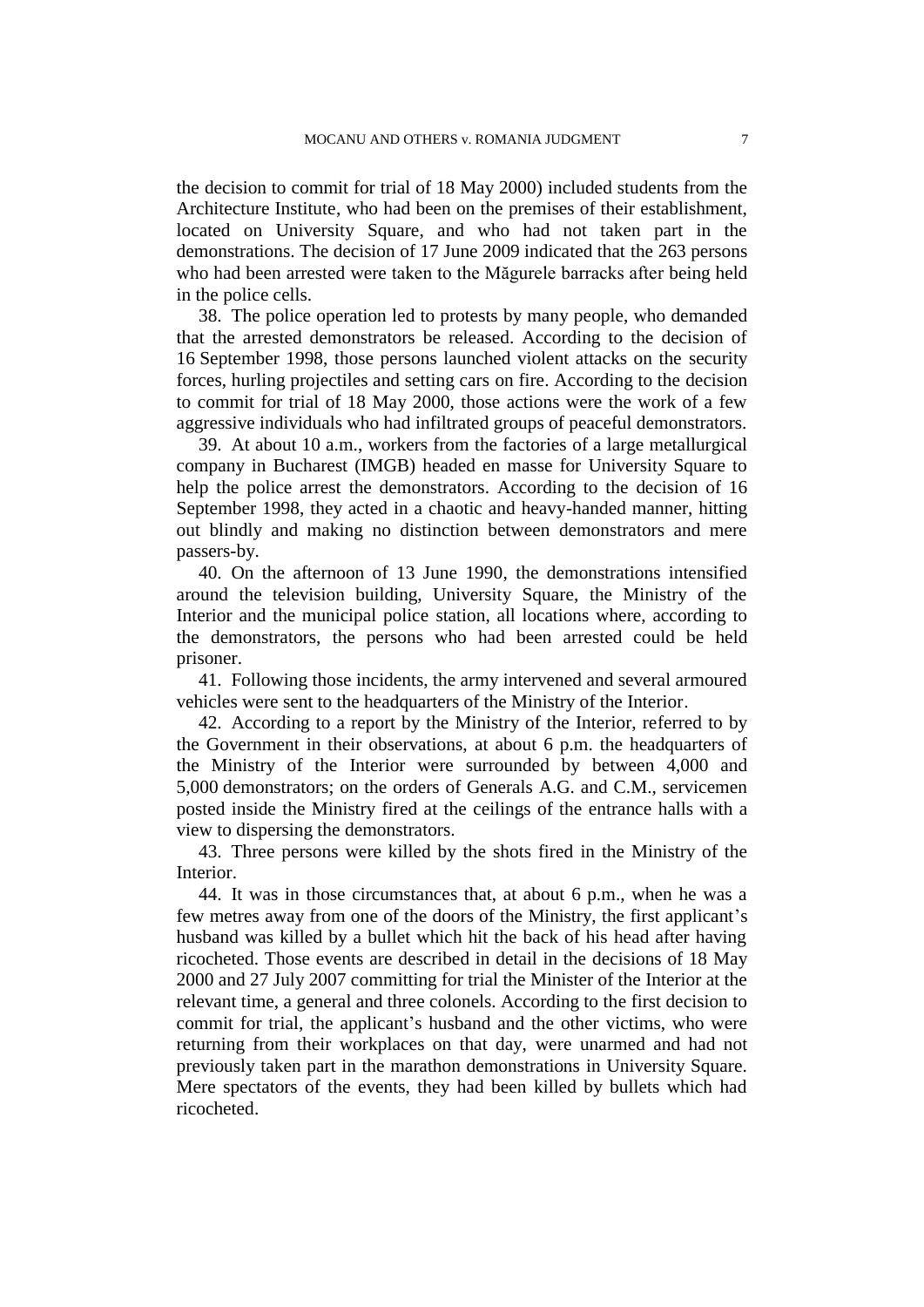the decision to commit for trial of 18 May 2000) included students from the Architecture Institute, who had been on the premises of their establishment, located on University Square, and who had not taken part in the demonstrations. The decision of 17 June 2009 indicated that the 263 persons who had been arrested were taken to the Măgurele barracks after being held in the police cells.

38. The police operation led to protests by many people, who demanded that the arrested demonstrators be released. According to the decision of 16 September 1998, those persons launched violent attacks on the security forces, hurling projectiles and setting cars on fire. According to the decision to commit for trial of 18 May 2000, those actions were the work of a few aggressive individuals who had infiltrated groups of peaceful demonstrators.

39. At about 10 a.m., workers from the factories of a large metallurgical company in Bucharest (IMGB) headed en masse for University Square to help the police arrest the demonstrators. According to the decision of 16 September 1998, they acted in a chaotic and heavy-handed manner, hitting out blindly and making no distinction between demonstrators and mere passers-by.

40. On the afternoon of 13 June 1990, the demonstrations intensified around the television building, University Square, the Ministry of the Interior and the municipal police station, all locations where, according to the demonstrators, the persons who had been arrested could be held prisoner.

41. Following those incidents, the army intervened and several armoured vehicles were sent to the headquarters of the Ministry of the Interior.

42. According to a report by the Ministry of the Interior, referred to by the Government in their observations, at about 6 p.m. the headquarters of the Ministry of the Interior were surrounded by between 4,000 and 5,000 demonstrators; on the orders of Generals A.G. and C.M., servicemen posted inside the Ministry fired at the ceilings of the entrance halls with a view to dispersing the demonstrators.

43. Three persons were killed by the shots fired in the Ministry of the Interior.

44. It was in those circumstances that, at about 6 p.m., when he was a few metres away from one of the doors of the Ministry, the first applicant's husband was killed by a bullet which hit the back of his head after having ricocheted. Those events are described in detail in the decisions of 18 May 2000 and 27 July 2007 committing for trial the Minister of the Interior at the relevant time, a general and three colonels. According to the first decision to commit for trial, the applicant's husband and the other victims, who were returning from their workplaces on that day, were unarmed and had not previously taken part in the marathon demonstrations in University Square. Mere spectators of the events, they had been killed by bullets which had ricocheted.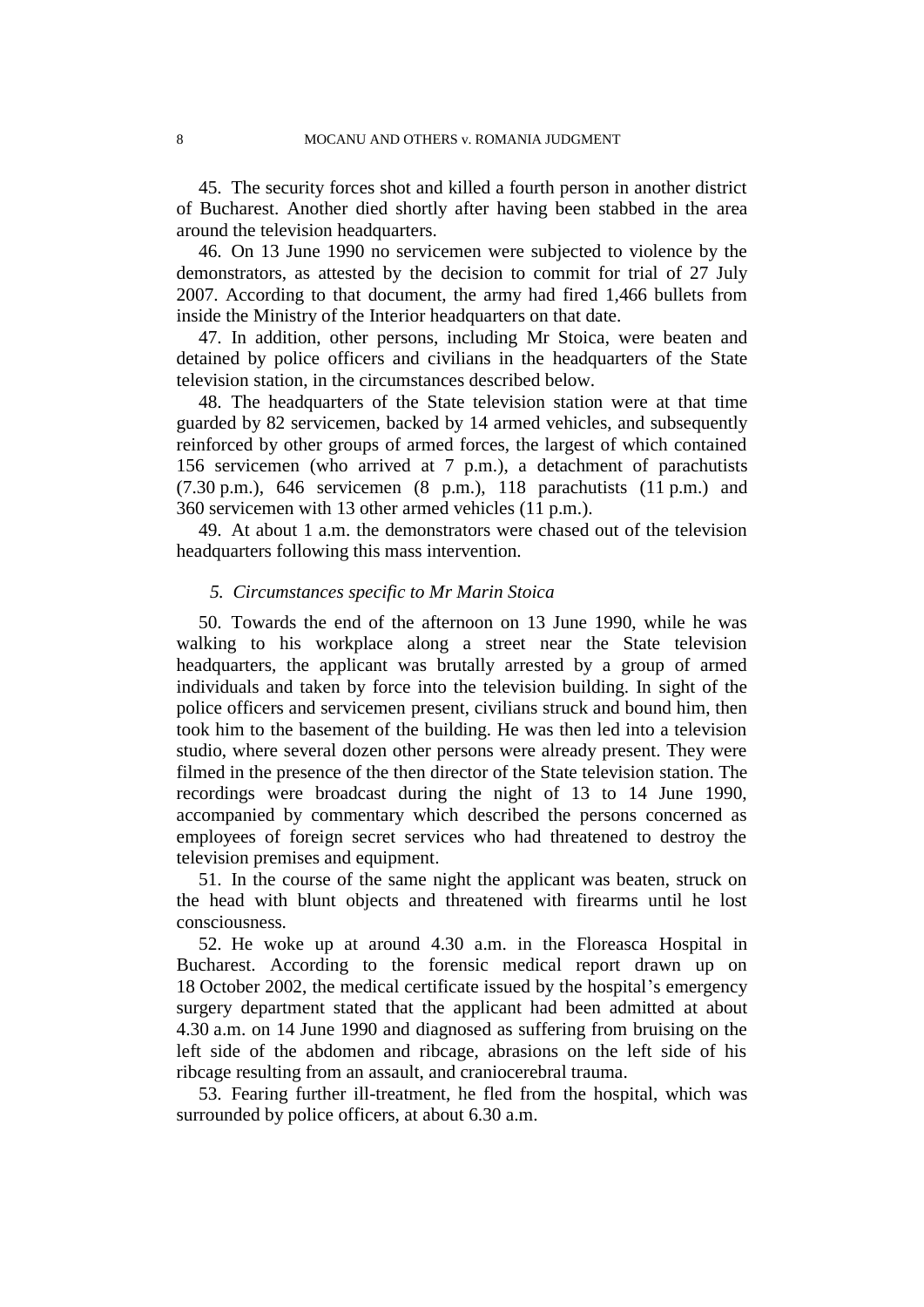45. The security forces shot and killed a fourth person in another district of Bucharest. Another died shortly after having been stabbed in the area around the television headquarters.

46. On 13 June 1990 no servicemen were subjected to violence by the demonstrators, as attested by the decision to commit for trial of 27 July 2007. According to that document, the army had fired 1,466 bullets from inside the Ministry of the Interior headquarters on that date.

47. In addition, other persons, including Mr Stoica, were beaten and detained by police officers and civilians in the headquarters of the State television station, in the circumstances described below.

48. The headquarters of the State television station were at that time guarded by 82 servicemen, backed by 14 armed vehicles, and subsequently reinforced by other groups of armed forces, the largest of which contained 156 servicemen (who arrived at 7 p.m.), a detachment of parachutists (7.30 p.m.), 646 servicemen (8 p.m.), 118 parachutists (11 p.m.) and 360 servicemen with 13 other armed vehicles (11 p.m.).

49. At about 1 a.m. the demonstrators were chased out of the television headquarters following this mass intervention.

### *5. Circumstances specific to Mr Marin Stoica*

50. Towards the end of the afternoon on 13 June 1990, while he was walking to his workplace along a street near the State television headquarters, the applicant was brutally arrested by a group of armed individuals and taken by force into the television building. In sight of the police officers and servicemen present, civilians struck and bound him, then took him to the basement of the building. He was then led into a television studio, where several dozen other persons were already present. They were filmed in the presence of the then director of the State television station. The recordings were broadcast during the night of 13 to 14 June 1990, accompanied by commentary which described the persons concerned as employees of foreign secret services who had threatened to destroy the television premises and equipment.

51. In the course of the same night the applicant was beaten, struck on the head with blunt objects and threatened with firearms until he lost consciousness.

52. He woke up at around 4.30 a.m. in the Floreasca Hospital in Bucharest. According to the forensic medical report drawn up on 18 October 2002, the medical certificate issued by the hospital's emergency surgery department stated that the applicant had been admitted at about 4.30 a.m. on 14 June 1990 and diagnosed as suffering from bruising on the left side of the abdomen and ribcage, abrasions on the left side of his ribcage resulting from an assault, and craniocerebral trauma.

53. Fearing further ill-treatment, he fled from the hospital, which was surrounded by police officers, at about 6.30 a.m.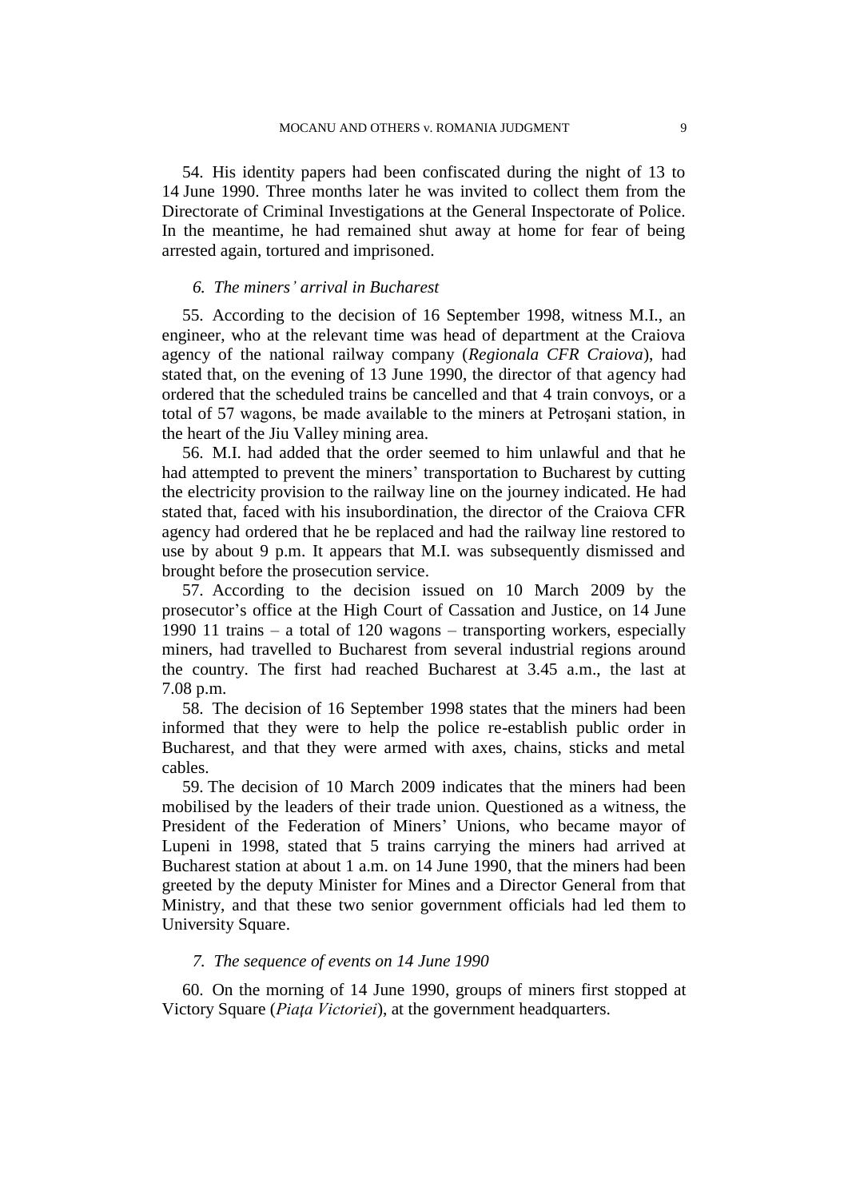54. His identity papers had been confiscated during the night of 13 to 14 June 1990. Three months later he was invited to collect them from the Directorate of Criminal Investigations at the General Inspectorate of Police. In the meantime, he had remained shut away at home for fear of being arrested again, tortured and imprisoned.

### *6. The miners' arrival in Bucharest*

55. According to the decision of 16 September 1998, witness M.I., an engineer, who at the relevant time was head of department at the Craiova agency of the national railway company (*Regionala CFR Craiova*), had stated that, on the evening of 13 June 1990, the director of that agency had ordered that the scheduled trains be cancelled and that 4 train convoys, or a total of 57 wagons, be made available to the miners at Petroşani station, in the heart of the Jiu Valley mining area.

56. M.I. had added that the order seemed to him unlawful and that he had attempted to prevent the miners' transportation to Bucharest by cutting the electricity provision to the railway line on the journey indicated. He had stated that, faced with his insubordination, the director of the Craiova CFR agency had ordered that he be replaced and had the railway line restored to use by about 9 p.m. It appears that M.I. was subsequently dismissed and brought before the prosecution service.

57. According to the decision issued on 10 March 2009 by the prosecutor's office at the High Court of Cassation and Justice, on 14 June 1990 11 trains – a total of 120 wagons – transporting workers, especially miners, had travelled to Bucharest from several industrial regions around the country. The first had reached Bucharest at 3.45 a.m., the last at 7.08 p.m.

58. The decision of 16 September 1998 states that the miners had been informed that they were to help the police re-establish public order in Bucharest, and that they were armed with axes, chains, sticks and metal cables.

59. The decision of 10 March 2009 indicates that the miners had been mobilised by the leaders of their trade union. Questioned as a witness, the President of the Federation of Miners' Unions, who became mayor of Lupeni in 1998, stated that 5 trains carrying the miners had arrived at Bucharest station at about 1 a.m. on 14 June 1990, that the miners had been greeted by the deputy Minister for Mines and a Director General from that Ministry, and that these two senior government officials had led them to University Square.

### *7. The sequence of events on 14 June 1990*

60. On the morning of 14 June 1990, groups of miners first stopped at Victory Square (*Piaţa Victoriei*), at the government headquarters.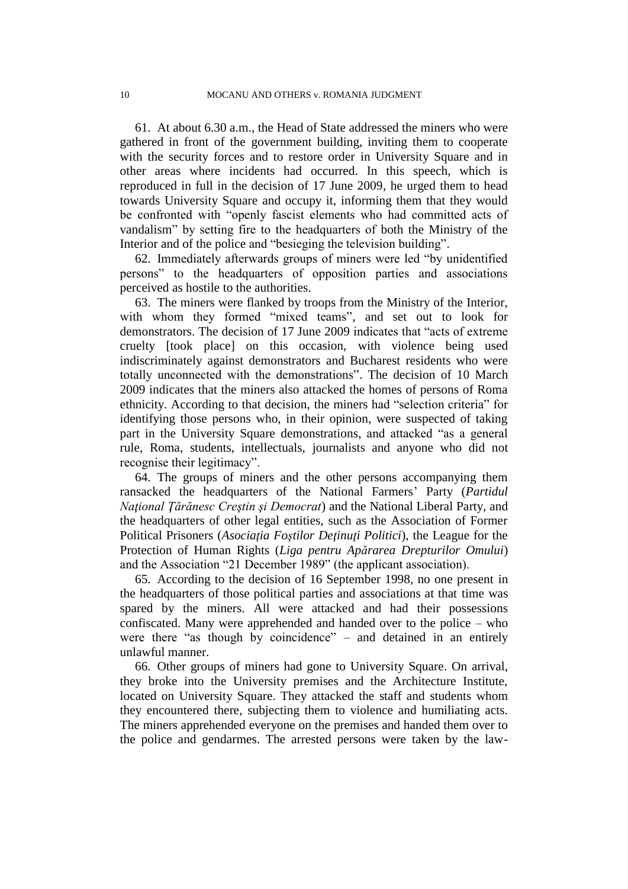61. At about 6.30 a.m., the Head of State addressed the miners who were gathered in front of the government building, inviting them to cooperate with the security forces and to restore order in University Square and in other areas where incidents had occurred. In this speech, which is reproduced in full in the decision of 17 June 2009, he urged them to head towards University Square and occupy it, informing them that they would be confronted with "openly fascist elements who had committed acts of vandalism" by setting fire to the headquarters of both the Ministry of the Interior and of the police and "besieging the television building".

62. Immediately afterwards groups of miners were led "by unidentified persons" to the headquarters of opposition parties and associations perceived as hostile to the authorities.

63. The miners were flanked by troops from the Ministry of the Interior, with whom they formed "mixed teams", and set out to look for demonstrators. The decision of 17 June 2009 indicates that "acts of extreme cruelty [took place] on this occasion, with violence being used indiscriminately against demonstrators and Bucharest residents who were totally unconnected with the demonstrations". The decision of 10 March 2009 indicates that the miners also attacked the homes of persons of Roma ethnicity. According to that decision, the miners had "selection criteria" for identifying those persons who, in their opinion, were suspected of taking part in the University Square demonstrations, and attacked "as a general rule, Roma, students, intellectuals, journalists and anyone who did not recognise their legitimacy".

64. The groups of miners and the other persons accompanying them ransacked the headquarters of the National Farmers' Party (*Partidul Naţional Ţărănesc Creştin şi Democrat*) and the National Liberal Party, and the headquarters of other legal entities, such as the Association of Former Political Prisoners (*Asociaţia Foştilor Deţinuţi Politici*), the League for the Protection of Human Rights (*Liga pentru Apărarea Drepturilor Omului*) and the Association "21 December 1989" (the applicant association).

65. According to the decision of 16 September 1998, no one present in the headquarters of those political parties and associations at that time was spared by the miners. All were attacked and had their possessions confiscated. Many were apprehended and handed over to the police – who were there "as though by coincidence" – and detained in an entirely unlawful manner.

66. Other groups of miners had gone to University Square. On arrival, they broke into the University premises and the Architecture Institute, located on University Square. They attacked the staff and students whom they encountered there, subjecting them to violence and humiliating acts. The miners apprehended everyone on the premises and handed them over to the police and gendarmes. The arrested persons were taken by the law-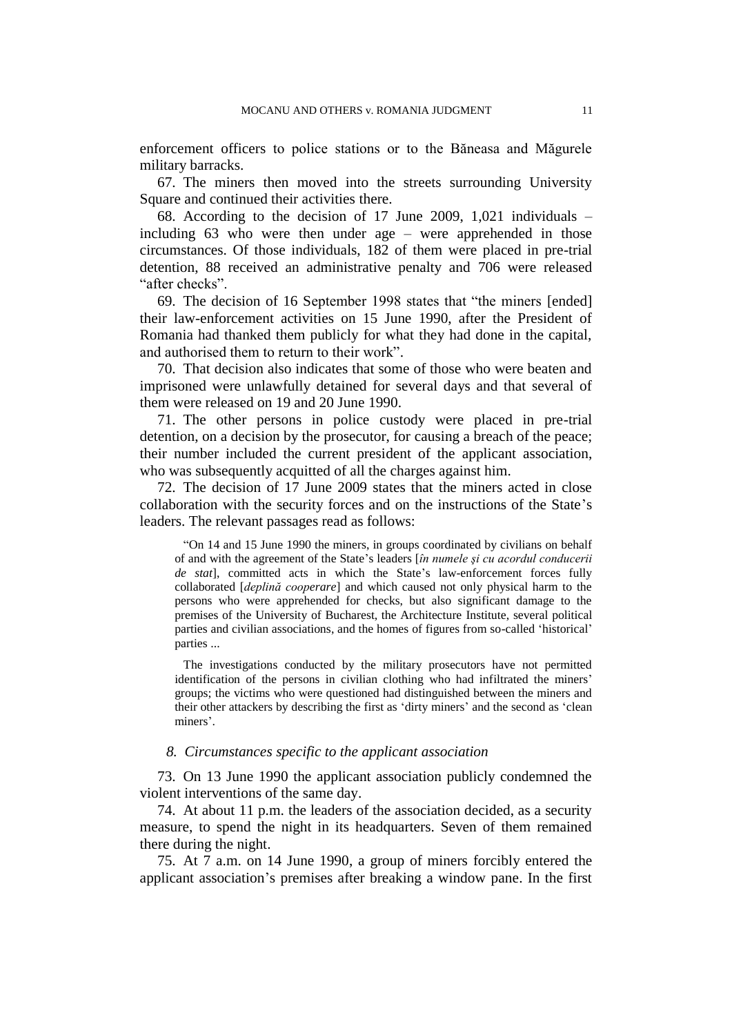enforcement officers to police stations or to the Băneasa and Măgurele military barracks.

67. The miners then moved into the streets surrounding University Square and continued their activities there.

68. According to the decision of 17 June 2009, 1,021 individuals – including 63 who were then under age – were apprehended in those circumstances. Of those individuals, 182 of them were placed in pre-trial detention, 88 received an administrative penalty and 706 were released "after checks".

69. The decision of 16 September 1998 states that "the miners [ended] their law-enforcement activities on 15 June 1990, after the President of Romania had thanked them publicly for what they had done in the capital, and authorised them to return to their work".

70. That decision also indicates that some of those who were beaten and imprisoned were unlawfully detained for several days and that several of them were released on 19 and 20 June 1990.

71. The other persons in police custody were placed in pre-trial detention, on a decision by the prosecutor, for causing a breach of the peace; their number included the current president of the applicant association, who was subsequently acquitted of all the charges against him.

72. The decision of 17 June 2009 states that the miners acted in close collaboration with the security forces and on the instructions of the State's leaders. The relevant passages read as follows:

> "On 14 and 15 June 1990 the miners, in groups coordinated by civilians on behalf of and with the agreement of the State's leaders [*în numele şi cu acordul conducerii de stat*], committed acts in which the State's law-enforcement forces fully collaborated [*deplină cooperare*] and which caused not only physical harm to the persons who were apprehended for checks, but also significant damage to the premises of the University of Bucharest, the Architecture Institute, several political parties and civilian associations, and the homes of figures from so-called 'historical' parties ...
>
> The investigations conducted by the military prosecutors have not permitted identification of the persons in civilian clothing who had infiltrated the miners' groups; the victims who were questioned had distinguished between the miners and their other attackers by describing the first as 'dirty miners' and the second as 'clean miners'.

### *8. Circumstances specific to the applicant association*

73. On 13 June 1990 the applicant association publicly condemned the violent interventions of the same day.

74. At about 11 p.m. the leaders of the association decided, as a security measure, to spend the night in its headquarters. Seven of them remained there during the night.

75. At 7 a.m. on 14 June 1990, a group of miners forcibly entered the applicant association's premises after breaking a window pane. In the first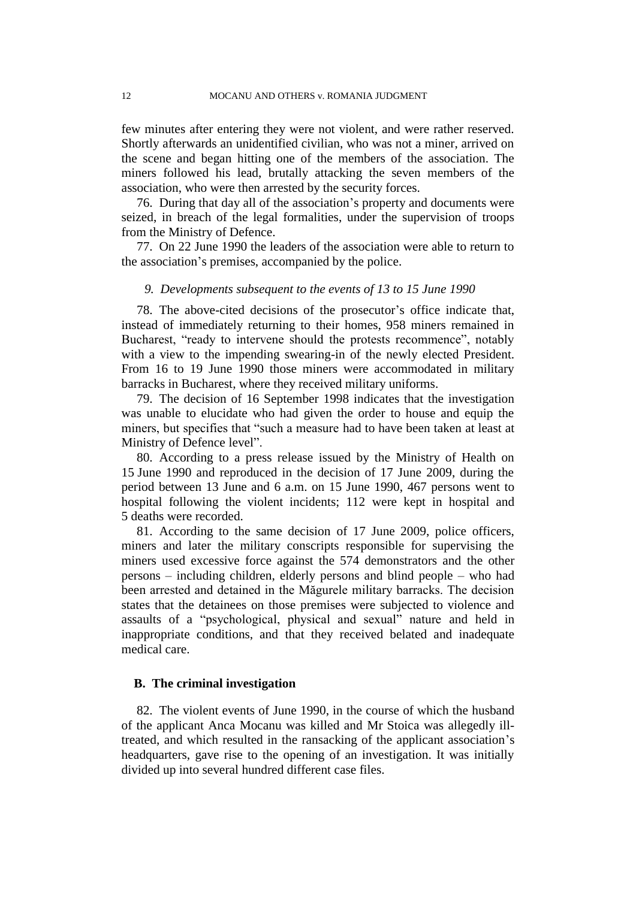few minutes after entering they were not violent, and were rather reserved. Shortly afterwards an unidentified civilian, who was not a miner, arrived on the scene and began hitting one of the members of the association. The miners followed his lead, brutally attacking the seven members of the association, who were then arrested by the security forces.

76. During that day all of the association's property and documents were seized, in breach of the legal formalities, under the supervision of troops from the Ministry of Defence.

77. On 22 June 1990 the leaders of the association were able to return to the association's premises, accompanied by the police.

### *9. Developments subsequent to the events of 13 to 15 June 1990*

78. The above-cited decisions of the prosecutor's office indicate that, instead of immediately returning to their homes, 958 miners remained in Bucharest, "ready to intervene should the protests recommence", notably with a view to the impending swearing-in of the newly elected President. From 16 to 19 June 1990 those miners were accommodated in military barracks in Bucharest, where they received military uniforms.

79. The decision of 16 September 1998 indicates that the investigation was unable to elucidate who had given the order to house and equip the miners, but specifies that "such a measure had to have been taken at least at Ministry of Defence level".

80. According to a press release issued by the Ministry of Health on 15 June 1990 and reproduced in the decision of 17 June 2009, during the period between 13 June and 6 a.m. on 15 June 1990, 467 persons went to hospital following the violent incidents; 112 were kept in hospital and 5 deaths were recorded.

81. According to the same decision of 17 June 2009, police officers, miners and later the military conscripts responsible for supervising the miners used excessive force against the 574 demonstrators and the other persons – including children, elderly persons and blind people – who had been arrested and detained in the Măgurele military barracks. The decision states that the detainees on those premises were subjected to violence and assaults of a "psychological, physical and sexual" nature and held in inappropriate conditions, and that they received belated and inadequate medical care.

## B. The criminal investigation

82. The violent events of June 1990, in the course of which the husband of the applicant Anca Mocanu was killed and Mr Stoica was allegedly ill-treated, and which resulted in the ransacking of the applicant association's headquarters, gave rise to the opening of an investigation. It was initially divided up into several hundred different case files.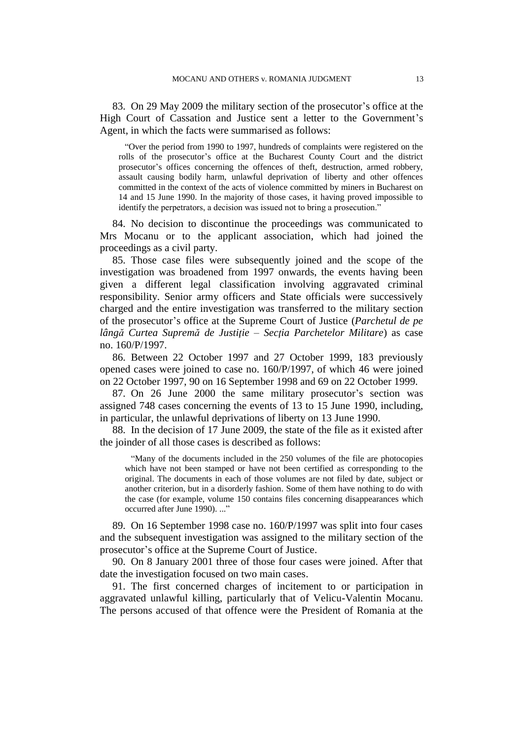83. On 29 May 2009 the military section of the prosecutor's office at the High Court of Cassation and Justice sent a letter to the Government's Agent, in which the facts were summarised as follows:

> "Over the period from 1990 to 1997, hundreds of complaints were registered on the rolls of the prosecutor's office at the Bucharest County Court and the district prosecutor's offices concerning the offences of theft, destruction, armed robbery, assault causing bodily harm, unlawful deprivation of liberty and other offences committed in the context of the acts of violence committed by miners in Bucharest on 14 and 15 June 1990. In the majority of those cases, it having proved impossible to identify the perpetrators, a decision was issued not to bring a prosecution."

84. No decision to discontinue the proceedings was communicated to Mrs Mocanu or to the applicant association, which had joined the proceedings as a civil party.

85. Those case files were subsequently joined and the scope of the investigation was broadened from 1997 onwards, the events having been given a different legal classification involving aggravated criminal responsibility. Senior army officers and State officials were successively charged and the entire investigation was transferred to the military section of the prosecutor's office at the Supreme Court of Justice (*Parchetul de pe lângă Curtea Supremă de Justiţie – Secţia Parchetelor Militare*) as case no. 160/P/1997.

86. Between 22 October 1997 and 27 October 1999, 183 previously opened cases were joined to case no. 160/P/1997, of which 46 were joined on 22 October 1997, 90 on 16 September 1998 and 69 on 22 October 1999.

87. On 26 June 2000 the same military prosecutor's section was assigned 748 cases concerning the events of 13 to 15 June 1990, including, in particular, the unlawful deprivations of liberty on 13 June 1990.

88. In the decision of 17 June 2009, the state of the file as it existed after the joinder of all those cases is described as follows:

> "Many of the documents included in the 250 volumes of the file are photocopies which have not been stamped or have not been certified as corresponding to the original. The documents in each of those volumes are not filed by date, subject or another criterion, but in a disorderly fashion. Some of them have nothing to do with the case (for example, volume 150 contains files concerning disappearances which occurred after June 1990). ..."

89. On 16 September 1998 case no. 160/P/1997 was split into four cases and the subsequent investigation was assigned to the military section of the prosecutor's office at the Supreme Court of Justice.

90. On 8 January 2001 three of those four cases were joined. After that date the investigation focused on two main cases.

91. The first concerned charges of incitement to or participation in aggravated unlawful killing, particularly that of Velicu-Valentin Mocanu. The persons accused of that offence were the President of Romania at the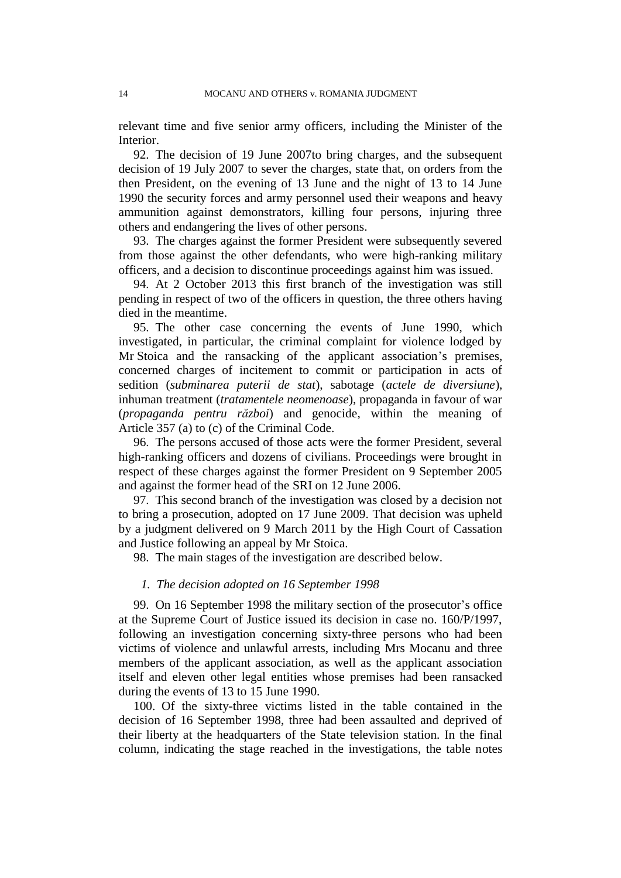relevant time and five senior army officers, including the Minister of the Interior.

92. The decision of 19 June 2007to bring charges, and the subsequent decision of 19 July 2007 to sever the charges, state that, on orders from the then President, on the evening of 13 June and the night of 13 to 14 June 1990 the security forces and army personnel used their weapons and heavy ammunition against demonstrators, killing four persons, injuring three others and endangering the lives of other persons.

93. The charges against the former President were subsequently severed from those against the other defendants, who were high-ranking military officers, and a decision to discontinue proceedings against him was issued.

94. At 2 October 2013 this first branch of the investigation was still pending in respect of two of the officers in question, the three others having died in the meantime.

95. The other case concerning the events of June 1990, which investigated, in particular, the criminal complaint for violence lodged by Mr Stoica and the ransacking of the applicant association's premises, concerned charges of incitement to commit or participation in acts of sedition (*subminarea puterii de stat*), sabotage (*actele de diversiune*), inhuman treatment (*tratamentele neomenoase*), propaganda in favour of war (*propaganda pentru război*) and genocide, within the meaning of Article 357 (a) to (c) of the Criminal Code.

96. The persons accused of those acts were the former President, several high-ranking officers and dozens of civilians. Proceedings were brought in respect of these charges against the former President on 9 September 2005 and against the former head of the SRI on 12 June 2006.

97. This second branch of the investigation was closed by a decision not to bring a prosecution, adopted on 17 June 2009. That decision was upheld by a judgment delivered on 9 March 2011 by the High Court of Cassation and Justice following an appeal by Mr Stoica.

98. The main stages of the investigation are described below.

*1. The decision adopted on 16 September 1998*

99. On 16 September 1998 the military section of the prosecutor's office at the Supreme Court of Justice issued its decision in case no. 160/P/1997, following an investigation concerning sixty-three persons who had been victims of violence and unlawful arrests, including Mrs Mocanu and three members of the applicant association, as well as the applicant association itself and eleven other legal entities whose premises had been ransacked during the events of 13 to 15 June 1990.

100. Of the sixty-three victims listed in the table contained in the decision of 16 September 1998, three had been assaulted and deprived of their liberty at the headquarters of the State television station. In the final column, indicating the stage reached in the investigations, the table notes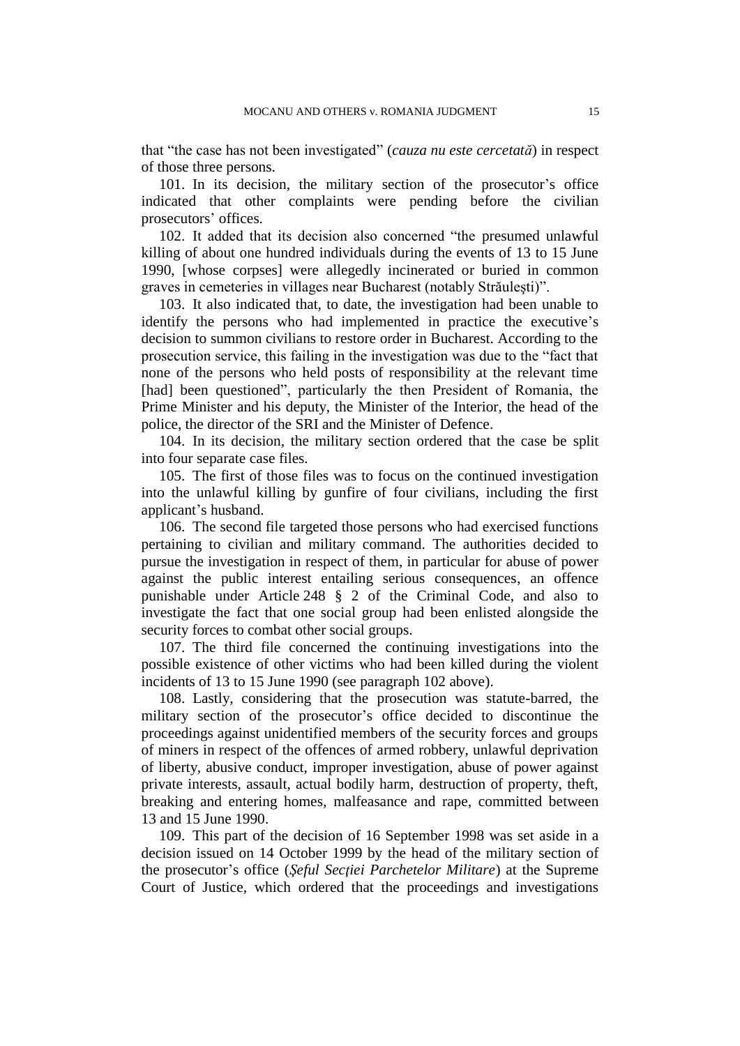that "the case has not been investigated" (*cauza nu este cercetată*) in respect of those three persons.

101. In its decision, the military section of the prosecutor's office indicated that other complaints were pending before the civilian prosecutors' offices.

102. It added that its decision also concerned "the presumed unlawful killing of about one hundred individuals during the events of 13 to 15 June 1990, [whose corpses] were allegedly incinerated or buried in common graves in cemeteries in villages near Bucharest (notably Străuleşti)".

103. It also indicated that, to date, the investigation had been unable to identify the persons who had implemented in practice the executive's decision to summon civilians to restore order in Bucharest. According to the prosecution service, this failing in the investigation was due to the "fact that none of the persons who held posts of responsibility at the relevant time [had] been questioned", particularly the then President of Romania, the Prime Minister and his deputy, the Minister of the Interior, the head of the police, the director of the SRI and the Minister of Defence.

104. In its decision, the military section ordered that the case be split into four separate case files.

105. The first of those files was to focus on the continued investigation into the unlawful killing by gunfire of four civilians, including the first applicant's husband.

106. The second file targeted those persons who had exercised functions pertaining to civilian and military command. The authorities decided to pursue the investigation in respect of them, in particular for abuse of power against the public interest entailing serious consequences, an offence punishable under Article 248 § 2 of the Criminal Code, and also to investigate the fact that one social group had been enlisted alongside the security forces to combat other social groups.

107. The third file concerned the continuing investigations into the possible existence of other victims who had been killed during the violent incidents of 13 to 15 June 1990 (see paragraph 102 above).

108. Lastly, considering that the prosecution was statute-barred, the military section of the prosecutor's office decided to discontinue the proceedings against unidentified members of the security forces and groups of miners in respect of the offences of armed robbery, unlawful deprivation of liberty, abusive conduct, improper investigation, abuse of power against private interests, assault, actual bodily harm, destruction of property, theft, breaking and entering homes, malfeasance and rape, committed between 13 and 15 June 1990.

109. This part of the decision of 16 September 1998 was set aside in a decision issued on 14 October 1999 by the head of the military section of the prosecutor's office (*Şeful Secţiei Parchetelor Militare*) at the Supreme Court of Justice, which ordered that the proceedings and investigations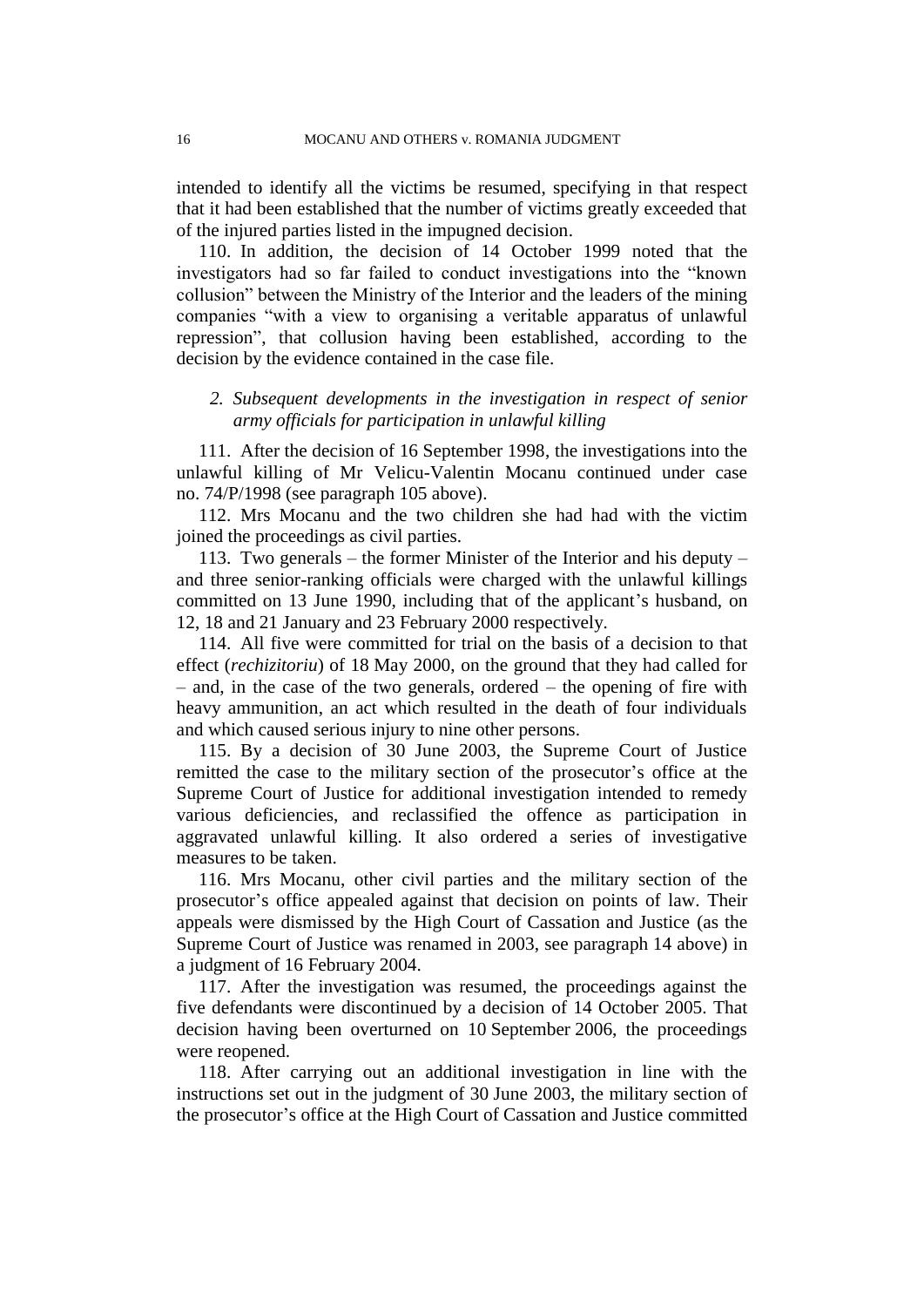intended to identify all the victims be resumed, specifying in that respect that it had been established that the number of victims greatly exceeded that of the injured parties listed in the impugned decision.

110. In addition, the decision of 14 October 1999 noted that the investigators had so far failed to conduct investigations into the "known collusion" between the Ministry of the Interior and the leaders of the mining companies "with a view to organising a veritable apparatus of unlawful repression", that collusion having been established, according to the decision by the evidence contained in the case file.

### *2. Subsequent developments in the investigation in respect of senior army officials for participation in unlawful killing*

111. After the decision of 16 September 1998, the investigations into the unlawful killing of Mr Velicu-Valentin Mocanu continued under case no. 74/P/1998 (see paragraph 105 above).

112. Mrs Mocanu and the two children she had had with the victim joined the proceedings as civil parties.

113. Two generals – the former Minister of the Interior and his deputy – and three senior-ranking officials were charged with the unlawful killings committed on 13 June 1990, including that of the applicant's husband, on 12, 18 and 21 January and 23 February 2000 respectively.

114. All five were committed for trial on the basis of a decision to that effect (*rechizitoriu*) of 18 May 2000, on the ground that they had called for – and, in the case of the two generals, ordered – the opening of fire with heavy ammunition, an act which resulted in the death of four individuals and which caused serious injury to nine other persons.

115. By a decision of 30 June 2003, the Supreme Court of Justice remitted the case to the military section of the prosecutor's office at the Supreme Court of Justice for additional investigation intended to remedy various deficiencies, and reclassified the offence as participation in aggravated unlawful killing. It also ordered a series of investigative measures to be taken.

116. Mrs Mocanu, other civil parties and the military section of the prosecutor's office appealed against that decision on points of law. Their appeals were dismissed by the High Court of Cassation and Justice (as the Supreme Court of Justice was renamed in 2003, see paragraph 14 above) in a judgment of 16 February 2004.

117. After the investigation was resumed, the proceedings against the five defendants were discontinued by a decision of 14 October 2005. That decision having been overturned on 10 September 2006, the proceedings were reopened.

118. After carrying out an additional investigation in line with the instructions set out in the judgment of 30 June 2003, the military section of the prosecutor's office at the High Court of Cassation and Justice committed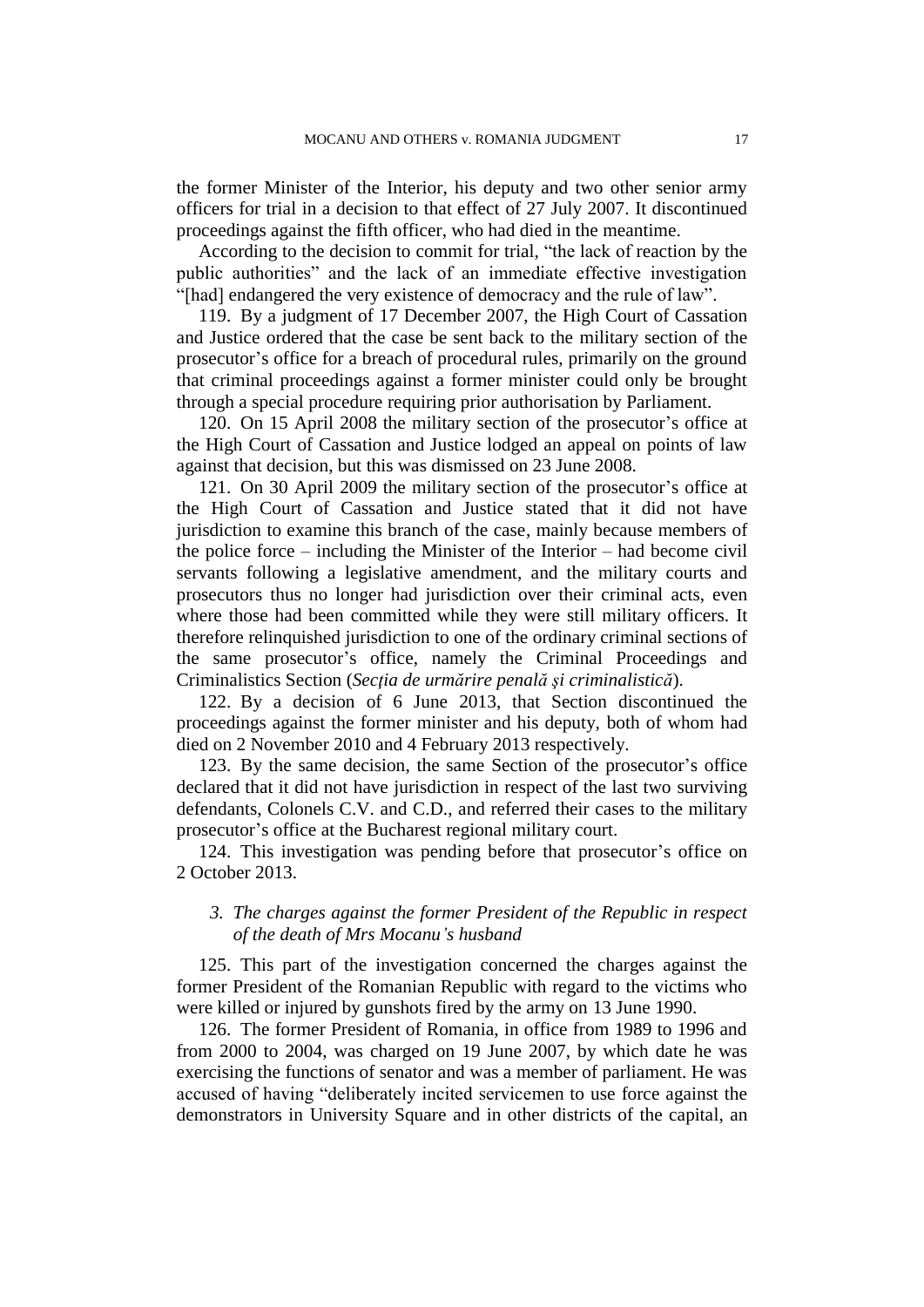the former Minister of the Interior, his deputy and two other senior army officers for trial in a decision to that effect of 27 July 2007. It discontinued proceedings against the fifth officer, who had died in the meantime.

According to the decision to commit for trial, "the lack of reaction by the public authorities" and the lack of an immediate effective investigation "[had] endangered the very existence of democracy and the rule of law".

119. By a judgment of 17 December 2007, the High Court of Cassation and Justice ordered that the case be sent back to the military section of the prosecutor's office for a breach of procedural rules, primarily on the ground that criminal proceedings against a former minister could only be brought through a special procedure requiring prior authorisation by Parliament.

120. On 15 April 2008 the military section of the prosecutor's office at the High Court of Cassation and Justice lodged an appeal on points of law against that decision, but this was dismissed on 23 June 2008.

121. On 30 April 2009 the military section of the prosecutor's office at the High Court of Cassation and Justice stated that it did not have jurisdiction to examine this branch of the case, mainly because members of the police force – including the Minister of the Interior – had become civil servants following a legislative amendment, and the military courts and prosecutors thus no longer had jurisdiction over their criminal acts, even where those had been committed while they were still military officers. It therefore relinquished jurisdiction to one of the ordinary criminal sections of the same prosecutor's office, namely the Criminal Proceedings and Criminalistics Section (*Secția de urmărire penală și criminalistică*).

122. By a decision of 6 June 2013, that Section discontinued the proceedings against the former minister and his deputy, both of whom had died on 2 November 2010 and 4 February 2013 respectively.

123. By the same decision, the same Section of the prosecutor's office declared that it did not have jurisdiction in respect of the last two surviving defendants, Colonels C.V. and C.D., and referred their cases to the military prosecutor's office at the Bucharest regional military court.

124. This investigation was pending before that prosecutor's office on 2 October 2013.

### *3. The charges against the former President of the Republic in respect of the death of Mrs Mocanu's husband*

125. This part of the investigation concerned the charges against the former President of the Romanian Republic with regard to the victims who were killed or injured by gunshots fired by the army on 13 June 1990.

126. The former President of Romania, in office from 1989 to 1996 and from 2000 to 2004, was charged on 19 June 2007, by which date he was exercising the functions of senator and was a member of parliament. He was accused of having "deliberately incited servicemen to use force against the demonstrators in University Square and in other districts of the capital, an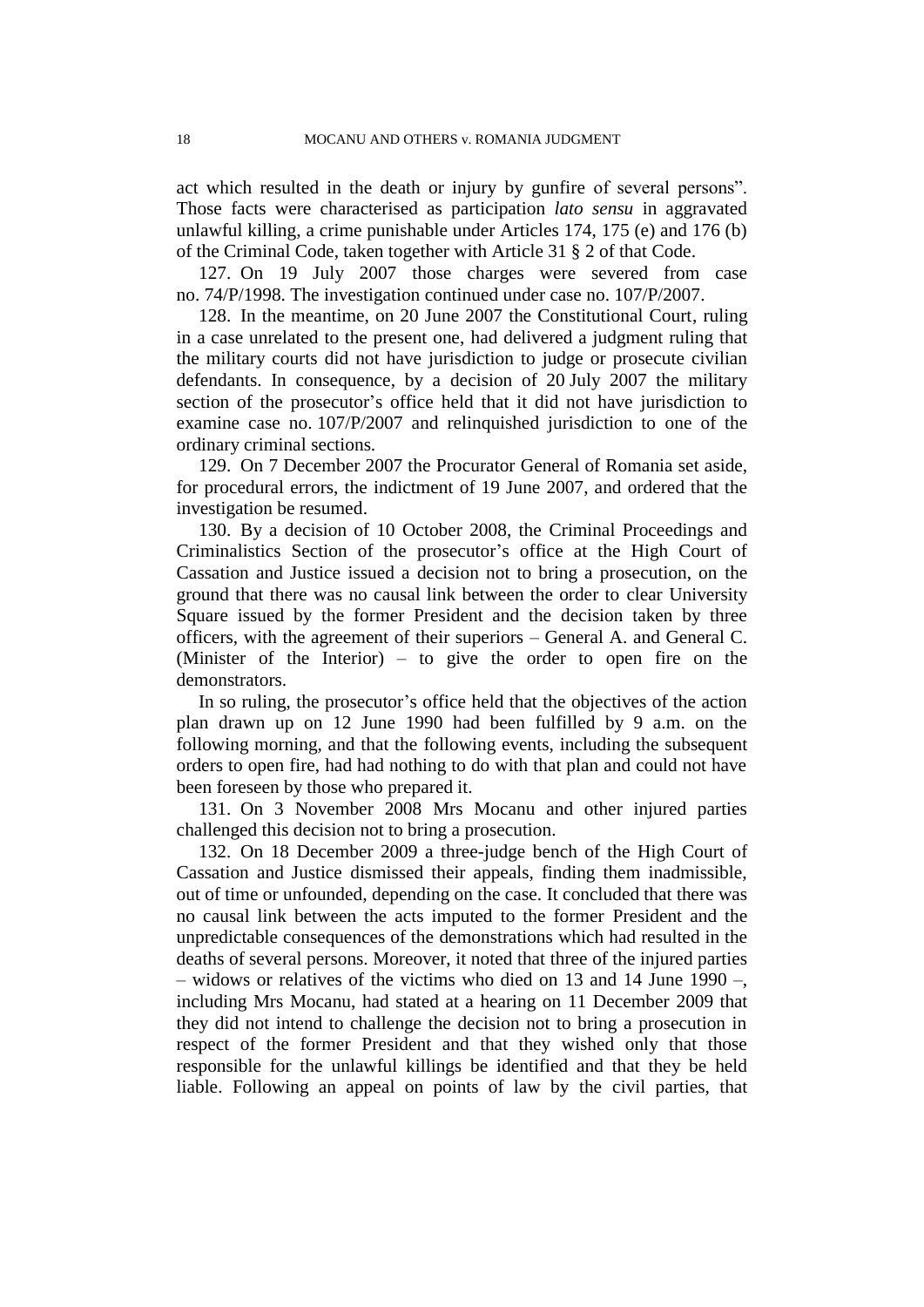act which resulted in the death or injury by gunfire of several persons". Those facts were characterised as participation *lato sensu* in aggravated unlawful killing, a crime punishable under Articles 174, 175 (e) and 176 (b) of the Criminal Code, taken together with Article 31 § 2 of that Code.

127. On 19 July 2007 those charges were severed from case no. 74/P/1998. The investigation continued under case no. 107/P/2007.

128. In the meantime, on 20 June 2007 the Constitutional Court, ruling in a case unrelated to the present one, had delivered a judgment ruling that the military courts did not have jurisdiction to judge or prosecute civilian defendants. In consequence, by a decision of 20 July 2007 the military section of the prosecutor's office held that it did not have jurisdiction to examine case no. 107/P/2007 and relinquished jurisdiction to one of the ordinary criminal sections.

129. On 7 December 2007 the Procurator General of Romania set aside, for procedural errors, the indictment of 19 June 2007, and ordered that the investigation be resumed.

130. By a decision of 10 October 2008, the Criminal Proceedings and Criminalistics Section of the prosecutor's office at the High Court of Cassation and Justice issued a decision not to bring a prosecution, on the ground that there was no causal link between the order to clear University Square issued by the former President and the decision taken by three officers, with the agreement of their superiors – General A. and General C. (Minister of the Interior) – to give the order to open fire on the demonstrators.

In so ruling, the prosecutor's office held that the objectives of the action plan drawn up on 12 June 1990 had been fulfilled by 9 a.m. on the following morning, and that the following events, including the subsequent orders to open fire, had had nothing to do with that plan and could not have been foreseen by those who prepared it.

131. On 3 November 2008 Mrs Mocanu and other injured parties challenged this decision not to bring a prosecution.

132. On 18 December 2009 a three-judge bench of the High Court of Cassation and Justice dismissed their appeals, finding them inadmissible, out of time or unfounded, depending on the case. It concluded that there was no causal link between the acts imputed to the former President and the unpredictable consequences of the demonstrations which had resulted in the deaths of several persons. Moreover, it noted that three of the injured parties – widows or relatives of the victims who died on 13 and 14 June 1990 –, including Mrs Mocanu, had stated at a hearing on 11 December 2009 that they did not intend to challenge the decision not to bring a prosecution in respect of the former President and that they wished only that those responsible for the unlawful killings be identified and that they be held liable. Following an appeal on points of law by the civil parties, that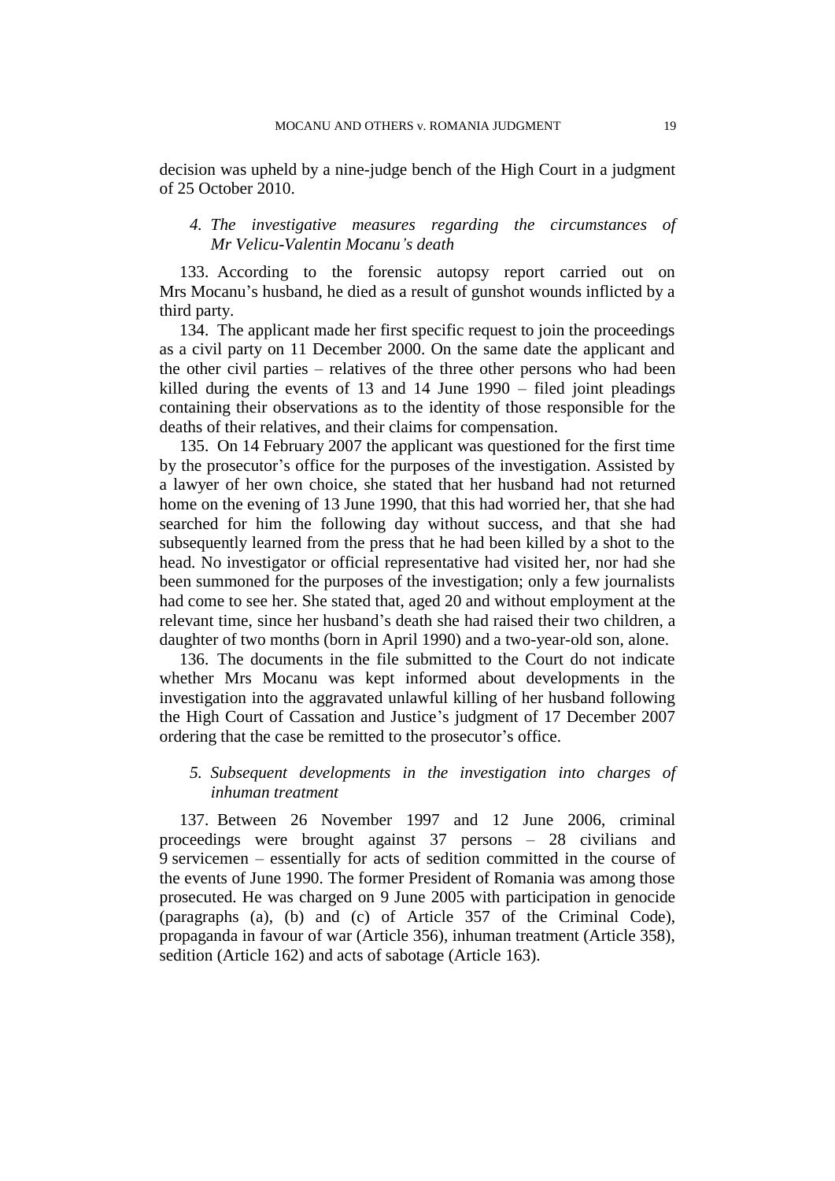decision was upheld by a nine-judge bench of the High Court in a judgment of 25 October 2010.

### *4. The investigative measures regarding the circumstances of Mr Velicu-Valentin Mocanu's death*

133. According to the forensic autopsy report carried out on Mrs Mocanu's husband, he died as a result of gunshot wounds inflicted by a third party.

134. The applicant made her first specific request to join the proceedings as a civil party on 11 December 2000. On the same date the applicant and the other civil parties – relatives of the three other persons who had been killed during the events of 13 and 14 June 1990 – filed joint pleadings containing their observations as to the identity of those responsible for the deaths of their relatives, and their claims for compensation.

135. On 14 February 2007 the applicant was questioned for the first time by the prosecutor's office for the purposes of the investigation. Assisted by a lawyer of her own choice, she stated that her husband had not returned home on the evening of 13 June 1990, that this had worried her, that she had searched for him the following day without success, and that she had subsequently learned from the press that he had been killed by a shot to the head. No investigator or official representative had visited her, nor had she been summoned for the purposes of the investigation; only a few journalists had come to see her. She stated that, aged 20 and without employment at the relevant time, since her husband's death she had raised their two children, a daughter of two months (born in April 1990) and a two-year-old son, alone.

136. The documents in the file submitted to the Court do not indicate whether Mrs Mocanu was kept informed about developments in the investigation into the aggravated unlawful killing of her husband following the High Court of Cassation and Justice's judgment of 17 December 2007 ordering that the case be remitted to the prosecutor's office.

### *5. Subsequent developments in the investigation into charges of inhuman treatment*

137. Between 26 November 1997 and 12 June 2006, criminal proceedings were brought against 37 persons – 28 civilians and 9 servicemen – essentially for acts of sedition committed in the course of the events of June 1990. The former President of Romania was among those prosecuted. He was charged on 9 June 2005 with participation in genocide (paragraphs (a), (b) and (c) of Article 357 of the Criminal Code), propaganda in favour of war (Article 356), inhuman treatment (Article 358), sedition (Article 162) and acts of sabotage (Article 163).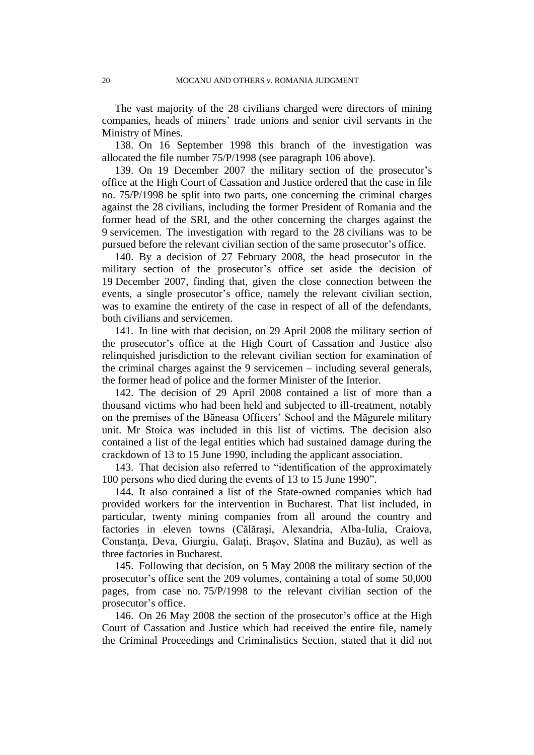The vast majority of the 28 civilians charged were directors of mining companies, heads of miners' trade unions and senior civil servants in the Ministry of Mines.

138. On 16 September 1998 this branch of the investigation was allocated the file number 75/P/1998 (see paragraph 106 above).

139. On 19 December 2007 the military section of the prosecutor's office at the High Court of Cassation and Justice ordered that the case in file no. 75/P/1998 be split into two parts, one concerning the criminal charges against the 28 civilians, including the former President of Romania and the former head of the SRI, and the other concerning the charges against the 9 servicemen. The investigation with regard to the 28 civilians was to be pursued before the relevant civilian section of the same prosecutor's office.

140. By a decision of 27 February 2008, the head prosecutor in the military section of the prosecutor's office set aside the decision of 19 December 2007, finding that, given the close connection between the events, a single prosecutor's office, namely the relevant civilian section, was to examine the entirety of the case in respect of all of the defendants, both civilians and servicemen.

141. In line with that decision, on 29 April 2008 the military section of the prosecutor's office at the High Court of Cassation and Justice also relinquished jurisdiction to the relevant civilian section for examination of the criminal charges against the 9 servicemen – including several generals, the former head of police and the former Minister of the Interior.

142. The decision of 29 April 2008 contained a list of more than a thousand victims who had been held and subjected to ill-treatment, notably on the premises of the Băneasa Officers' School and the Măgurele military unit. Mr Stoica was included in this list of victims. The decision also contained a list of the legal entities which had sustained damage during the crackdown of 13 to 15 June 1990, including the applicant association.

143. That decision also referred to "identification of the approximately 100 persons who died during the events of 13 to 15 June 1990".

144. It also contained a list of the State-owned companies which had provided workers for the intervention in Bucharest. That list included, in particular, twenty mining companies from all around the country and factories in eleven towns (Călăraşi, Alexandria, Alba-Iulia, Craiova, Constanţa, Deva, Giurgiu, Galaţi, Braşov, Slatina and Buzău), as well as three factories in Bucharest.

145. Following that decision, on 5 May 2008 the military section of the prosecutor's office sent the 209 volumes, containing a total of some 50,000 pages, from case no. 75/P/1998 to the relevant civilian section of the prosecutor's office.

146. On 26 May 2008 the section of the prosecutor's office at the High Court of Cassation and Justice which had received the entire file, namely the Criminal Proceedings and Criminalistics Section, stated that it did not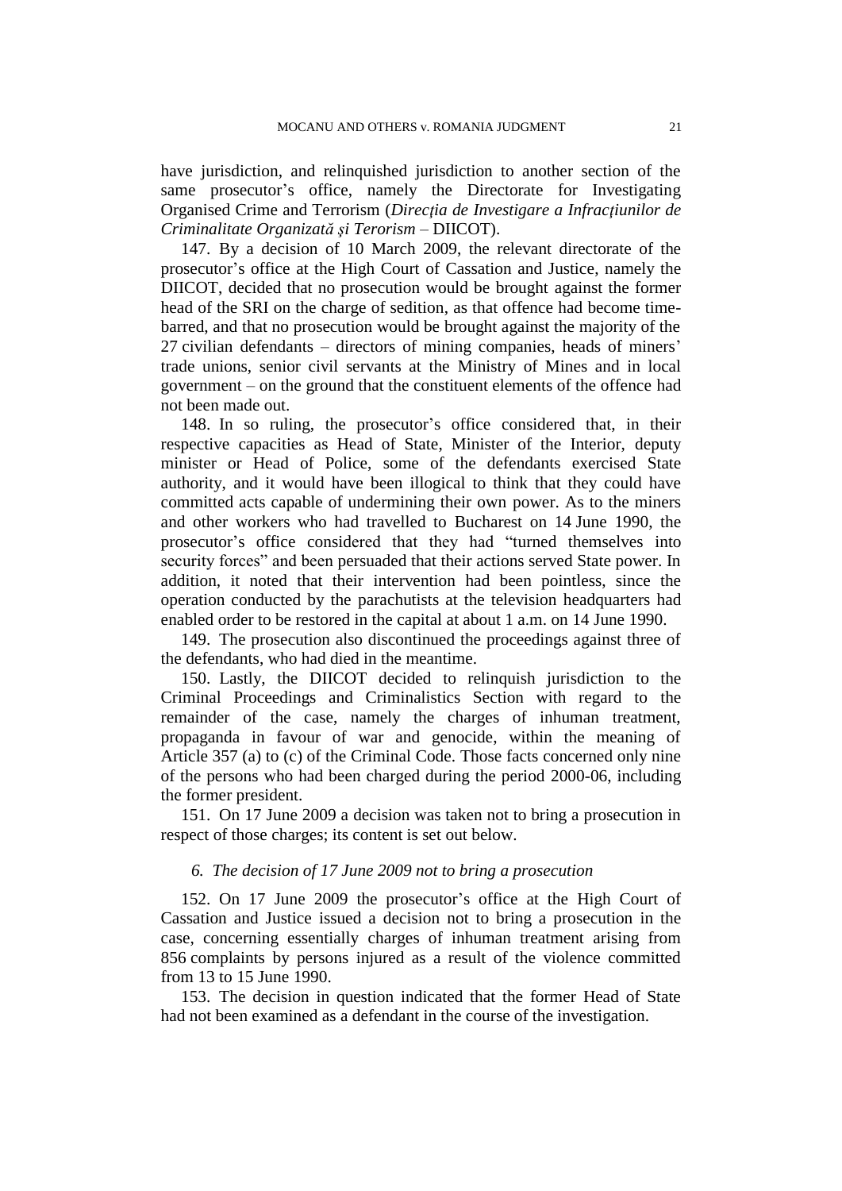have jurisdiction, and relinquished jurisdiction to another section of the same prosecutor's office, namely the Directorate for Investigating Organised Crime and Terrorism (*Direcţia de Investigare a Infracţiunilor de Criminalitate Organizată şi Terorism* – DIICOT).

147. By a decision of 10 March 2009, the relevant directorate of the prosecutor's office at the High Court of Cassation and Justice, namely the DIICOT, decided that no prosecution would be brought against the former head of the SRI on the charge of sedition, as that offence had become time-barred, and that no prosecution would be brought against the majority of the 27 civilian defendants – directors of mining companies, heads of miners' trade unions, senior civil servants at the Ministry of Mines and in local government – on the ground that the constituent elements of the offence had not been made out.

148. In so ruling, the prosecutor's office considered that, in their respective capacities as Head of State, Minister of the Interior, deputy minister or Head of Police, some of the defendants exercised State authority, and it would have been illogical to think that they could have committed acts capable of undermining their own power. As to the miners and other workers who had travelled to Bucharest on 14 June 1990, the prosecutor's office considered that they had "turned themselves into security forces" and been persuaded that their actions served State power. In addition, it noted that their intervention had been pointless, since the operation conducted by the parachutists at the television headquarters had enabled order to be restored in the capital at about 1 a.m. on 14 June 1990.

149. The prosecution also discontinued the proceedings against three of the defendants, who had died in the meantime.

150. Lastly, the DIICOT decided to relinquish jurisdiction to the Criminal Proceedings and Criminalistics Section with regard to the remainder of the case, namely the charges of inhuman treatment, propaganda in favour of war and genocide, within the meaning of Article 357 (a) to (c) of the Criminal Code. Those facts concerned only nine of the persons who had been charged during the period 2000-06, including the former president.

151. On 17 June 2009 a decision was taken not to bring a prosecution in respect of those charges; its content is set out below.

### *6. The decision of 17 June 2009 not to bring a prosecution*

152. On 17 June 2009 the prosecutor's office at the High Court of Cassation and Justice issued a decision not to bring a prosecution in the case, concerning essentially charges of inhuman treatment arising from 856 complaints by persons injured as a result of the violence committed from 13 to 15 June 1990.

153. The decision in question indicated that the former Head of State had not been examined as a defendant in the course of the investigation.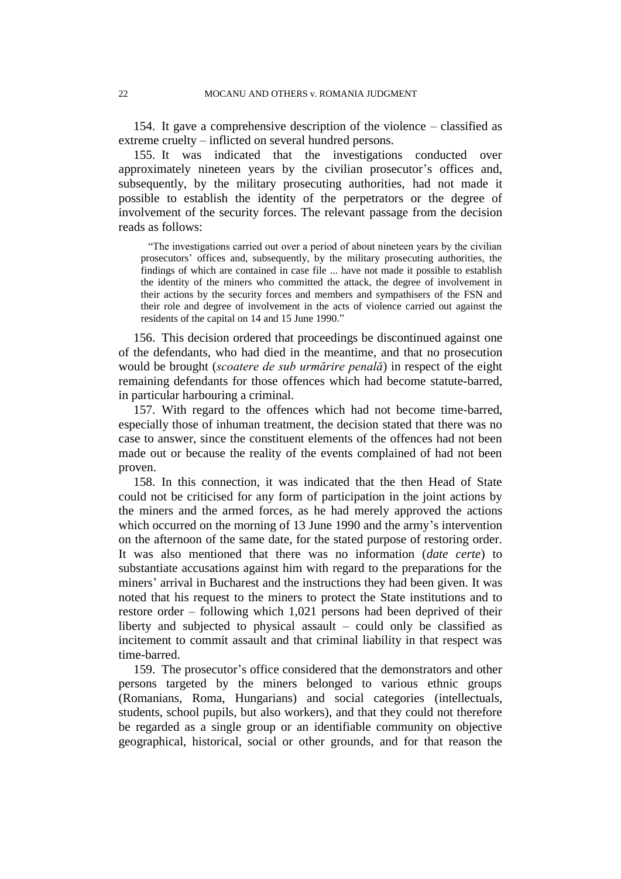154. It gave a comprehensive description of the violence – classified as extreme cruelty – inflicted on several hundred persons.

155. It was indicated that the investigations conducted over approximately nineteen years by the civilian prosecutor's offices and, subsequently, by the military prosecuting authorities, had not made it possible to establish the identity of the perpetrators or the degree of involvement of the security forces. The relevant passage from the decision reads as follows:

> "The investigations carried out over a period of about nineteen years by the civilian prosecutors' offices and, subsequently, by the military prosecuting authorities, the findings of which are contained in case file ... have not made it possible to establish the identity of the miners who committed the attack, the degree of involvement in their actions by the security forces and members and sympathisers of the FSN and their role and degree of involvement in the acts of violence carried out against the residents of the capital on 14 and 15 June 1990."

156. This decision ordered that proceedings be discontinued against one of the defendants, who had died in the meantime, and that no prosecution would be brought (*scoatere de sub urmărire penală*) in respect of the eight remaining defendants for those offences which had become statute-barred, in particular harbouring a criminal.

157. With regard to the offences which had not become time-barred, especially those of inhuman treatment, the decision stated that there was no case to answer, since the constituent elements of the offences had not been made out or because the reality of the events complained of had not been proven.

158. In this connection, it was indicated that the then Head of State could not be criticised for any form of participation in the joint actions by the miners and the armed forces, as he had merely approved the actions which occurred on the morning of 13 June 1990 and the army's intervention on the afternoon of the same date, for the stated purpose of restoring order. It was also mentioned that there was no information (*date certe*) to substantiate accusations against him with regard to the preparations for the miners' arrival in Bucharest and the instructions they had been given. It was noted that his request to the miners to protect the State institutions and to restore order – following which 1,021 persons had been deprived of their liberty and subjected to physical assault – could only be classified as incitement to commit assault and that criminal liability in that respect was time-barred.

159. The prosecutor's office considered that the demonstrators and other persons targeted by the miners belonged to various ethnic groups (Romanians, Roma, Hungarians) and social categories (intellectuals, students, school pupils, but also workers), and that they could not therefore be regarded as a single group or an identifiable community on objective geographical, historical, social or other grounds, and for that reason the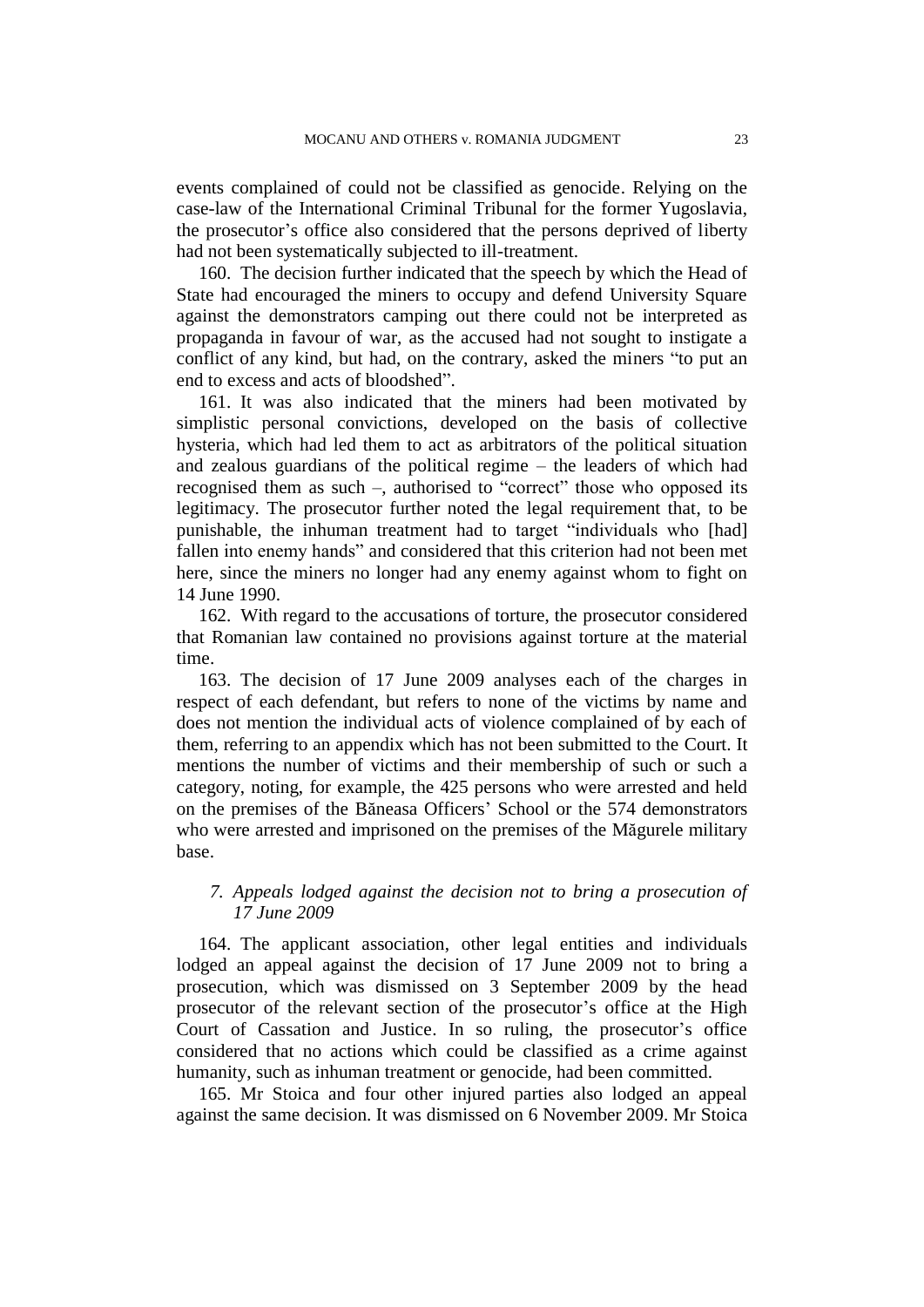events complained of could not be classified as genocide. Relying on the case-law of the International Criminal Tribunal for the former Yugoslavia, the prosecutor's office also considered that the persons deprived of liberty had not been systematically subjected to ill-treatment.

160. The decision further indicated that the speech by which the Head of State had encouraged the miners to occupy and defend University Square against the demonstrators camping out there could not be interpreted as propaganda in favour of war, as the accused had not sought to instigate a conflict of any kind, but had, on the contrary, asked the miners "to put an end to excess and acts of bloodshed".

161. It was also indicated that the miners had been motivated by simplistic personal convictions, developed on the basis of collective hysteria, which had led them to act as arbitrators of the political situation and zealous guardians of the political regime – the leaders of which had recognised them as such –, authorised to "correct" those who opposed its legitimacy. The prosecutor further noted the legal requirement that, to be punishable, the inhuman treatment had to target "individuals who [had] fallen into enemy hands" and considered that this criterion had not been met here, since the miners no longer had any enemy against whom to fight on 14 June 1990.

162. With regard to the accusations of torture, the prosecutor considered that Romanian law contained no provisions against torture at the material time.

163. The decision of 17 June 2009 analyses each of the charges in respect of each defendant, but refers to none of the victims by name and does not mention the individual acts of violence complained of by each of them, referring to an appendix which has not been submitted to the Court. It mentions the number of victims and their membership of such or such a category, noting, for example, the 425 persons who were arrested and held on the premises of the Băneasa Officers' School or the 574 demonstrators who were arrested and imprisoned on the premises of the Măgurele military base.

### *7. Appeals lodged against the decision not to bring a prosecution of 17 June 2009*

164. The applicant association, other legal entities and individuals lodged an appeal against the decision of 17 June 2009 not to bring a prosecution, which was dismissed on 3 September 2009 by the head prosecutor of the relevant section of the prosecutor's office at the High Court of Cassation and Justice. In so ruling, the prosecutor's office considered that no actions which could be classified as a crime against humanity, such as inhuman treatment or genocide, had been committed.

165. Mr Stoica and four other injured parties also lodged an appeal against the same decision. It was dismissed on 6 November 2009. Mr Stoica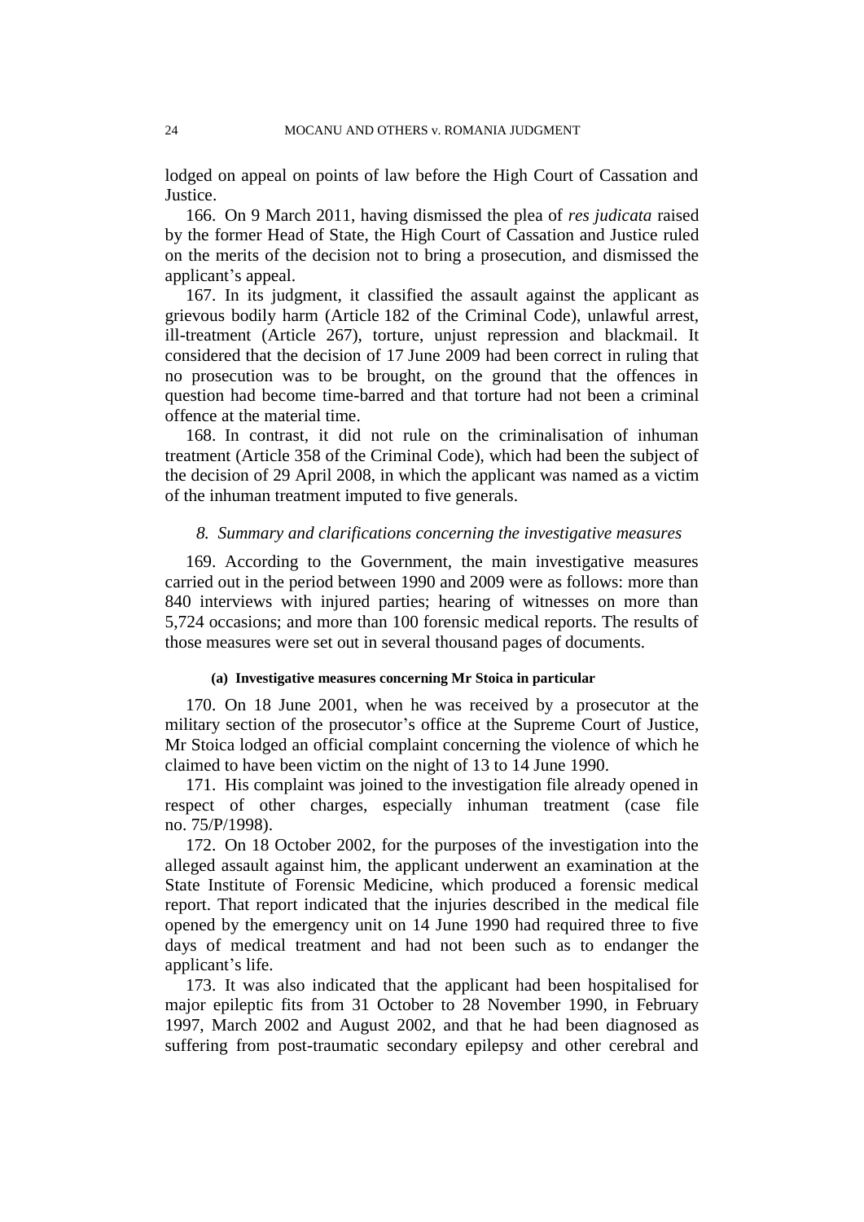lodged on appeal on points of law before the High Court of Cassation and Justice.

166. On 9 March 2011, having dismissed the plea of *res judicata* raised by the former Head of State, the High Court of Cassation and Justice ruled on the merits of the decision not to bring a prosecution, and dismissed the applicant's appeal.

167. In its judgment, it classified the assault against the applicant as grievous bodily harm (Article 182 of the Criminal Code), unlawful arrest, ill-treatment (Article 267), torture, unjust repression and blackmail. It considered that the decision of 17 June 2009 had been correct in ruling that no prosecution was to be brought, on the ground that the offences in question had become time-barred and that torture had not been a criminal offence at the material time.

168. In contrast, it did not rule on the criminalisation of inhuman treatment (Article 358 of the Criminal Code), which had been the subject of the decision of 29 April 2008, in which the applicant was named as a victim of the inhuman treatment imputed to five generals.

### *8. Summary and clarifications concerning the investigative measures*

169. According to the Government, the main investigative measures carried out in the period between 1990 and 2009 were as follows: more than 840 interviews with injured parties; hearing of witnesses on more than 5,724 occasions; and more than 100 forensic medical reports. The results of those measures were set out in several thousand pages of documents.

#### (a) Investigative measures concerning Mr Stoica in particular

170. On 18 June 2001, when he was received by a prosecutor at the military section of the prosecutor's office at the Supreme Court of Justice, Mr Stoica lodged an official complaint concerning the violence of which he claimed to have been victim on the night of 13 to 14 June 1990.

171. His complaint was joined to the investigation file already opened in respect of other charges, especially inhuman treatment (case file no. 75/P/1998).

172. On 18 October 2002, for the purposes of the investigation into the alleged assault against him, the applicant underwent an examination at the State Institute of Forensic Medicine, which produced a forensic medical report. That report indicated that the injuries described in the medical file opened by the emergency unit on 14 June 1990 had required three to five days of medical treatment and had not been such as to endanger the applicant's life.

173. It was also indicated that the applicant had been hospitalised for major epileptic fits from 31 October to 28 November 1990, in February 1997, March 2002 and August 2002, and that he had been diagnosed as suffering from post-traumatic secondary epilepsy and other cerebral and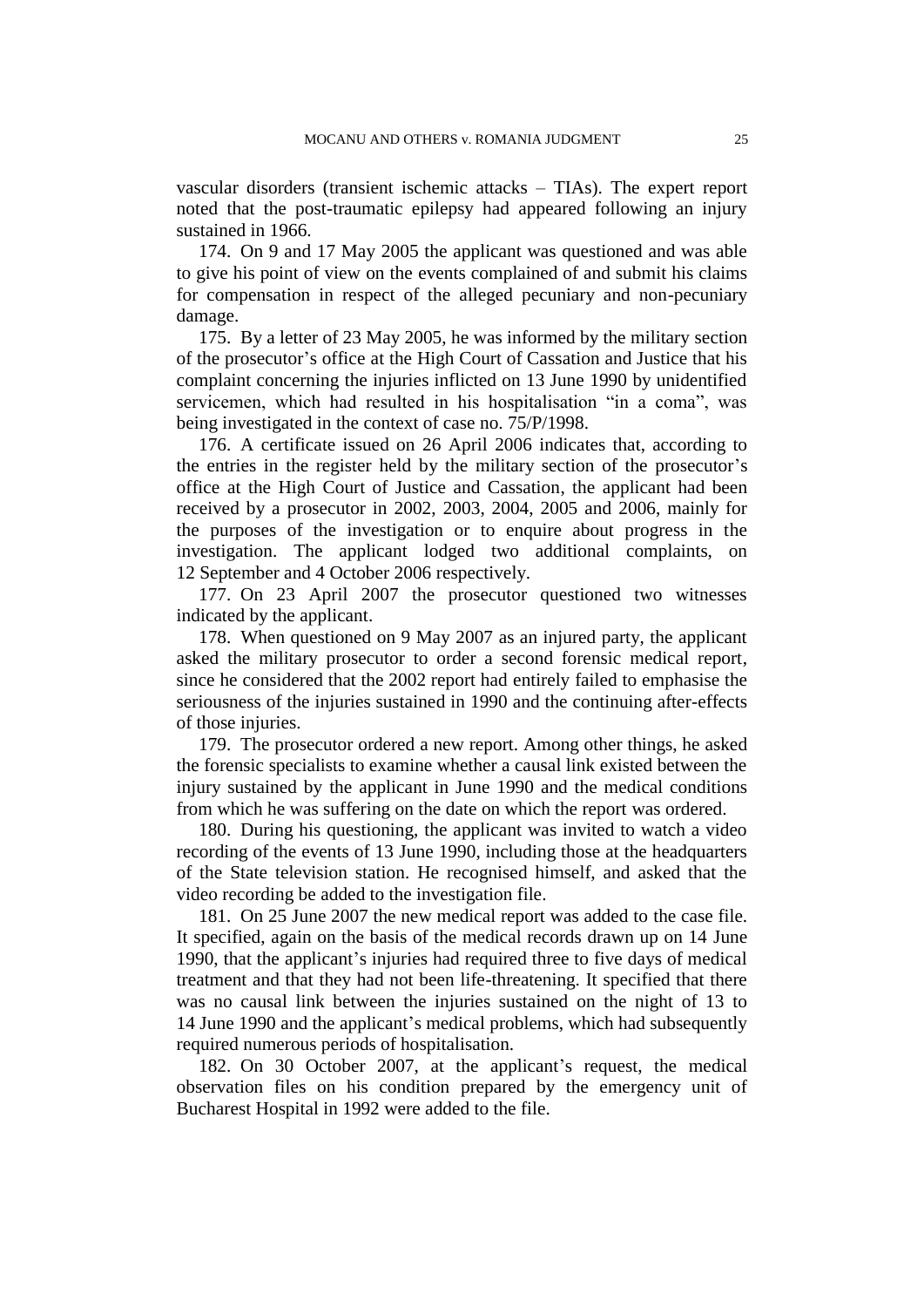vascular disorders (transient ischemic attacks – TIAs). The expert report noted that the post-traumatic epilepsy had appeared following an injury sustained in 1966.

174. On 9 and 17 May 2005 the applicant was questioned and was able to give his point of view on the events complained of and submit his claims for compensation in respect of the alleged pecuniary and non-pecuniary damage.

175. By a letter of 23 May 2005, he was informed by the military section of the prosecutor's office at the High Court of Cassation and Justice that his complaint concerning the injuries inflicted on 13 June 1990 by unidentified servicemen, which had resulted in his hospitalisation "in a coma", was being investigated in the context of case no. 75/P/1998.

176. A certificate issued on 26 April 2006 indicates that, according to the entries in the register held by the military section of the prosecutor's office at the High Court of Justice and Cassation, the applicant had been received by a prosecutor in 2002, 2003, 2004, 2005 and 2006, mainly for the purposes of the investigation or to enquire about progress in the investigation. The applicant lodged two additional complaints, on 12 September and 4 October 2006 respectively.

177. On 23 April 2007 the prosecutor questioned two witnesses indicated by the applicant.

178. When questioned on 9 May 2007 as an injured party, the applicant asked the military prosecutor to order a second forensic medical report, since he considered that the 2002 report had entirely failed to emphasise the seriousness of the injuries sustained in 1990 and the continuing after-effects of those injuries.

179. The prosecutor ordered a new report. Among other things, he asked the forensic specialists to examine whether a causal link existed between the injury sustained by the applicant in June 1990 and the medical conditions from which he was suffering on the date on which the report was ordered.

180. During his questioning, the applicant was invited to watch a video recording of the events of 13 June 1990, including those at the headquarters of the State television station. He recognised himself, and asked that the video recording be added to the investigation file.

181. On 25 June 2007 the new medical report was added to the case file. It specified, again on the basis of the medical records drawn up on 14 June 1990, that the applicant's injuries had required three to five days of medical treatment and that they had not been life-threatening. It specified that there was no causal link between the injuries sustained on the night of 13 to 14 June 1990 and the applicant's medical problems, which had subsequently required numerous periods of hospitalisation.

182. On 30 October 2007, at the applicant's request, the medical observation files on his condition prepared by the emergency unit of Bucharest Hospital in 1992 were added to the file.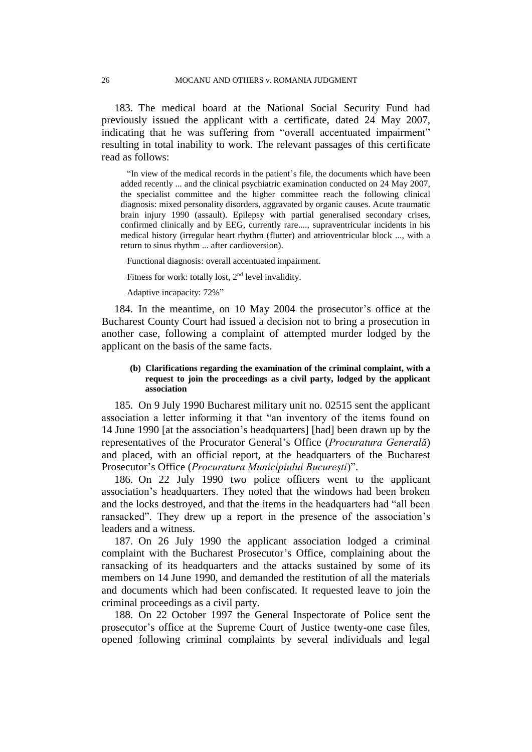183. The medical board at the National Social Security Fund had previously issued the applicant with a certificate, dated 24 May 2007, indicating that he was suffering from "overall accentuated impairment" resulting in total inability to work. The relevant passages of this certificate read as follows:

> "In view of the medical records in the patient's file, the documents which have been added recently ... and the clinical psychiatric examination conducted on 24 May 2007, the specialist committee and the higher committee reach the following clinical diagnosis: mixed personality disorders, aggravated by organic causes. Acute traumatic brain injury 1990 (assault). Epilepsy with partial generalised secondary crises, confirmed clinically and by EEG, currently rare...., supraventricular incidents in his medical history (irregular heart rhythm (flutter) and atrioventricular block ..., with a return to sinus rhythm ... after cardioversion).
>
> Functional diagnosis: overall accentuated impairment.
>
> Fitness for work: totally lost, 2nd level invalidity.
>
> Adaptive incapacity: 72%"

184. In the meantime, on 10 May 2004 the prosecutor's office at the Bucharest County Court had issued a decision not to bring a prosecution in another case, following a complaint of attempted murder lodged by the applicant on the basis of the same facts.

#### (b) Clarifications regarding the examination of the criminal complaint, with a request to join the proceedings as a civil party, lodged by the applicant association

185. On 9 July 1990 Bucharest military unit no. 02515 sent the applicant association a letter informing it that "an inventory of the items found on 14 June 1990 [at the association's headquarters] [had] been drawn up by the representatives of the Procurator General's Office (*Procuratura Generală*) and placed, with an official report, at the headquarters of the Bucharest Prosecutor's Office (*Procuratura Municipiului Bucureşti*)".

186. On 22 July 1990 two police officers went to the applicant association's headquarters. They noted that the windows had been broken and the locks destroyed, and that the items in the headquarters had "all been ransacked". They drew up a report in the presence of the association's leaders and a witness.

187. On 26 July 1990 the applicant association lodged a criminal complaint with the Bucharest Prosecutor's Office, complaining about the ransacking of its headquarters and the attacks sustained by some of its members on 14 June 1990, and demanded the restitution of all the materials and documents which had been confiscated. It requested leave to join the criminal proceedings as a civil party.

188. On 22 October 1997 the General Inspectorate of Police sent the prosecutor's office at the Supreme Court of Justice twenty-one case files, opened following criminal complaints by several individuals and legal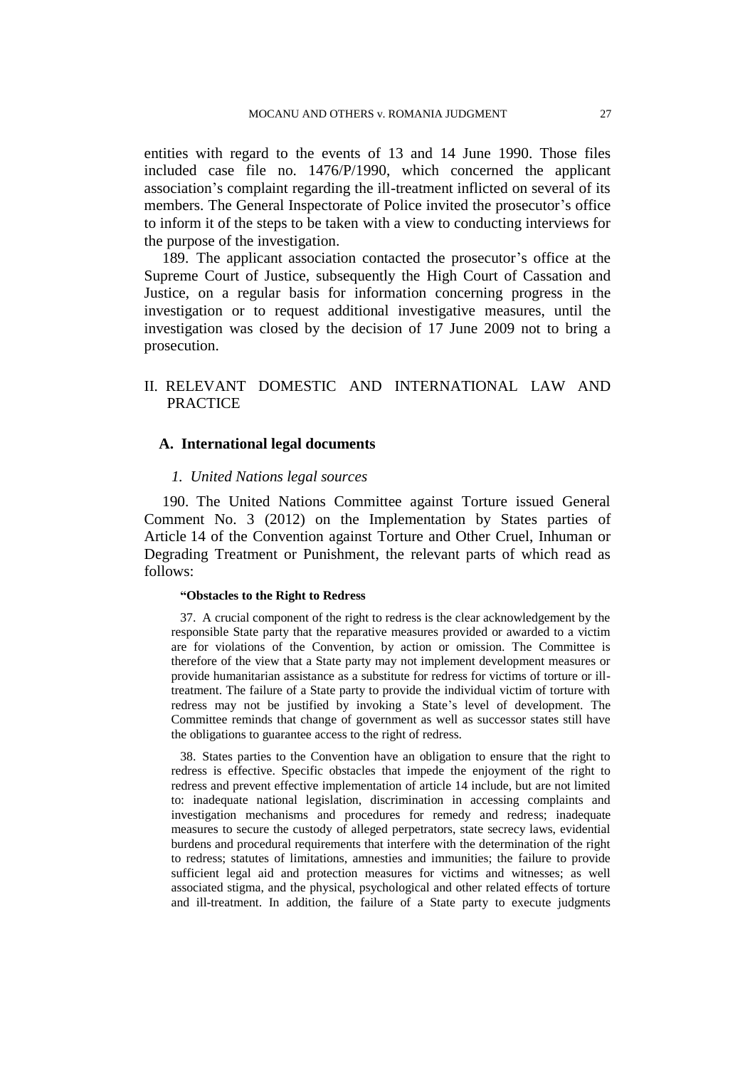entities with regard to the events of 13 and 14 June 1990. Those files included case file no. 1476/P/1990, which concerned the applicant association's complaint regarding the ill-treatment inflicted on several of its members. The General Inspectorate of Police invited the prosecutor's office to inform it of the steps to be taken with a view to conducting interviews for the purpose of the investigation.

189. The applicant association contacted the prosecutor's office at the Supreme Court of Justice, subsequently the High Court of Cassation and Justice, on a regular basis for information concerning progress in the investigation or to request additional investigative measures, until the investigation was closed by the decision of 17 June 2009 not to bring a prosecution.

## II. RELEVANT DOMESTIC AND INTERNATIONAL LAW AND PRACTICE

### A. International legal documents

#### *1. United Nations legal sources*

190. The United Nations Committee against Torture issued General Comment No. 3 (2012) on the Implementation by States parties of Article 14 of the Convention against Torture and Other Cruel, Inhuman or Degrading Treatment or Punishment, the relevant parts of which read as follows:

> **"Obstacles to the Right to Redress**
>
> 37. A crucial component of the right to redress is the clear acknowledgement by the responsible State party that the reparative measures provided or awarded to a victim are for violations of the Convention, by action or omission. The Committee is therefore of the view that a State party may not implement development measures or provide humanitarian assistance as a substitute for redress for victims of torture or ill-treatment. The failure of a State party to provide the individual victim of torture with redress may not be justified by invoking a State's level of development. The Committee reminds that change of government as well as successor states still have the obligations to guarantee access to the right of redress.
>
> 38. States parties to the Convention have an obligation to ensure that the right to redress is effective. Specific obstacles that impede the enjoyment of the right to redress and prevent effective implementation of article 14 include, but are not limited to: inadequate national legislation, discrimination in accessing complaints and investigation mechanisms and procedures for remedy and redress; inadequate measures to secure the custody of alleged perpetrators, state secrecy laws, evidential burdens and procedural requirements that interfere with the determination of the right to redress; statutes of limitations, amnesties and immunities; the failure to provide sufficient legal aid and protection measures for victims and witnesses; as well associated stigma, and the physical, psychological and other related effects of torture and ill-treatment. In addition, the failure of a State party to execute judgments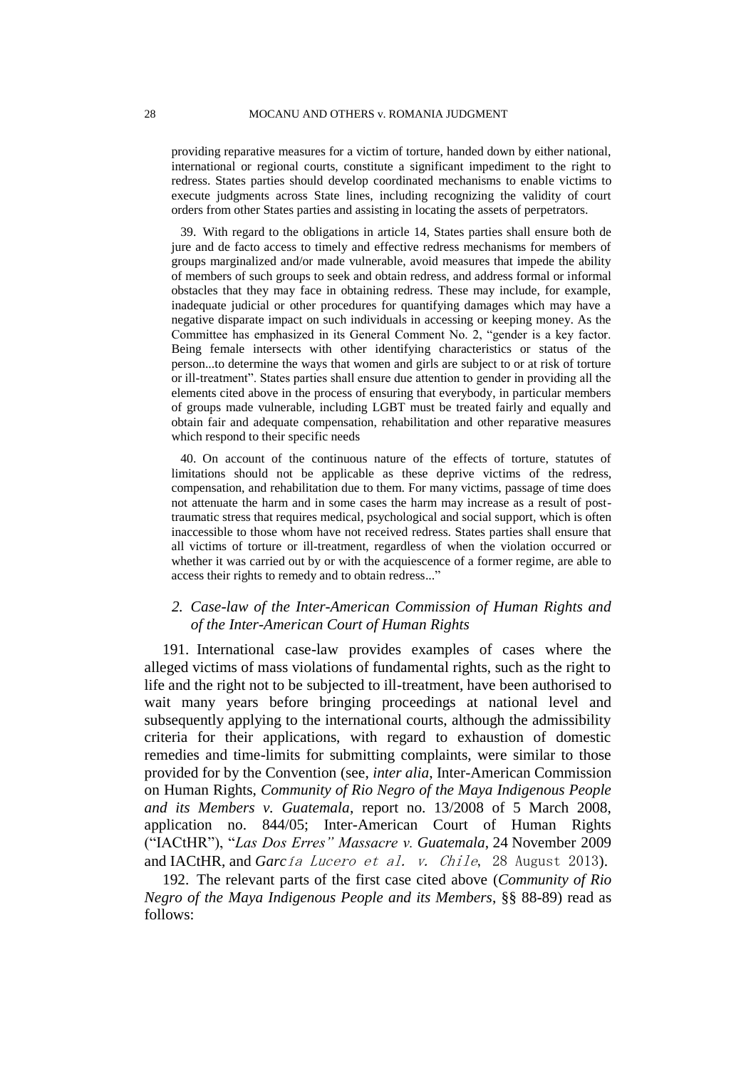providing reparative measures for a victim of torture, handed down by either national, international or regional courts, constitute a significant impediment to the right to redress. States parties should develop coordinated mechanisms to enable victims to execute judgments across State lines, including recognizing the validity of court orders from other States parties and assisting in locating the assets of perpetrators.

39. With regard to the obligations in article 14, States parties shall ensure both de jure and de facto access to timely and effective redress mechanisms for members of groups marginalized and/or made vulnerable, avoid measures that impede the ability of members of such groups to seek and obtain redress, and address formal or informal obstacles that they may face in obtaining redress. These may include, for example, inadequate judicial or other procedures for quantifying damages which may have a negative disparate impact on such individuals in accessing or keeping money. As the Committee has emphasized in its General Comment No. 2, "gender is a key factor. Being female intersects with other identifying characteristics or status of the person...to determine the ways that women and girls are subject to or at risk of torture or ill-treatment". States parties shall ensure due attention to gender in providing all the elements cited above in the process of ensuring that everybody, in particular members of groups made vulnerable, including LGBT must be treated fairly and equally and obtain fair and adequate compensation, rehabilitation and other reparative measures which respond to their specific needs

40. On account of the continuous nature of the effects of torture, statutes of limitations should not be applicable as these deprive victims of the redress, compensation, and rehabilitation due to them. For many victims, passage of time does not attenuate the harm and in some cases the harm may increase as a result of post-traumatic stress that requires medical, psychological and social support, which is often inaccessible to those whom have not received redress. States parties shall ensure that all victims of torture or ill-treatment, regardless of when the violation occurred or whether it was carried out by or with the acquiescence of a former regime, are able to access their rights to remedy and to obtain redress..."

## *2. Case-law of the Inter-American Commission of Human Rights and of the Inter-American Court of Human Rights*

191. International case-law provides examples of cases where the alleged victims of mass violations of fundamental rights, such as the right to life and the right not to be subjected to ill-treatment, have been authorised to wait many years before bringing proceedings at national level and subsequently applying to the international courts, although the admissibility criteria for their applications, with regard to exhaustion of domestic remedies and time-limits for submitting complaints, were similar to those provided for by the Convention (see, *inter alia*, Inter-American Commission on Human Rights, *Community of Rio Negro of the Maya Indigenous People and its Members v. Guatemala*, report no. 13/2008 of 5 March 2008, application no. 844/05; Inter-American Court of Human Rights ("IACtHR"), "*Las Dos Erres" Massacre v. Guatemala*, 24 November 2009 and IACtHR, and *García Lucero et al. v. Chile*, 28 August 2013).

192. The relevant parts of the first case cited above (*Community of Rio Negro of the Maya Indigenous People and its Members*, §§ 88-89) read as follows: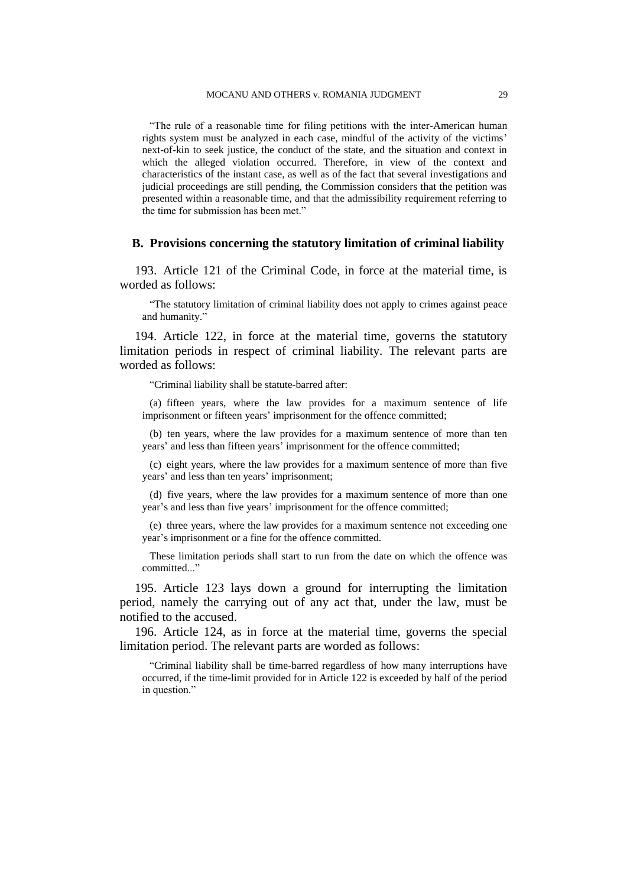> "The rule of a reasonable time for filing petitions with the inter-American human rights system must be analyzed in each case, mindful of the activity of the victims' next-of-kin to seek justice, the conduct of the state, and the situation and context in which the alleged violation occurred. Therefore, in view of the context and characteristics of the instant case, as well as of the fact that several investigations and judicial proceedings are still pending, the Commission considers that the petition was presented within a reasonable time, and that the admissibility requirement referring to the time for submission has been met."

## B. Provisions concerning the statutory limitation of criminal liability

193. Article 121 of the Criminal Code, in force at the material time, is worded as follows:

> "The statutory limitation of criminal liability does not apply to crimes against peace and humanity."

194. Article 122, in force at the material time, governs the statutory limitation periods in respect of criminal liability. The relevant parts are worded as follows:

> "Criminal liability shall be statute-barred after:
>
> (a) fifteen years, where the law provides for a maximum sentence of life imprisonment or fifteen years' imprisonment for the offence committed;
>
> (b) ten years, where the law provides for a maximum sentence of more than ten years' and less than fifteen years' imprisonment for the offence committed;
>
> (c) eight years, where the law provides for a maximum sentence of more than five years' and less than ten years' imprisonment;
>
> (d) five years, where the law provides for a maximum sentence of more than one year's and less than five years' imprisonment for the offence committed;
>
> (e) three years, where the law provides for a maximum sentence not exceeding one year's imprisonment or a fine for the offence committed.
>
> These limitation periods shall start to run from the date on which the offence was committed..."

195. Article 123 lays down a ground for interrupting the limitation period, namely the carrying out of any act that, under the law, must be notified to the accused.

196. Article 124, as in force at the material time, governs the special limitation period. The relevant parts are worded as follows:

> "Criminal liability shall be time-barred regardless of how many interruptions have occurred, if the time-limit provided for in Article 122 is exceeded by half of the period in question."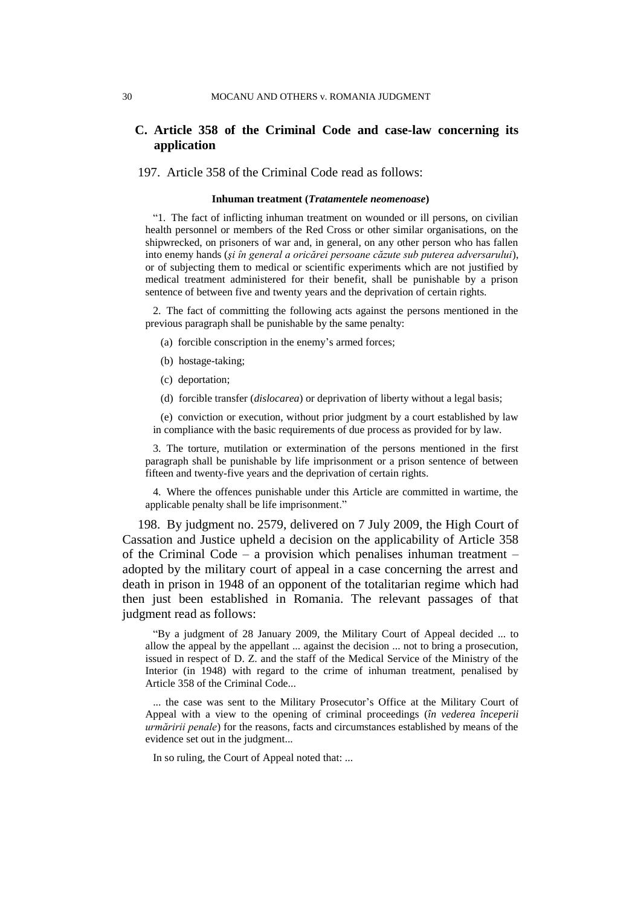## C. Article 358 of the Criminal Code and case-law concerning its application

197. Article 358 of the Criminal Code read as follows:

**Inhuman treatment (*Tratamentele neomenoase*)**

> "1. The fact of inflicting inhuman treatment on wounded or ill persons, on civilian health personnel or members of the Red Cross or other similar organisations, on the shipwrecked, on prisoners of war and, in general, on any other person who has fallen into enemy hands (*şi în general a oricărei persoane căzute sub puterea adversarului*), or of subjecting them to medical or scientific experiments which are not justified by medical treatment administered for their benefit, shall be punishable by a prison sentence of between five and twenty years and the deprivation of certain rights.
>
> 2. The fact of committing the following acts against the persons mentioned in the previous paragraph shall be punishable by the same penalty:
>
> (a) forcible conscription in the enemy's armed forces;
>
> (b) hostage-taking;
>
> (c) deportation;
>
> (d) forcible transfer (*dislocarea*) or deprivation of liberty without a legal basis;
>
> (e) conviction or execution, without prior judgment by a court established by law in compliance with the basic requirements of due process as provided for by law.
>
> 3. The torture, mutilation or extermination of the persons mentioned in the first paragraph shall be punishable by life imprisonment or a prison sentence of between fifteen and twenty-five years and the deprivation of certain rights.
>
> 4. Where the offences punishable under this Article are committed in wartime, the applicable penalty shall be life imprisonment."

198. By judgment no. 2579, delivered on 7 July 2009, the High Court of Cassation and Justice upheld a decision on the applicability of Article 358 of the Criminal Code – a provision which penalises inhuman treatment – adopted by the military court of appeal in a case concerning the arrest and death in prison in 1948 of an opponent of the totalitarian regime which had then just been established in Romania. The relevant passages of that judgment read as follows:

> "By a judgment of 28 January 2009, the Military Court of Appeal decided ... to allow the appeal by the appellant ... against the decision ... not to bring a prosecution, issued in respect of D. Z. and the staff of the Medical Service of the Ministry of the Interior (in 1948) with regard to the crime of inhuman treatment, penalised by Article 358 of the Criminal Code...
>
> ... the case was sent to the Military Prosecutor's Office at the Military Court of Appeal with a view to the opening of criminal proceedings (*în vederea începerii urmăririi penale*) for the reasons, facts and circumstances established by means of the evidence set out in the judgment...
>
> In so ruling, the Court of Appeal noted that: ...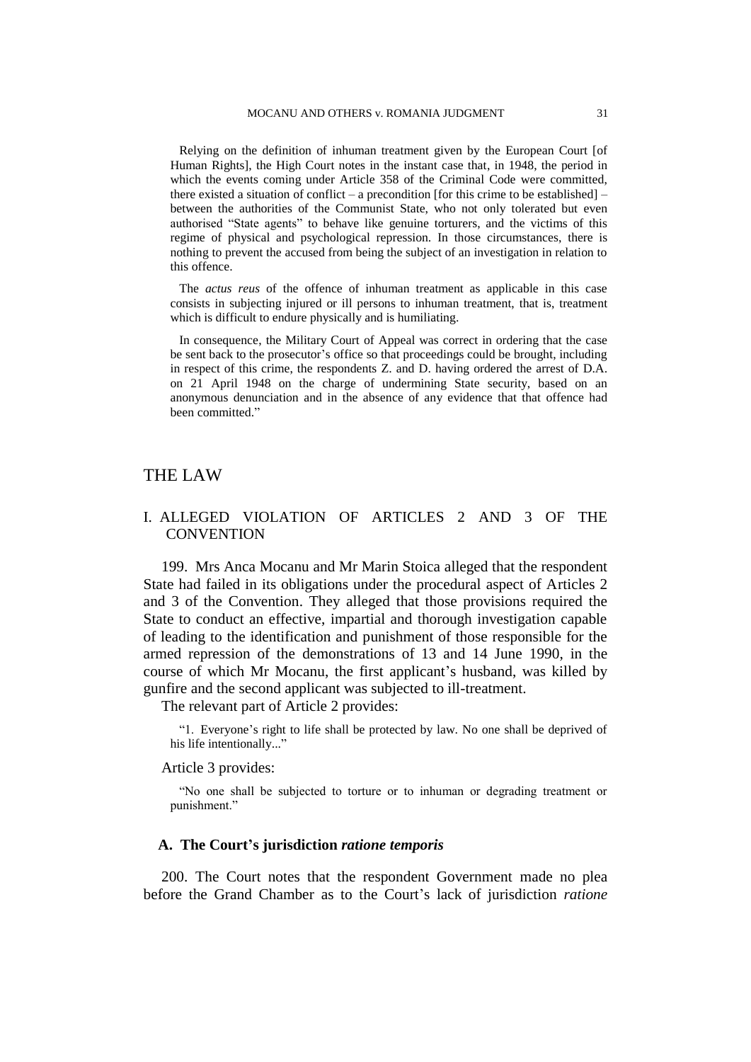Relying on the definition of inhuman treatment given by the European Court [of Human Rights], the High Court notes in the instant case that, in 1948, the period in which the events coming under Article 358 of the Criminal Code were committed, there existed a situation of conflict – a precondition [for this crime to be established] – between the authorities of the Communist State, who not only tolerated but even authorised "State agents" to behave like genuine torturers, and the victims of this regime of physical and psychological repression. In those circumstances, there is nothing to prevent the accused from being the subject of an investigation in relation to this offence.

The *actus reus* of the offence of inhuman treatment as applicable in this case consists in subjecting injured or ill persons to inhuman treatment, that is, treatment which is difficult to endure physically and is humiliating.

In consequence, the Military Court of Appeal was correct in ordering that the case be sent back to the prosecutor's office so that proceedings could be brought, including in respect of this crime, the respondents Z. and D. having ordered the arrest of D.A. on 21 April 1948 on the charge of undermining State security, based on an anonymous denunciation and in the absence of any evidence that that offence had been committed."

# THE LAW

## I. ALLEGED VIOLATION OF ARTICLES 2 AND 3 OF THE CONVENTION

199. Mrs Anca Mocanu and Mr Marin Stoica alleged that the respondent State had failed in its obligations under the procedural aspect of Articles 2 and 3 of the Convention. They alleged that those provisions required the State to conduct an effective, impartial and thorough investigation capable of leading to the identification and punishment of those responsible for the armed repression of the demonstrations of 13 and 14 June 1990, in the course of which Mr Mocanu, the first applicant's husband, was killed by gunfire and the second applicant was subjected to ill-treatment.

The relevant part of Article 2 provides:

> "1. Everyone's right to life shall be protected by law. No one shall be deprived of his life intentionally..."

Article 3 provides:

> "No one shall be subjected to torture or to inhuman or degrading treatment or punishment."

### A. The Court's jurisdiction *ratione temporis*

200. The Court notes that the respondent Government made no plea before the Grand Chamber as to the Court's lack of jurisdiction *ratione*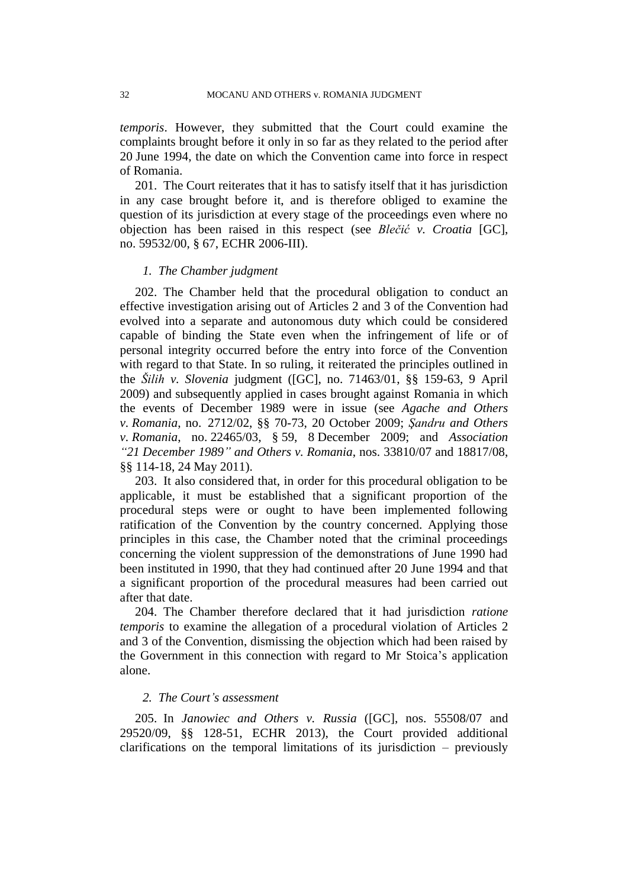*temporis*. However, they submitted that the Court could examine the complaints brought before it only in so far as they related to the period after 20 June 1994, the date on which the Convention came into force in respect of Romania.

201. The Court reiterates that it has to satisfy itself that it has jurisdiction in any case brought before it, and is therefore obliged to examine the question of its jurisdiction at every stage of the proceedings even where no objection has been raised in this respect (see *Blečić v. Croatia* [GC], no. 59532/00, § 67, ECHR 2006-III).

### *1. The Chamber judgment*

202. The Chamber held that the procedural obligation to conduct an effective investigation arising out of Articles 2 and 3 of the Convention had evolved into a separate and autonomous duty which could be considered capable of binding the State even when the infringement of life or of personal integrity occurred before the entry into force of the Convention with regard to that State. In so ruling, it reiterated the principles outlined in the *Šilih v. Slovenia* judgment ([GC], no. 71463/01, §§ 159-63, 9 April 2009) and subsequently applied in cases brought against Romania in which the events of December 1989 were in issue (see *Agache and Others v. Romania*, no. 2712/02, §§ 70-73, 20 October 2009; *Şandru and Others v. Romania*, no. 22465/03, § 59, 8 December 2009; and *Association "21 December 1989" and Others v. Romania*, nos. 33810/07 and 18817/08, §§ 114-18, 24 May 2011).

203. It also considered that, in order for this procedural obligation to be applicable, it must be established that a significant proportion of the procedural steps were or ought to have been implemented following ratification of the Convention by the country concerned. Applying those principles in this case, the Chamber noted that the criminal proceedings concerning the violent suppression of the demonstrations of June 1990 had been instituted in 1990, that they had continued after 20 June 1994 and that a significant proportion of the procedural measures had been carried out after that date.

204. The Chamber therefore declared that it had jurisdiction *ratione temporis* to examine the allegation of a procedural violation of Articles 2 and 3 of the Convention, dismissing the objection which had been raised by the Government in this connection with regard to Mr Stoica's application alone.

### *2. The Court's assessment*

205. In *Janowiec and Others v. Russia* ([GC], nos. 55508/07 and 29520/09, §§ 128-51, ECHR 2013), the Court provided additional clarifications on the temporal limitations of its jurisdiction – previously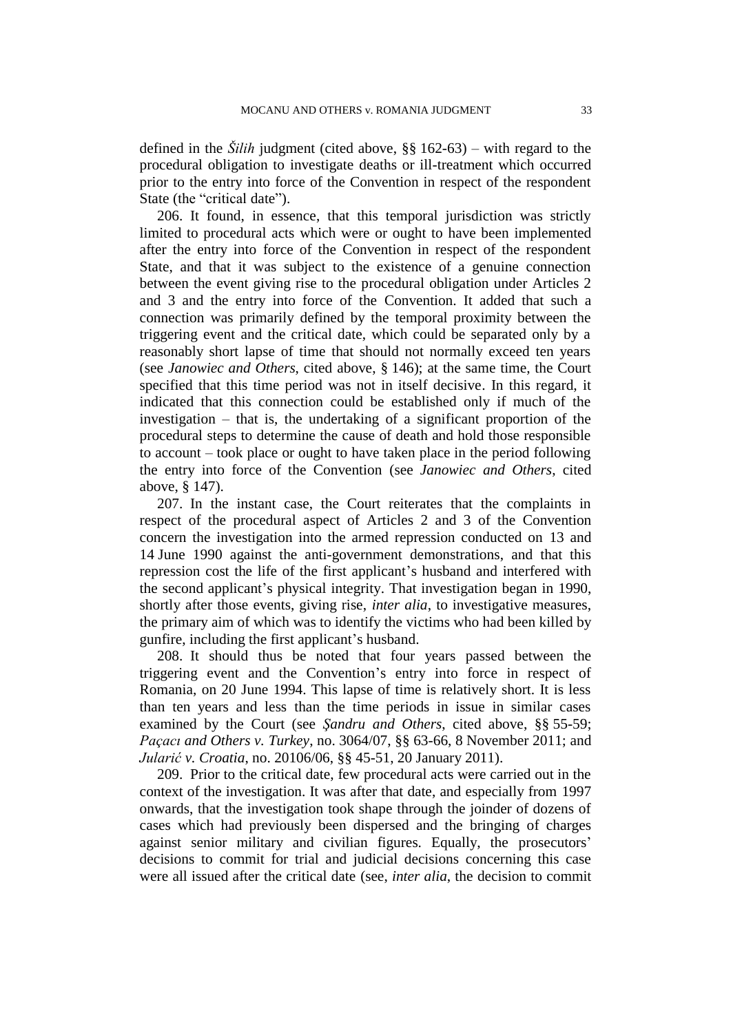defined in the *Šilih* judgment (cited above, §§ 162-63) – with regard to the procedural obligation to investigate deaths or ill-treatment which occurred prior to the entry into force of the Convention in respect of the respondent State (the "critical date").

206. It found, in essence, that this temporal jurisdiction was strictly limited to procedural acts which were or ought to have been implemented after the entry into force of the Convention in respect of the respondent State, and that it was subject to the existence of a genuine connection between the event giving rise to the procedural obligation under Articles 2 and 3 and the entry into force of the Convention. It added that such a connection was primarily defined by the temporal proximity between the triggering event and the critical date, which could be separated only by a reasonably short lapse of time that should not normally exceed ten years (see *Janowiec and Others*, cited above, § 146); at the same time, the Court specified that this time period was not in itself decisive. In this regard, it indicated that this connection could be established only if much of the investigation – that is, the undertaking of a significant proportion of the procedural steps to determine the cause of death and hold those responsible to account – took place or ought to have taken place in the period following the entry into force of the Convention (see *Janowiec and Others*, cited above, § 147).

207. In the instant case, the Court reiterates that the complaints in respect of the procedural aspect of Articles 2 and 3 of the Convention concern the investigation into the armed repression conducted on 13 and 14 June 1990 against the anti-government demonstrations, and that this repression cost the life of the first applicant's husband and interfered with the second applicant's physical integrity. That investigation began in 1990, shortly after those events, giving rise, *inter alia*, to investigative measures, the primary aim of which was to identify the victims who had been killed by gunfire, including the first applicant's husband.

208. It should thus be noted that four years passed between the triggering event and the Convention's entry into force in respect of Romania, on 20 June 1994. This lapse of time is relatively short. It is less than ten years and less than the time periods in issue in similar cases examined by the Court (see *Şandru and Others*, cited above, §§ 55-59; *Paçacı and Others v. Turkey*, no. 3064/07, §§ 63-66, 8 November 2011; and *Jularić v. Croatia*, no. 20106/06, §§ 45-51, 20 January 2011).

209. Prior to the critical date, few procedural acts were carried out in the context of the investigation. It was after that date, and especially from 1997 onwards, that the investigation took shape through the joinder of dozens of cases which had previously been dispersed and the bringing of charges against senior military and civilian figures. Equally, the prosecutors' decisions to commit for trial and judicial decisions concerning this case were all issued after the critical date (see, *inter alia*, the decision to commit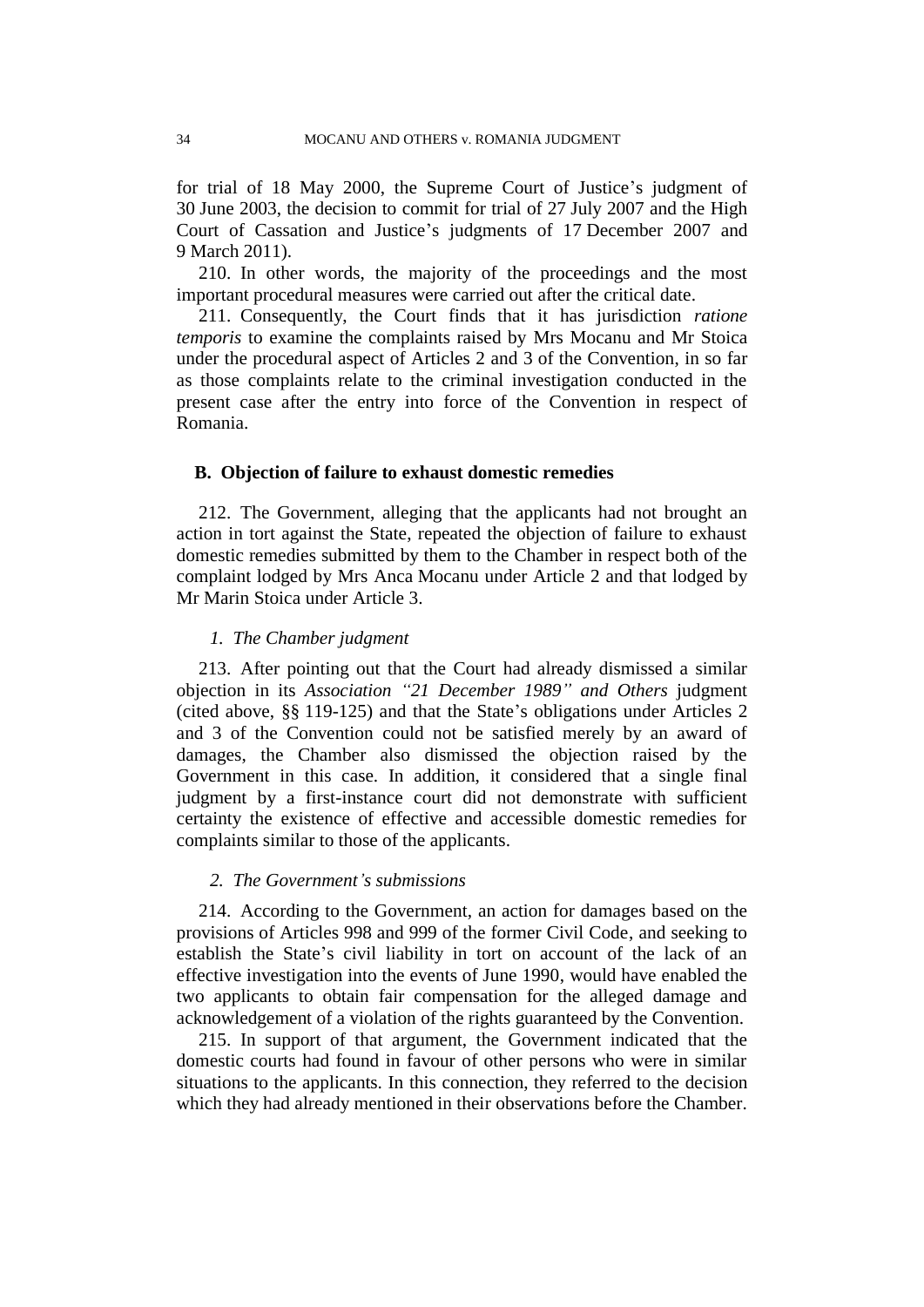for trial of 18 May 2000, the Supreme Court of Justice's judgment of 30 June 2003, the decision to commit for trial of 27 July 2007 and the High Court of Cassation and Justice's judgments of 17 December 2007 and 9 March 2011).

210. In other words, the majority of the proceedings and the most important procedural measures were carried out after the critical date.

211. Consequently, the Court finds that it has jurisdiction *ratione temporis* to examine the complaints raised by Mrs Mocanu and Mr Stoica under the procedural aspect of Articles 2 and 3 of the Convention, in so far as those complaints relate to the criminal investigation conducted in the present case after the entry into force of the Convention in respect of Romania.

### B. Objection of failure to exhaust domestic remedies

212. The Government, alleging that the applicants had not brought an action in tort against the State, repeated the objection of failure to exhaust domestic remedies submitted by them to the Chamber in respect both of the complaint lodged by Mrs Anca Mocanu under Article 2 and that lodged by Mr Marin Stoica under Article 3.

#### *1. The Chamber judgment*

213. After pointing out that the Court had already dismissed a similar objection in its *Association "21 December 1989" and Others* judgment (cited above, §§ 119-125) and that the State's obligations under Articles 2 and 3 of the Convention could not be satisfied merely by an award of damages, the Chamber also dismissed the objection raised by the Government in this case. In addition, it considered that a single final judgment by a first-instance court did not demonstrate with sufficient certainty the existence of effective and accessible domestic remedies for complaints similar to those of the applicants.

#### *2. The Government's submissions*

214. According to the Government, an action for damages based on the provisions of Articles 998 and 999 of the former Civil Code, and seeking to establish the State's civil liability in tort on account of the lack of an effective investigation into the events of June 1990, would have enabled the two applicants to obtain fair compensation for the alleged damage and acknowledgement of a violation of the rights guaranteed by the Convention.

215. In support of that argument, the Government indicated that the domestic courts had found in favour of other persons who were in similar situations to the applicants. In this connection, they referred to the decision which they had already mentioned in their observations before the Chamber.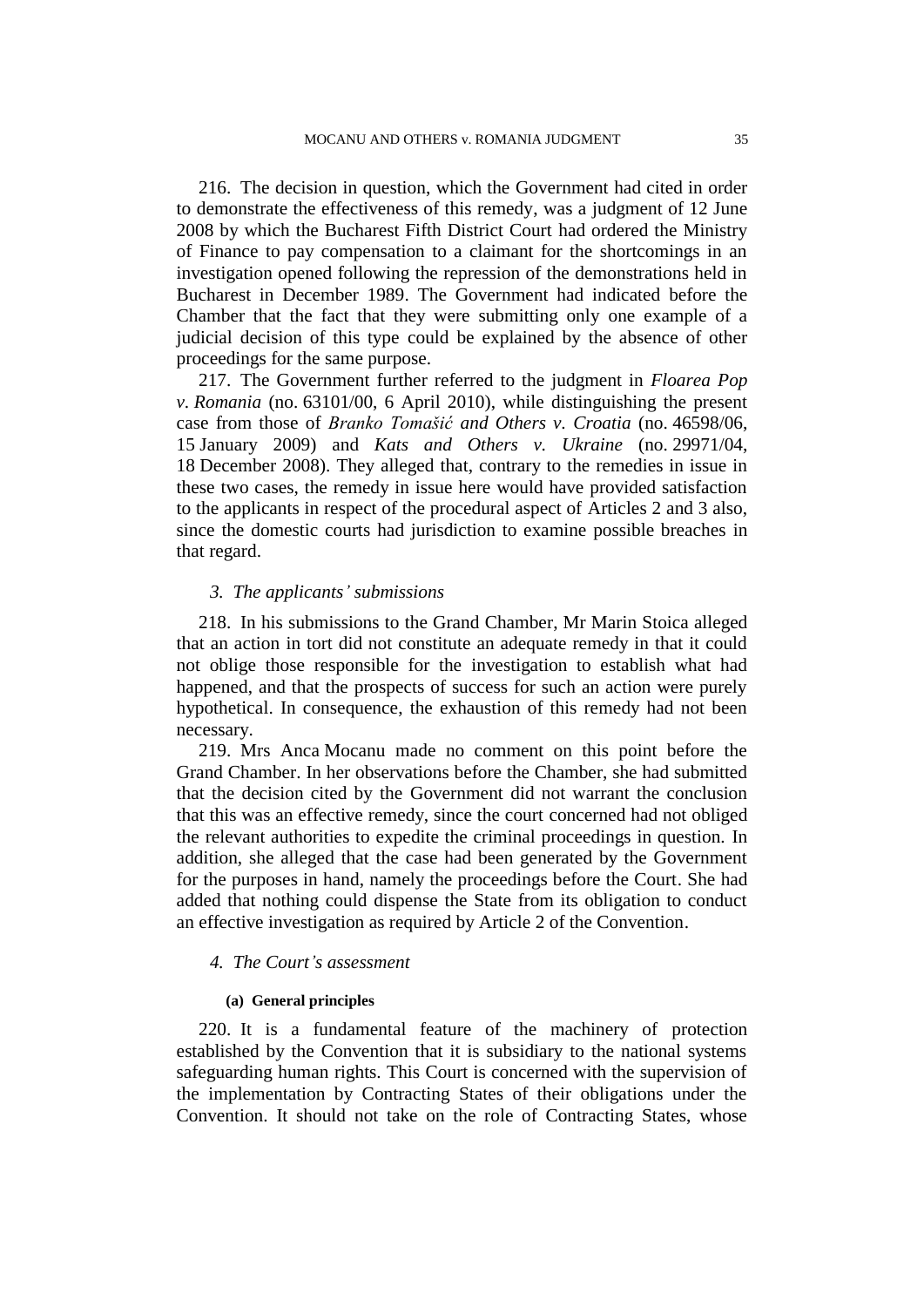216. The decision in question, which the Government had cited in order to demonstrate the effectiveness of this remedy, was a judgment of 12 June 2008 by which the Bucharest Fifth District Court had ordered the Ministry of Finance to pay compensation to a claimant for the shortcomings in an investigation opened following the repression of the demonstrations held in Bucharest in December 1989. The Government had indicated before the Chamber that the fact that they were submitting only one example of a judicial decision of this type could be explained by the absence of other proceedings for the same purpose.

217. The Government further referred to the judgment in *Floarea Pop v. Romania* (no. 63101/00, 6 April 2010), while distinguishing the present case from those of *Branko Tomašić and Others v. Croatia* (no. 46598/06, 15 January 2009) and *Kats and Others v. Ukraine* (no. 29971/04, 18 December 2008). They alleged that, contrary to the remedies in issue in these two cases, the remedy in issue here would have provided satisfaction to the applicants in respect of the procedural aspect of Articles 2 and 3 also, since the domestic courts had jurisdiction to examine possible breaches in that regard.

### *3. The applicants' submissions*

218. In his submissions to the Grand Chamber, Mr Marin Stoica alleged that an action in tort did not constitute an adequate remedy in that it could not oblige those responsible for the investigation to establish what had happened, and that the prospects of success for such an action were purely hypothetical. In consequence, the exhaustion of this remedy had not been necessary.

219. Mrs Anca Mocanu made no comment on this point before the Grand Chamber. In her observations before the Chamber, she had submitted that the decision cited by the Government did not warrant the conclusion that this was an effective remedy, since the court concerned had not obliged the relevant authorities to expedite the criminal proceedings in question. In addition, she alleged that the case had been generated by the Government for the purposes in hand, namely the proceedings before the Court. She had added that nothing could dispense the State from its obligation to conduct an effective investigation as required by Article 2 of the Convention.

### *4. The Court's assessment*

#### **(a) General principles**

220. It is a fundamental feature of the machinery of protection established by the Convention that it is subsidiary to the national systems safeguarding human rights. This Court is concerned with the supervision of the implementation by Contracting States of their obligations under the Convention. It should not take on the role of Contracting States, whose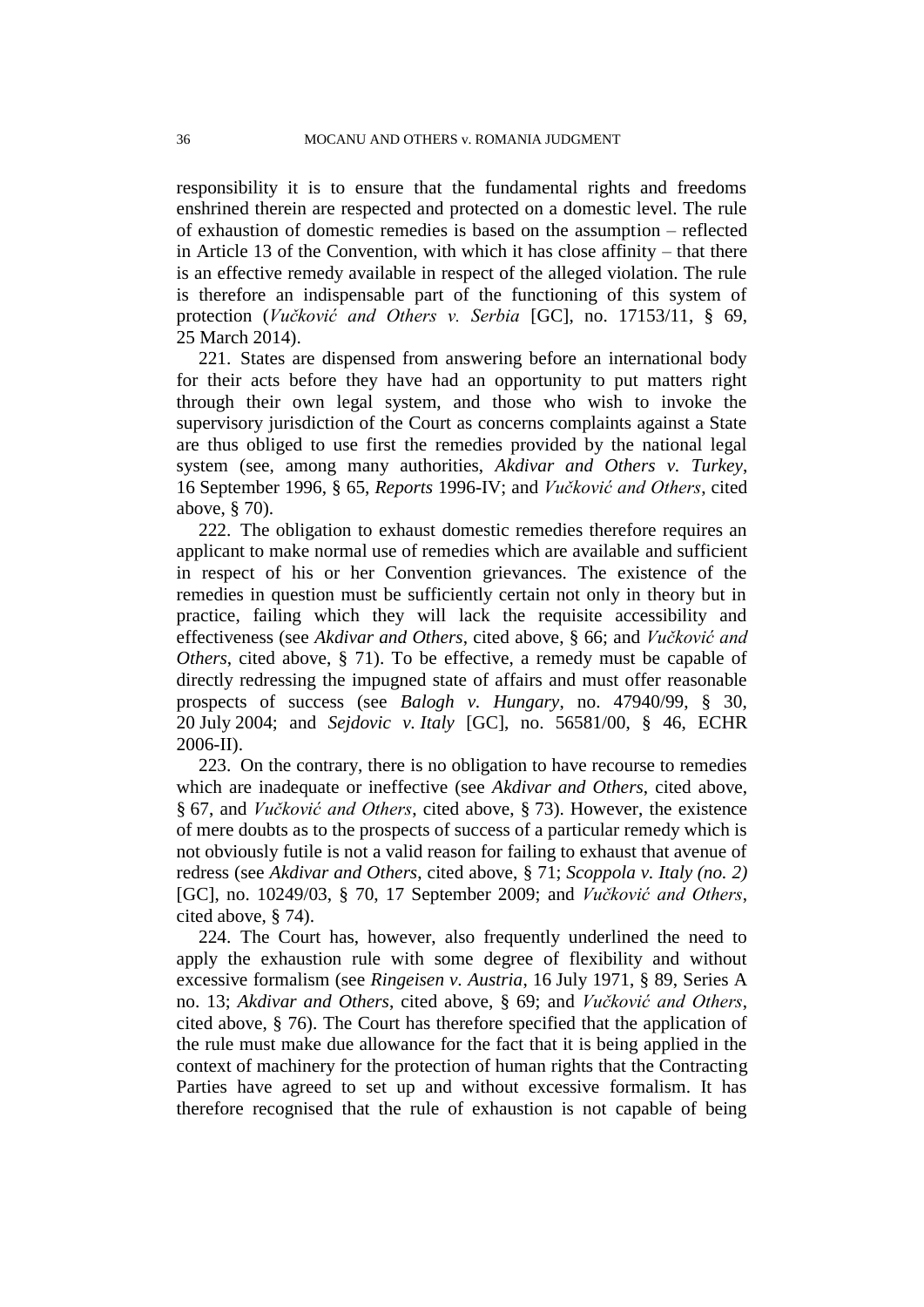responsibility it is to ensure that the fundamental rights and freedoms enshrined therein are respected and protected on a domestic level. The rule of exhaustion of domestic remedies is based on the assumption – reflected in Article 13 of the Convention, with which it has close affinity – that there is an effective remedy available in respect of the alleged violation. The rule is therefore an indispensable part of the functioning of this system of protection (*Vučković and Others v. Serbia* [GC], no. 17153/11, § 69, 25 March 2014).

221. States are dispensed from answering before an international body for their acts before they have had an opportunity to put matters right through their own legal system, and those who wish to invoke the supervisory jurisdiction of the Court as concerns complaints against a State are thus obliged to use first the remedies provided by the national legal system (see, among many authorities, *Akdivar and Others v. Turkey*, 16 September 1996, § 65, *Reports* 1996-IV; and *Vučković and Others*, cited above, § 70).

222. The obligation to exhaust domestic remedies therefore requires an applicant to make normal use of remedies which are available and sufficient in respect of his or her Convention grievances. The existence of the remedies in question must be sufficiently certain not only in theory but in practice, failing which they will lack the requisite accessibility and effectiveness (see *Akdivar and Others*, cited above, § 66; and *Vučković and Others*, cited above, § 71). To be effective, a remedy must be capable of directly redressing the impugned state of affairs and must offer reasonable prospects of success (see *Balogh v. Hungary*, no. 47940/99, § 30, 20 July 2004; and *Sejdovic v. Italy* [GC], no. 56581/00, § 46, ECHR 2006-II).

223. On the contrary, there is no obligation to have recourse to remedies which are inadequate or ineffective (see *Akdivar and Others*, cited above, § 67, and *Vučković and Others*, cited above, § 73). However, the existence of mere doubts as to the prospects of success of a particular remedy which is not obviously futile is not a valid reason for failing to exhaust that avenue of redress (see *Akdivar and Others*, cited above, § 71; *Scoppola v. Italy (no. 2)* [GC], no. 10249/03, § 70, 17 September 2009; and *Vučković and Others*, cited above, § 74).

224. The Court has, however, also frequently underlined the need to apply the exhaustion rule with some degree of flexibility and without excessive formalism (see *Ringeisen v. Austria*, 16 July 1971, § 89, Series A no. 13; *Akdivar and Others*, cited above, § 69; and *Vučković and Others*, cited above, § 76). The Court has therefore specified that the application of the rule must make due allowance for the fact that it is being applied in the context of machinery for the protection of human rights that the Contracting Parties have agreed to set up and without excessive formalism. It has therefore recognised that the rule of exhaustion is not capable of being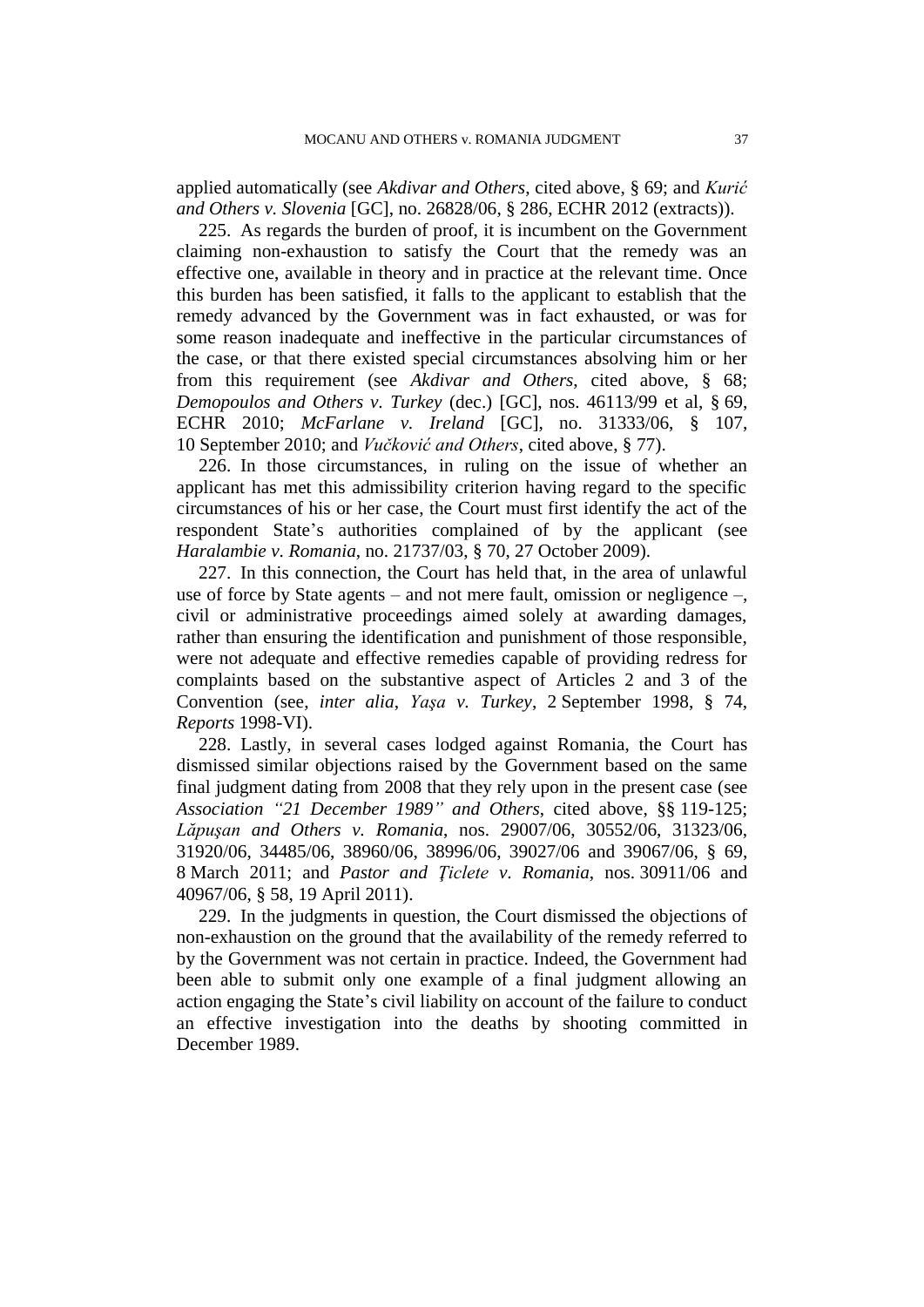applied automatically (see *Akdivar and Others*, cited above, § 69; and *Kurić and Others v. Slovenia* [GC], no. 26828/06, § 286, ECHR 2012 (extracts)).

225. As regards the burden of proof, it is incumbent on the Government claiming non-exhaustion to satisfy the Court that the remedy was an effective one, available in theory and in practice at the relevant time. Once this burden has been satisfied, it falls to the applicant to establish that the remedy advanced by the Government was in fact exhausted, or was for some reason inadequate and ineffective in the particular circumstances of the case, or that there existed special circumstances absolving him or her from this requirement (see *Akdivar and Others*, cited above, § 68; *Demopoulos and Others v. Turkey* (dec.) [GC], nos. 46113/99 et al, § 69, ECHR 2010; *McFarlane v. Ireland* [GC], no. 31333/06, § 107, 10 September 2010; and *Vučković and Others*, cited above, § 77).

226. In those circumstances, in ruling on the issue of whether an applicant has met this admissibility criterion having regard to the specific circumstances of his or her case, the Court must first identify the act of the respondent State's authorities complained of by the applicant (see *Haralambie v. Romania*, no. 21737/03, § 70, 27 October 2009).

227. In this connection, the Court has held that, in the area of unlawful use of force by State agents – and not mere fault, omission or negligence –, civil or administrative proceedings aimed solely at awarding damages, rather than ensuring the identification and punishment of those responsible, were not adequate and effective remedies capable of providing redress for complaints based on the substantive aspect of Articles 2 and 3 of the Convention (see, *inter alia*, *Yaşa v. Turkey*, 2 September 1998, § 74, *Reports* 1998-VI).

228. Lastly, in several cases lodged against Romania, the Court has dismissed similar objections raised by the Government based on the same final judgment dating from 2008 that they rely upon in the present case (see *Association "21 December 1989" and Others*, cited above, §§ 119-125; *Lăpuşan and Others v. Romania*, nos. 29007/06, 30552/06, 31323/06, 31920/06, 34485/06, 38960/06, 38996/06, 39027/06 and 39067/06, § 69, 8 March 2011; and *Pastor and Ţiclete v. Romania*, nos. 30911/06 and 40967/06, § 58, 19 April 2011).

229. In the judgments in question, the Court dismissed the objections of non-exhaustion on the ground that the availability of the remedy referred to by the Government was not certain in practice. Indeed, the Government had been able to submit only one example of a final judgment allowing an action engaging the State's civil liability on account of the failure to conduct an effective investigation into the deaths by shooting committed in December 1989.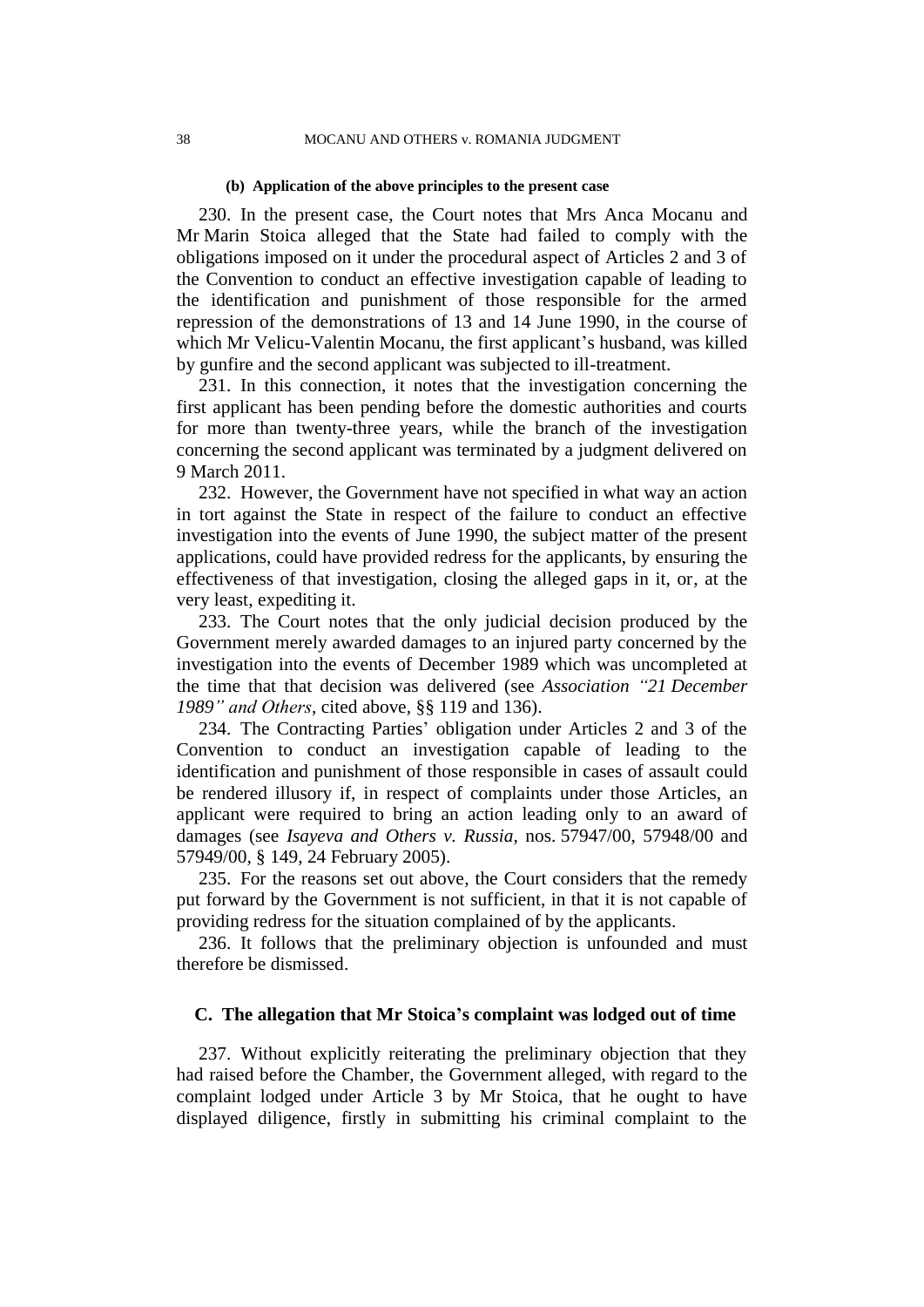#### (b) Application of the above principles to the present case

230. In the present case, the Court notes that Mrs Anca Mocanu and Mr Marin Stoica alleged that the State had failed to comply with the obligations imposed on it under the procedural aspect of Articles 2 and 3 of the Convention to conduct an effective investigation capable of leading to the identification and punishment of those responsible for the armed repression of the demonstrations of 13 and 14 June 1990, in the course of which Mr Velicu-Valentin Mocanu, the first applicant's husband, was killed by gunfire and the second applicant was subjected to ill-treatment.

231. In this connection, it notes that the investigation concerning the first applicant has been pending before the domestic authorities and courts for more than twenty-three years, while the branch of the investigation concerning the second applicant was terminated by a judgment delivered on 9 March 2011.

232. However, the Government have not specified in what way an action in tort against the State in respect of the failure to conduct an effective investigation into the events of June 1990, the subject matter of the present applications, could have provided redress for the applicants, by ensuring the effectiveness of that investigation, closing the alleged gaps in it, or, at the very least, expediting it.

233. The Court notes that the only judicial decision produced by the Government merely awarded damages to an injured party concerned by the investigation into the events of December 1989 which was uncompleted at the time that that decision was delivered (see *Association "21 December 1989" and Others*, cited above, §§ 119 and 136).

234. The Contracting Parties' obligation under Articles 2 and 3 of the Convention to conduct an investigation capable of leading to the identification and punishment of those responsible in cases of assault could be rendered illusory if, in respect of complaints under those Articles, an applicant were required to bring an action leading only to an award of damages (see *Isayeva and Others v. Russia*, nos. 57947/00, 57948/00 and 57949/00, § 149, 24 February 2005).

235. For the reasons set out above, the Court considers that the remedy put forward by the Government is not sufficient, in that it is not capable of providing redress for the situation complained of by the applicants.

236. It follows that the preliminary objection is unfounded and must therefore be dismissed.

### C. The allegation that Mr Stoica's complaint was lodged out of time

237. Without explicitly reiterating the preliminary objection that they had raised before the Chamber, the Government alleged, with regard to the complaint lodged under Article 3 by Mr Stoica, that he ought to have displayed diligence, firstly in submitting his criminal complaint to the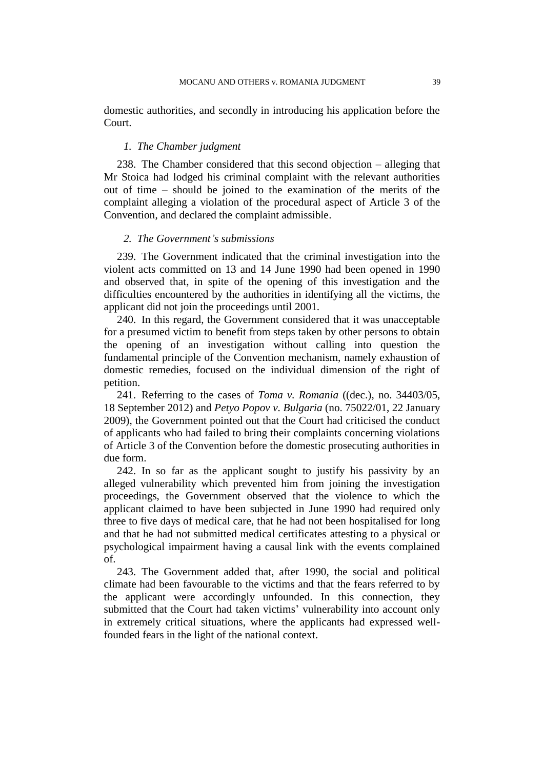domestic authorities, and secondly in introducing his application before the Court.

#### *1. The Chamber judgment*

238. The Chamber considered that this second objection – alleging that Mr Stoica had lodged his criminal complaint with the relevant authorities out of time – should be joined to the examination of the merits of the complaint alleging a violation of the procedural aspect of Article 3 of the Convention, and declared the complaint admissible.

#### *2. The Government's submissions*

239. The Government indicated that the criminal investigation into the violent acts committed on 13 and 14 June 1990 had been opened in 1990 and observed that, in spite of the opening of this investigation and the difficulties encountered by the authorities in identifying all the victims, the applicant did not join the proceedings until 2001.

240. In this regard, the Government considered that it was unacceptable for a presumed victim to benefit from steps taken by other persons to obtain the opening of an investigation without calling into question the fundamental principle of the Convention mechanism, namely exhaustion of domestic remedies, focused on the individual dimension of the right of petition.

241. Referring to the cases of *Toma v. Romania* ((dec.), no. 34403/05, 18 September 2012) and *Petyo Popov v. Bulgaria* (no. 75022/01, 22 January 2009), the Government pointed out that the Court had criticised the conduct of applicants who had failed to bring their complaints concerning violations of Article 3 of the Convention before the domestic prosecuting authorities in due form.

242. In so far as the applicant sought to justify his passivity by an alleged vulnerability which prevented him from joining the investigation proceedings, the Government observed that the violence to which the applicant claimed to have been subjected in June 1990 had required only three to five days of medical care, that he had not been hospitalised for long and that he had not submitted medical certificates attesting to a physical or psychological impairment having a causal link with the events complained of.

243. The Government added that, after 1990, the social and political climate had been favourable to the victims and that the fears referred to by the applicant were accordingly unfounded. In this connection, they submitted that the Court had taken victims' vulnerability into account only in extremely critical situations, where the applicants had expressed well-founded fears in the light of the national context.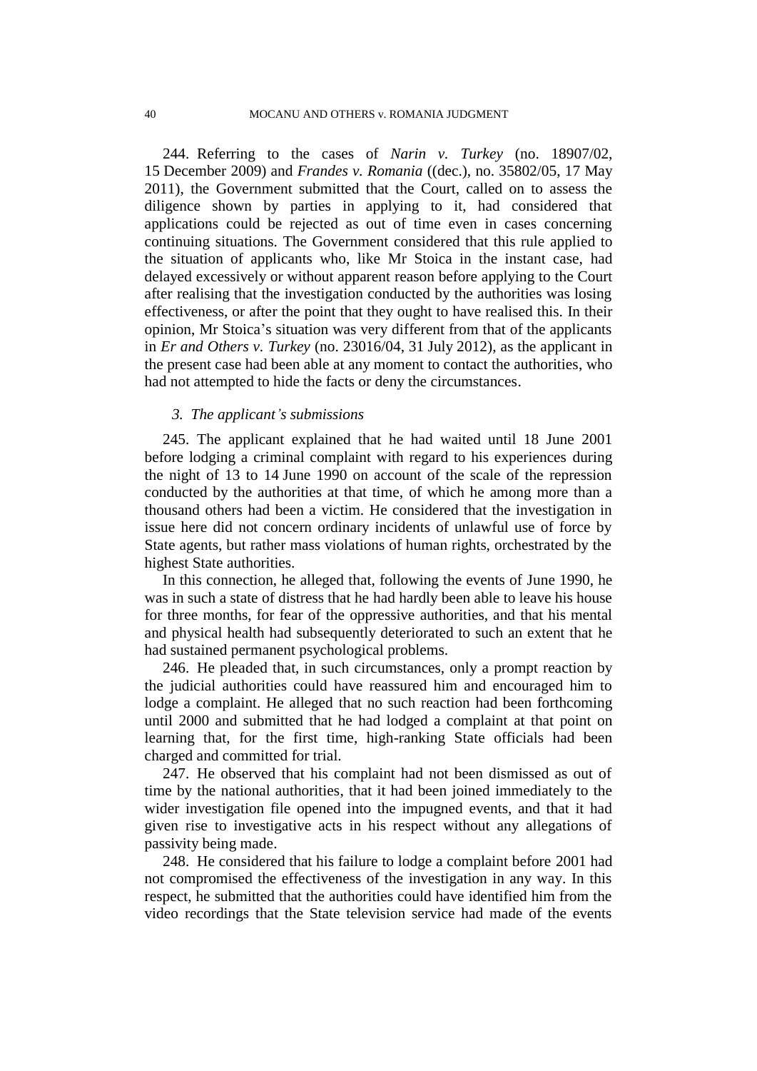244. Referring to the cases of *Narin v. Turkey* (no. 18907/02, 15 December 2009) and *Frandes v. Romania* ((dec.), no. 35802/05, 17 May 2011), the Government submitted that the Court, called on to assess the diligence shown by parties in applying to it, had considered that applications could be rejected as out of time even in cases concerning continuing situations. The Government considered that this rule applied to the situation of applicants who, like Mr Stoica in the instant case, had delayed excessively or without apparent reason before applying to the Court after realising that the investigation conducted by the authorities was losing effectiveness, or after the point that they ought to have realised this. In their opinion, Mr Stoica's situation was very different from that of the applicants in *Er and Others v. Turkey* (no. 23016/04, 31 July 2012), as the applicant in the present case had been able at any moment to contact the authorities, who had not attempted to hide the facts or deny the circumstances.

### *3. The applicant's submissions*

245. The applicant explained that he had waited until 18 June 2001 before lodging a criminal complaint with regard to his experiences during the night of 13 to 14 June 1990 on account of the scale of the repression conducted by the authorities at that time, of which he among more than a thousand others had been a victim. He considered that the investigation in issue here did not concern ordinary incidents of unlawful use of force by State agents, but rather mass violations of human rights, orchestrated by the highest State authorities.

In this connection, he alleged that, following the events of June 1990, he was in such a state of distress that he had hardly been able to leave his house for three months, for fear of the oppressive authorities, and that his mental and physical health had subsequently deteriorated to such an extent that he had sustained permanent psychological problems.

246. He pleaded that, in such circumstances, only a prompt reaction by the judicial authorities could have reassured him and encouraged him to lodge a complaint. He alleged that no such reaction had been forthcoming until 2000 and submitted that he had lodged a complaint at that point on learning that, for the first time, high-ranking State officials had been charged and committed for trial.

247. He observed that his complaint had not been dismissed as out of time by the national authorities, that it had been joined immediately to the wider investigation file opened into the impugned events, and that it had given rise to investigative acts in his respect without any allegations of passivity being made.

248. He considered that his failure to lodge a complaint before 2001 had not compromised the effectiveness of the investigation in any way. In this respect, he submitted that the authorities could have identified him from the video recordings that the State television service had made of the events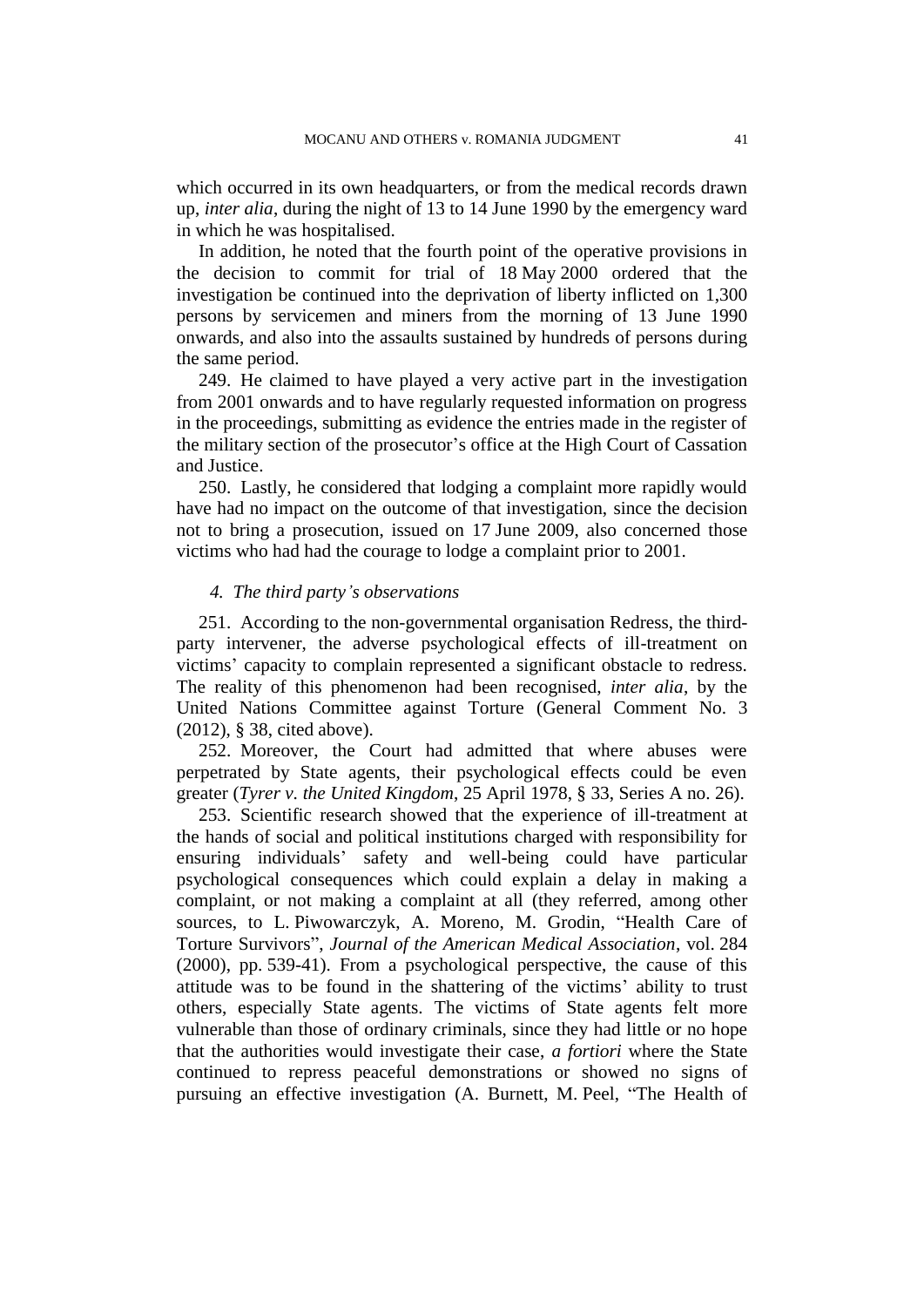which occurred in its own headquarters, or from the medical records drawn up, *inter alia*, during the night of 13 to 14 June 1990 by the emergency ward in which he was hospitalised.

In addition, he noted that the fourth point of the operative provisions in the decision to commit for trial of 18 May 2000 ordered that the investigation be continued into the deprivation of liberty inflicted on 1,300 persons by servicemen and miners from the morning of 13 June 1990 onwards, and also into the assaults sustained by hundreds of persons during the same period.

249. He claimed to have played a very active part in the investigation from 2001 onwards and to have regularly requested information on progress in the proceedings, submitting as evidence the entries made in the register of the military section of the prosecutor's office at the High Court of Cassation and Justice.

250. Lastly, he considered that lodging a complaint more rapidly would have had no impact on the outcome of that investigation, since the decision not to bring a prosecution, issued on 17 June 2009, also concerned those victims who had had the courage to lodge a complaint prior to 2001.

#### *4. The third party's observations*

251. According to the non-governmental organisation Redress, the third-party intervener, the adverse psychological effects of ill-treatment on victims' capacity to complain represented a significant obstacle to redress. The reality of this phenomenon had been recognised, *inter alia*, by the United Nations Committee against Torture (General Comment No. 3 (2012), § 38, cited above).

252. Moreover, the Court had admitted that where abuses were perpetrated by State agents, their psychological effects could be even greater (*Tyrer v. the United Kingdom*, 25 April 1978, § 33, Series A no. 26).

253. Scientific research showed that the experience of ill-treatment at the hands of social and political institutions charged with responsibility for ensuring individuals' safety and well-being could have particular psychological consequences which could explain a delay in making a complaint, or not making a complaint at all (they referred, among other sources, to L. Piwowarczyk, A. Moreno, M. Grodin, "Health Care of Torture Survivors", *Journal of the American Medical Association*, vol. 284 (2000), pp. 539-41). From a psychological perspective, the cause of this attitude was to be found in the shattering of the victims' ability to trust others, especially State agents. The victims of State agents felt more vulnerable than those of ordinary criminals, since they had little or no hope that the authorities would investigate their case, *a fortiori* where the State continued to repress peaceful demonstrations or showed no signs of pursuing an effective investigation (A. Burnett, M. Peel, "The Health of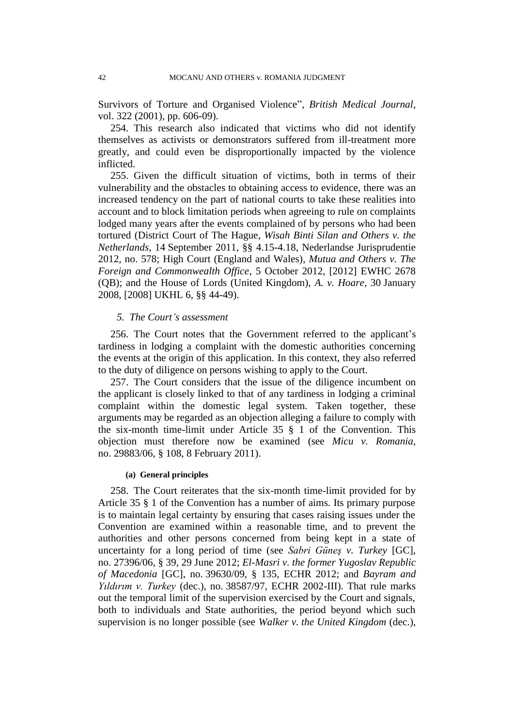Survivors of Torture and Organised Violence", *British Medical Journal*, vol. 322 (2001), pp. 606-09).

254. This research also indicated that victims who did not identify themselves as activists or demonstrators suffered from ill-treatment more greatly, and could even be disproportionally impacted by the violence inflicted.

255. Given the difficult situation of victims, both in terms of their vulnerability and the obstacles to obtaining access to evidence, there was an increased tendency on the part of national courts to take these realities into account and to block limitation periods when agreeing to rule on complaints lodged many years after the events complained of by persons who had been tortured (District Court of The Hague, *Wisah Binti Silan and Others v. the Netherlands*, 14 September 2011, §§ 4.15-4.18, Nederlandse Jurisprudentie 2012, no. 578; High Court (England and Wales), *Mutua and Others v. The Foreign and Commonwealth Office*, 5 October 2012, [2012] EWHC 2678 (QB); and the House of Lords (United Kingdom), *A. v. Hoare*, 30 January 2008, [2008] UKHL 6, §§ 44-49).

### *5. The Court's assessment*

256. The Court notes that the Government referred to the applicant's tardiness in lodging a complaint with the domestic authorities concerning the events at the origin of this application. In this context, they also referred to the duty of diligence on persons wishing to apply to the Court.

257. The Court considers that the issue of the diligence incumbent on the applicant is closely linked to that of any tardiness in lodging a criminal complaint within the domestic legal system. Taken together, these arguments may be regarded as an objection alleging a failure to comply with the six-month time-limit under Article 35 § 1 of the Convention. This objection must therefore now be examined (see *Micu v. Romania*, no. 29883/06, § 108, 8 February 2011).

#### **(a) General principles**

258. The Court reiterates that the six-month time-limit provided for by Article 35 § 1 of the Convention has a number of aims. Its primary purpose is to maintain legal certainty by ensuring that cases raising issues under the Convention are examined within a reasonable time, and to prevent the authorities and other persons concerned from being kept in a state of uncertainty for a long period of time (see *Sabri Güneş v. Turkey* [GC], no. 27396/06, § 39, 29 June 2012; *El-Masri v. the former Yugoslav Republic of Macedonia* [GC], no. 39630/09, § 135, ECHR 2012; and *Bayram and Yıldırım v. Turkey* (dec.), no. 38587/97, ECHR 2002-III). That rule marks out the temporal limit of the supervision exercised by the Court and signals, both to individuals and State authorities, the period beyond which such supervision is no longer possible (see *Walker v. the United Kingdom* (dec.),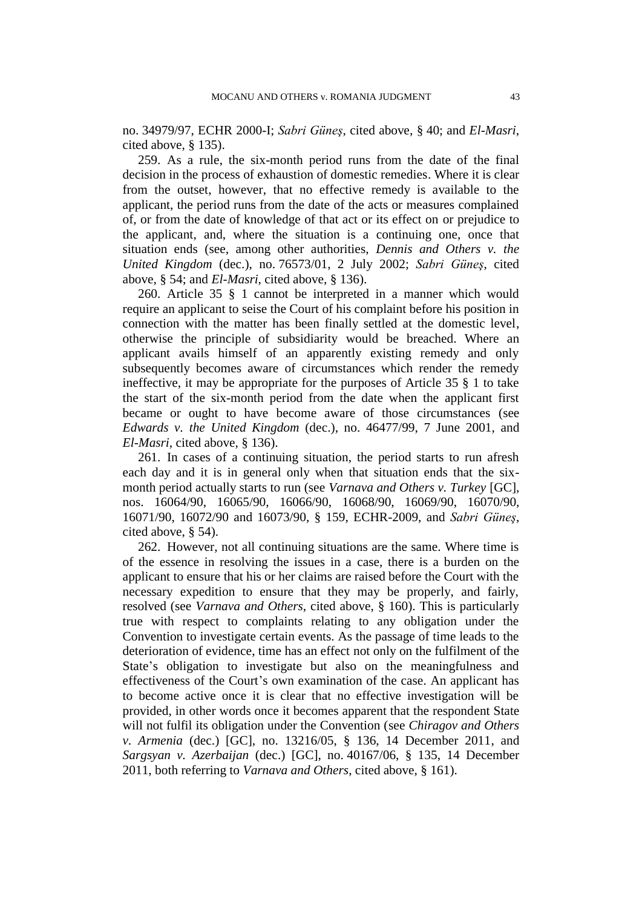no. 34979/97, ECHR 2000-I; *Sabri Güneş*, cited above, § 40; and *El-Masri*, cited above, § 135).

259. As a rule, the six-month period runs from the date of the final decision in the process of exhaustion of domestic remedies. Where it is clear from the outset, however, that no effective remedy is available to the applicant, the period runs from the date of the acts or measures complained of, or from the date of knowledge of that act or its effect on or prejudice to the applicant, and, where the situation is a continuing one, once that situation ends (see, among other authorities, *Dennis and Others v. the United Kingdom* (dec.), no. 76573/01, 2 July 2002; *Sabri Güneş*, cited above, § 54; and *El-Masri*, cited above, § 136).

260. Article 35 § 1 cannot be interpreted in a manner which would require an applicant to seise the Court of his complaint before his position in connection with the matter has been finally settled at the domestic level, otherwise the principle of subsidiarity would be breached. Where an applicant avails himself of an apparently existing remedy and only subsequently becomes aware of circumstances which render the remedy ineffective, it may be appropriate for the purposes of Article 35 § 1 to take the start of the six-month period from the date when the applicant first became or ought to have become aware of those circumstances (see *Edwards v. the United Kingdom* (dec.), no. 46477/99, 7 June 2001, and *El-Masri*, cited above, § 136).

261. In cases of a continuing situation, the period starts to run afresh each day and it is in general only when that situation ends that the six-month period actually starts to run (see *Varnava and Others v. Turkey* [GC], nos. 16064/90, 16065/90, 16066/90, 16068/90, 16069/90, 16070/90, 16071/90, 16072/90 and 16073/90, § 159, ECHR-2009, and *Sabri Güneş*, cited above, § 54).

262. However, not all continuing situations are the same. Where time is of the essence in resolving the issues in a case, there is a burden on the applicant to ensure that his or her claims are raised before the Court with the necessary expedition to ensure that they may be properly, and fairly, resolved (see *Varnava and Others*, cited above, § 160). This is particularly true with respect to complaints relating to any obligation under the Convention to investigate certain events. As the passage of time leads to the deterioration of evidence, time has an effect not only on the fulfilment of the State's obligation to investigate but also on the meaningfulness and effectiveness of the Court's own examination of the case. An applicant has to become active once it is clear that no effective investigation will be provided, in other words once it becomes apparent that the respondent State will not fulfil its obligation under the Convention (see *Chiragov and Others v. Armenia* (dec.) [GC], no. 13216/05, § 136, 14 December 2011, and *Sargsyan v. Azerbaijan* (dec.) [GC], no. 40167/06, § 135, 14 December 2011, both referring to *Varnava and Others*, cited above, § 161).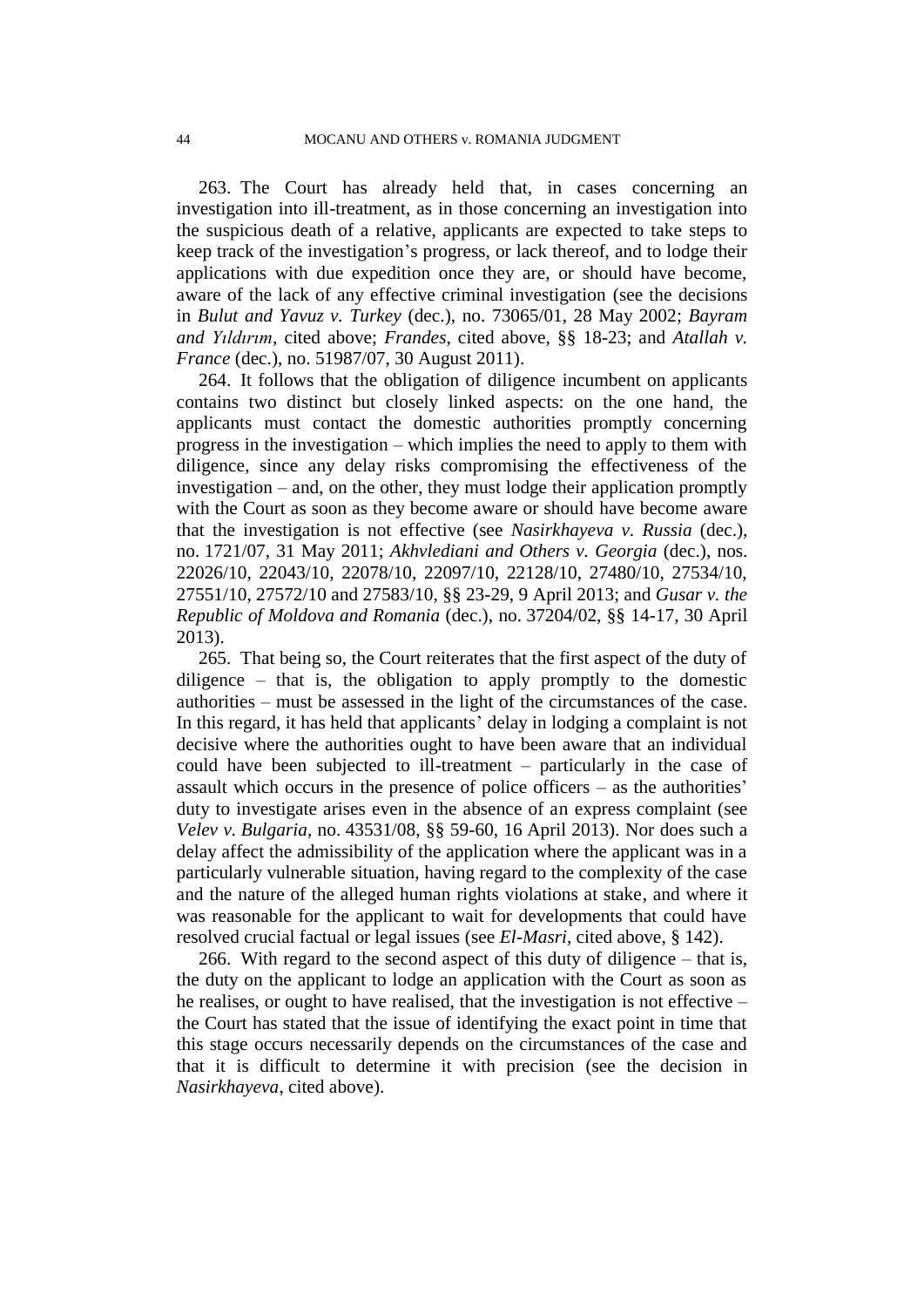263. The Court has already held that, in cases concerning an investigation into ill-treatment, as in those concerning an investigation into the suspicious death of a relative, applicants are expected to take steps to keep track of the investigation's progress, or lack thereof, and to lodge their applications with due expedition once they are, or should have become, aware of the lack of any effective criminal investigation (see the decisions in *Bulut and Yavuz v. Turkey* (dec.), no. 73065/01, 28 May 2002; *Bayram and Yıldırım*, cited above; *Frandes*, cited above, §§ 18-23; and *Atallah v. France* (dec.), no. 51987/07, 30 August 2011).

264. It follows that the obligation of diligence incumbent on applicants contains two distinct but closely linked aspects: on the one hand, the applicants must contact the domestic authorities promptly concerning progress in the investigation – which implies the need to apply to them with diligence, since any delay risks compromising the effectiveness of the investigation – and, on the other, they must lodge their application promptly with the Court as soon as they become aware or should have become aware that the investigation is not effective (see *Nasirkhayeva v. Russia* (dec.), no. 1721/07, 31 May 2011; *Akhvlediani and Others v. Georgia* (dec.), nos. 22026/10, 22043/10, 22078/10, 22097/10, 22128/10, 27480/10, 27534/10, 27551/10, 27572/10 and 27583/10, §§ 23-29, 9 April 2013; and *Gusar v. the Republic of Moldova and Romania* (dec.), no. 37204/02, §§ 14-17, 30 April 2013).

265. That being so, the Court reiterates that the first aspect of the duty of diligence – that is, the obligation to apply promptly to the domestic authorities – must be assessed in the light of the circumstances of the case. In this regard, it has held that applicants' delay in lodging a complaint is not decisive where the authorities ought to have been aware that an individual could have been subjected to ill-treatment – particularly in the case of assault which occurs in the presence of police officers – as the authorities' duty to investigate arises even in the absence of an express complaint (see *Velev v. Bulgaria*, no. 43531/08, §§ 59-60, 16 April 2013). Nor does such a delay affect the admissibility of the application where the applicant was in a particularly vulnerable situation, having regard to the complexity of the case and the nature of the alleged human rights violations at stake, and where it was reasonable for the applicant to wait for developments that could have resolved crucial factual or legal issues (see *El-Masri*, cited above, § 142).

266. With regard to the second aspect of this duty of diligence – that is, the duty on the applicant to lodge an application with the Court as soon as he realises, or ought to have realised, that the investigation is not effective – the Court has stated that the issue of identifying the exact point in time that this stage occurs necessarily depends on the circumstances of the case and that it is difficult to determine it with precision (see the decision in *Nasirkhayeva*, cited above).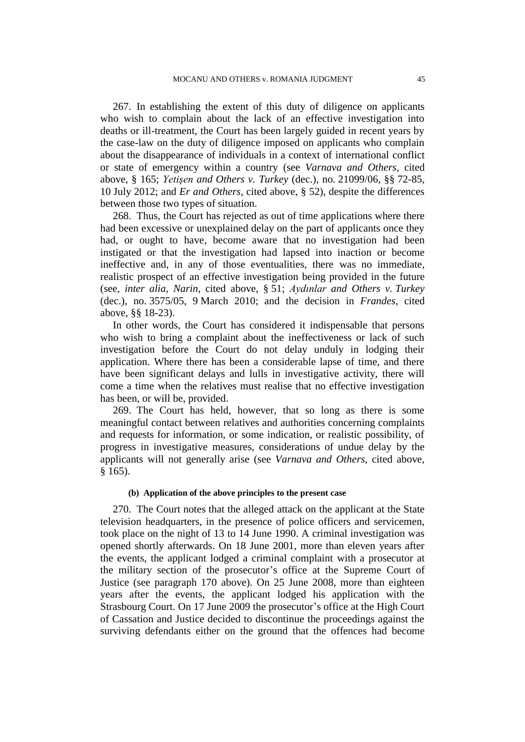267. In establishing the extent of this duty of diligence on applicants who wish to complain about the lack of an effective investigation into deaths or ill-treatment, the Court has been largely guided in recent years by the case-law on the duty of diligence imposed on applicants who complain about the disappearance of individuals in a context of international conflict or state of emergency within a country (see *Varnava and Others*, cited above, § 165; *Yetişen and Others v. Turkey* (dec.), no. 21099/06, §§ 72-85, 10 July 2012; and *Er and Others*, cited above, § 52), despite the differences between those two types of situation.

268. Thus, the Court has rejected as out of time applications where there had been excessive or unexplained delay on the part of applicants once they had, or ought to have, become aware that no investigation had been instigated or that the investigation had lapsed into inaction or become ineffective and, in any of those eventualities, there was no immediate, realistic prospect of an effective investigation being provided in the future (see, *inter alia*, *Narin*, cited above, § 51; *Aydınlar and Others v. Turkey* (dec.), no. 3575/05, 9 March 2010; and the decision in *Frandes*, cited above, §§ 18-23).

In other words, the Court has considered it indispensable that persons who wish to bring a complaint about the ineffectiveness or lack of such investigation before the Court do not delay unduly in lodging their application. Where there has been a considerable lapse of time, and there have been significant delays and lulls in investigative activity, there will come a time when the relatives must realise that no effective investigation has been, or will be, provided.

269. The Court has held, however, that so long as there is some meaningful contact between relatives and authorities concerning complaints and requests for information, or some indication, or realistic possibility, of progress in investigative measures, considerations of undue delay by the applicants will not generally arise (see *Varnava and Others*, cited above, § 165).

#### (b) Application of the above principles to the present case

270. The Court notes that the alleged attack on the applicant at the State television headquarters, in the presence of police officers and servicemen, took place on the night of 13 to 14 June 1990. A criminal investigation was opened shortly afterwards. On 18 June 2001, more than eleven years after the events, the applicant lodged a criminal complaint with a prosecutor at the military section of the prosecutor's office at the Supreme Court of Justice (see paragraph 170 above). On 25 June 2008, more than eighteen years after the events, the applicant lodged his application with the Strasbourg Court. On 17 June 2009 the prosecutor's office at the High Court of Cassation and Justice decided to discontinue the proceedings against the surviving defendants either on the ground that the offences had become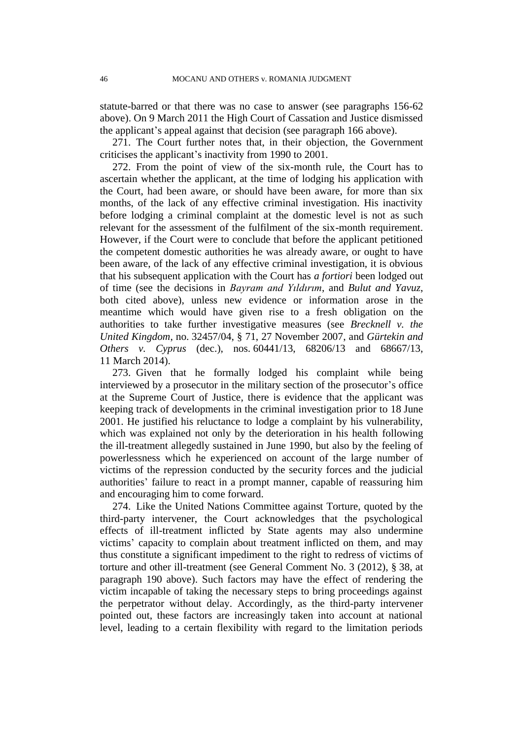statute-barred or that there was no case to answer (see paragraphs 156-62 above). On 9 March 2011 the High Court of Cassation and Justice dismissed the applicant's appeal against that decision (see paragraph 166 above).

271. The Court further notes that, in their objection, the Government criticises the applicant's inactivity from 1990 to 2001.

272. From the point of view of the six-month rule, the Court has to ascertain whether the applicant, at the time of lodging his application with the Court, had been aware, or should have been aware, for more than six months, of the lack of any effective criminal investigation. His inactivity before lodging a criminal complaint at the domestic level is not as such relevant for the assessment of the fulfilment of the six-month requirement. However, if the Court were to conclude that before the applicant petitioned the competent domestic authorities he was already aware, or ought to have been aware, of the lack of any effective criminal investigation, it is obvious that his subsequent application with the Court has *a fortiori* been lodged out of time (see the decisions in *Bayram and Yıldırım*, and *Bulut and Yavuz*, both cited above), unless new evidence or information arose in the meantime which would have given rise to a fresh obligation on the authorities to take further investigative measures (see *Brecknell v. the United Kingdom*, no. 32457/04, § 71, 27 November 2007, and *Gürtekin and Others v. Cyprus* (dec.), nos. 60441/13, 68206/13 and 68667/13, 11 March 2014).

273. Given that he formally lodged his complaint while being interviewed by a prosecutor in the military section of the prosecutor's office at the Supreme Court of Justice, there is evidence that the applicant was keeping track of developments in the criminal investigation prior to 18 June 2001. He justified his reluctance to lodge a complaint by his vulnerability, which was explained not only by the deterioration in his health following the ill-treatment allegedly sustained in June 1990, but also by the feeling of powerlessness which he experienced on account of the large number of victims of the repression conducted by the security forces and the judicial authorities' failure to react in a prompt manner, capable of reassuring him and encouraging him to come forward.

274. Like the United Nations Committee against Torture, quoted by the third-party intervener, the Court acknowledges that the psychological effects of ill-treatment inflicted by State agents may also undermine victims' capacity to complain about treatment inflicted on them, and may thus constitute a significant impediment to the right to redress of victims of torture and other ill-treatment (see General Comment No. 3 (2012), § 38, at paragraph 190 above). Such factors may have the effect of rendering the victim incapable of taking the necessary steps to bring proceedings against the perpetrator without delay. Accordingly, as the third-party intervener pointed out, these factors are increasingly taken into account at national level, leading to a certain flexibility with regard to the limitation periods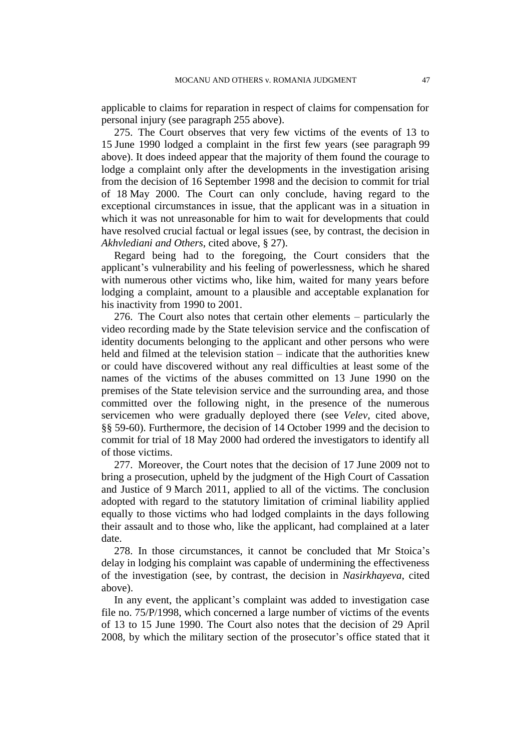applicable to claims for reparation in respect of claims for compensation for personal injury (see paragraph 255 above).

275. The Court observes that very few victims of the events of 13 to 15 June 1990 lodged a complaint in the first few years (see paragraph 99 above). It does indeed appear that the majority of them found the courage to lodge a complaint only after the developments in the investigation arising from the decision of 16 September 1998 and the decision to commit for trial of 18 May 2000. The Court can only conclude, having regard to the exceptional circumstances in issue, that the applicant was in a situation in which it was not unreasonable for him to wait for developments that could have resolved crucial factual or legal issues (see, by contrast, the decision in *Akhvlediani and Others*, cited above, § 27).

Regard being had to the foregoing, the Court considers that the applicant's vulnerability and his feeling of powerlessness, which he shared with numerous other victims who, like him, waited for many years before lodging a complaint, amount to a plausible and acceptable explanation for his inactivity from 1990 to 2001.

276. The Court also notes that certain other elements – particularly the video recording made by the State television service and the confiscation of identity documents belonging to the applicant and other persons who were held and filmed at the television station – indicate that the authorities knew or could have discovered without any real difficulties at least some of the names of the victims of the abuses committed on 13 June 1990 on the premises of the State television service and the surrounding area, and those committed over the following night, in the presence of the numerous servicemen who were gradually deployed there (see *Velev*, cited above, §§ 59-60). Furthermore, the decision of 14 October 1999 and the decision to commit for trial of 18 May 2000 had ordered the investigators to identify all of those victims.

277. Moreover, the Court notes that the decision of 17 June 2009 not to bring a prosecution, upheld by the judgment of the High Court of Cassation and Justice of 9 March 2011, applied to all of the victims. The conclusion adopted with regard to the statutory limitation of criminal liability applied equally to those victims who had lodged complaints in the days following their assault and to those who, like the applicant, had complained at a later date.

278. In those circumstances, it cannot be concluded that Mr Stoica's delay in lodging his complaint was capable of undermining the effectiveness of the investigation (see, by contrast, the decision in *Nasirkhayeva*, cited above).

In any event, the applicant's complaint was added to investigation case file no. 75/P/1998, which concerned a large number of victims of the events of 13 to 15 June 1990. The Court also notes that the decision of 29 April 2008, by which the military section of the prosecutor's office stated that it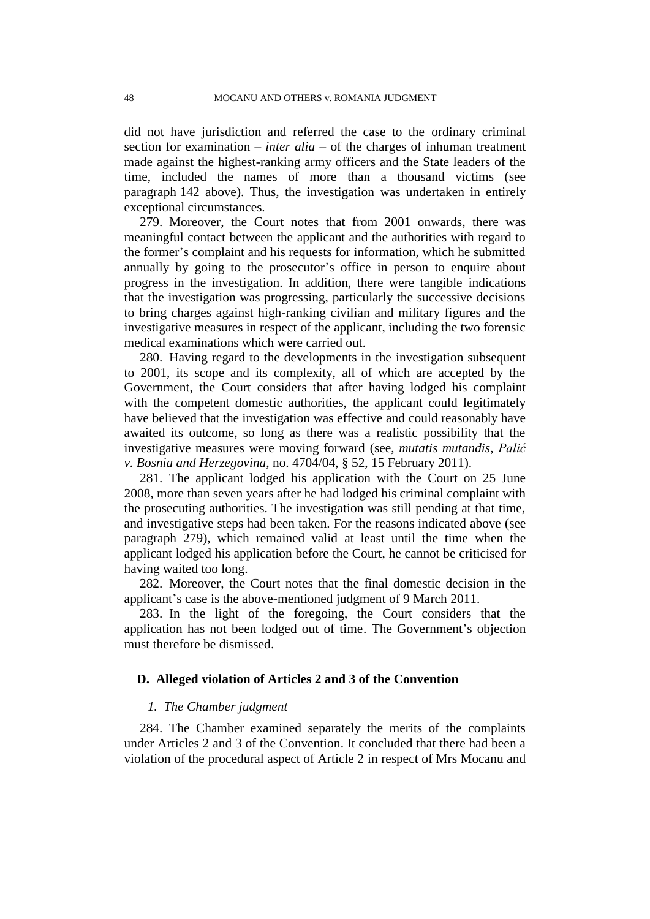did not have jurisdiction and referred the case to the ordinary criminal section for examination – *inter alia* – of the charges of inhuman treatment made against the highest-ranking army officers and the State leaders of the time, included the names of more than a thousand victims (see paragraph 142 above). Thus, the investigation was undertaken in entirely exceptional circumstances.

279. Moreover, the Court notes that from 2001 onwards, there was meaningful contact between the applicant and the authorities with regard to the former's complaint and his requests for information, which he submitted annually by going to the prosecutor's office in person to enquire about progress in the investigation. In addition, there were tangible indications that the investigation was progressing, particularly the successive decisions to bring charges against high-ranking civilian and military figures and the investigative measures in respect of the applicant, including the two forensic medical examinations which were carried out.

280. Having regard to the developments in the investigation subsequent to 2001, its scope and its complexity, all of which are accepted by the Government, the Court considers that after having lodged his complaint with the competent domestic authorities, the applicant could legitimately have believed that the investigation was effective and could reasonably have awaited its outcome, so long as there was a realistic possibility that the investigative measures were moving forward (see, *mutatis mutandis*, *Palić v. Bosnia and Herzegovina*, no. 4704/04, § 52, 15 February 2011).

281. The applicant lodged his application with the Court on 25 June 2008, more than seven years after he had lodged his criminal complaint with the prosecuting authorities. The investigation was still pending at that time, and investigative steps had been taken. For the reasons indicated above (see paragraph 279), which remained valid at least until the time when the applicant lodged his application before the Court, he cannot be criticised for having waited too long.

282. Moreover, the Court notes that the final domestic decision in the applicant's case is the above-mentioned judgment of 9 March 2011.

283. In the light of the foregoing, the Court considers that the application has not been lodged out of time. The Government's objection must therefore be dismissed.

## D. Alleged violation of Articles 2 and 3 of the Convention

### *1. The Chamber judgment*

284. The Chamber examined separately the merits of the complaints under Articles 2 and 3 of the Convention. It concluded that there had been a violation of the procedural aspect of Article 2 in respect of Mrs Mocanu and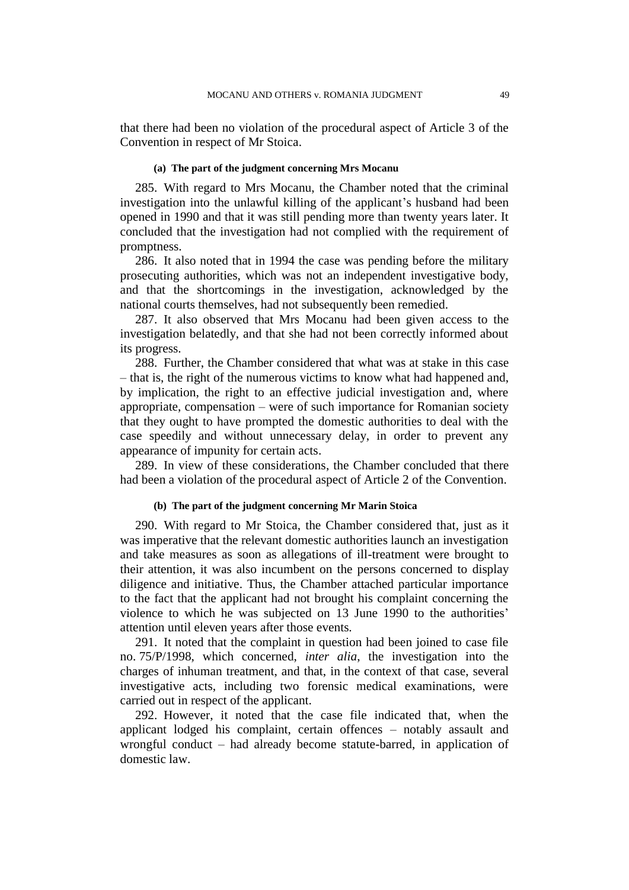that there had been no violation of the procedural aspect of Article 3 of the Convention in respect of Mr Stoica.

#### (a) The part of the judgment concerning Mrs Mocanu

285. With regard to Mrs Mocanu, the Chamber noted that the criminal investigation into the unlawful killing of the applicant's husband had been opened in 1990 and that it was still pending more than twenty years later. It concluded that the investigation had not complied with the requirement of promptness.

286. It also noted that in 1994 the case was pending before the military prosecuting authorities, which was not an independent investigative body, and that the shortcomings in the investigation, acknowledged by the national courts themselves, had not subsequently been remedied.

287. It also observed that Mrs Mocanu had been given access to the investigation belatedly, and that she had not been correctly informed about its progress.

288. Further, the Chamber considered that what was at stake in this case – that is, the right of the numerous victims to know what had happened and, by implication, the right to an effective judicial investigation and, where appropriate, compensation – were of such importance for Romanian society that they ought to have prompted the domestic authorities to deal with the case speedily and without unnecessary delay, in order to prevent any appearance of impunity for certain acts.

289. In view of these considerations, the Chamber concluded that there had been a violation of the procedural aspect of Article 2 of the Convention.

#### (b) The part of the judgment concerning Mr Marin Stoica

290. With regard to Mr Stoica, the Chamber considered that, just as it was imperative that the relevant domestic authorities launch an investigation and take measures as soon as allegations of ill-treatment were brought to their attention, it was also incumbent on the persons concerned to display diligence and initiative. Thus, the Chamber attached particular importance to the fact that the applicant had not brought his complaint concerning the violence to which he was subjected on 13 June 1990 to the authorities' attention until eleven years after those events.

291. It noted that the complaint in question had been joined to case file no. 75/P/1998, which concerned, *inter alia*, the investigation into the charges of inhuman treatment, and that, in the context of that case, several investigative acts, including two forensic medical examinations, were carried out in respect of the applicant.

292. However, it noted that the case file indicated that, when the applicant lodged his complaint, certain offences – notably assault and wrongful conduct – had already become statute-barred, in application of domestic law.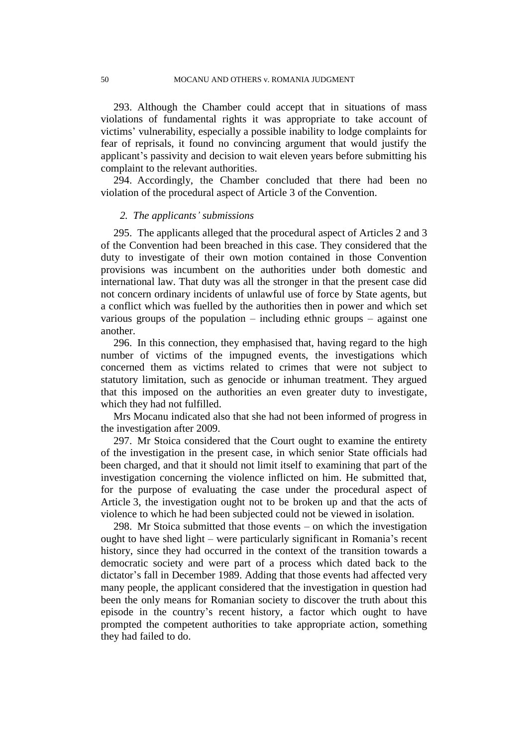293. Although the Chamber could accept that in situations of mass violations of fundamental rights it was appropriate to take account of victims' vulnerability, especially a possible inability to lodge complaints for fear of reprisals, it found no convincing argument that would justify the applicant's passivity and decision to wait eleven years before submitting his complaint to the relevant authorities.

294. Accordingly, the Chamber concluded that there had been no violation of the procedural aspect of Article 3 of the Convention.

### *2. The applicants' submissions*

295. The applicants alleged that the procedural aspect of Articles 2 and 3 of the Convention had been breached in this case. They considered that the duty to investigate of their own motion contained in those Convention provisions was incumbent on the authorities under both domestic and international law. That duty was all the stronger in that the present case did not concern ordinary incidents of unlawful use of force by State agents, but a conflict which was fuelled by the authorities then in power and which set various groups of the population – including ethnic groups – against one another.

296. In this connection, they emphasised that, having regard to the high number of victims of the impugned events, the investigations which concerned them as victims related to crimes that were not subject to statutory limitation, such as genocide or inhuman treatment. They argued that this imposed on the authorities an even greater duty to investigate, which they had not fulfilled.

Mrs Mocanu indicated also that she had not been informed of progress in the investigation after 2009.

297. Mr Stoica considered that the Court ought to examine the entirety of the investigation in the present case, in which senior State officials had been charged, and that it should not limit itself to examining that part of the investigation concerning the violence inflicted on him. He submitted that, for the purpose of evaluating the case under the procedural aspect of Article 3, the investigation ought not to be broken up and that the acts of violence to which he had been subjected could not be viewed in isolation.

298. Mr Stoica submitted that those events – on which the investigation ought to have shed light – were particularly significant in Romania's recent history, since they had occurred in the context of the transition towards a democratic society and were part of a process which dated back to the dictator's fall in December 1989. Adding that those events had affected very many people, the applicant considered that the investigation in question had been the only means for Romanian society to discover the truth about this episode in the country's recent history, a factor which ought to have prompted the competent authorities to take appropriate action, something they had failed to do.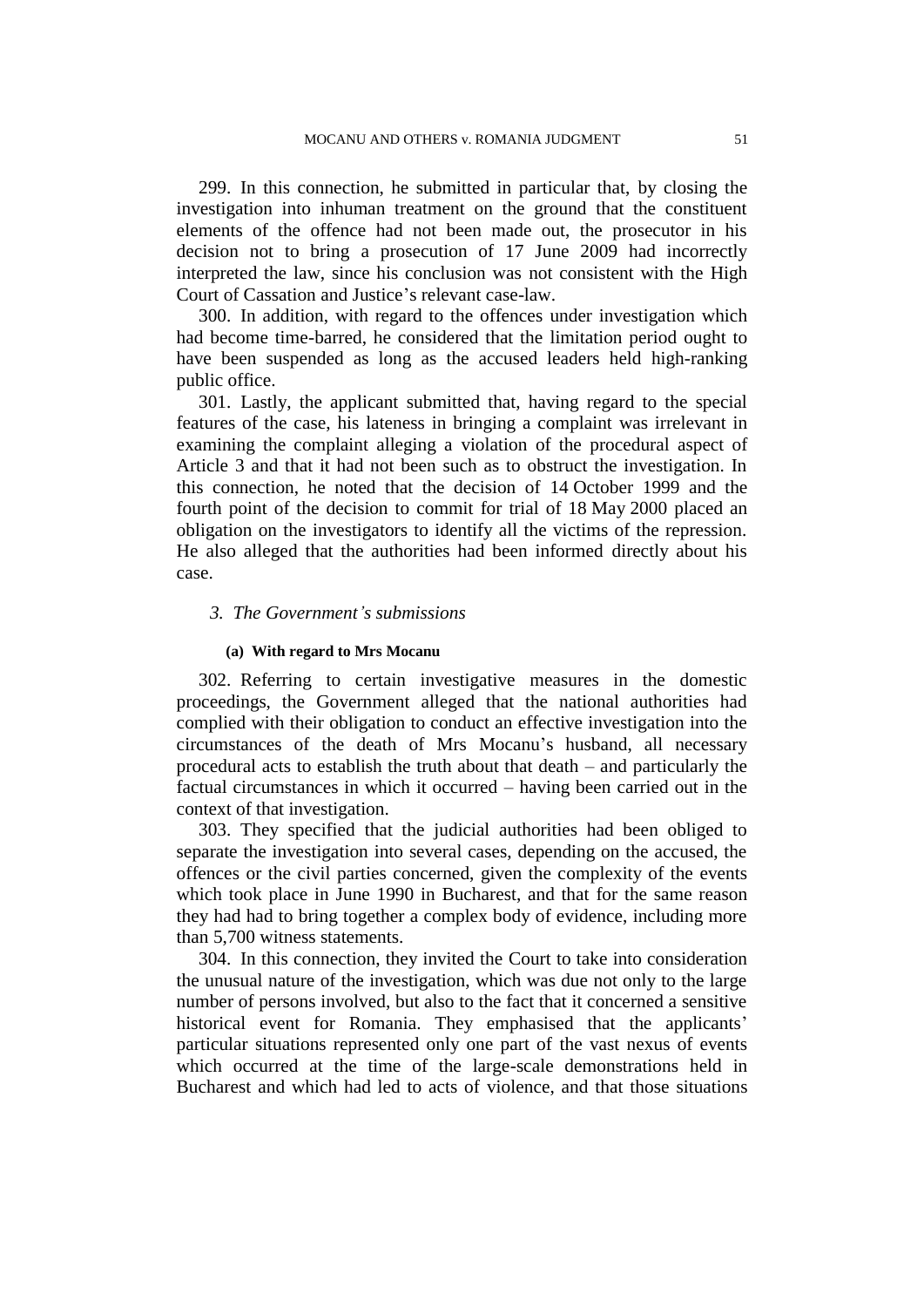299. In this connection, he submitted in particular that, by closing the investigation into inhuman treatment on the ground that the constituent elements of the offence had not been made out, the prosecutor in his decision not to bring a prosecution of 17 June 2009 had incorrectly interpreted the law, since his conclusion was not consistent with the High Court of Cassation and Justice's relevant case-law.

300. In addition, with regard to the offences under investigation which had become time-barred, he considered that the limitation period ought to have been suspended as long as the accused leaders held high-ranking public office.

301. Lastly, the applicant submitted that, having regard to the special features of the case, his lateness in bringing a complaint was irrelevant in examining the complaint alleging a violation of the procedural aspect of Article 3 and that it had not been such as to obstruct the investigation. In this connection, he noted that the decision of 14 October 1999 and the fourth point of the decision to commit for trial of 18 May 2000 placed an obligation on the investigators to identify all the victims of the repression. He also alleged that the authorities had been informed directly about his case.

### *3. The Government's submissions*

#### (a) With regard to Mrs Mocanu

302. Referring to certain investigative measures in the domestic proceedings, the Government alleged that the national authorities had complied with their obligation to conduct an effective investigation into the circumstances of the death of Mrs Mocanu's husband, all necessary procedural acts to establish the truth about that death – and particularly the factual circumstances in which it occurred – having been carried out in the context of that investigation.

303. They specified that the judicial authorities had been obliged to separate the investigation into several cases, depending on the accused, the offences or the civil parties concerned, given the complexity of the events which took place in June 1990 in Bucharest, and that for the same reason they had had to bring together a complex body of evidence, including more than 5,700 witness statements.

304. In this connection, they invited the Court to take into consideration the unusual nature of the investigation, which was due not only to the large number of persons involved, but also to the fact that it concerned a sensitive historical event for Romania. They emphasised that the applicants' particular situations represented only one part of the vast nexus of events which occurred at the time of the large-scale demonstrations held in Bucharest and which had led to acts of violence, and that those situations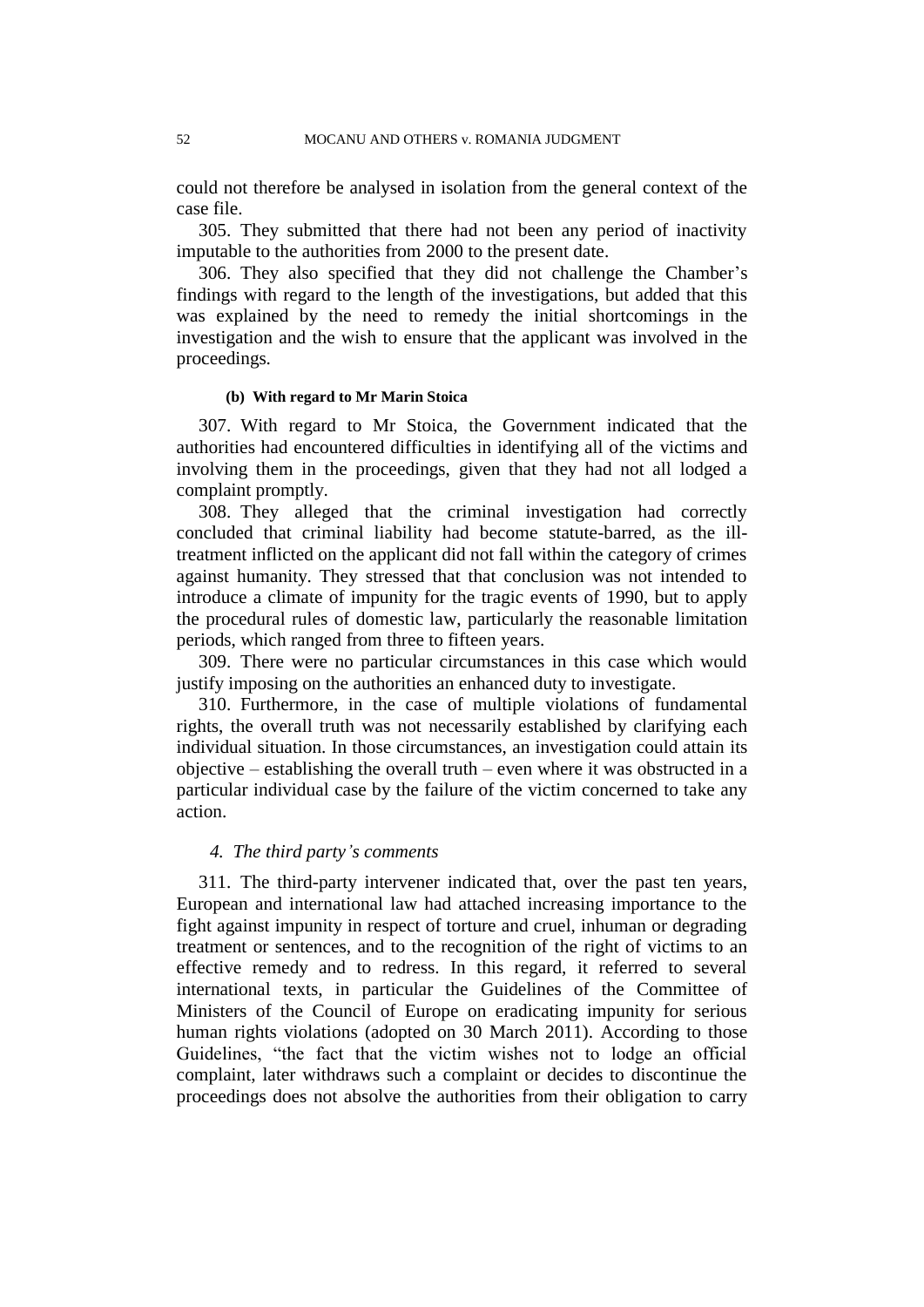could not therefore be analysed in isolation from the general context of the case file.

305. They submitted that there had not been any period of inactivity imputable to the authorities from 2000 to the present date.

306. They also specified that they did not challenge the Chamber's findings with regard to the length of the investigations, but added that this was explained by the need to remedy the initial shortcomings in the investigation and the wish to ensure that the applicant was involved in the proceedings.

##### (b) With regard to Mr Marin Stoica

307. With regard to Mr Stoica, the Government indicated that the authorities had encountered difficulties in identifying all of the victims and involving them in the proceedings, given that they had not all lodged a complaint promptly.

308. They alleged that the criminal investigation had correctly concluded that criminal liability had become statute-barred, as the ill-treatment inflicted on the applicant did not fall within the category of crimes against humanity. They stressed that that conclusion was not intended to introduce a climate of impunity for the tragic events of 1990, but to apply the procedural rules of domestic law, particularly the reasonable limitation periods, which ranged from three to fifteen years.

309. There were no particular circumstances in this case which would justify imposing on the authorities an enhanced duty to investigate.

310. Furthermore, in the case of multiple violations of fundamental rights, the overall truth was not necessarily established by clarifying each individual situation. In those circumstances, an investigation could attain its objective – establishing the overall truth – even where it was obstructed in a particular individual case by the failure of the victim concerned to take any action.

#### *4. The third party's comments*

311. The third-party intervener indicated that, over the past ten years, European and international law had attached increasing importance to the fight against impunity in respect of torture and cruel, inhuman or degrading treatment or sentences, and to the recognition of the right of victims to an effective remedy and to redress. In this regard, it referred to several international texts, in particular the Guidelines of the Committee of Ministers of the Council of Europe on eradicating impunity for serious human rights violations (adopted on 30 March 2011). According to those Guidelines, "the fact that the victim wishes not to lodge an official complaint, later withdraws such a complaint or decides to discontinue the proceedings does not absolve the authorities from their obligation to carry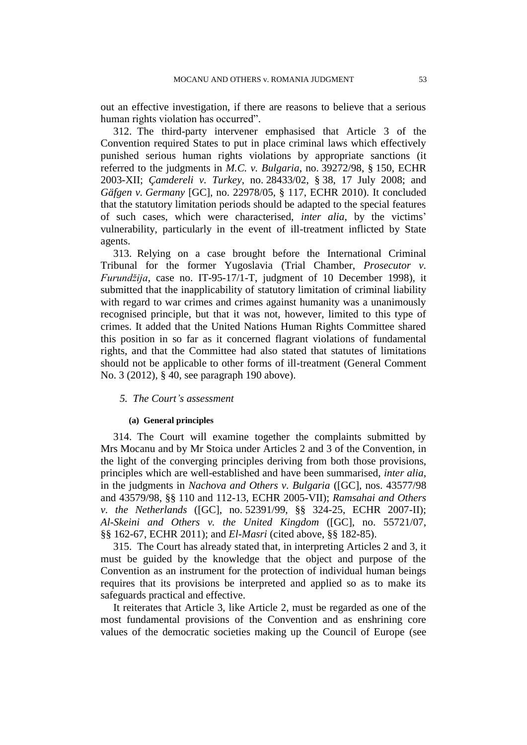out an effective investigation, if there are reasons to believe that a serious human rights violation has occurred".

312. The third-party intervener emphasised that Article 3 of the Convention required States to put in place criminal laws which effectively punished serious human rights violations by appropriate sanctions (it referred to the judgments in *M.C. v. Bulgaria*, no. 39272/98, § 150, ECHR 2003-XII; *Çamdereli v. Turkey*, no. 28433/02, § 38, 17 July 2008; and *Gäfgen v. Germany* [GC], no. 22978/05, § 117, ECHR 2010). It concluded that the statutory limitation periods should be adapted to the special features of such cases, which were characterised, *inter alia*, by the victims' vulnerability, particularly in the event of ill-treatment inflicted by State agents.

313. Relying on a case brought before the International Criminal Tribunal for the former Yugoslavia (Trial Chamber, *Prosecutor v. Furundžija*, case no. IT-95-17/1-T, judgment of 10 December 1998), it submitted that the inapplicability of statutory limitation of criminal liability with regard to war crimes and crimes against humanity was a unanimously recognised principle, but that it was not, however, limited to this type of crimes. It added that the United Nations Human Rights Committee shared this position in so far as it concerned flagrant violations of fundamental rights, and that the Committee had also stated that statutes of limitations should not be applicable to other forms of ill-treatment (General Comment No. 3 (2012), § 40, see paragraph 190 above).

### 5. *The Court's assessment*

#### (a) General principles

314. The Court will examine together the complaints submitted by Mrs Mocanu and by Mr Stoica under Articles 2 and 3 of the Convention, in the light of the converging principles deriving from both those provisions, principles which are well-established and have been summarised, *inter alia*, in the judgments in *Nachova and Others v. Bulgaria* ([GC], nos. 43577/98 and 43579/98, §§ 110 and 112-13, ECHR 2005-VII); *Ramsahai and Others v. the Netherlands* ([GC], no. 52391/99, §§ 324-25, ECHR 2007-II); *Al-Skeini and Others v. the United Kingdom* ([GC], no. 55721/07, §§ 162-67, ECHR 2011); and *El-Masri* (cited above, §§ 182-85).

315. The Court has already stated that, in interpreting Articles 2 and 3, it must be guided by the knowledge that the object and purpose of the Convention as an instrument for the protection of individual human beings requires that its provisions be interpreted and applied so as to make its safeguards practical and effective.

It reiterates that Article 3, like Article 2, must be regarded as one of the most fundamental provisions of the Convention and as enshrining core values of the democratic societies making up the Council of Europe (see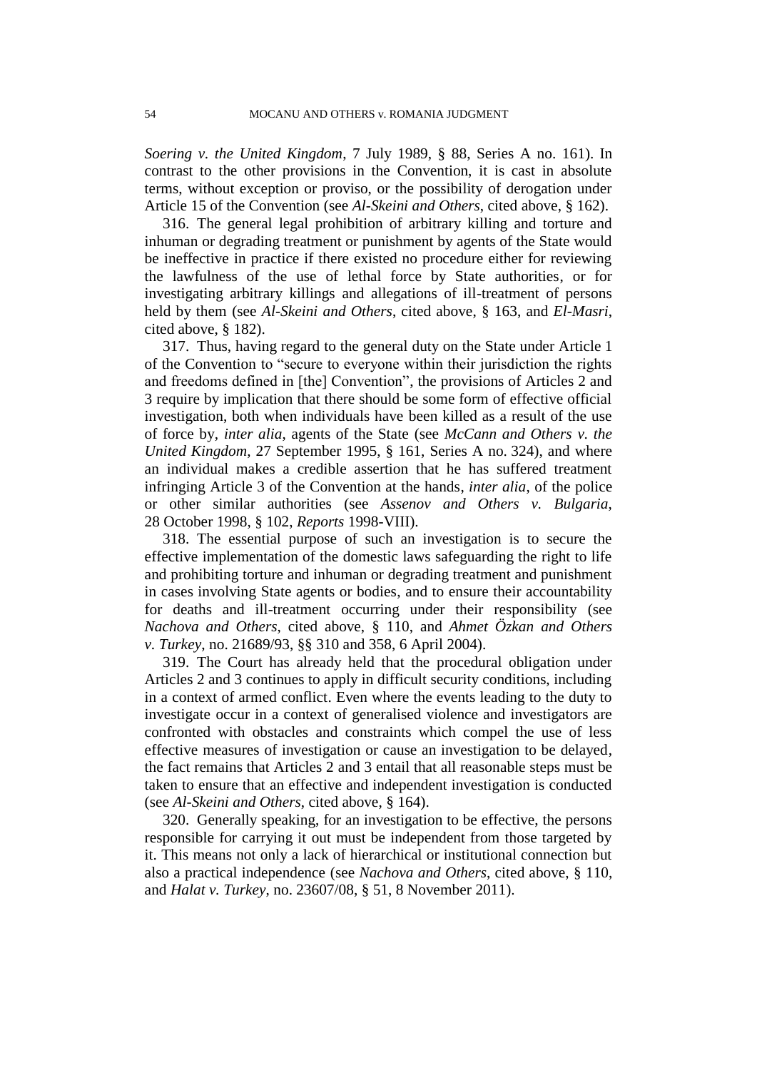*Soering v. the United Kingdom*, 7 July 1989, § 88, Series A no. 161). In contrast to the other provisions in the Convention, it is cast in absolute terms, without exception or proviso, or the possibility of derogation under Article 15 of the Convention (see *Al-Skeini and Others*, cited above, § 162).

316. The general legal prohibition of arbitrary killing and torture and inhuman or degrading treatment or punishment by agents of the State would be ineffective in practice if there existed no procedure either for reviewing the lawfulness of the use of lethal force by State authorities, or for investigating arbitrary killings and allegations of ill-treatment of persons held by them (see *Al-Skeini and Others*, cited above, § 163, and *El-Masri*, cited above, § 182).

317. Thus, having regard to the general duty on the State under Article 1 of the Convention to "secure to everyone within their jurisdiction the rights and freedoms defined in [the] Convention", the provisions of Articles 2 and 3 require by implication that there should be some form of effective official investigation, both when individuals have been killed as a result of the use of force by, *inter alia*, agents of the State (see *McCann and Others v. the United Kingdom*, 27 September 1995, § 161, Series A no. 324), and where an individual makes a credible assertion that he has suffered treatment infringing Article 3 of the Convention at the hands, *inter alia*, of the police or other similar authorities (see *Assenov and Others v. Bulgaria*, 28 October 1998, § 102, *Reports* 1998-VIII).

318. The essential purpose of such an investigation is to secure the effective implementation of the domestic laws safeguarding the right to life and prohibiting torture and inhuman or degrading treatment and punishment in cases involving State agents or bodies, and to ensure their accountability for deaths and ill-treatment occurring under their responsibility (see *Nachova and Others*, cited above, § 110, and *Ahmet Özkan and Others v. Turkey*, no. 21689/93, §§ 310 and 358, 6 April 2004).

319. The Court has already held that the procedural obligation under Articles 2 and 3 continues to apply in difficult security conditions, including in a context of armed conflict. Even where the events leading to the duty to investigate occur in a context of generalised violence and investigators are confronted with obstacles and constraints which compel the use of less effective measures of investigation or cause an investigation to be delayed, the fact remains that Articles 2 and 3 entail that all reasonable steps must be taken to ensure that an effective and independent investigation is conducted (see *Al-Skeini and Others*, cited above, § 164).

320. Generally speaking, for an investigation to be effective, the persons responsible for carrying it out must be independent from those targeted by it. This means not only a lack of hierarchical or institutional connection but also a practical independence (see *Nachova and Others*, cited above, § 110, and *Halat v. Turkey*, no. 23607/08, § 51, 8 November 2011).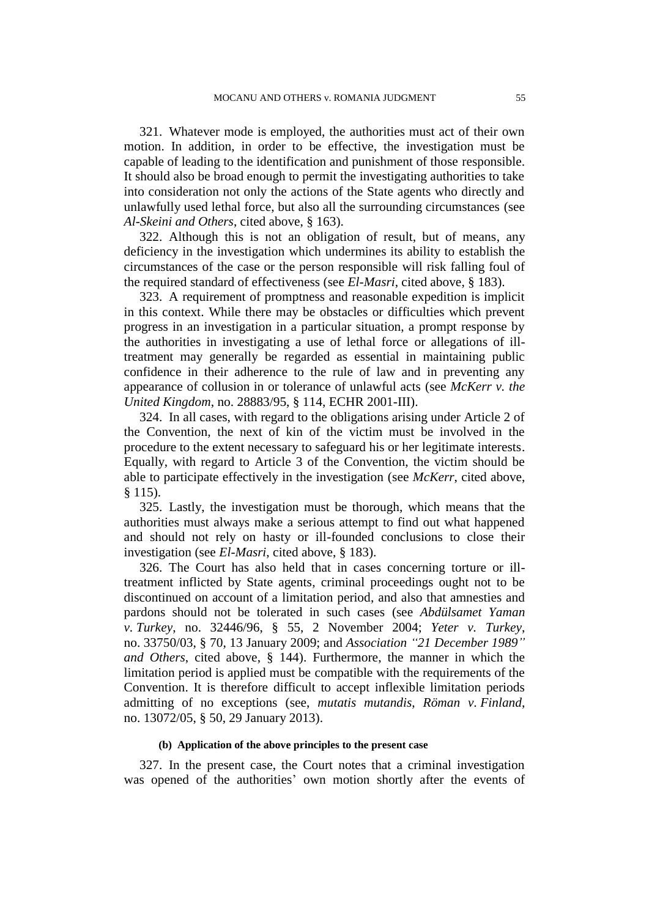321. Whatever mode is employed, the authorities must act of their own motion. In addition, in order to be effective, the investigation must be capable of leading to the identification and punishment of those responsible. It should also be broad enough to permit the investigating authorities to take into consideration not only the actions of the State agents who directly and unlawfully used lethal force, but also all the surrounding circumstances (see *Al-Skeini and Others*, cited above, § 163).

322. Although this is not an obligation of result, but of means, any deficiency in the investigation which undermines its ability to establish the circumstances of the case or the person responsible will risk falling foul of the required standard of effectiveness (see *El-Masri*, cited above, § 183).

323. A requirement of promptness and reasonable expedition is implicit in this context. While there may be obstacles or difficulties which prevent progress in an investigation in a particular situation, a prompt response by the authorities in investigating a use of lethal force or allegations of ill-treatment may generally be regarded as essential in maintaining public confidence in their adherence to the rule of law and in preventing any appearance of collusion in or tolerance of unlawful acts (see *McKerr v. the United Kingdom*, no. 28883/95, § 114, ECHR 2001-III).

324. In all cases, with regard to the obligations arising under Article 2 of the Convention, the next of kin of the victim must be involved in the procedure to the extent necessary to safeguard his or her legitimate interests. Equally, with regard to Article 3 of the Convention, the victim should be able to participate effectively in the investigation (see *McKerr*, cited above, § 115).

325. Lastly, the investigation must be thorough, which means that the authorities must always make a serious attempt to find out what happened and should not rely on hasty or ill-founded conclusions to close their investigation (see *El-Masri*, cited above, § 183).

326. The Court has also held that in cases concerning torture or ill-treatment inflicted by State agents, criminal proceedings ought not to be discontinued on account of a limitation period, and also that amnesties and pardons should not be tolerated in such cases (see *Abdülsamet Yaman v. Turkey*, no. 32446/96, § 55, 2 November 2004; *Yeter v. Turkey*, no. 33750/03, § 70, 13 January 2009; and *Association "21 December 1989" and Others*, cited above, § 144). Furthermore, the manner in which the limitation period is applied must be compatible with the requirements of the Convention. It is therefore difficult to accept inflexible limitation periods admitting of no exceptions (see, *mutatis mutandis*, *Röman v. Finland*, no. 13072/05, § 50, 29 January 2013).

#### (b) Application of the above principles to the present case

327. In the present case, the Court notes that a criminal investigation was opened of the authorities' own motion shortly after the events of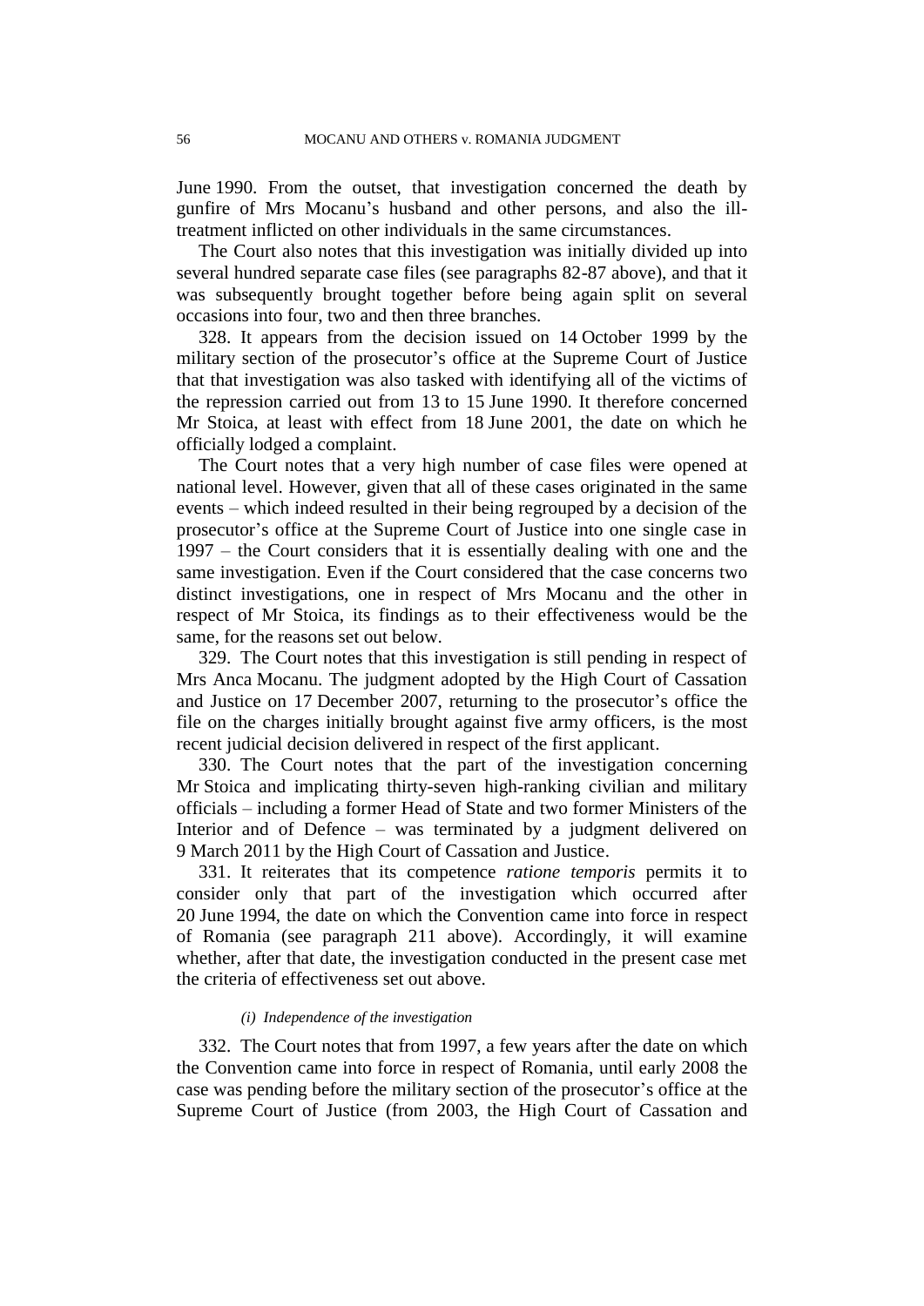June 1990. From the outset, that investigation concerned the death by gunfire of Mrs Mocanu's husband and other persons, and also the ill-treatment inflicted on other individuals in the same circumstances.

The Court also notes that this investigation was initially divided up into several hundred separate case files (see paragraphs 82-87 above), and that it was subsequently brought together before being again split on several occasions into four, two and then three branches.

328. It appears from the decision issued on 14 October 1999 by the military section of the prosecutor's office at the Supreme Court of Justice that that investigation was also tasked with identifying all of the victims of the repression carried out from 13 to 15 June 1990. It therefore concerned Mr Stoica, at least with effect from 18 June 2001, the date on which he officially lodged a complaint.

The Court notes that a very high number of case files were opened at national level. However, given that all of these cases originated in the same events – which indeed resulted in their being regrouped by a decision of the prosecutor's office at the Supreme Court of Justice into one single case in 1997 – the Court considers that it is essentially dealing with one and the same investigation. Even if the Court considered that the case concerns two distinct investigations, one in respect of Mrs Mocanu and the other in respect of Mr Stoica, its findings as to their effectiveness would be the same, for the reasons set out below.

329. The Court notes that this investigation is still pending in respect of Mrs Anca Mocanu. The judgment adopted by the High Court of Cassation and Justice on 17 December 2007, returning to the prosecutor's office the file on the charges initially brought against five army officers, is the most recent judicial decision delivered in respect of the first applicant.

330. The Court notes that the part of the investigation concerning Mr Stoica and implicating thirty-seven high-ranking civilian and military officials – including a former Head of State and two former Ministers of the Interior and of Defence – was terminated by a judgment delivered on 9 March 2011 by the High Court of Cassation and Justice.

331. It reiterates that its competence *ratione temporis* permits it to consider only that part of the investigation which occurred after 20 June 1994, the date on which the Convention came into force in respect of Romania (see paragraph 211 above). Accordingly, it will examine whether, after that date, the investigation conducted in the present case met the criteria of effectiveness set out above.

*(i) Independence of the investigation*

332. The Court notes that from 1997, a few years after the date on which the Convention came into force in respect of Romania, until early 2008 the case was pending before the military section of the prosecutor's office at the Supreme Court of Justice (from 2003, the High Court of Cassation and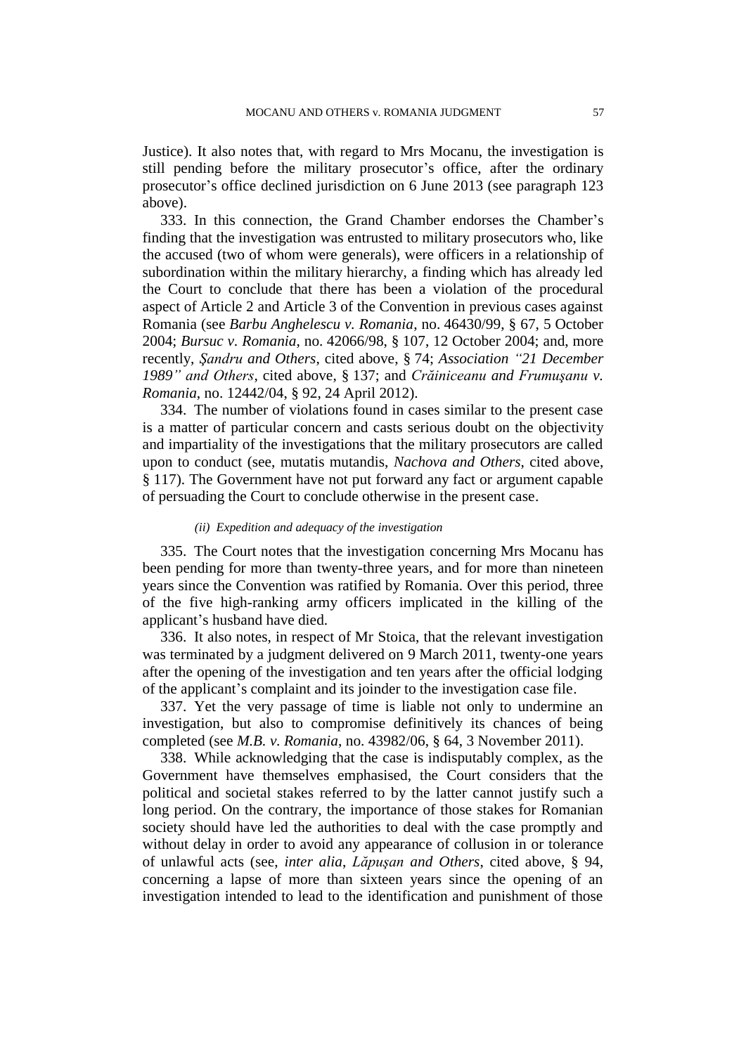Justice). It also notes that, with regard to Mrs Mocanu, the investigation is still pending before the military prosecutor's office, after the ordinary prosecutor's office declined jurisdiction on 6 June 2013 (see paragraph 123 above).

333. In this connection, the Grand Chamber endorses the Chamber's finding that the investigation was entrusted to military prosecutors who, like the accused (two of whom were generals), were officers in a relationship of subordination within the military hierarchy, a finding which has already led the Court to conclude that there has been a violation of the procedural aspect of Article 2 and Article 3 of the Convention in previous cases against Romania (see *Barbu Anghelescu v. Romania*, no. 46430/99, § 67, 5 October 2004; *Bursuc v. Romania*, no. 42066/98, § 107, 12 October 2004; and, more recently, *Şandru and Others*, cited above, § 74; *Association "21 December 1989" and Others*, cited above, § 137; and *Crăiniceanu and Frumuşanu v. Romania*, no. 12442/04, § 92, 24 April 2012).

334. The number of violations found in cases similar to the present case is a matter of particular concern and casts serious doubt on the objectivity and impartiality of the investigations that the military prosecutors are called upon to conduct (see, mutatis mutandis, *Nachova and Others*, cited above, § 117). The Government have not put forward any fact or argument capable of persuading the Court to conclude otherwise in the present case.

*(ii) Expedition and adequacy of the investigation*

335. The Court notes that the investigation concerning Mrs Mocanu has been pending for more than twenty-three years, and for more than nineteen years since the Convention was ratified by Romania. Over this period, three of the five high-ranking army officers implicated in the killing of the applicant's husband have died.

336. It also notes, in respect of Mr Stoica, that the relevant investigation was terminated by a judgment delivered on 9 March 2011, twenty-one years after the opening of the investigation and ten years after the official lodging of the applicant's complaint and its joinder to the investigation case file.

337. Yet the very passage of time is liable not only to undermine an investigation, but also to compromise definitively its chances of being completed (see *M.B. v. Romania*, no. 43982/06, § 64, 3 November 2011).

338. While acknowledging that the case is indisputably complex, as the Government have themselves emphasised, the Court considers that the political and societal stakes referred to by the latter cannot justify such a long period. On the contrary, the importance of those stakes for Romanian society should have led the authorities to deal with the case promptly and without delay in order to avoid any appearance of collusion in or tolerance of unlawful acts (see, *inter alia*, *Lăpuşan and Others*, cited above, § 94, concerning a lapse of more than sixteen years since the opening of an investigation intended to lead to the identification and punishment of those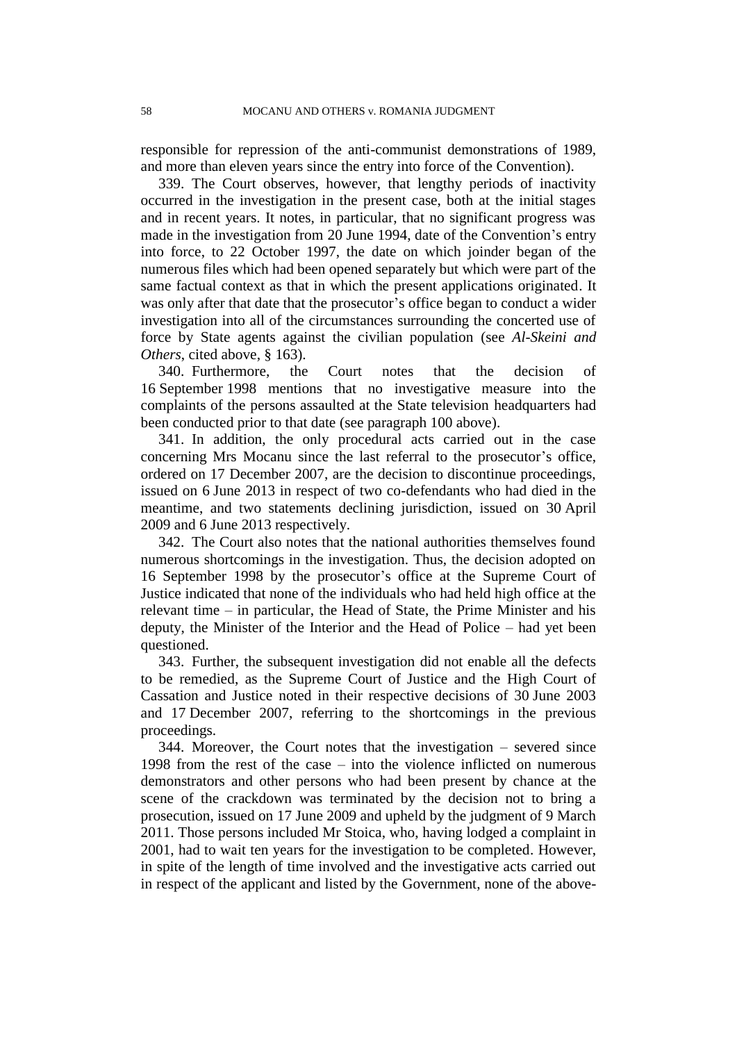responsible for repression of the anti-communist demonstrations of 1989, and more than eleven years since the entry into force of the Convention).

339. The Court observes, however, that lengthy periods of inactivity occurred in the investigation in the present case, both at the initial stages and in recent years. It notes, in particular, that no significant progress was made in the investigation from 20 June 1994, date of the Convention's entry into force, to 22 October 1997, the date on which joinder began of the numerous files which had been opened separately but which were part of the same factual context as that in which the present applications originated. It was only after that date that the prosecutor's office began to conduct a wider investigation into all of the circumstances surrounding the concerted use of force by State agents against the civilian population (see *Al-Skeini and Others*, cited above, § 163).

340. Furthermore, the Court notes that the decision of 16 September 1998 mentions that no investigative measure into the complaints of the persons assaulted at the State television headquarters had been conducted prior to that date (see paragraph 100 above).

341. In addition, the only procedural acts carried out in the case concerning Mrs Mocanu since the last referral to the prosecutor's office, ordered on 17 December 2007, are the decision to discontinue proceedings, issued on 6 June 2013 in respect of two co-defendants who had died in the meantime, and two statements declining jurisdiction, issued on 30 April 2009 and 6 June 2013 respectively.

342. The Court also notes that the national authorities themselves found numerous shortcomings in the investigation. Thus, the decision adopted on 16 September 1998 by the prosecutor's office at the Supreme Court of Justice indicated that none of the individuals who had held high office at the relevant time – in particular, the Head of State, the Prime Minister and his deputy, the Minister of the Interior and the Head of Police – had yet been questioned.

343. Further, the subsequent investigation did not enable all the defects to be remedied, as the Supreme Court of Justice and the High Court of Cassation and Justice noted in their respective decisions of 30 June 2003 and 17 December 2007, referring to the shortcomings in the previous proceedings.

344. Moreover, the Court notes that the investigation – severed since 1998 from the rest of the case – into the violence inflicted on numerous demonstrators and other persons who had been present by chance at the scene of the crackdown was terminated by the decision not to bring a prosecution, issued on 17 June 2009 and upheld by the judgment of 9 March 2011. Those persons included Mr Stoica, who, having lodged a complaint in 2001, had to wait ten years for the investigation to be completed. However, in spite of the length of time involved and the investigative acts carried out in respect of the applicant and listed by the Government, none of the above-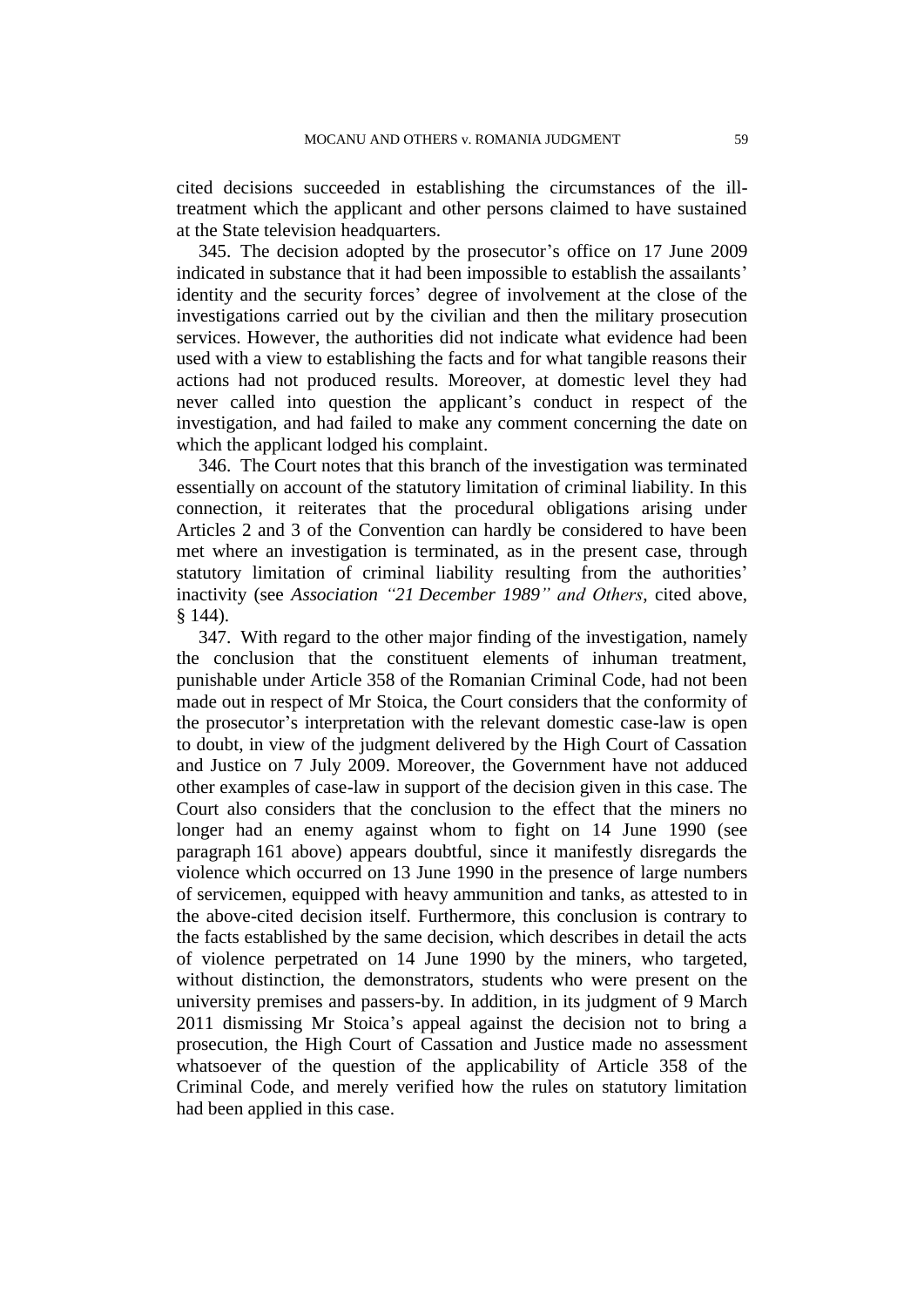cited decisions succeeded in establishing the circumstances of the ill-treatment which the applicant and other persons claimed to have sustained at the State television headquarters.

345. The decision adopted by the prosecutor's office on 17 June 2009 indicated in substance that it had been impossible to establish the assailants' identity and the security forces' degree of involvement at the close of the investigations carried out by the civilian and then the military prosecution services. However, the authorities did not indicate what evidence had been used with a view to establishing the facts and for what tangible reasons their actions had not produced results. Moreover, at domestic level they had never called into question the applicant's conduct in respect of the investigation, and had failed to make any comment concerning the date on which the applicant lodged his complaint.

346. The Court notes that this branch of the investigation was terminated essentially on account of the statutory limitation of criminal liability. In this connection, it reiterates that the procedural obligations arising under Articles 2 and 3 of the Convention can hardly be considered to have been met where an investigation is terminated, as in the present case, through statutory limitation of criminal liability resulting from the authorities' inactivity (see *Association "21 December 1989" and Others*, cited above, § 144).

347. With regard to the other major finding of the investigation, namely the conclusion that the constituent elements of inhuman treatment, punishable under Article 358 of the Romanian Criminal Code, had not been made out in respect of Mr Stoica, the Court considers that the conformity of the prosecutor's interpretation with the relevant domestic case-law is open to doubt, in view of the judgment delivered by the High Court of Cassation and Justice on 7 July 2009. Moreover, the Government have not adduced other examples of case-law in support of the decision given in this case. The Court also considers that the conclusion to the effect that the miners no longer had an enemy against whom to fight on 14 June 1990 (see paragraph 161 above) appears doubtful, since it manifestly disregards the violence which occurred on 13 June 1990 in the presence of large numbers of servicemen, equipped with heavy ammunition and tanks, as attested to in the above-cited decision itself. Furthermore, this conclusion is contrary to the facts established by the same decision, which describes in detail the acts of violence perpetrated on 14 June 1990 by the miners, who targeted, without distinction, the demonstrators, students who were present on the university premises and passers-by. In addition, in its judgment of 9 March 2011 dismissing Mr Stoica's appeal against the decision not to bring a prosecution, the High Court of Cassation and Justice made no assessment whatsoever of the question of the applicability of Article 358 of the Criminal Code, and merely verified how the rules on statutory limitation had been applied in this case.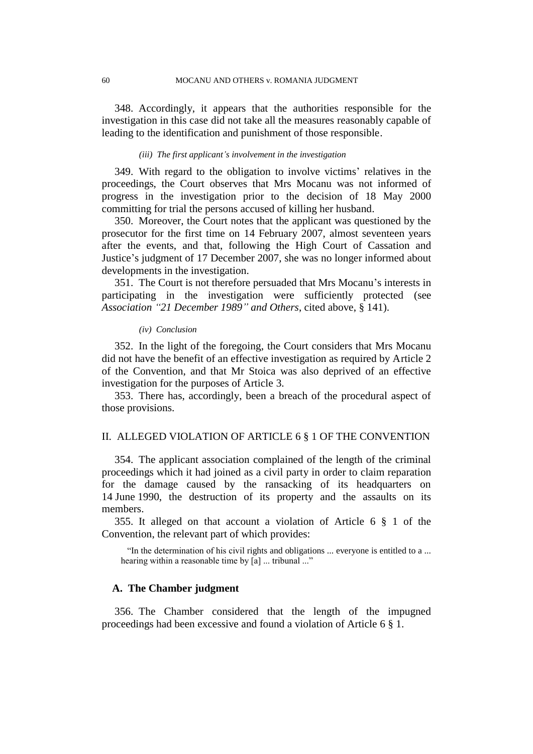348. Accordingly, it appears that the authorities responsible for the investigation in this case did not take all the measures reasonably capable of leading to the identification and punishment of those responsible.

*(iii) The first applicant's involvement in the investigation*

349. With regard to the obligation to involve victims' relatives in the proceedings, the Court observes that Mrs Mocanu was not informed of progress in the investigation prior to the decision of 18 May 2000 committing for trial the persons accused of killing her husband.

350. Moreover, the Court notes that the applicant was questioned by the prosecutor for the first time on 14 February 2007, almost seventeen years after the events, and that, following the High Court of Cassation and Justice's judgment of 17 December 2007, she was no longer informed about developments in the investigation.

351. The Court is not therefore persuaded that Mrs Mocanu's interests in participating in the investigation were sufficiently protected (see *Association "21 December 1989" and Others*, cited above, § 141).

*(iv) Conclusion*

352. In the light of the foregoing, the Court considers that Mrs Mocanu did not have the benefit of an effective investigation as required by Article 2 of the Convention, and that Mr Stoica was also deprived of an effective investigation for the purposes of Article 3.

353. There has, accordingly, been a breach of the procedural aspect of those provisions.

## II. ALLEGED VIOLATION OF ARTICLE 6 § 1 OF THE CONVENTION

354. The applicant association complained of the length of the criminal proceedings which it had joined as a civil party in order to claim reparation for the damage caused by the ransacking of its headquarters on 14 June 1990, the destruction of its property and the assaults on its members.

355. It alleged on that account a violation of Article 6 § 1 of the Convention, the relevant part of which provides:

> "In the determination of his civil rights and obligations ... everyone is entitled to a ... hearing within a reasonable time by [a] ... tribunal ..."

### A. The Chamber judgment

356. The Chamber considered that the length of the impugned proceedings had been excessive and found a violation of Article 6 § 1.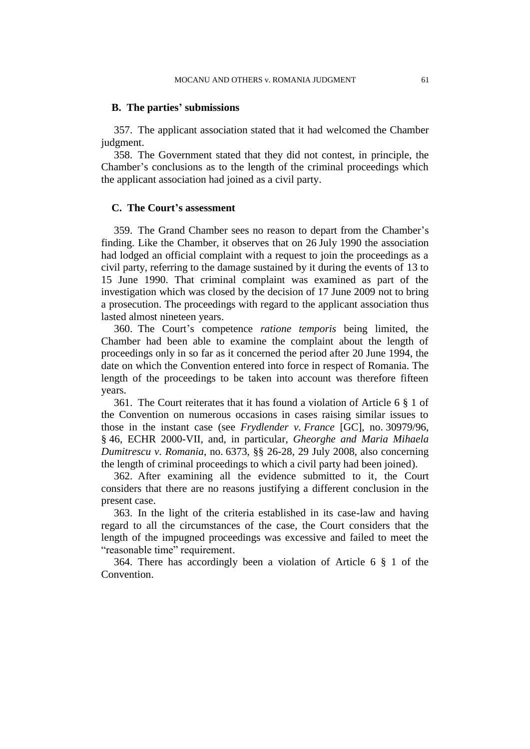## B. The parties' submissions

357. The applicant association stated that it had welcomed the Chamber judgment.

358. The Government stated that they did not contest, in principle, the Chamber's conclusions as to the length of the criminal proceedings which the applicant association had joined as a civil party.

## C. The Court's assessment

359. The Grand Chamber sees no reason to depart from the Chamber's finding. Like the Chamber, it observes that on 26 July 1990 the association had lodged an official complaint with a request to join the proceedings as a civil party, referring to the damage sustained by it during the events of 13 to 15 June 1990. That criminal complaint was examined as part of the investigation which was closed by the decision of 17 June 2009 not to bring a prosecution. The proceedings with regard to the applicant association thus lasted almost nineteen years.

360. The Court's competence *ratione temporis* being limited, the Chamber had been able to examine the complaint about the length of proceedings only in so far as it concerned the period after 20 June 1994, the date on which the Convention entered into force in respect of Romania. The length of the proceedings to be taken into account was therefore fifteen years.

361. The Court reiterates that it has found a violation of Article 6 § 1 of the Convention on numerous occasions in cases raising similar issues to those in the instant case (see *Frydlender v. France* [GC], no. 30979/96, § 46, ECHR 2000-VII, and, in particular, *Gheorghe and Maria Mihaela Dumitrescu v. Romania*, no. 6373, §§ 26-28, 29 July 2008, also concerning the length of criminal proceedings to which a civil party had been joined).

362. After examining all the evidence submitted to it, the Court considers that there are no reasons justifying a different conclusion in the present case.

363. In the light of the criteria established in its case-law and having regard to all the circumstances of the case, the Court considers that the length of the impugned proceedings was excessive and failed to meet the "reasonable time" requirement.

364. There has accordingly been a violation of Article 6 § 1 of the Convention.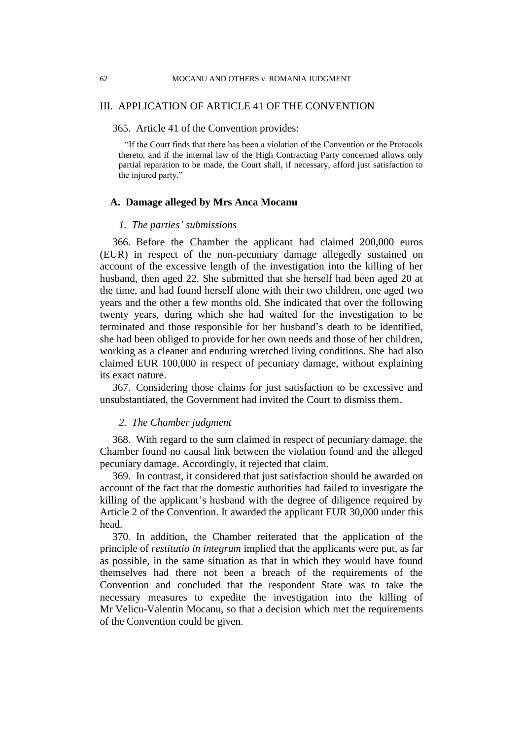## III. APPLICATION OF ARTICLE 41 OF THE CONVENTION

365. Article 41 of the Convention provides:

> "If the Court finds that there has been a violation of the Convention or the Protocols thereto, and if the internal law of the High Contracting Party concerned allows only partial reparation to be made, the Court shall, if necessary, afford just satisfaction to the injured party."

### A. Damage alleged by Mrs Anca Mocanu

#### *1. The parties' submissions*

366. Before the Chamber the applicant had claimed 200,000 euros (EUR) in respect of the non-pecuniary damage allegedly sustained on account of the excessive length of the investigation into the killing of her husband, then aged 22. She submitted that she herself had been aged 20 at the time, and had found herself alone with their two children, one aged two years and the other a few months old. She indicated that over the following twenty years, during which she had waited for the investigation to be terminated and those responsible for her husband's death to be identified, she had been obliged to provide for her own needs and those of her children, working as a cleaner and enduring wretched living conditions. She had also claimed EUR 100,000 in respect of pecuniary damage, without explaining its exact nature.

367. Considering those claims for just satisfaction to be excessive and unsubstantiated, the Government had invited the Court to dismiss them.

#### *2. The Chamber judgment*

368. With regard to the sum claimed in respect of pecuniary damage, the Chamber found no causal link between the violation found and the alleged pecuniary damage. Accordingly, it rejected that claim.

369. In contrast, it considered that just satisfaction should be awarded on account of the fact that the domestic authorities had failed to investigate the killing of the applicant's husband with the degree of diligence required by Article 2 of the Convention. It awarded the applicant EUR 30,000 under this head.

370. In addition, the Chamber reiterated that the application of the principle of *restitutio in integrum* implied that the applicants were put, as far as possible, in the same situation as that in which they would have found themselves had there not been a breach of the requirements of the Convention and concluded that the respondent State was to take the necessary measures to expedite the investigation into the killing of Mr Velicu-Valentin Mocanu, so that a decision which met the requirements of the Convention could be given.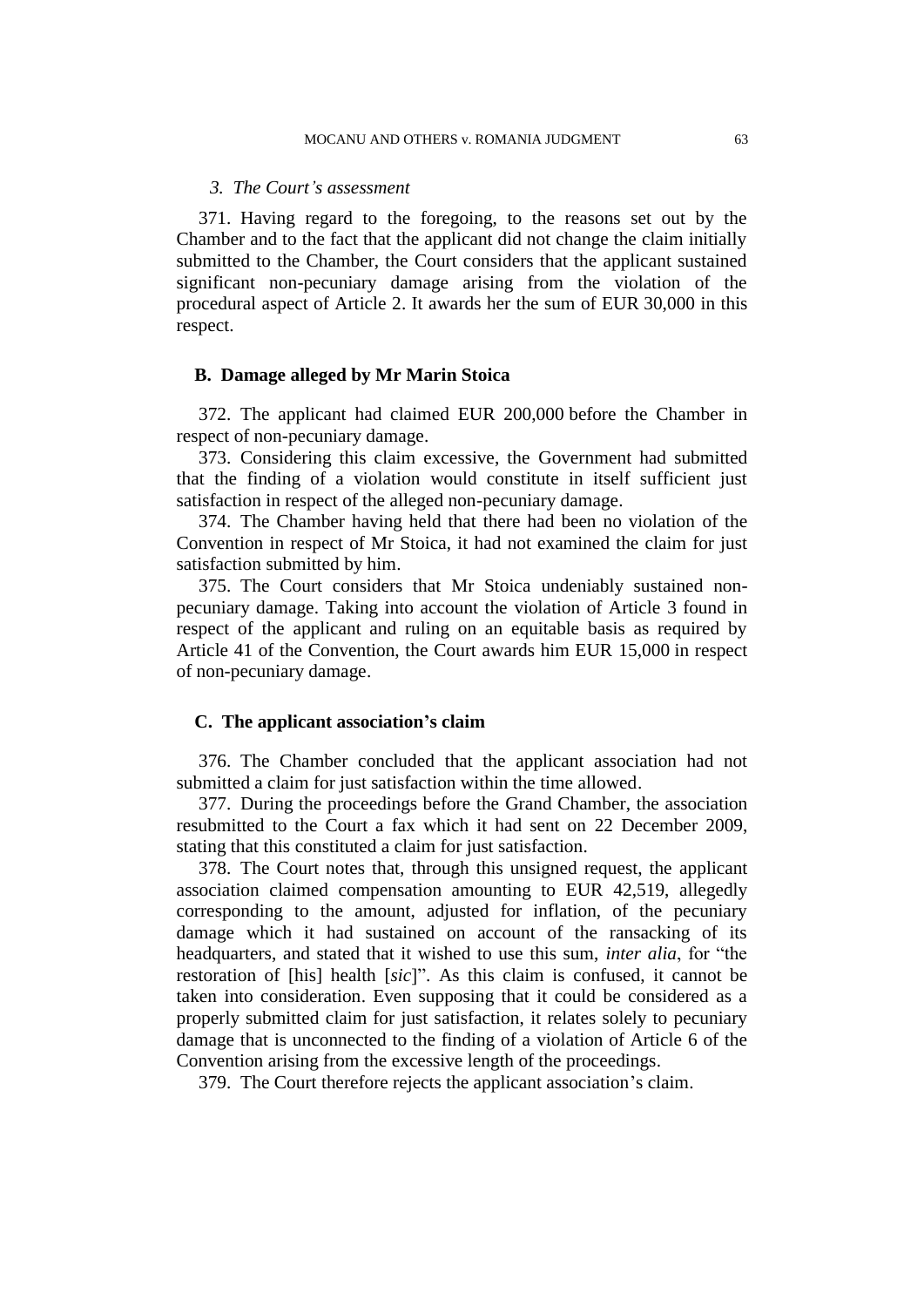### *3. The Court's assessment*

371. Having regard to the foregoing, to the reasons set out by the Chamber and to the fact that the applicant did not change the claim initially submitted to the Chamber, the Court considers that the applicant sustained significant non-pecuniary damage arising from the violation of the procedural aspect of Article 2. It awards her the sum of EUR 30,000 in this respect.

## B. Damage alleged by Mr Marin Stoica

372. The applicant had claimed EUR 200,000 before the Chamber in respect of non-pecuniary damage.

373. Considering this claim excessive, the Government had submitted that the finding of a violation would constitute in itself sufficient just satisfaction in respect of the alleged non-pecuniary damage.

374. The Chamber having held that there had been no violation of the Convention in respect of Mr Stoica, it had not examined the claim for just satisfaction submitted by him.

375. The Court considers that Mr Stoica undeniably sustained non-pecuniary damage. Taking into account the violation of Article 3 found in respect of the applicant and ruling on an equitable basis as required by Article 41 of the Convention, the Court awards him EUR 15,000 in respect of non-pecuniary damage.

## C. The applicant association's claim

376. The Chamber concluded that the applicant association had not submitted a claim for just satisfaction within the time allowed.

377. During the proceedings before the Grand Chamber, the association resubmitted to the Court a fax which it had sent on 22 December 2009, stating that this constituted a claim for just satisfaction.

378. The Court notes that, through this unsigned request, the applicant association claimed compensation amounting to EUR 42,519, allegedly corresponding to the amount, adjusted for inflation, of the pecuniary damage which it had sustained on account of the ransacking of its headquarters, and stated that it wished to use this sum, *inter alia*, for "the restoration of [his] health [*sic*]". As this claim is confused, it cannot be taken into consideration. Even supposing that it could be considered as a properly submitted claim for just satisfaction, it relates solely to pecuniary damage that is unconnected to the finding of a violation of Article 6 of the Convention arising from the excessive length of the proceedings.

379. The Court therefore rejects the applicant association's claim.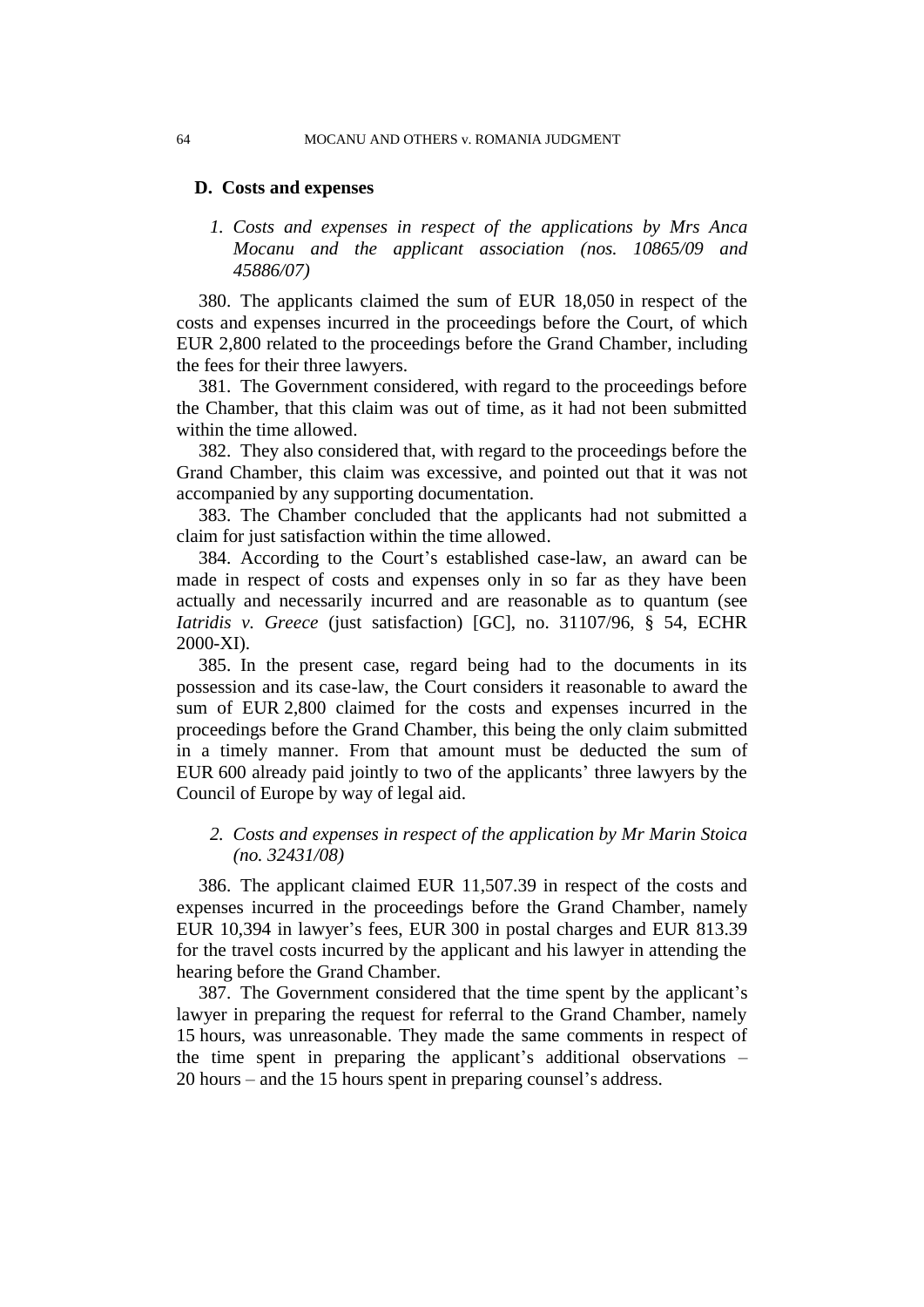### D. Costs and expenses

#### *1. Costs and expenses in respect of the applications by Mrs Anca Mocanu and the applicant association (nos. 10865/09 and 45886/07)*

380. The applicants claimed the sum of EUR 18,050 in respect of the costs and expenses incurred in the proceedings before the Court, of which EUR 2,800 related to the proceedings before the Grand Chamber, including the fees for their three lawyers.

381. The Government considered, with regard to the proceedings before the Chamber, that this claim was out of time, as it had not been submitted within the time allowed.

382. They also considered that, with regard to the proceedings before the Grand Chamber, this claim was excessive, and pointed out that it was not accompanied by any supporting documentation.

383. The Chamber concluded that the applicants had not submitted a claim for just satisfaction within the time allowed.

384. According to the Court's established case-law, an award can be made in respect of costs and expenses only in so far as they have been actually and necessarily incurred and are reasonable as to quantum (see *Iatridis v. Greece* (just satisfaction) [GC], no. 31107/96, § 54, ECHR 2000-XI).

385. In the present case, regard being had to the documents in its possession and its case-law, the Court considers it reasonable to award the sum of EUR 2,800 claimed for the costs and expenses incurred in the proceedings before the Grand Chamber, this being the only claim submitted in a timely manner. From that amount must be deducted the sum of EUR 600 already paid jointly to two of the applicants' three lawyers by the Council of Europe by way of legal aid.

#### *2. Costs and expenses in respect of the application by Mr Marin Stoica (no. 32431/08)*

386. The applicant claimed EUR 11,507.39 in respect of the costs and expenses incurred in the proceedings before the Grand Chamber, namely EUR 10,394 in lawyer's fees, EUR 300 in postal charges and EUR 813.39 for the travel costs incurred by the applicant and his lawyer in attending the hearing before the Grand Chamber.

387. The Government considered that the time spent by the applicant's lawyer in preparing the request for referral to the Grand Chamber, namely 15 hours, was unreasonable. They made the same comments in respect of the time spent in preparing the applicant's additional observations – 20 hours – and the 15 hours spent in preparing counsel's address.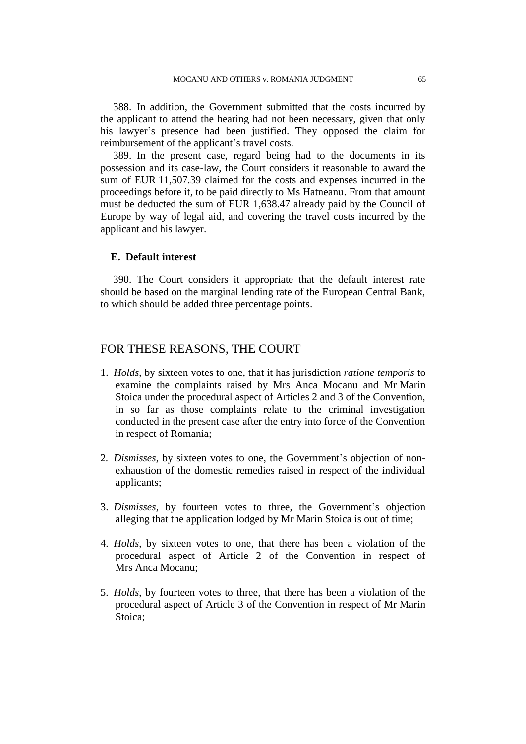388. In addition, the Government submitted that the costs incurred by the applicant to attend the hearing had not been necessary, given that only his lawyer's presence had been justified. They opposed the claim for reimbursement of the applicant's travel costs.

389. In the present case, regard being had to the documents in its possession and its case-law, the Court considers it reasonable to award the sum of EUR 11,507.39 claimed for the costs and expenses incurred in the proceedings before it, to be paid directly to Ms Hatneanu. From that amount must be deducted the sum of EUR 1,638.47 already paid by the Council of Europe by way of legal aid, and covering the travel costs incurred by the applicant and his lawyer.

### E. Default interest

390. The Court considers it appropriate that the default interest rate should be based on the marginal lending rate of the European Central Bank, to which should be added three percentage points.

## FOR THESE REASONS, THE COURT

1. *Holds*, by sixteen votes to one, that it has jurisdiction *ratione temporis* to examine the complaints raised by Mrs Anca Mocanu and Mr Marin Stoica under the procedural aspect of Articles 2 and 3 of the Convention, in so far as those complaints relate to the criminal investigation conducted in the present case after the entry into force of the Convention in respect of Romania;

2. *Dismisses*, by sixteen votes to one, the Government's objection of non-exhaustion of the domestic remedies raised in respect of the individual applicants;

3. *Dismisses*, by fourteen votes to three, the Government's objection alleging that the application lodged by Mr Marin Stoica is out of time;

4. *Holds*, by sixteen votes to one, that there has been a violation of the procedural aspect of Article 2 of the Convention in respect of Mrs Anca Mocanu;

5. *Holds*, by fourteen votes to three, that there has been a violation of the procedural aspect of Article 3 of the Convention in respect of Mr Marin Stoica;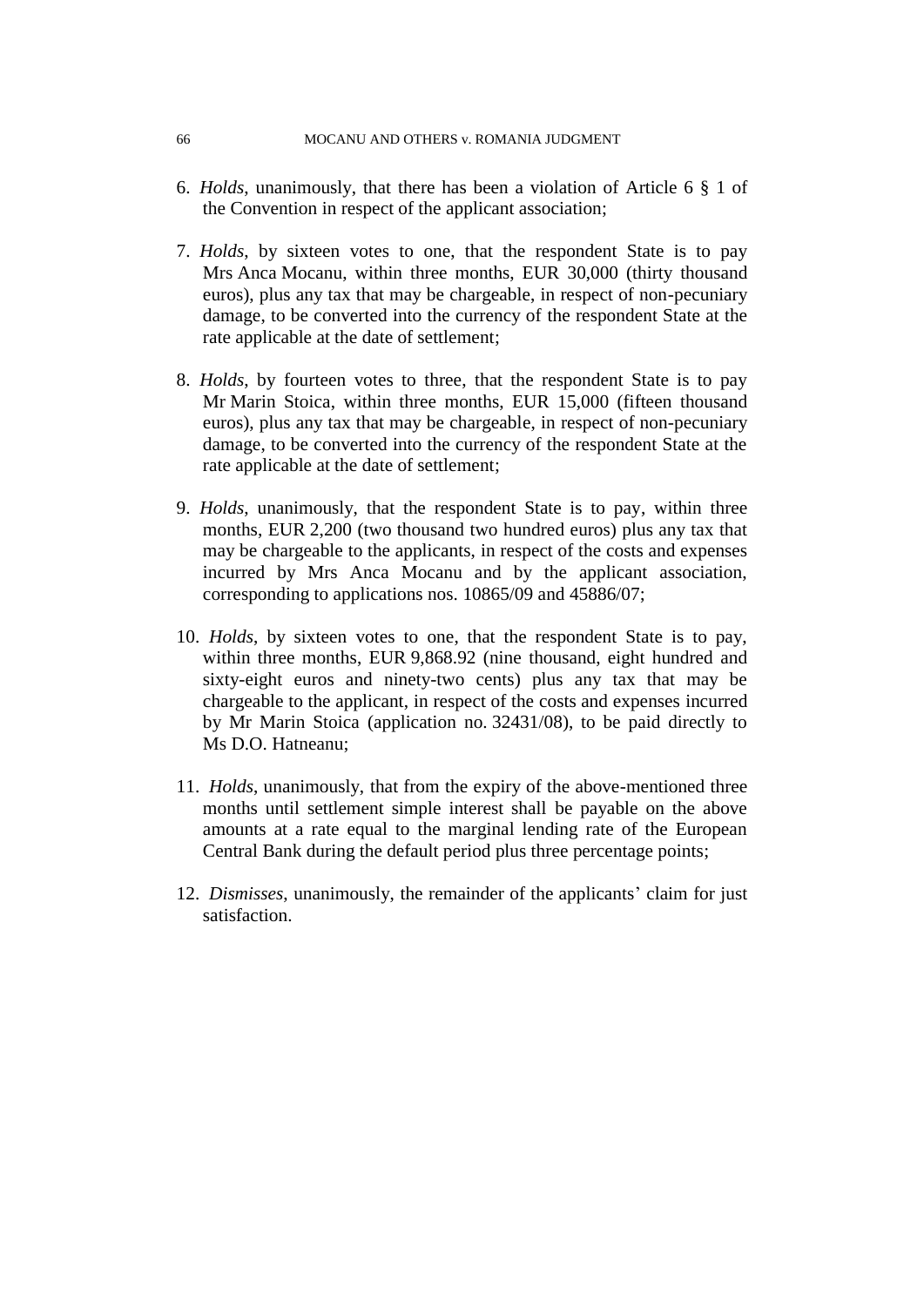6. *Holds*, unanimously, that there has been a violation of Article 6 § 1 of the Convention in respect of the applicant association;

7. *Holds*, by sixteen votes to one, that the respondent State is to pay Mrs Anca Mocanu, within three months, EUR 30,000 (thirty thousand euros), plus any tax that may be chargeable, in respect of non-pecuniary damage, to be converted into the currency of the respondent State at the rate applicable at the date of settlement;

8. *Holds*, by fourteen votes to three, that the respondent State is to pay Mr Marin Stoica, within three months, EUR 15,000 (fifteen thousand euros), plus any tax that may be chargeable, in respect of non-pecuniary damage, to be converted into the currency of the respondent State at the rate applicable at the date of settlement;

9. *Holds*, unanimously, that the respondent State is to pay, within three months, EUR 2,200 (two thousand two hundred euros) plus any tax that may be chargeable to the applicants, in respect of the costs and expenses incurred by Mrs Anca Mocanu and by the applicant association, corresponding to applications nos. 10865/09 and 45886/07;

10. *Holds*, by sixteen votes to one, that the respondent State is to pay, within three months, EUR 9,868.92 (nine thousand, eight hundred and sixty-eight euros and ninety-two cents) plus any tax that may be chargeable to the applicant, in respect of the costs and expenses incurred by Mr Marin Stoica (application no. 32431/08), to be paid directly to Ms D.O. Hatneanu;

11. *Holds*, unanimously, that from the expiry of the above-mentioned three months until settlement simple interest shall be payable on the above amounts at a rate equal to the marginal lending rate of the European Central Bank during the default period plus three percentage points;

12. *Dismisses*, unanimously, the remainder of the applicants' claim for just satisfaction.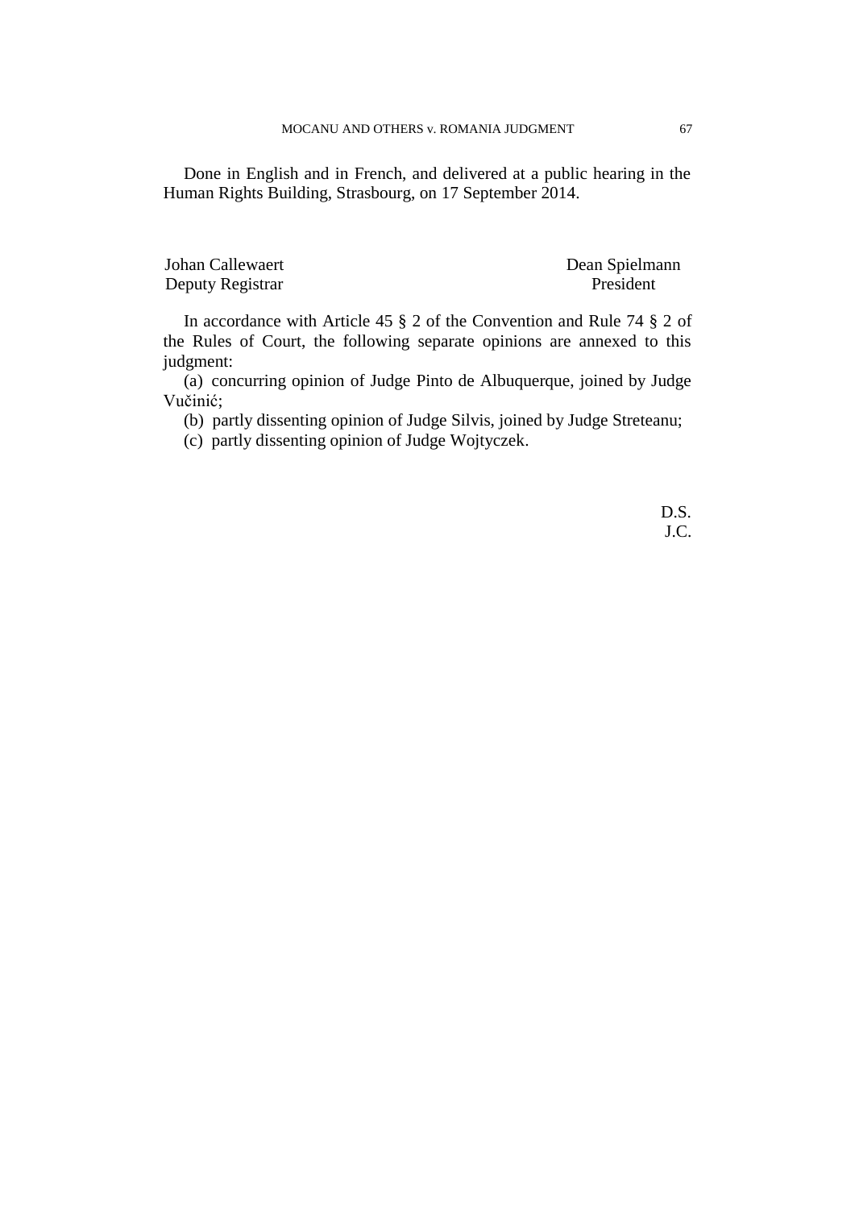Done in English and in French, and delivered at a public hearing in the Human Rights Building, Strasbourg, on 17 September 2014.

| Johan Callewaert | Dean Spielmann |
|---|---|
| Deputy Registrar | President |

In accordance with Article 45 § 2 of the Convention and Rule 74 § 2 of the Rules of Court, the following separate opinions are annexed to this judgment:

(a) concurring opinion of Judge Pinto de Albuquerque, joined by Judge Vučinić;

(b) partly dissenting opinion of Judge Silvis, joined by Judge Streteanu;

(c) partly dissenting opinion of Judge Wojtyczek.

D.S.
J.C.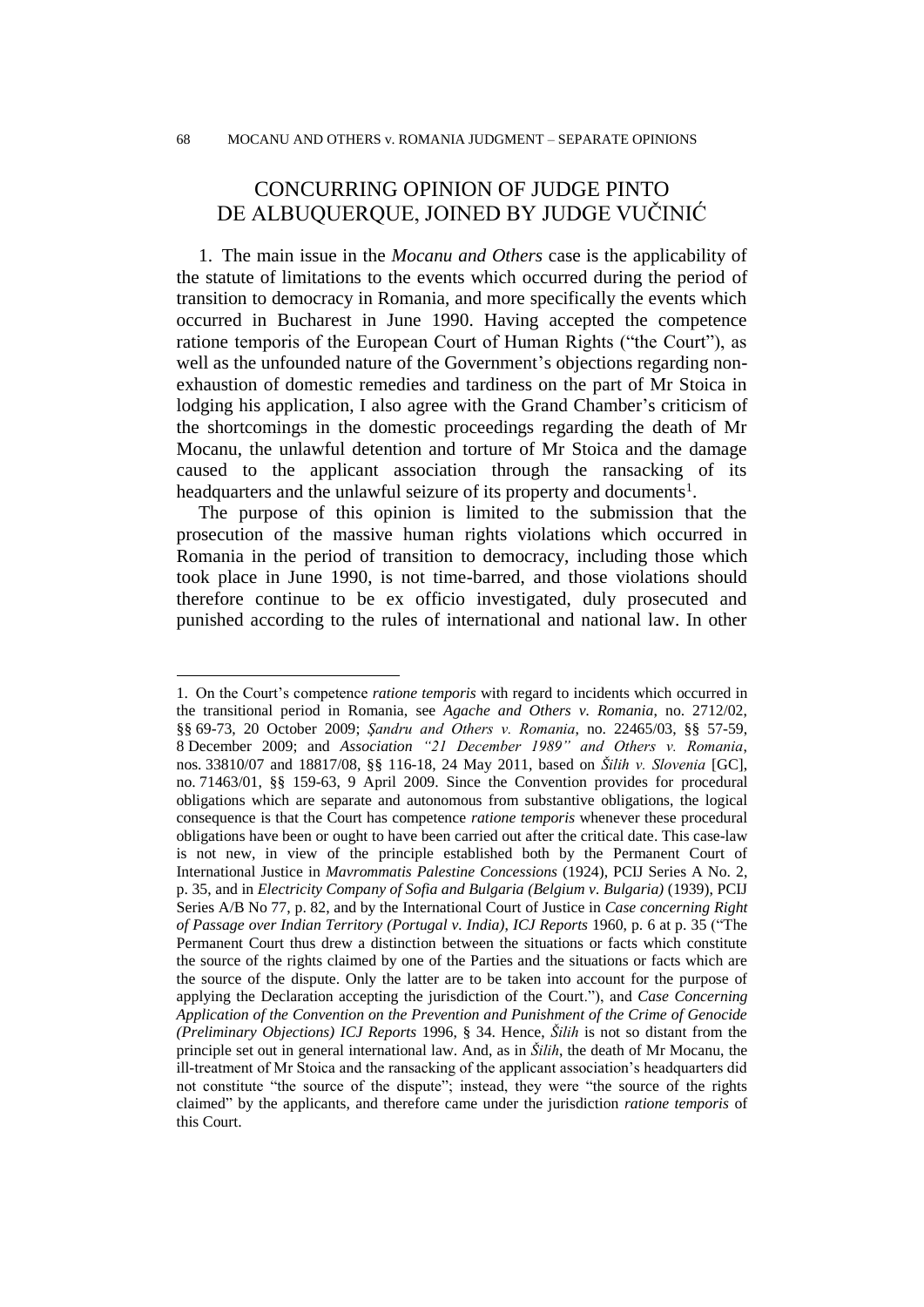# CONCURRING OPINION OF JUDGE PINTO DE ALBUQUERQUE, JOINED BY JUDGE VUČINIĆ

1. The main issue in the *Mocanu and Others* case is the applicability of the statute of limitations to the events which occurred during the period of transition to democracy in Romania, and more specifically the events which occurred in Bucharest in June 1990. Having accepted the competence ratione temporis of the European Court of Human Rights ("the Court"), as well as the unfounded nature of the Government's objections regarding non-exhaustion of domestic remedies and tardiness on the part of Mr Stoica in lodging his application, I also agree with the Grand Chamber's criticism of the shortcomings in the domestic proceedings regarding the death of Mr Mocanu, the unlawful detention and torture of Mr Stoica and the damage caused to the applicant association through the ransacking of its headquarters and the unlawful seizure of its property and documents[1].

The purpose of this opinion is limited to the submission that the prosecution of the massive human rights violations which occurred in Romania in the period of transition to democracy, including those which took place in June 1990, is not time-barred, and those violations should therefore continue to be ex officio investigated, duly prosecuted and punished according to the rules of international and national law. In other

---

1. On the Court's competence *ratione temporis* with regard to incidents which occurred in the transitional period in Romania, see *Agache and Others v. Romania*, no. 2712/02, §§ 69-73, 20 October 2009; *Şandru and Others v. Romania*, no. 22465/03, §§ 57-59, 8 December 2009; and *Association "21 December 1989" and Others v. Romania*, nos. 33810/07 and 18817/08, §§ 116-18, 24 May 2011, based on *Šilih v. Slovenia* [GC], no. 71463/01, §§ 159-63, 9 April 2009. Since the Convention provides for procedural obligations which are separate and autonomous from substantive obligations, the logical consequence is that the Court has competence *ratione temporis* whenever these procedural obligations have been or ought to have been carried out after the critical date. This case-law is not new, in view of the principle established both by the Permanent Court of International Justice in *Mavrommatis Palestine Concessions* (1924), PCIJ Series A No. 2, p. 35, and in *Electricity Company of Sofia and Bulgaria (Belgium v. Bulgaria)* (1939), PCIJ Series A/B No 77, p. 82, and by the International Court of Justice in *Case concerning Right of Passage over Indian Territory (Portugal v. India)*, *ICJ Reports* 1960, p. 6 at p. 35 ("The Permanent Court thus drew a distinction between the situations or facts which constitute the source of the rights claimed by one of the Parties and the situations or facts which are the source of the dispute. Only the latter are to be taken into account for the purpose of applying the Declaration accepting the jurisdiction of the Court."), and *Case Concerning Application of the Convention on the Prevention and Punishment of the Crime of Genocide (Preliminary Objections) ICJ Reports* 1996, § 34. Hence, *Šilih* is not so distant from the principle set out in general international law. And, as in *Šilih*, the death of Mr Mocanu, the ill-treatment of Mr Stoica and the ransacking of the applicant association's headquarters did not constitute "the source of the dispute"; instead, they were "the source of the rights claimed" by the applicants, and therefore came under the jurisdiction *ratione temporis* of this Court.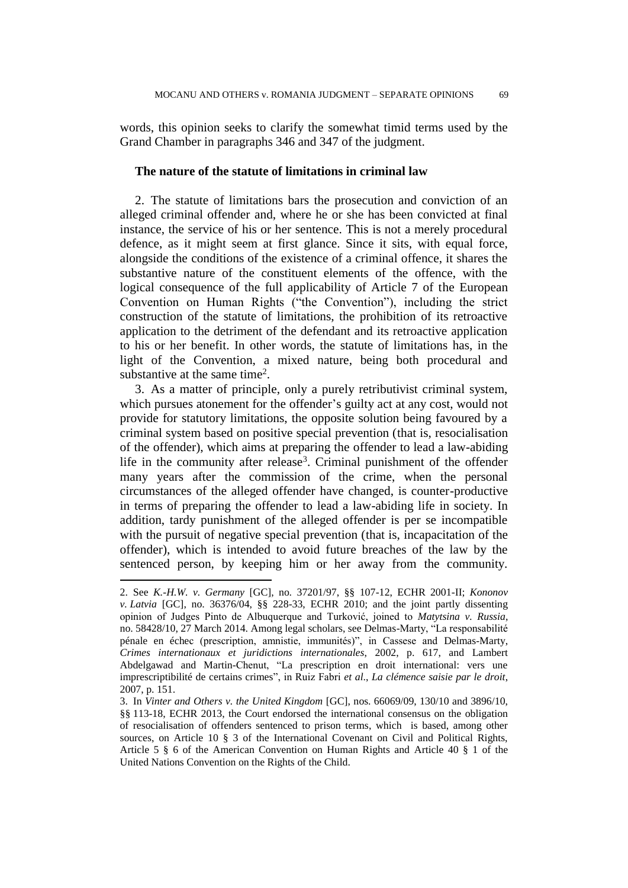words, this opinion seeks to clarify the somewhat timid terms used by the Grand Chamber in paragraphs 346 and 347 of the judgment.

**The nature of the statute of limitations in criminal law**

2. The statute of limitations bars the prosecution and conviction of an alleged criminal offender and, where he or she has been convicted at final instance, the service of his or her sentence. This is not a merely procedural defence, as it might seem at first glance. Since it sits, with equal force, alongside the conditions of the existence of a criminal offence, it shares the substantive nature of the constituent elements of the offence, with the logical consequence of the full applicability of Article 7 of the European Convention on Human Rights ("the Convention"), including the strict construction of the statute of limitations, the prohibition of its retroactive application to the detriment of the defendant and its retroactive application to his or her benefit. In other words, the statute of limitations has, in the light of the Convention, a mixed nature, being both procedural and substantive at the same time[2].

3. As a matter of principle, only a purely retributivist criminal system, which pursues atonement for the offender's guilty act at any cost, would not provide for statutory limitations, the opposite solution being favoured by a criminal system based on positive special prevention (that is, resocialisation of the offender), which aims at preparing the offender to lead a law-abiding life in the community after release[3]. Criminal punishment of the offender many years after the commission of the crime, when the personal circumstances of the alleged offender have changed, is counter-productive in terms of preparing the offender to lead a law-abiding life in society. In addition, tardy punishment of the alleged offender is per se incompatible with the pursuit of negative special prevention (that is, incapacitation of the offender), which is intended to avoid future breaches of the law by the sentenced person, by keeping him or her away from the community.

---

2. See *K.-H.W. v. Germany* [GC], no. 37201/97, §§ 107-12, ECHR 2001-II; *Kononov v. Latvia* [GC], no. 36376/04, §§ 228-33, ECHR 2010; and the joint partly dissenting opinion of Judges Pinto de Albuquerque and Turković, joined to *Matytsina v. Russia*, no. 58428/10, 27 March 2014. Among legal scholars, see Delmas-Marty, "La responsabilité pénale en échec (prescription, amnistie, immunités)", in Cassese and Delmas-Marty, *Crimes internationaux et juridictions internationales*, 2002, p. 617, and Lambert Abdelgawad and Martin-Chenut, "La prescription en droit international: vers une imprescriptibilité de certains crimes", in Ruiz Fabri *et al.*, *La clémence saisie par le droit*, 2007, p. 151.

3. In *Vinter and Others v. the United Kingdom* [GC], nos. 66069/09, 130/10 and 3896/10, §§ 113-18, ECHR 2013, the Court endorsed the international consensus on the obligation of resocialisation of offenders sentenced to prison terms, which is based, among other sources, on Article 10 § 3 of the International Covenant on Civil and Political Rights, Article 5 § 6 of the American Convention on Human Rights and Article 40 § 1 of the United Nations Convention on the Rights of the Child.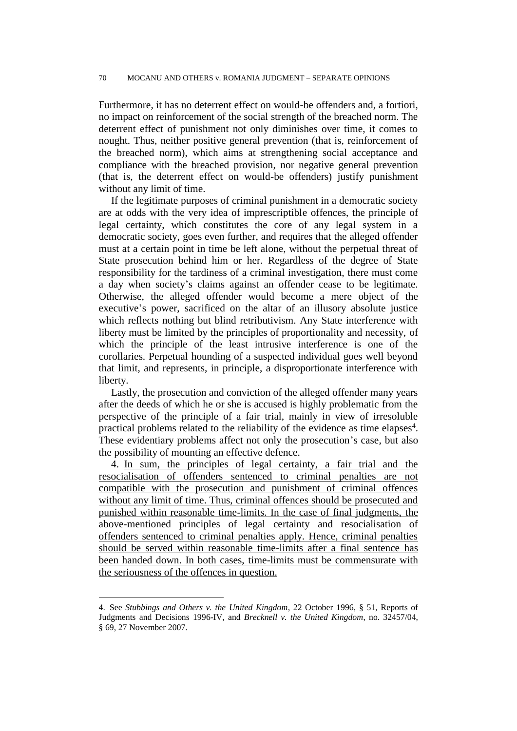Furthermore, it has no deterrent effect on would-be offenders and, a fortiori, no impact on reinforcement of the social strength of the breached norm. The deterrent effect of punishment not only diminishes over time, it comes to nought. Thus, neither positive general prevention (that is, reinforcement of the breached norm), which aims at strengthening social acceptance and compliance with the breached provision, nor negative general prevention (that is, the deterrent effect on would-be offenders) justify punishment without any limit of time.

If the legitimate purposes of criminal punishment in a democratic society are at odds with the very idea of imprescriptible offences, the principle of legal certainty, which constitutes the core of any legal system in a democratic society, goes even further, and requires that the alleged offender must at a certain point in time be left alone, without the perpetual threat of State prosecution behind him or her. Regardless of the degree of State responsibility for the tardiness of a criminal investigation, there must come a day when society's claims against an offender cease to be legitimate. Otherwise, the alleged offender would become a mere object of the executive's power, sacrificed on the altar of an illusory absolute justice which reflects nothing but blind retributivism. Any State interference with liberty must be limited by the principles of proportionality and necessity, of which the principle of the least intrusive interference is one of the corollaries. Perpetual hounding of a suspected individual goes well beyond that limit, and represents, in principle, a disproportionate interference with liberty.

Lastly, the prosecution and conviction of the alleged offender many years after the deeds of which he or she is accused is highly problematic from the perspective of the principle of a fair trial, mainly in view of irresoluble practical problems related to the reliability of the evidence as time elapses[4]. These evidentiary problems affect not only the prosecution's case, but also the possibility of mounting an effective defence.

4. <u>In sum, the principles of legal certainty, a fair trial and the resocialisation of offenders sentenced to criminal penalties are not compatible with the prosecution and punishment of criminal offences without any limit of time. Thus, criminal offences should be prosecuted and punished within reasonable time-limits. In the case of final judgments, the above-mentioned principles of legal certainty and resocialisation of offenders sentenced to criminal penalties apply. Hence, criminal penalties should be served within reasonable time-limits after a final sentence has been handed down. In both cases, time-limits must be commensurate with the seriousness of the offences in question.</u>

4. See *Stubbings and Others v. the United Kingdom*, 22 October 1996, § 51, Reports of Judgments and Decisions 1996-IV, and *Brecknell v. the United Kingdom*, no. 32457/04, § 69, 27 November 2007.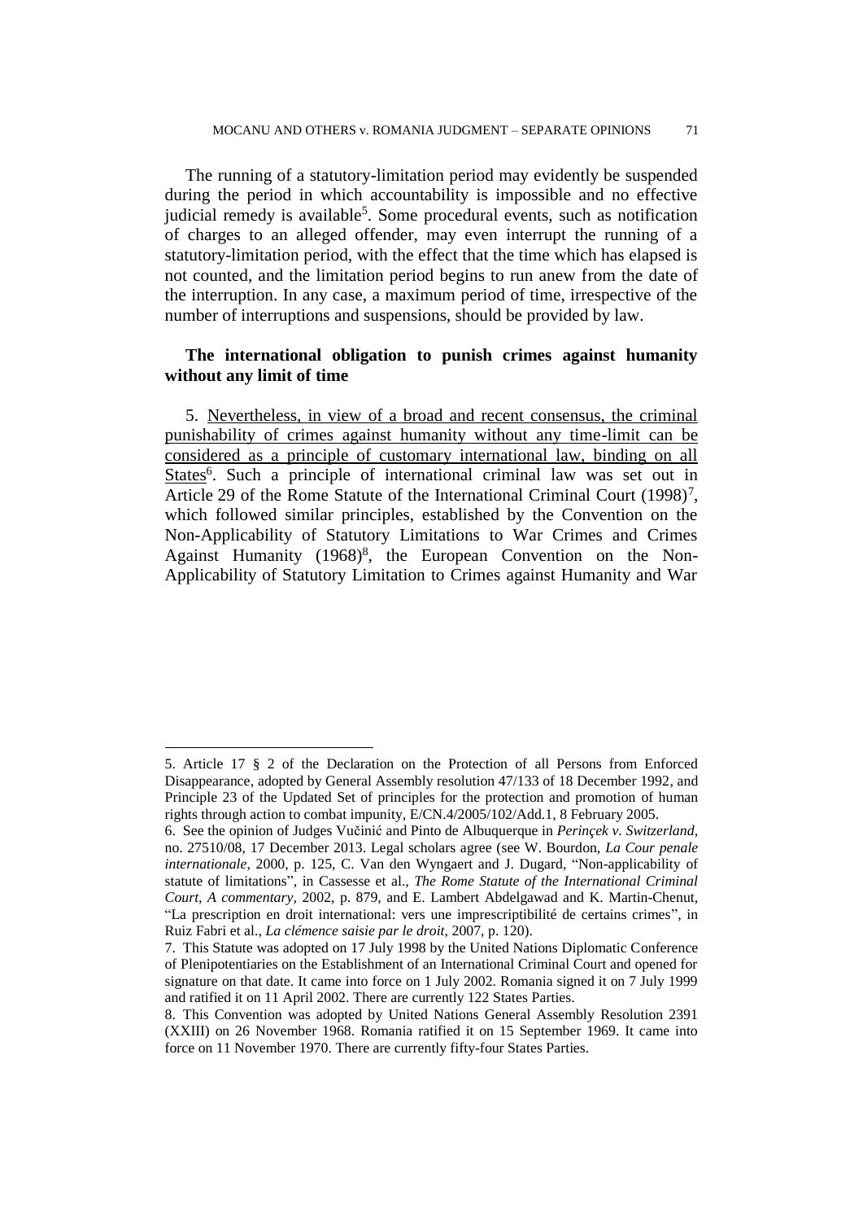The running of a statutory-limitation period may evidently be suspended during the period in which accountability is impossible and no effective judicial remedy is available[5]. Some procedural events, such as notification of charges to an alleged offender, may even interrupt the running of a statutory-limitation period, with the effect that the time which has elapsed is not counted, and the limitation period begins to run anew from the date of the interruption. In any case, a maximum period of time, irrespective of the number of interruptions and suspensions, should be provided by law.

**The international obligation to punish crimes against humanity without any limit of time**

5. <u>Nevertheless, in view of a broad and recent consensus, the criminal punishability of crimes against humanity without any time-limit can be considered as a principle of customary international law, binding on all States</u>[6]. Such a principle of international criminal law was set out in Article 29 of the Rome Statute of the International Criminal Court (1998)[7], which followed similar principles, established by the Convention on the Non-Applicability of Statutory Limitations to War Crimes and Crimes Against Humanity (1968)[8], the European Convention on the Non-Applicability of Statutory Limitation to Crimes against Humanity and War

---

5. Article 17 § 2 of the Declaration on the Protection of all Persons from Enforced Disappearance, adopted by General Assembly resolution 47/133 of 18 December 1992, and Principle 23 of the Updated Set of principles for the protection and promotion of human rights through action to combat impunity, E/CN.4/2005/102/Add.1, 8 February 2005.

6. See the opinion of Judges Vučinić and Pinto de Albuquerque in *Perinçek v. Switzerland*, no. 27510/08, 17 December 2013. Legal scholars agree (see W. Bourdon, *La Cour penale internationale*, 2000, p. 125, C. Van den Wyngaert and J. Dugard, "Non-applicability of statute of limitations", in Cassesse et al., *The Rome Statute of the International Criminal Court, A commentary*, 2002, p. 879, and E. Lambert Abdelgawad and K. Martin-Chenut, "La prescription en droit international: vers une imprescriptibilité de certains crimes", in Ruiz Fabri et al., *La clémence saisie par le droit*, 2007, p. 120).

7. This Statute was adopted on 17 July 1998 by the United Nations Diplomatic Conference of Plenipotentiaries on the Establishment of an International Criminal Court and opened for signature on that date. It came into force on 1 July 2002. Romania signed it on 7 July 1999 and ratified it on 11 April 2002. There are currently 122 States Parties.

8. This Convention was adopted by United Nations General Assembly Resolution 2391 (XXIII) on 26 November 1968. Romania ratified it on 15 September 1969. It came into force on 11 November 1970. There are currently fifty-four States Parties.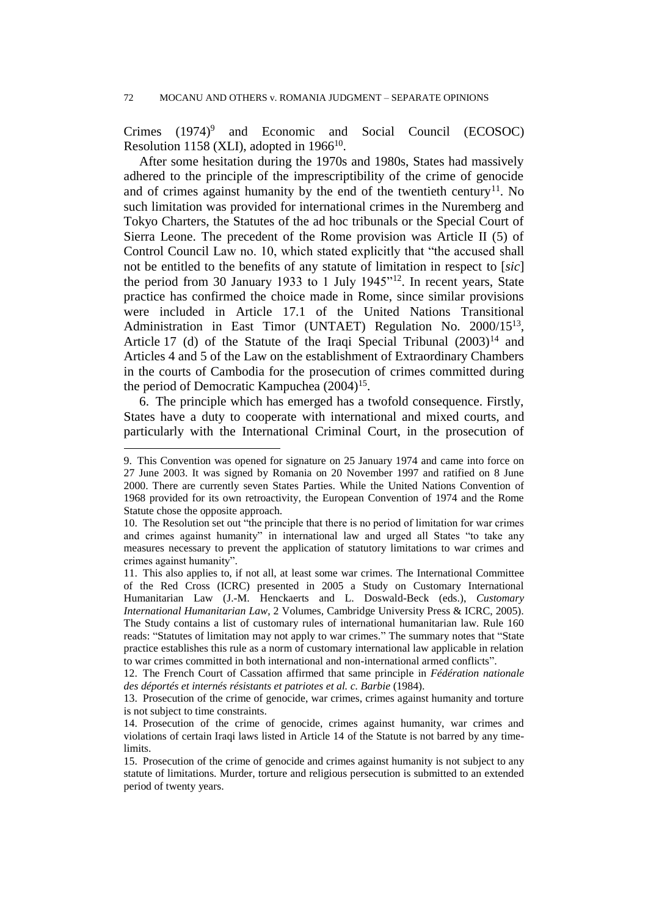Crimes (1974)[9] and Economic and Social Council (ECOSOC) Resolution 1158 (XLI), adopted in 1966[10].

After some hesitation during the 1970s and 1980s, States had massively adhered to the principle of the imprescriptibility of the crime of genocide and of crimes against humanity by the end of the twentieth century[11]. No such limitation was provided for international crimes in the Nuremberg and Tokyo Charters, the Statutes of the ad hoc tribunals or the Special Court of Sierra Leone. The precedent of the Rome provision was Article II (5) of Control Council Law no. 10, which stated explicitly that "the accused shall not be entitled to the benefits of any statute of limitation in respect to [*sic*] the period from 30 January 1933 to 1 July 1945"[12]. In recent years, State practice has confirmed the choice made in Rome, since similar provisions were included in Article 17.1 of the United Nations Transitional Administration in East Timor (UNTAET) Regulation No. 2000/15[13], Article 17 (d) of the Statute of the Iraqi Special Tribunal (2003)[14] and Articles 4 and 5 of the Law on the establishment of Extraordinary Chambers in the courts of Cambodia for the prosecution of crimes committed during the period of Democratic Kampuchea (2004)[15].

6. The principle which has emerged has a twofold consequence. Firstly, States have a duty to cooperate with international and mixed courts, and particularly with the International Criminal Court, in the prosecution of

---

9. This Convention was opened for signature on 25 January 1974 and came into force on 27 June 2003. It was signed by Romania on 20 November 1997 and ratified on 8 June 2000. There are currently seven States Parties. While the United Nations Convention of 1968 provided for its own retroactivity, the European Convention of 1974 and the Rome Statute chose the opposite approach.

10. The Resolution set out "the principle that there is no period of limitation for war crimes and crimes against humanity" in international law and urged all States "to take any measures necessary to prevent the application of statutory limitations to war crimes and crimes against humanity".

11. This also applies to, if not all, at least some war crimes. The International Committee of the Red Cross (ICRC) presented in 2005 a Study on Customary International Humanitarian Law (J.-M. Henckaerts and L. Doswald-Beck (eds.), *Customary International Humanitarian Law*, 2 Volumes, Cambridge University Press & ICRC, 2005). The Study contains a list of customary rules of international humanitarian law. Rule 160 reads: "Statutes of limitation may not apply to war crimes." The summary notes that "State practice establishes this rule as a norm of customary international law applicable in relation to war crimes committed in both international and non-international armed conflicts".

12. The French Court of Cassation affirmed that same principle in *Fédération nationale des déportés et internés résistants et patriotes et al. c. Barbie* (1984).

13. Prosecution of the crime of genocide, war crimes, crimes against humanity and torture is not subject to time constraints.

14. Prosecution of the crime of genocide, crimes against humanity, war crimes and violations of certain Iraqi laws listed in Article 14 of the Statute is not barred by any time-limits.

15. Prosecution of the crime of genocide and crimes against humanity is not subject to any statute of limitations. Murder, torture and religious persecution is submitted to an extended period of twenty years.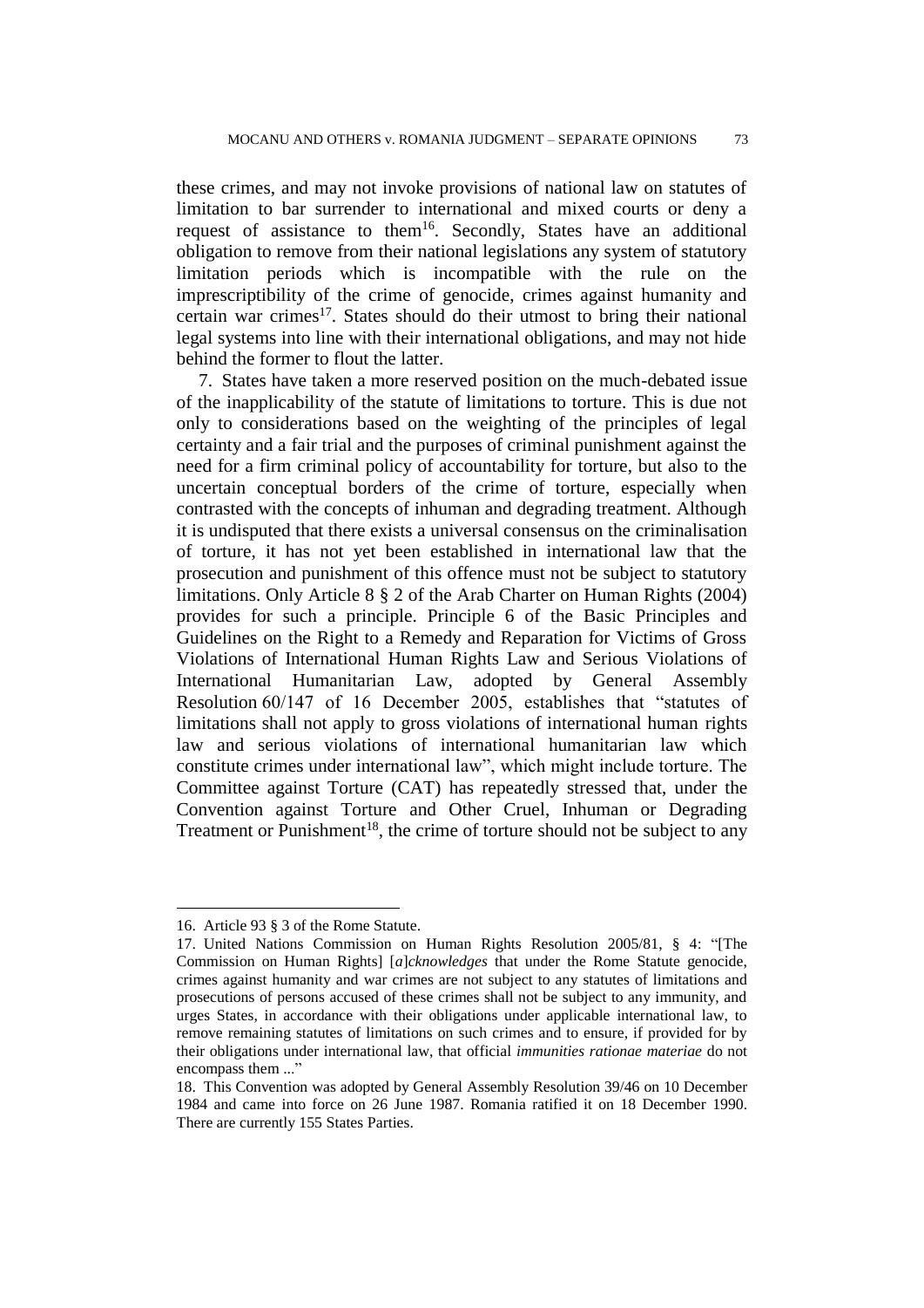these crimes, and may not invoke provisions of national law on statutes of limitation to bar surrender to international and mixed courts or deny a request of assistance to them[16]. Secondly, States have an additional obligation to remove from their national legislations any system of statutory limitation periods which is incompatible with the rule on the imprescriptibility of the crime of genocide, crimes against humanity and certain war crimes[17]. States should do their utmost to bring their national legal systems into line with their international obligations, and may not hide behind the former to flout the latter.

7. States have taken a more reserved position on the much-debated issue of the inapplicability of the statute of limitations to torture. This is due not only to considerations based on the weighting of the principles of legal certainty and a fair trial and the purposes of criminal punishment against the need for a firm criminal policy of accountability for torture, but also to the uncertain conceptual borders of the crime of torture, especially when contrasted with the concepts of inhuman and degrading treatment. Although it is undisputed that there exists a universal consensus on the criminalisation of torture, it has not yet been established in international law that the prosecution and punishment of this offence must not be subject to statutory limitations. Only Article 8 § 2 of the Arab Charter on Human Rights (2004) provides for such a principle. Principle 6 of the Basic Principles and Guidelines on the Right to a Remedy and Reparation for Victims of Gross Violations of International Human Rights Law and Serious Violations of International Humanitarian Law, adopted by General Assembly Resolution 60/147 of 16 December 2005, establishes that "statutes of limitations shall not apply to gross violations of international human rights law and serious violations of international humanitarian law which constitute crimes under international law", which might include torture. The Committee against Torture (CAT) has repeatedly stressed that, under the Convention against Torture and Other Cruel, Inhuman or Degrading Treatment or Punishment[18], the crime of torture should not be subject to any

---

16. Article 93 § 3 of the Rome Statute.

17. United Nations Commission on Human Rights Resolution 2005/81, § 4: "[The Commission on Human Rights] [*a*]*cknowledges* that under the Rome Statute genocide, crimes against humanity and war crimes are not subject to any statutes of limitations and prosecutions of persons accused of these crimes shall not be subject to any immunity, and urges States, in accordance with their obligations under applicable international law, to remove remaining statutes of limitations on such crimes and to ensure, if provided for by their obligations under international law, that official *immunities rationae materiae* do not encompass them ..."

18. This Convention was adopted by General Assembly Resolution 39/46 on 10 December 1984 and came into force on 26 June 1987. Romania ratified it on 18 December 1990. There are currently 155 States Parties.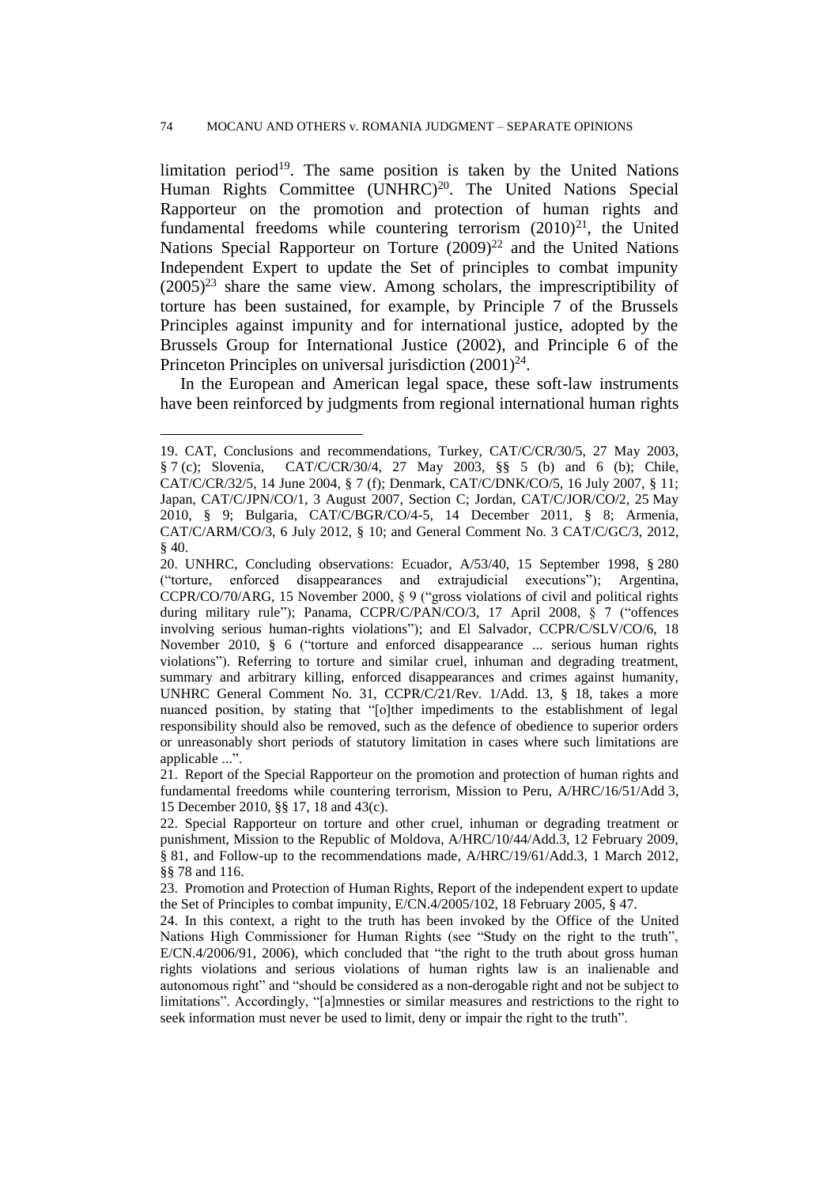limitation period[19]. The same position is taken by the United Nations Human Rights Committee (UNHRC)[20]. The United Nations Special Rapporteur on the promotion and protection of human rights and fundamental freedoms while countering terrorism (2010)[21], the United Nations Special Rapporteur on Torture (2009)[22] and the United Nations Independent Expert to update the Set of principles to combat impunity (2005)[23] share the same view. Among scholars, the imprescriptibility of torture has been sustained, for example, by Principle 7 of the Brussels Principles against impunity and for international justice, adopted by the Brussels Group for International Justice (2002), and Principle 6 of the Princeton Principles on universal jurisdiction (2001)[24].

In the European and American legal space, these soft-law instruments have been reinforced by judgments from regional international human rights

---

19. CAT, Conclusions and recommendations, Turkey, CAT/C/CR/30/5, 27 May 2003, § 7 (c); Slovenia, CAT/C/CR/30/4, 27 May 2003, §§ 5 (b) and 6 (b); Chile, CAT/C/CR/32/5, 14 June 2004, § 7 (f); Denmark, CAT/C/DNK/CO/5, 16 July 2007, § 11; Japan, CAT/C/JPN/CO/1, 3 August 2007, Section C; Jordan, CAT/C/JOR/CO/2, 25 May 2010, § 9; Bulgaria, CAT/C/BGR/CO/4-5, 14 December 2011, § 8; Armenia, CAT/C/ARM/CO/3, 6 July 2012, § 10; and General Comment No. 3 CAT/C/GC/3, 2012, § 40.

20. UNHRC, Concluding observations: Ecuador, A/53/40, 15 September 1998, § 280 ("torture, enforced disappearances and extrajudicial executions"); Argentina, CCPR/CO/70/ARG, 15 November 2000, § 9 ("gross violations of civil and political rights during military rule"); Panama, CCPR/C/PAN/CO/3, 17 April 2008, § 7 ("offences involving serious human-rights violations"); and El Salvador, CCPR/C/SLV/CO/6, 18 November 2010, § 6 ("torture and enforced disappearance ... serious human rights violations"). Referring to torture and similar cruel, inhuman and degrading treatment, summary and arbitrary killing, enforced disappearances and crimes against humanity, UNHRC General Comment No. 31, CCPR/C/21/Rev. 1/Add. 13, § 18, takes a more nuanced position, by stating that "[o]ther impediments to the establishment of legal responsibility should also be removed, such as the defence of obedience to superior orders or unreasonably short periods of statutory limitation in cases where such limitations are applicable ...".

21. Report of the Special Rapporteur on the promotion and protection of human rights and fundamental freedoms while countering terrorism, Mission to Peru, A/HRC/16/51/Add 3, 15 December 2010, §§ 17, 18 and 43(c).

22. Special Rapporteur on torture and other cruel, inhuman or degrading treatment or punishment, Mission to the Republic of Moldova, A/HRC/10/44/Add.3, 12 February 2009, § 81, and Follow-up to the recommendations made, A/HRC/19/61/Add.3, 1 March 2012, §§ 78 and 116.

23. Promotion and Protection of Human Rights, Report of the independent expert to update the Set of Principles to combat impunity, E/CN.4/2005/102, 18 February 2005, § 47.

24. In this context, a right to the truth has been invoked by the Office of the United Nations High Commissioner for Human Rights (see "Study on the right to the truth", E/CN.4/2006/91, 2006), which concluded that "the right to the truth about gross human rights violations and serious violations of human rights law is an inalienable and autonomous right" and "should be considered as a non-derogable right and not be subject to limitations". Accordingly, "[a]mnesties or similar measures and restrictions to the right to seek information must never be used to limit, deny or impair the right to the truth".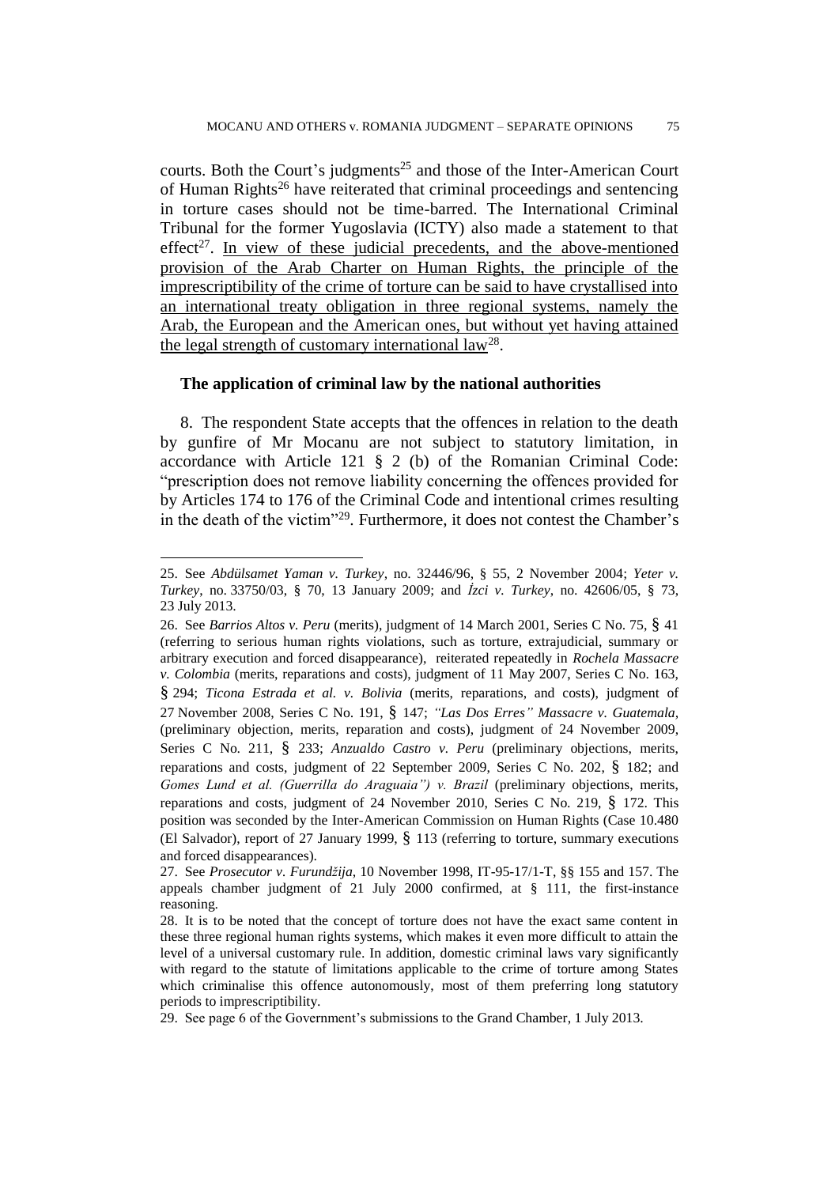courts. Both the Court's judgments[25] and those of the Inter-American Court of Human Rights[26] have reiterated that criminal proceedings and sentencing in torture cases should not be time-barred. The International Criminal Tribunal for the former Yugoslavia (ICTY) also made a statement to that effect[27]. <u>In view of these judicial precedents, and the above-mentioned provision of the Arab Charter on Human Rights, the principle of the imprescriptibility of the crime of torture can be said to have crystallised into an international treaty obligation in three regional systems, namely the Arab, the European and the American ones, but without yet having attained the legal strength of customary international law</u>[28].

**The application of criminal law by the national authorities**

8. The respondent State accepts that the offences in relation to the death by gunfire of Mr Mocanu are not subject to statutory limitation, in accordance with Article 121 § 2 (b) of the Romanian Criminal Code: "prescription does not remove liability concerning the offences provided for by Articles 174 to 176 of the Criminal Code and intentional crimes resulting in the death of the victim"[29]. Furthermore, it does not contest the Chamber's

---

25. See *Abdülsamet Yaman v. Turkey*, no. 32446/96, § 55, 2 November 2004; *Yeter v. Turkey*, no. 33750/03, § 70, 13 January 2009; and *İzci v. Turkey*, no. 42606/05, § 73, 23 July 2013.

26. See *Barrios Altos v. Peru* (merits), judgment of 14 March 2001, Series C No. 75, § 41 (referring to serious human rights violations, such as torture, extrajudicial, summary or arbitrary execution and forced disappearance), reiterated repeatedly in *Rochela Massacre v. Colombia* (merits, reparations and costs), judgment of 11 May 2007, Series C No. 163, § 294; *Ticona Estrada et al. v. Bolivia* (merits, reparations, and costs), judgment of 27 November 2008, Series C No. 191, § 147; *"Las Dos Erres" Massacre v. Guatemala*, (preliminary objection, merits, reparation and costs), judgment of 24 November 2009, Series C No. 211, § 233; *Anzualdo Castro v. Peru* (preliminary objections, merits, reparations and costs, judgment of 22 September 2009, Series C No. 202, § 182; and *Gomes Lund et al. (Guerrilla do Araguaia") v. Brazil* (preliminary objections, merits, reparations and costs, judgment of 24 November 2010, Series C No. 219, § 172. This position was seconded by the Inter-American Commission on Human Rights (Case 10.480 (El Salvador), report of 27 January 1999, § 113 (referring to torture, summary executions and forced disappearances).

27. See *Prosecutor v. Furundžija*, 10 November 1998, IT-95-17/1-T, §§ 155 and 157. The appeals chamber judgment of 21 July 2000 confirmed, at § 111, the first-instance reasoning.

28. It is to be noted that the concept of torture does not have the exact same content in these three regional human rights systems, which makes it even more difficult to attain the level of a universal customary rule. In addition, domestic criminal laws vary significantly with regard to the statute of limitations applicable to the crime of torture among States which criminalise this offence autonomously, most of them preferring long statutory periods to imprescriptibility.

29. See page 6 of the Government's submissions to the Grand Chamber, 1 July 2013.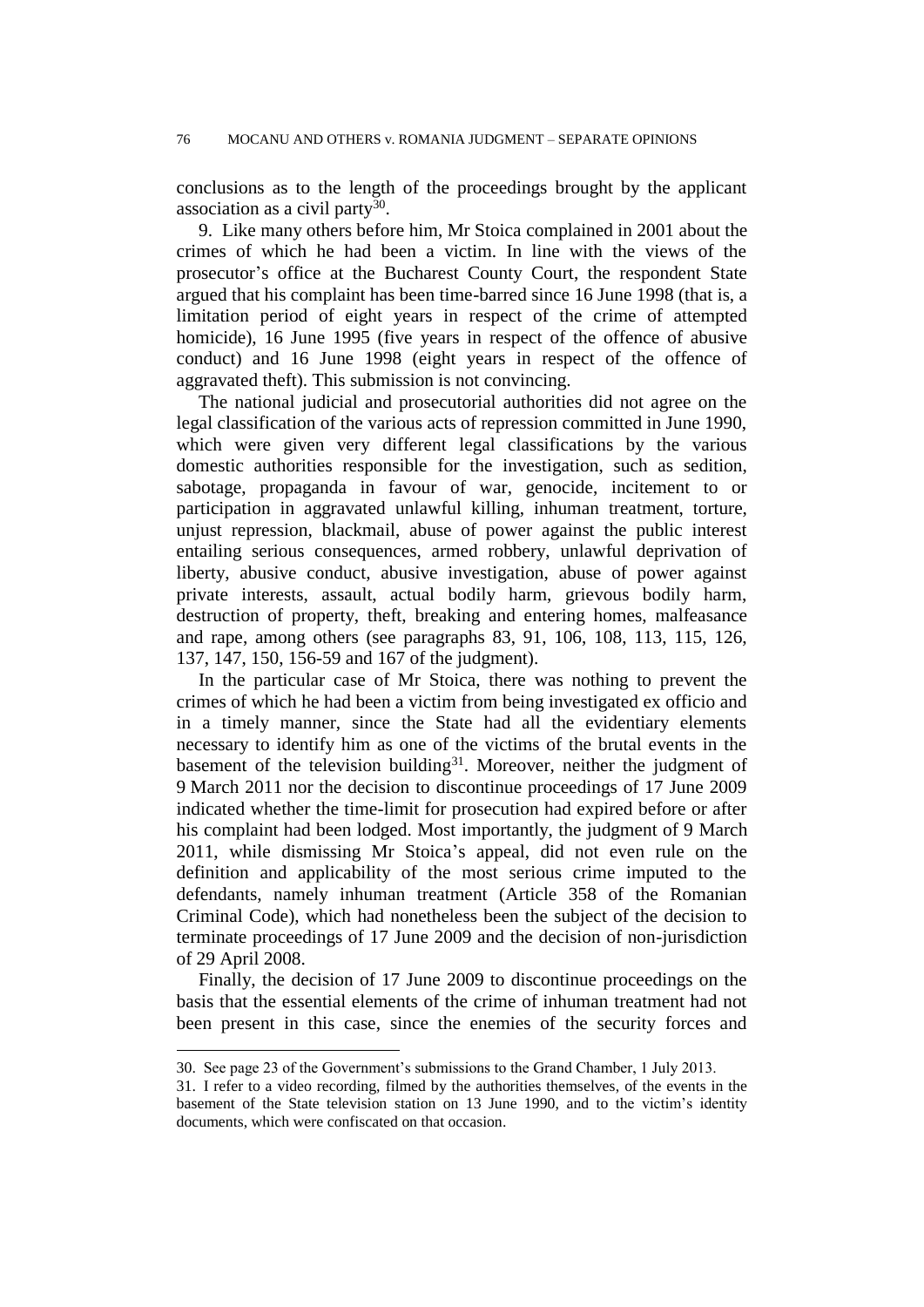conclusions as to the length of the proceedings brought by the applicant association as a civil party[30].

9. Like many others before him, Mr Stoica complained in 2001 about the crimes of which he had been a victim. In line with the views of the prosecutor's office at the Bucharest County Court, the respondent State argued that his complaint has been time-barred since 16 June 1998 (that is, a limitation period of eight years in respect of the crime of attempted homicide), 16 June 1995 (five years in respect of the offence of abusive conduct) and 16 June 1998 (eight years in respect of the offence of aggravated theft). This submission is not convincing.

The national judicial and prosecutorial authorities did not agree on the legal classification of the various acts of repression committed in June 1990, which were given very different legal classifications by the various domestic authorities responsible for the investigation, such as sedition, sabotage, propaganda in favour of war, genocide, incitement to or participation in aggravated unlawful killing, inhuman treatment, torture, unjust repression, blackmail, abuse of power against the public interest entailing serious consequences, armed robbery, unlawful deprivation of liberty, abusive conduct, abusive investigation, abuse of power against private interests, assault, actual bodily harm, grievous bodily harm, destruction of property, theft, breaking and entering homes, malfeasance and rape, among others (see paragraphs 83, 91, 106, 108, 113, 115, 126, 137, 147, 150, 156-59 and 167 of the judgment).

In the particular case of Mr Stoica, there was nothing to prevent the crimes of which he had been a victim from being investigated ex officio and in a timely manner, since the State had all the evidentiary elements necessary to identify him as one of the victims of the brutal events in the basement of the television building[31]. Moreover, neither the judgment of 9 March 2011 nor the decision to discontinue proceedings of 17 June 2009 indicated whether the time-limit for prosecution had expired before or after his complaint had been lodged. Most importantly, the judgment of 9 March 2011, while dismissing Mr Stoica's appeal, did not even rule on the definition and applicability of the most serious crime imputed to the defendants, namely inhuman treatment (Article 358 of the Romanian Criminal Code), which had nonetheless been the subject of the decision to terminate proceedings of 17 June 2009 and the decision of non-jurisdiction of 29 April 2008.

Finally, the decision of 17 June 2009 to discontinue proceedings on the basis that the essential elements of the crime of inhuman treatment had not been present in this case, since the enemies of the security forces and

---

30. See page 23 of the Government's submissions to the Grand Chamber, 1 July 2013.

31. I refer to a video recording, filmed by the authorities themselves, of the events in the basement of the State television station on 13 June 1990, and to the victim's identity documents, which were confiscated on that occasion.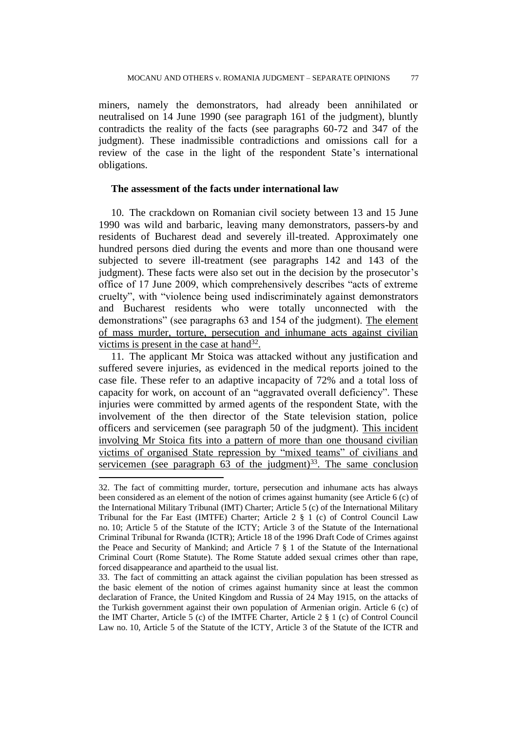miners, namely the demonstrators, had already been annihilated or neutralised on 14 June 1990 (see paragraph 161 of the judgment), bluntly contradicts the reality of the facts (see paragraphs 60-72 and 347 of the judgment). These inadmissible contradictions and omissions call for a review of the case in the light of the respondent State's international obligations.

**The assessment of the facts under international law**

10. The crackdown on Romanian civil society between 13 and 15 June 1990 was wild and barbaric, leaving many demonstrators, passers-by and residents of Bucharest dead and severely ill-treated. Approximately one hundred persons died during the events and more than one thousand were subjected to severe ill-treatment (see paragraphs 142 and 143 of the judgment). These facts were also set out in the decision by the prosecutor's office of 17 June 2009, which comprehensively describes "acts of extreme cruelty", with "violence being used indiscriminately against demonstrators and Bucharest residents who were totally unconnected with the demonstrations" (see paragraphs 63 and 154 of the judgment). <u>The element of mass murder, torture, persecution and inhumane acts against civilian victims is present in the case at hand</u>[32].

11. The applicant Mr Stoica was attacked without any justification and suffered severe injuries, as evidenced in the medical reports joined to the case file. These refer to an adaptive incapacity of 72% and a total loss of capacity for work, on account of an "aggravated overall deficiency". These injuries were committed by armed agents of the respondent State, with the involvement of the then director of the State television station, police officers and servicemen (see paragraph 50 of the judgment). <u>This incident involving Mr Stoica fits into a pattern of more than one thousand civilian victims of organised State repression by "mixed teams" of civilians and servicemen (see paragraph 63 of the judgment)</u>[33]. The same conclusion

---

32. The fact of committing murder, torture, persecution and inhumane acts has always been considered as an element of the notion of crimes against humanity (see Article 6 (c) of the International Military Tribunal (IMT) Charter; Article 5 (c) of the International Military Tribunal for the Far East (IMTFE) Charter; Article 2 § 1 (c) of Control Council Law no. 10; Article 5 of the Statute of the ICTY; Article 3 of the Statute of the International Criminal Tribunal for Rwanda (ICTR); Article 18 of the 1996 Draft Code of Crimes against the Peace and Security of Mankind; and Article 7 § 1 of the Statute of the International Criminal Court (Rome Statute). The Rome Statute added sexual crimes other than rape, forced disappearance and apartheid to the usual list.

33. The fact of committing an attack against the civilian population has been stressed as the basic element of the notion of crimes against humanity since at least the common declaration of France, the United Kingdom and Russia of 24 May 1915, on the attacks of the Turkish government against their own population of Armenian origin. Article 6 (c) of the IMT Charter, Article 5 (c) of the IMTFE Charter, Article 2 § 1 (c) of Control Council Law no. 10, Article 5 of the Statute of the ICTY, Article 3 of the Statute of the ICTR and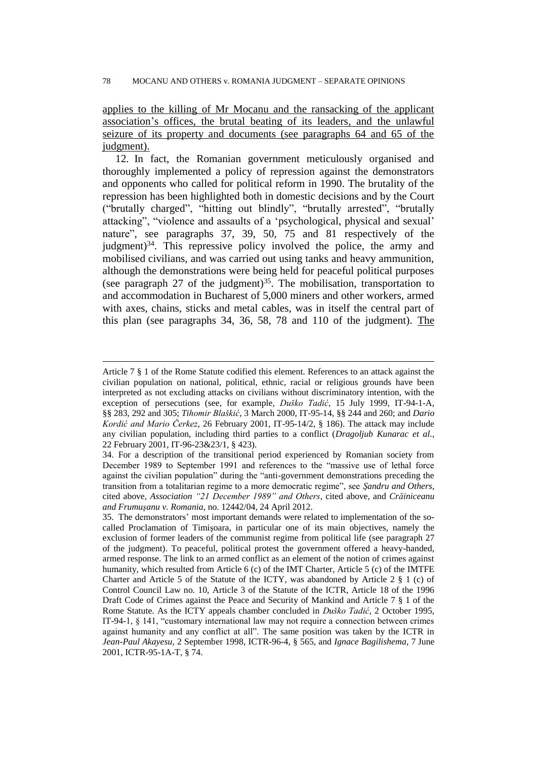applies to the killing of Mr Mocanu and the ransacking of the applicant association's offices, the brutal beating of its leaders, and the unlawful seizure of its property and documents (see paragraphs 64 and 65 of the judgment).

12. In fact, the Romanian government meticulously organised and thoroughly implemented a policy of repression against the demonstrators and opponents who called for political reform in 1990. The brutality of the repression has been highlighted both in domestic decisions and by the Court ("brutally charged", "hitting out blindly", "brutally arrested", "brutally attacking", "violence and assaults of a 'psychological, physical and sexual' nature", see paragraphs 37, 39, 50, 75 and 81 respectively of the judgment)[34]. This repressive policy involved the police, the army and mobilised civilians, and was carried out using tanks and heavy ammunition, although the demonstrations were being held for peaceful political purposes (see paragraph 27 of the judgment)[35]. The mobilisation, transportation to and accommodation in Bucharest of 5,000 miners and other workers, armed with axes, chains, sticks and metal cables, was in itself the central part of this plan (see paragraphs 34, 36, 58, 78 and 110 of the judgment). The

---

Article 7 § 1 of the Rome Statute codified this element. References to an attack against the civilian population on national, political, ethnic, racial or religious grounds have been interpreted as not excluding attacks on civilians without discriminatory intention, with the exception of persecutions (see, for example, *Duško Tadić*, 15 July 1999, IT-94-1-A, §§ 283, 292 and 305; *Tihomir Blaškić*, 3 March 2000, IT-95-14, §§ 244 and 260; and *Dario Kordić and Mario Čerkez*, 26 February 2001, IT-95-14/2, § 186). The attack may include any civilian population, including third parties to a conflict (*Dragoljub Kunarac et al.*, 22 February 2001, IT-96-23&23/1, § 423).

34. For a description of the transitional period experienced by Romanian society from December 1989 to September 1991 and references to the "massive use of lethal force against the civilian population" during the "anti-government demonstrations preceding the transition from a totalitarian regime to a more democratic regime", see *Şandru and Others*, cited above, *Association "21 December 1989" and Others*, cited above, and *Crăiniceanu and Frumuşanu v. Romania*, no. 12442/04, 24 April 2012.

35. The demonstrators' most important demands were related to implementation of the so-called Proclamation of Timişoara, in particular one of its main objectives, namely the exclusion of former leaders of the communist regime from political life (see paragraph 27 of the judgment). To peaceful, political protest the government offered a heavy-handed, armed response. The link to an armed conflict as an element of the notion of crimes against humanity, which resulted from Article 6 (c) of the IMT Charter, Article 5 (c) of the IMTFE Charter and Article 5 of the Statute of the ICTY, was abandoned by Article 2 § 1 (c) of Control Council Law no. 10, Article 3 of the Statute of the ICTR, Article 18 of the 1996 Draft Code of Crimes against the Peace and Security of Mankind and Article 7 § 1 of the Rome Statute. As the ICTY appeals chamber concluded in *Duško Tadić*, 2 October 1995, IT-94-1, § 141, "customary international law may not require a connection between crimes against humanity and any conflict at all". The same position was taken by the ICTR in *Jean-Paul Akayesu*, 2 September 1998, ICTR-96-4, § 565, and *Ignace Bagilishema*, 7 June 2001, ICTR-95-1A-T, § 74.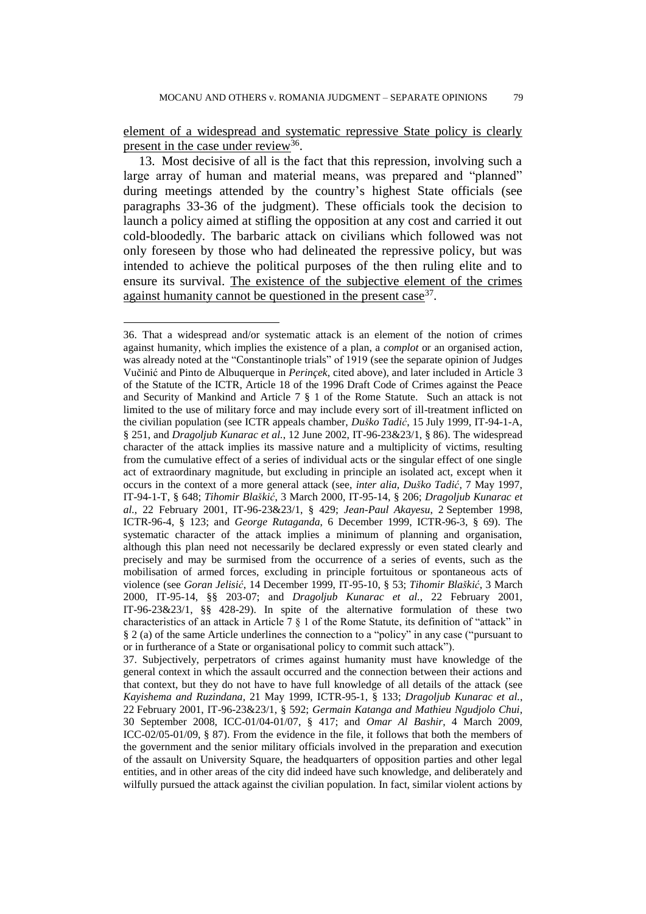element of a widespread and systematic repressive State policy is clearly present in the case under review[36].

13. Most decisive of all is the fact that this repression, involving such a large array of human and material means, was prepared and "planned" during meetings attended by the country's highest State officials (see paragraphs 33-36 of the judgment). These officials took the decision to launch a policy aimed at stifling the opposition at any cost and carried it out cold-bloodedly. The barbaric attack on civilians which followed was not only foreseen by those who had delineated the repressive policy, but was intended to achieve the political purposes of the then ruling elite and to ensure its survival. The existence of the subjective element of the crimes against humanity cannot be questioned in the present case[37].

---

36. That a widespread and/or systematic attack is an element of the notion of crimes against humanity, which implies the existence of a plan, a *complot* or an organised action, was already noted at the "Constantinople trials" of 1919 (see the separate opinion of Judges Vučinić and Pinto de Albuquerque in *Perinçek*, cited above), and later included in Article 3 of the Statute of the ICTR, Article 18 of the 1996 Draft Code of Crimes against the Peace and Security of Mankind and Article 7 § 1 of the Rome Statute. Such an attack is not limited to the use of military force and may include every sort of ill-treatment inflicted on the civilian population (see ICTR appeals chamber, *Duško Tadić*, 15 July 1999, IT-94-1-A, § 251, and *Dragoljub Kunarac et al.*, 12 June 2002, IT-96-23&23/1, § 86). The widespread character of the attack implies its massive nature and a multiplicity of victims, resulting from the cumulative effect of a series of individual acts or the singular effect of one single act of extraordinary magnitude, but excluding in principle an isolated act, except when it occurs in the context of a more general attack (see, *inter alia*, *Duško Tadić*, 7 May 1997, IT-94-1-T, § 648; *Tihomir Blaškić*, 3 March 2000, IT-95-14, § 206; *Dragoljub Kunarac et al.*, 22 February 2001, IT-96-23&23/1, § 429; *Jean-Paul Akayesu*, 2 September 1998, ICTR-96-4, § 123; and *George Rutaganda*, 6 December 1999, ICTR-96-3, § 69). The systematic character of the attack implies a minimum of planning and organisation, although this plan need not necessarily be declared expressly or even stated clearly and precisely and may be surmised from the occurrence of a series of events, such as the mobilisation of armed forces, excluding in principle fortuitous or spontaneous acts of violence (see *Goran Jelisić*, 14 December 1999, IT-95-10, § 53; *Tihomir Blaškić*, 3 March 2000, IT-95-14, §§ 203-07; and *Dragoljub Kunarac et al.*, 22 February 2001, IT-96-23&23/1, §§ 428-29). In spite of the alternative formulation of these two characteristics of an attack in Article 7 § 1 of the Rome Statute, its definition of "attack" in § 2 (a) of the same Article underlines the connection to a "policy" in any case ("pursuant to or in furtherance of a State or organisational policy to commit such attack").

37. Subjectively, perpetrators of crimes against humanity must have knowledge of the general context in which the assault occurred and the connection between their actions and that context, but they do not have to have full knowledge of all details of the attack (see *Kayishema and Ruzindana*, 21 May 1999, ICTR-95-1, § 133; *Dragoljub Kunarac et al.*, 22 February 2001, IT-96-23&23/1, § 592; *Germain Katanga and Mathieu Ngudjolo Chui*, 30 September 2008, ICC-01/04-01/07, § 417; and *Omar Al Bashir*, 4 March 2009, ICC-02/05-01/09, § 87). From the evidence in the file, it follows that both the members of the government and the senior military officials involved in the preparation and execution of the assault on University Square, the headquarters of opposition parties and other legal entities, and in other areas of the city did indeed have such knowledge, and deliberately and wilfully pursued the attack against the civilian population. In fact, similar violent actions by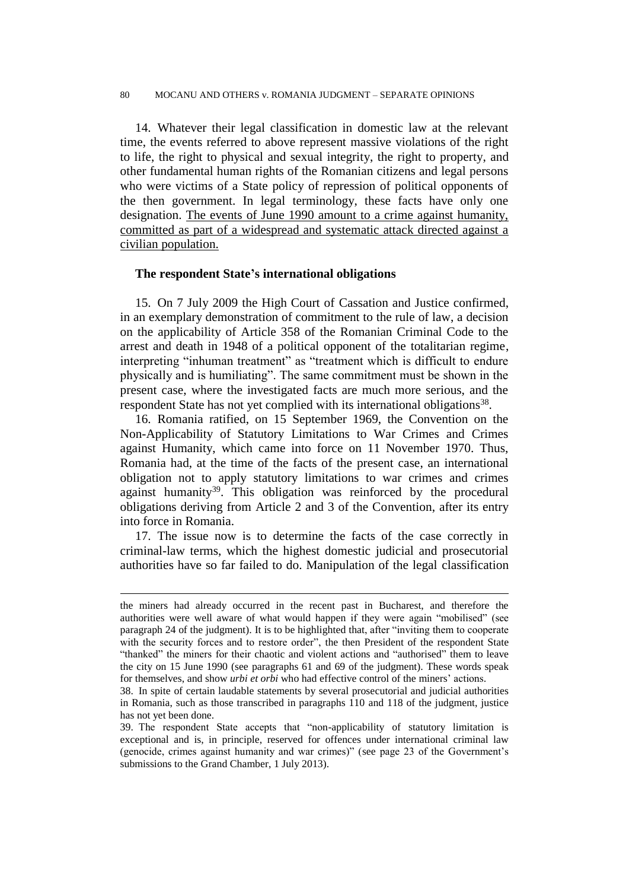14. Whatever their legal classification in domestic law at the relevant time, the events referred to above represent massive violations of the right to life, the right to physical and sexual integrity, the right to property, and other fundamental human rights of the Romanian citizens and legal persons who were victims of a State policy of repression of political opponents of the then government. In legal terminology, these facts have only one designation. The events of June 1990 amount to a crime against humanity, committed as part of a widespread and systematic attack directed against a civilian population.

**The respondent State's international obligations**

15. On 7 July 2009 the High Court of Cassation and Justice confirmed, in an exemplary demonstration of commitment to the rule of law, a decision on the applicability of Article 358 of the Romanian Criminal Code to the arrest and death in 1948 of a political opponent of the totalitarian regime, interpreting "inhuman treatment" as "treatment which is difficult to endure physically and is humiliating". The same commitment must be shown in the present case, where the investigated facts are much more serious, and the respondent State has not yet complied with its international obligations[38].

16. Romania ratified, on 15 September 1969, the Convention on the Non-Applicability of Statutory Limitations to War Crimes and Crimes against Humanity, which came into force on 11 November 1970. Thus, Romania had, at the time of the facts of the present case, an international obligation not to apply statutory limitations to war crimes and crimes against humanity[39]. This obligation was reinforced by the procedural obligations deriving from Article 2 and 3 of the Convention, after its entry into force in Romania.

17. The issue now is to determine the facts of the case correctly in criminal-law terms, which the highest domestic judicial and prosecutorial authorities have so far failed to do. Manipulation of the legal classification

---

the miners had already occurred in the recent past in Bucharest, and therefore the authorities were well aware of what would happen if they were again "mobilised" (see paragraph 24 of the judgment). It is to be highlighted that, after "inviting them to cooperate with the security forces and to restore order", the then President of the respondent State "thanked" the miners for their chaotic and violent actions and "authorised" them to leave the city on 15 June 1990 (see paragraphs 61 and 69 of the judgment). These words speak for themselves, and show *urbi et orbi* who had effective control of the miners' actions.

38. In spite of certain laudable statements by several prosecutorial and judicial authorities in Romania, such as those transcribed in paragraphs 110 and 118 of the judgment, justice has not yet been done.

39. The respondent State accepts that "non-applicability of statutory limitation is exceptional and is, in principle, reserved for offences under international criminal law (genocide, crimes against humanity and war crimes)" (see page 23 of the Government's submissions to the Grand Chamber, 1 July 2013).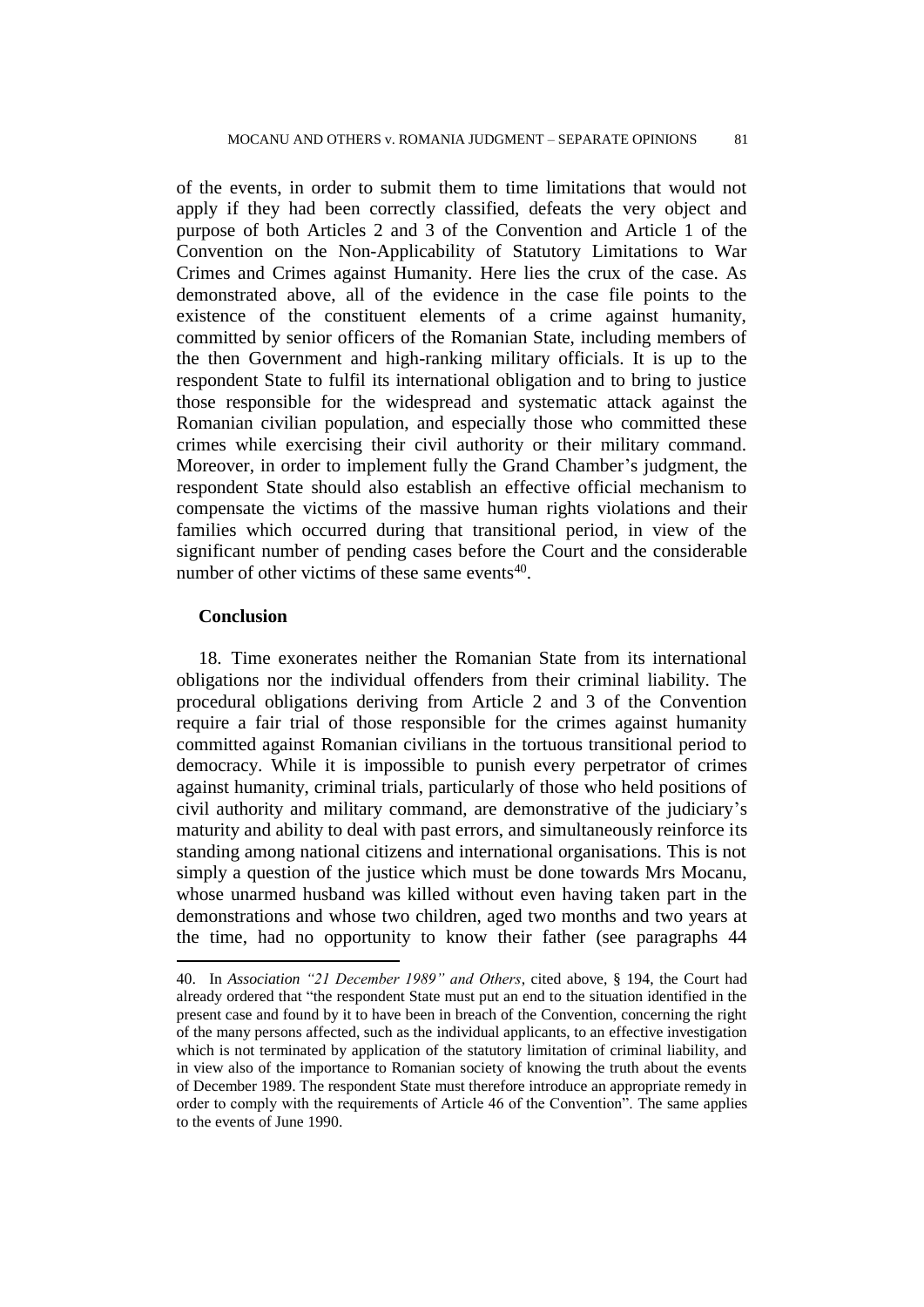of the events, in order to submit them to time limitations that would not apply if they had been correctly classified, defeats the very object and purpose of both Articles 2 and 3 of the Convention and Article 1 of the Convention on the Non-Applicability of Statutory Limitations to War Crimes and Crimes against Humanity. Here lies the crux of the case. As demonstrated above, all of the evidence in the case file points to the existence of the constituent elements of a crime against humanity, committed by senior officers of the Romanian State, including members of the then Government and high-ranking military officials. It is up to the respondent State to fulfil its international obligation and to bring to justice those responsible for the widespread and systematic attack against the Romanian civilian population, and especially those who committed these crimes while exercising their civil authority or their military command. Moreover, in order to implement fully the Grand Chamber's judgment, the respondent State should also establish an effective official mechanism to compensate the victims of the massive human rights violations and their families which occurred during that transitional period, in view of the significant number of pending cases before the Court and the considerable number of other victims of these same events[40].

**Conclusion**

18. Time exonerates neither the Romanian State from its international obligations nor the individual offenders from their criminal liability. The procedural obligations deriving from Article 2 and 3 of the Convention require a fair trial of those responsible for the crimes against humanity committed against Romanian civilians in the tortuous transitional period to democracy. While it is impossible to punish every perpetrator of crimes against humanity, criminal trials, particularly of those who held positions of civil authority and military command, are demonstrative of the judiciary's maturity and ability to deal with past errors, and simultaneously reinforce its standing among national citizens and international organisations. This is not simply a question of the justice which must be done towards Mrs Mocanu, whose unarmed husband was killed without even having taken part in the demonstrations and whose two children, aged two months and two years at the time, had no opportunity to know their father (see paragraphs 44

---

40. In *Association "21 December 1989" and Others*, cited above, § 194, the Court had already ordered that "the respondent State must put an end to the situation identified in the present case and found by it to have been in breach of the Convention, concerning the right of the many persons affected, such as the individual applicants, to an effective investigation which is not terminated by application of the statutory limitation of criminal liability, and in view also of the importance to Romanian society of knowing the truth about the events of December 1989. The respondent State must therefore introduce an appropriate remedy in order to comply with the requirements of Article 46 of the Convention". The same applies to the events of June 1990.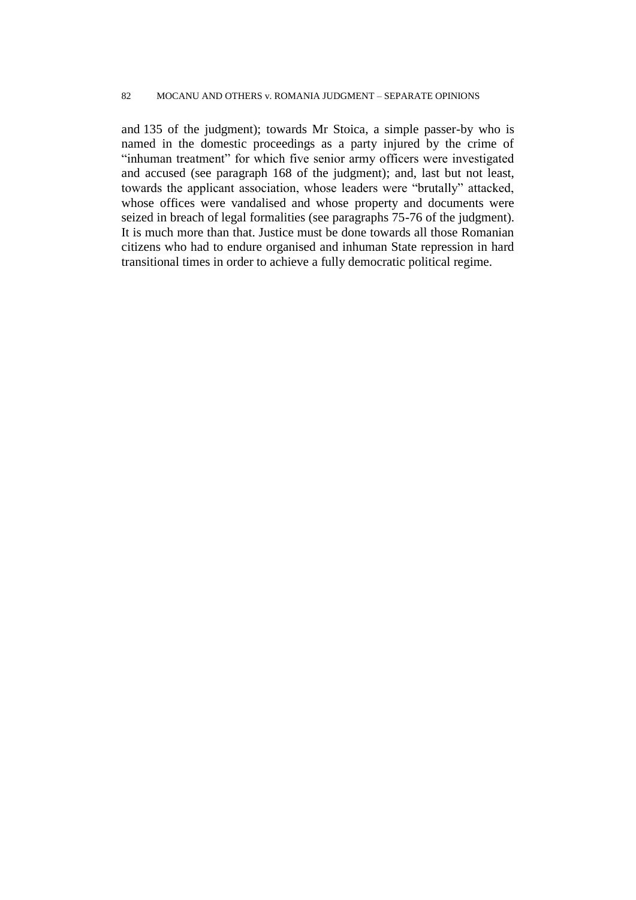and 135 of the judgment); towards Mr Stoica, a simple passer-by who is named in the domestic proceedings as a party injured by the crime of "inhuman treatment" for which five senior army officers were investigated and accused (see paragraph 168 of the judgment); and, last but not least, towards the applicant association, whose leaders were "brutally" attacked, whose offices were vandalised and whose property and documents were seized in breach of legal formalities (see paragraphs 75-76 of the judgment). It is much more than that. Justice must be done towards all those Romanian citizens who had to endure organised and inhuman State repression in hard transitional times in order to achieve a fully democratic political regime.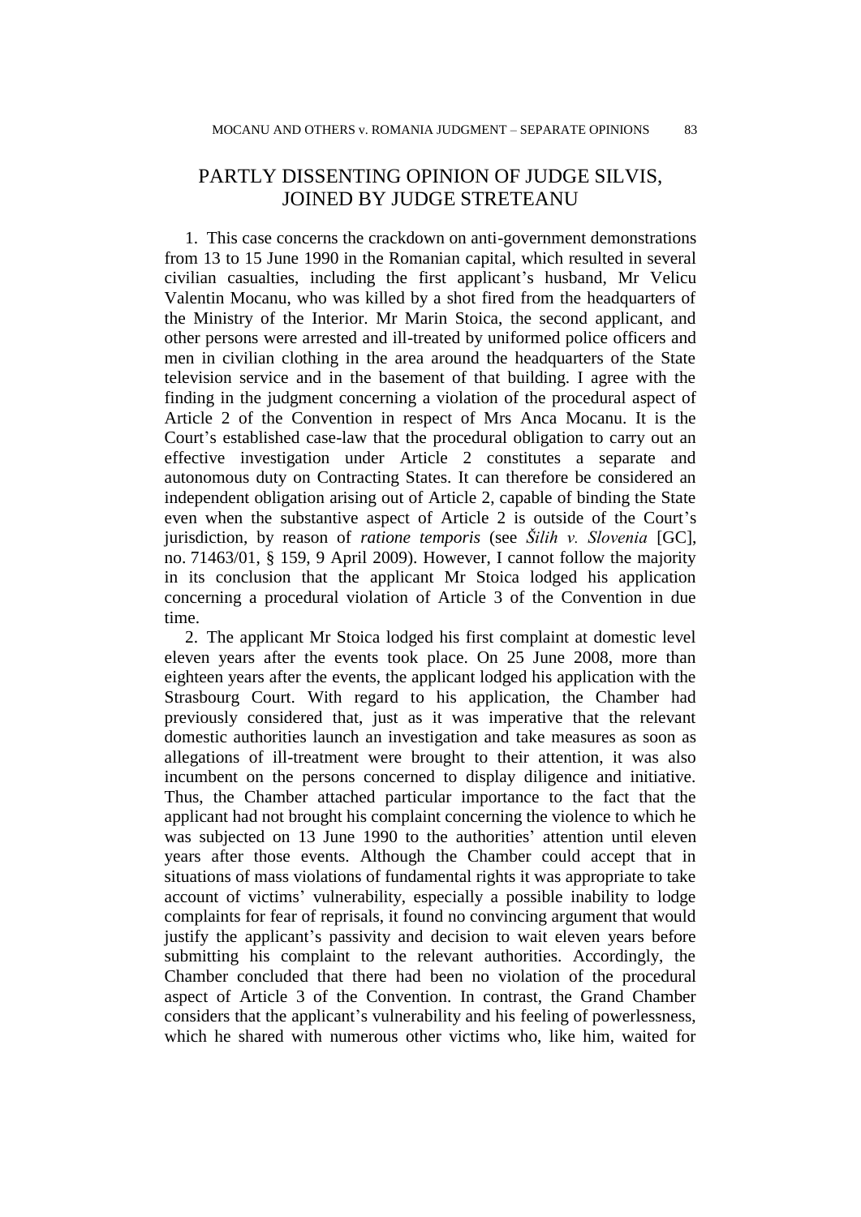# PARTLY DISSENTING OPINION OF JUDGE SILVIS, JOINED BY JUDGE STRETEANU

1. This case concerns the crackdown on anti-government demonstrations from 13 to 15 June 1990 in the Romanian capital, which resulted in several civilian casualties, including the first applicant's husband, Mr Velicu Valentin Mocanu, who was killed by a shot fired from the headquarters of the Ministry of the Interior. Mr Marin Stoica, the second applicant, and other persons were arrested and ill-treated by uniformed police officers and men in civilian clothing in the area around the headquarters of the State television service and in the basement of that building. I agree with the finding in the judgment concerning a violation of the procedural aspect of Article 2 of the Convention in respect of Mrs Anca Mocanu. It is the Court's established case-law that the procedural obligation to carry out an effective investigation under Article 2 constitutes a separate and autonomous duty on Contracting States. It can therefore be considered an independent obligation arising out of Article 2, capable of binding the State even when the substantive aspect of Article 2 is outside of the Court's jurisdiction, by reason of *ratione temporis* (see *Šilih v. Slovenia* [GC], no. 71463/01, § 159, 9 April 2009). However, I cannot follow the majority in its conclusion that the applicant Mr Stoica lodged his application concerning a procedural violation of Article 3 of the Convention in due time.

2. The applicant Mr Stoica lodged his first complaint at domestic level eleven years after the events took place. On 25 June 2008, more than eighteen years after the events, the applicant lodged his application with the Strasbourg Court. With regard to his application, the Chamber had previously considered that, just as it was imperative that the relevant domestic authorities launch an investigation and take measures as soon as allegations of ill-treatment were brought to their attention, it was also incumbent on the persons concerned to display diligence and initiative. Thus, the Chamber attached particular importance to the fact that the applicant had not brought his complaint concerning the violence to which he was subjected on 13 June 1990 to the authorities' attention until eleven years after those events. Although the Chamber could accept that in situations of mass violations of fundamental rights it was appropriate to take account of victims' vulnerability, especially a possible inability to lodge complaints for fear of reprisals, it found no convincing argument that would justify the applicant's passivity and decision to wait eleven years before submitting his complaint to the relevant authorities. Accordingly, the Chamber concluded that there had been no violation of the procedural aspect of Article 3 of the Convention. In contrast, the Grand Chamber considers that the applicant's vulnerability and his feeling of powerlessness, which he shared with numerous other victims who, like him, waited for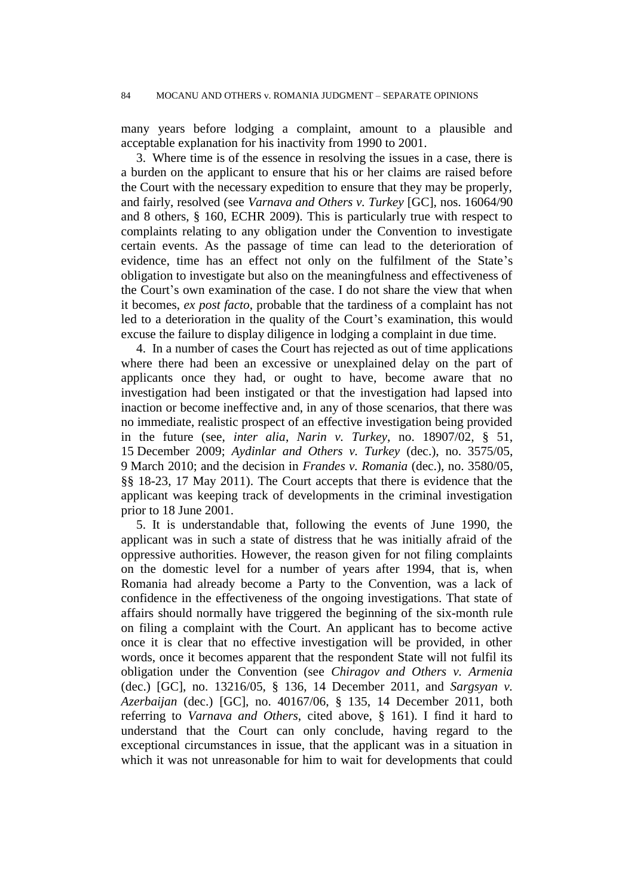many years before lodging a complaint, amount to a plausible and acceptable explanation for his inactivity from 1990 to 2001.

3. Where time is of the essence in resolving the issues in a case, there is a burden on the applicant to ensure that his or her claims are raised before the Court with the necessary expedition to ensure that they may be properly, and fairly, resolved (see *Varnava and Others v. Turkey* [GC], nos. 16064/90 and 8 others, § 160, ECHR 2009). This is particularly true with respect to complaints relating to any obligation under the Convention to investigate certain events. As the passage of time can lead to the deterioration of evidence, time has an effect not only on the fulfilment of the State's obligation to investigate but also on the meaningfulness and effectiveness of the Court's own examination of the case. I do not share the view that when it becomes, *ex post facto*, probable that the tardiness of a complaint has not led to a deterioration in the quality of the Court's examination, this would excuse the failure to display diligence in lodging a complaint in due time.

4. In a number of cases the Court has rejected as out of time applications where there had been an excessive or unexplained delay on the part of applicants once they had, or ought to have, become aware that no investigation had been instigated or that the investigation had lapsed into inaction or become ineffective and, in any of those scenarios, that there was no immediate, realistic prospect of an effective investigation being provided in the future (see, *inter alia*, *Narin v. Turkey*, no. 18907/02, § 51, 15 December 2009; *Aydinlar and Others v. Turkey* (dec.), no. 3575/05, 9 March 2010; and the decision in *Frandes v. Romania* (dec.), no. 3580/05, §§ 18-23, 17 May 2011). The Court accepts that there is evidence that the applicant was keeping track of developments in the criminal investigation prior to 18 June 2001.

5. It is understandable that, following the events of June 1990, the applicant was in such a state of distress that he was initially afraid of the oppressive authorities. However, the reason given for not filing complaints on the domestic level for a number of years after 1994, that is, when Romania had already become a Party to the Convention, was a lack of confidence in the effectiveness of the ongoing investigations. That state of affairs should normally have triggered the beginning of the six-month rule on filing a complaint with the Court. An applicant has to become active once it is clear that no effective investigation will be provided, in other words, once it becomes apparent that the respondent State will not fulfil its obligation under the Convention (see *Chiragov and Others v. Armenia* (dec.) [GC], no. 13216/05, § 136, 14 December 2011, and *Sargsyan v. Azerbaijan* (dec.) [GC], no. 40167/06, § 135, 14 December 2011, both referring to *Varnava and Others*, cited above, § 161). I find it hard to understand that the Court can only conclude, having regard to the exceptional circumstances in issue, that the applicant was in a situation in which it was not unreasonable for him to wait for developments that could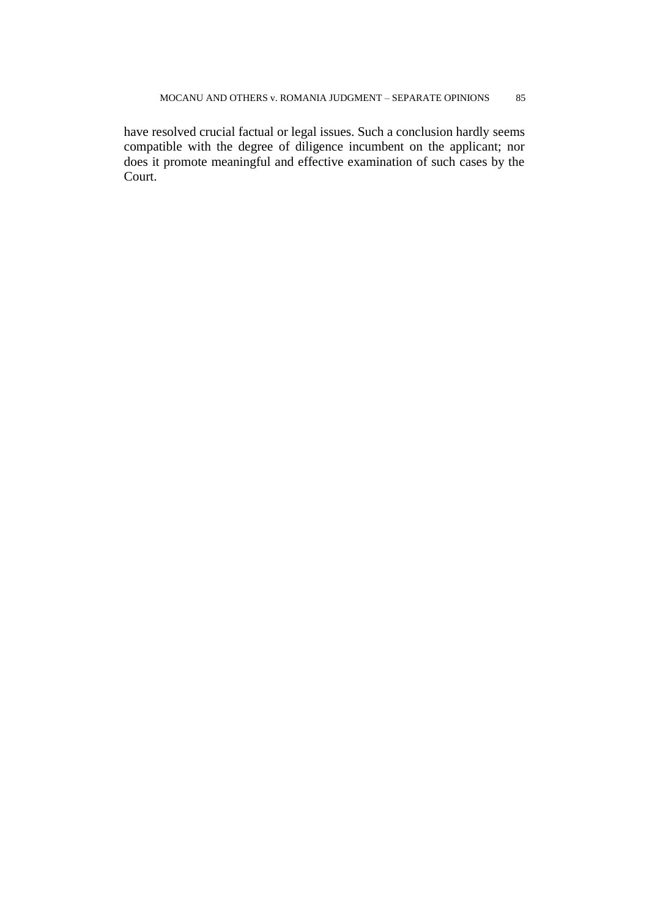have resolved crucial factual or legal issues. Such a conclusion hardly seems compatible with the degree of diligence incumbent on the applicant; nor does it promote meaningful and effective examination of such cases by the Court.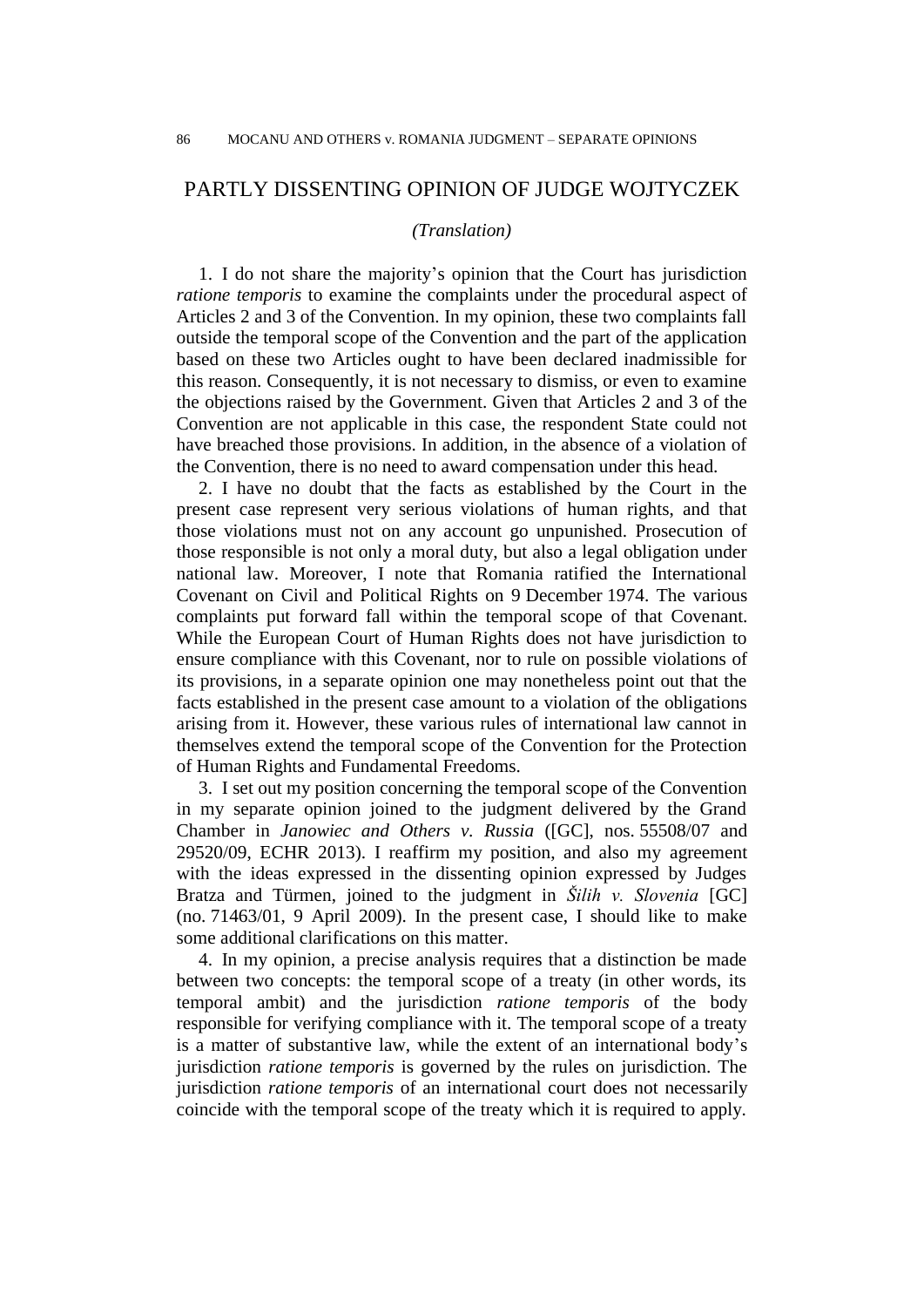# PARTLY DISSENTING OPINION OF JUDGE WOJTYCZEK

*(Translation)*

1. I do not share the majority's opinion that the Court has jurisdiction *ratione temporis* to examine the complaints under the procedural aspect of Articles 2 and 3 of the Convention. In my opinion, these two complaints fall outside the temporal scope of the Convention and the part of the application based on these two Articles ought to have been declared inadmissible for this reason. Consequently, it is not necessary to dismiss, or even to examine the objections raised by the Government. Given that Articles 2 and 3 of the Convention are not applicable in this case, the respondent State could not have breached those provisions. In addition, in the absence of a violation of the Convention, there is no need to award compensation under this head.

2. I have no doubt that the facts as established by the Court in the present case represent very serious violations of human rights, and that those violations must not on any account go unpunished. Prosecution of those responsible is not only a moral duty, but also a legal obligation under national law. Moreover, I note that Romania ratified the International Covenant on Civil and Political Rights on 9 December 1974. The various complaints put forward fall within the temporal scope of that Covenant. While the European Court of Human Rights does not have jurisdiction to ensure compliance with this Covenant, nor to rule on possible violations of its provisions, in a separate opinion one may nonetheless point out that the facts established in the present case amount to a violation of the obligations arising from it. However, these various rules of international law cannot in themselves extend the temporal scope of the Convention for the Protection of Human Rights and Fundamental Freedoms.

3. I set out my position concerning the temporal scope of the Convention in my separate opinion joined to the judgment delivered by the Grand Chamber in *Janowiec and Others v. Russia* ([GC], nos. 55508/07 and 29520/09, ECHR 2013). I reaffirm my position, and also my agreement with the ideas expressed in the dissenting opinion expressed by Judges Bratza and Türmen, joined to the judgment in *Šilih v. Slovenia* [GC] (no. 71463/01, 9 April 2009). In the present case, I should like to make some additional clarifications on this matter.

4. In my opinion, a precise analysis requires that a distinction be made between two concepts: the temporal scope of a treaty (in other words, its temporal ambit) and the jurisdiction *ratione temporis* of the body responsible for verifying compliance with it. The temporal scope of a treaty is a matter of substantive law, while the extent of an international body's jurisdiction *ratione temporis* is governed by the rules on jurisdiction. The jurisdiction *ratione temporis* of an international court does not necessarily coincide with the temporal scope of the treaty which it is required to apply.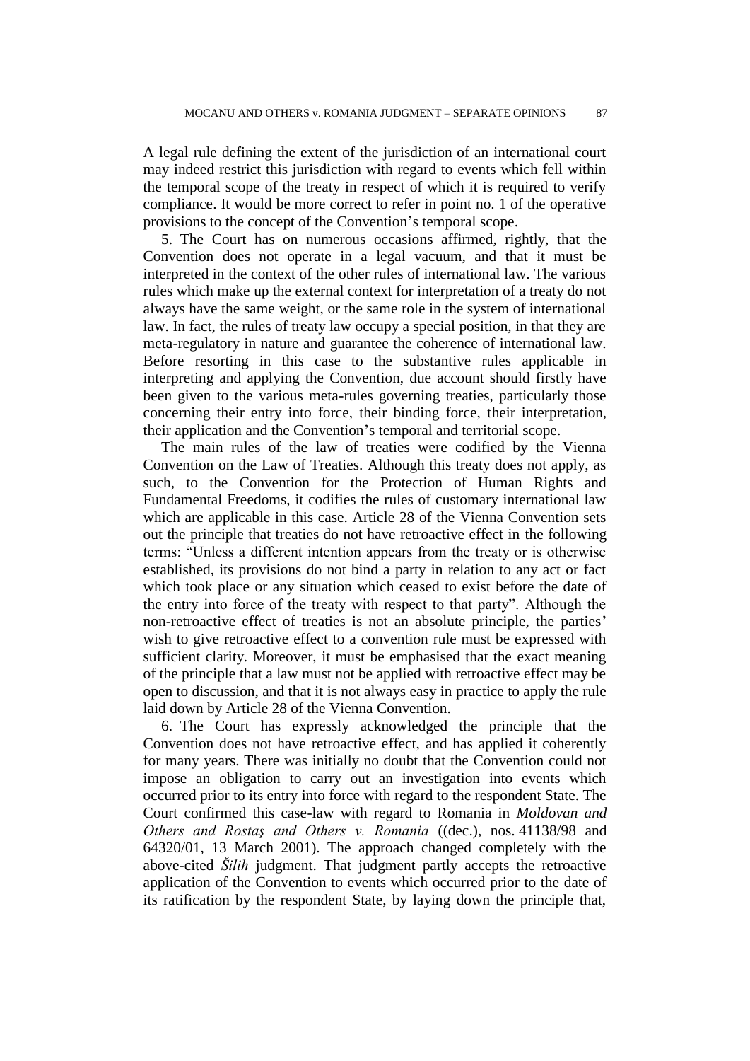A legal rule defining the extent of the jurisdiction of an international court may indeed restrict this jurisdiction with regard to events which fell within the temporal scope of the treaty in respect of which it is required to verify compliance. It would be more correct to refer in point no. 1 of the operative provisions to the concept of the Convention's temporal scope.

5. The Court has on numerous occasions affirmed, rightly, that the Convention does not operate in a legal vacuum, and that it must be interpreted in the context of the other rules of international law. The various rules which make up the external context for interpretation of a treaty do not always have the same weight, or the same role in the system of international law. In fact, the rules of treaty law occupy a special position, in that they are meta-regulatory in nature and guarantee the coherence of international law. Before resorting in this case to the substantive rules applicable in interpreting and applying the Convention, due account should firstly have been given to the various meta-rules governing treaties, particularly those concerning their entry into force, their binding force, their interpretation, their application and the Convention's temporal and territorial scope.

The main rules of the law of treaties were codified by the Vienna Convention on the Law of Treaties. Although this treaty does not apply, as such, to the Convention for the Protection of Human Rights and Fundamental Freedoms, it codifies the rules of customary international law which are applicable in this case. Article 28 of the Vienna Convention sets out the principle that treaties do not have retroactive effect in the following terms: "Unless a different intention appears from the treaty or is otherwise established, its provisions do not bind a party in relation to any act or fact which took place or any situation which ceased to exist before the date of the entry into force of the treaty with respect to that party". Although the non-retroactive effect of treaties is not an absolute principle, the parties' wish to give retroactive effect to a convention rule must be expressed with sufficient clarity. Moreover, it must be emphasised that the exact meaning of the principle that a law must not be applied with retroactive effect may be open to discussion, and that it is not always easy in practice to apply the rule laid down by Article 28 of the Vienna Convention.

6. The Court has expressly acknowledged the principle that the Convention does not have retroactive effect, and has applied it coherently for many years. There was initially no doubt that the Convention could not impose an obligation to carry out an investigation into events which occurred prior to its entry into force with regard to the respondent State. The Court confirmed this case-law with regard to Romania in *Moldovan and Others and Rostaş and Others v. Romania* ((dec.), nos. 41138/98 and 64320/01, 13 March 2001). The approach changed completely with the above-cited *Šilih* judgment. That judgment partly accepts the retroactive application of the Convention to events which occurred prior to the date of its ratification by the respondent State, by laying down the principle that,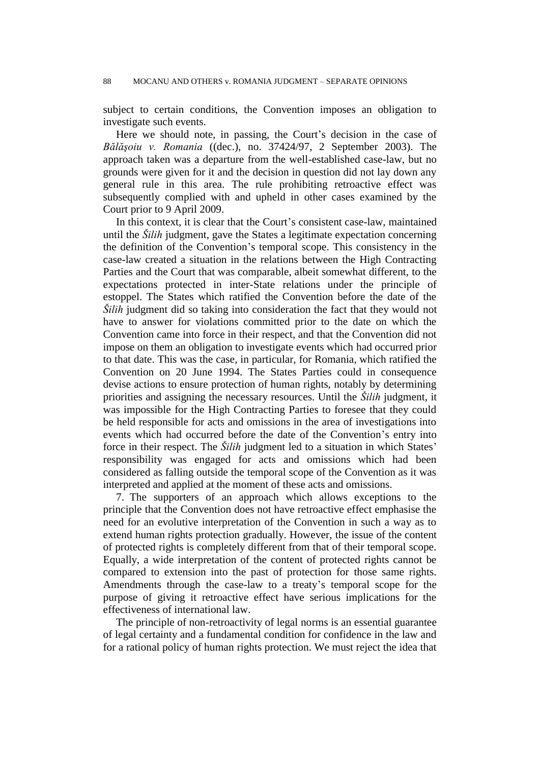subject to certain conditions, the Convention imposes an obligation to investigate such events.

Here we should note, in passing, the Court's decision in the case of *Bălăşoiu v. Romania* ((dec.), no. 37424/97, 2 September 2003). The approach taken was a departure from the well-established case-law, but no grounds were given for it and the decision in question did not lay down any general rule in this area. The rule prohibiting retroactive effect was subsequently complied with and upheld in other cases examined by the Court prior to 9 April 2009.

In this context, it is clear that the Court's consistent case-law, maintained until the *Šilih* judgment, gave the States a legitimate expectation concerning the definition of the Convention's temporal scope. This consistency in the case-law created a situation in the relations between the High Contracting Parties and the Court that was comparable, albeit somewhat different, to the expectations protected in inter-State relations under the principle of estoppel. The States which ratified the Convention before the date of the *Šilih* judgment did so taking into consideration the fact that they would not have to answer for violations committed prior to the date on which the Convention came into force in their respect, and that the Convention did not impose on them an obligation to investigate events which had occurred prior to that date. This was the case, in particular, for Romania, which ratified the Convention on 20 June 1994. The States Parties could in consequence devise actions to ensure protection of human rights, notably by determining priorities and assigning the necessary resources. Until the *Šilih* judgment, it was impossible for the High Contracting Parties to foresee that they could be held responsible for acts and omissions in the area of investigations into events which had occurred before the date of the Convention's entry into force in their respect. The *Šilih* judgment led to a situation in which States' responsibility was engaged for acts and omissions which had been considered as falling outside the temporal scope of the Convention as it was interpreted and applied at the moment of these acts and omissions.

7. The supporters of an approach which allows exceptions to the principle that the Convention does not have retroactive effect emphasise the need for an evolutive interpretation of the Convention in such a way as to extend human rights protection gradually. However, the issue of the content of protected rights is completely different from that of their temporal scope. Equally, a wide interpretation of the content of protected rights cannot be compared to extension into the past of protection for those same rights. Amendments through the case-law to a treaty's temporal scope for the purpose of giving it retroactive effect have serious implications for the effectiveness of international law.

The principle of non-retroactivity of legal norms is an essential guarantee of legal certainty and a fundamental condition for confidence in the law and for a rational policy of human rights protection. We must reject the idea that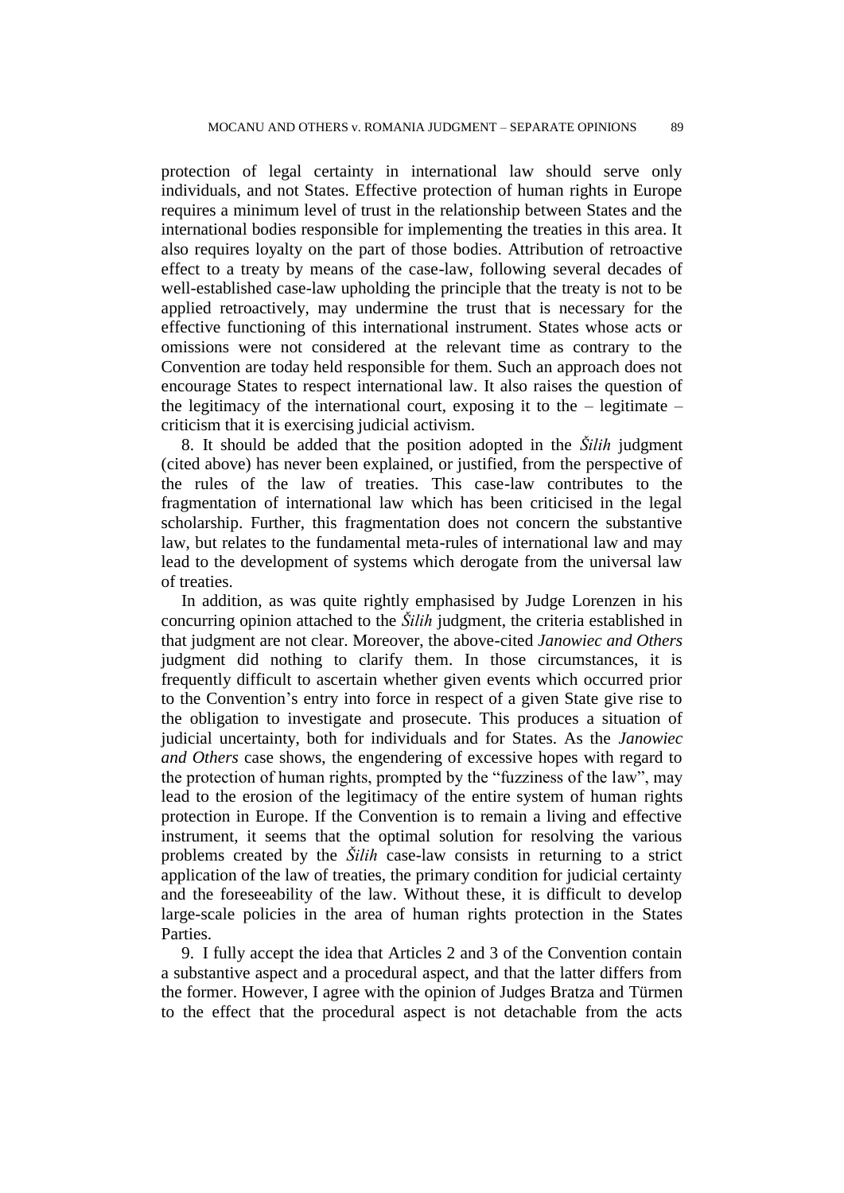protection of legal certainty in international law should serve only individuals, and not States. Effective protection of human rights in Europe requires a minimum level of trust in the relationship between States and the international bodies responsible for implementing the treaties in this area. It also requires loyalty on the part of those bodies. Attribution of retroactive effect to a treaty by means of the case-law, following several decades of well-established case-law upholding the principle that the treaty is not to be applied retroactively, may undermine the trust that is necessary for the effective functioning of this international instrument. States whose acts or omissions were not considered at the relevant time as contrary to the Convention are today held responsible for them. Such an approach does not encourage States to respect international law. It also raises the question of the legitimacy of the international court, exposing it to the – legitimate – criticism that it is exercising judicial activism.

8. It should be added that the position adopted in the *Šilih* judgment (cited above) has never been explained, or justified, from the perspective of the rules of the law of treaties. This case-law contributes to the fragmentation of international law which has been criticised in the legal scholarship. Further, this fragmentation does not concern the substantive law, but relates to the fundamental meta-rules of international law and may lead to the development of systems which derogate from the universal law of treaties.

In addition, as was quite rightly emphasised by Judge Lorenzen in his concurring opinion attached to the *Šilih* judgment, the criteria established in that judgment are not clear. Moreover, the above-cited *Janowiec and Others* judgment did nothing to clarify them. In those circumstances, it is frequently difficult to ascertain whether given events which occurred prior to the Convention's entry into force in respect of a given State give rise to the obligation to investigate and prosecute. This produces a situation of judicial uncertainty, both for individuals and for States. As the *Janowiec and Others* case shows, the engendering of excessive hopes with regard to the protection of human rights, prompted by the "fuzziness of the law", may lead to the erosion of the legitimacy of the entire system of human rights protection in Europe. If the Convention is to remain a living and effective instrument, it seems that the optimal solution for resolving the various problems created by the *Šilih* case-law consists in returning to a strict application of the law of treaties, the primary condition for judicial certainty and the foreseeability of the law. Without these, it is difficult to develop large-scale policies in the area of human rights protection in the States Parties.

9. I fully accept the idea that Articles 2 and 3 of the Convention contain a substantive aspect and a procedural aspect, and that the latter differs from the former. However, I agree with the opinion of Judges Bratza and Türmen to the effect that the procedural aspect is not detachable from the acts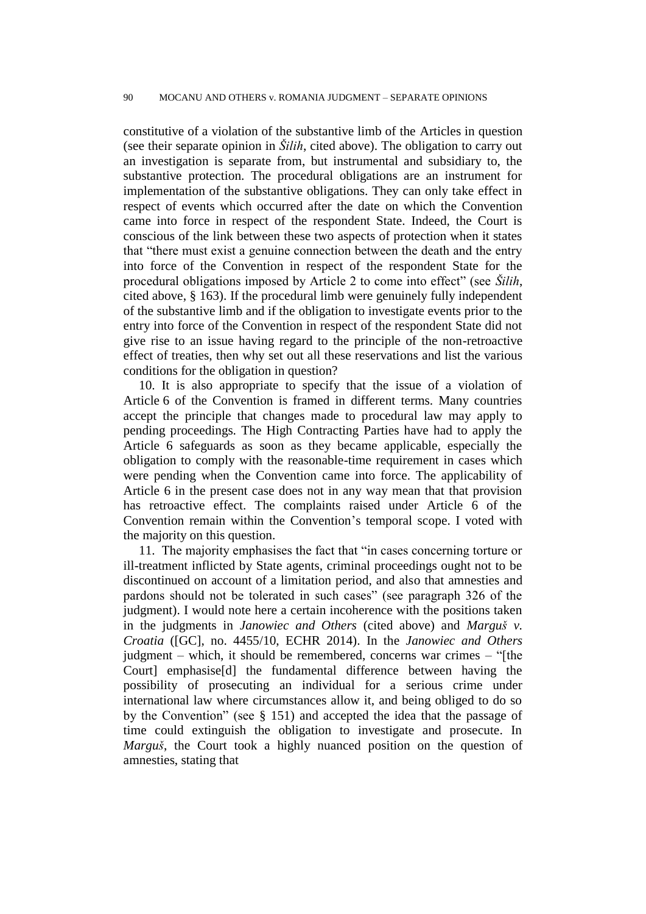constitutive of a violation of the substantive limb of the Articles in question (see their separate opinion in *Šilih*, cited above). The obligation to carry out an investigation is separate from, but instrumental and subsidiary to, the substantive protection. The procedural obligations are an instrument for implementation of the substantive obligations. They can only take effect in respect of events which occurred after the date on which the Convention came into force in respect of the respondent State. Indeed, the Court is conscious of the link between these two aspects of protection when it states that "there must exist a genuine connection between the death and the entry into force of the Convention in respect of the respondent State for the procedural obligations imposed by Article 2 to come into effect" (see *Šilih*, cited above, § 163). If the procedural limb were genuinely fully independent of the substantive limb and if the obligation to investigate events prior to the entry into force of the Convention in respect of the respondent State did not give rise to an issue having regard to the principle of the non-retroactive effect of treaties, then why set out all these reservations and list the various conditions for the obligation in question?

10. It is also appropriate to specify that the issue of a violation of Article 6 of the Convention is framed in different terms. Many countries accept the principle that changes made to procedural law may apply to pending proceedings. The High Contracting Parties have had to apply the Article 6 safeguards as soon as they became applicable, especially the obligation to comply with the reasonable-time requirement in cases which were pending when the Convention came into force. The applicability of Article 6 in the present case does not in any way mean that that provision has retroactive effect. The complaints raised under Article 6 of the Convention remain within the Convention's temporal scope. I voted with the majority on this question.

11. The majority emphasises the fact that "in cases concerning torture or ill-treatment inflicted by State agents, criminal proceedings ought not to be discontinued on account of a limitation period, and also that amnesties and pardons should not be tolerated in such cases" (see paragraph 326 of the judgment). I would note here a certain incoherence with the positions taken in the judgments in *Janowiec and Others* (cited above) and *Marguš v. Croatia* ([GC], no. 4455/10, ECHR 2014). In the *Janowiec and Others* judgment – which, it should be remembered, concerns war crimes – "[the Court] emphasise[d] the fundamental difference between having the possibility of prosecuting an individual for a serious crime under international law where circumstances allow it, and being obliged to do so by the Convention" (see § 151) and accepted the idea that the passage of time could extinguish the obligation to investigate and prosecute. In *Marguš*, the Court took a highly nuanced position on the question of amnesties, stating that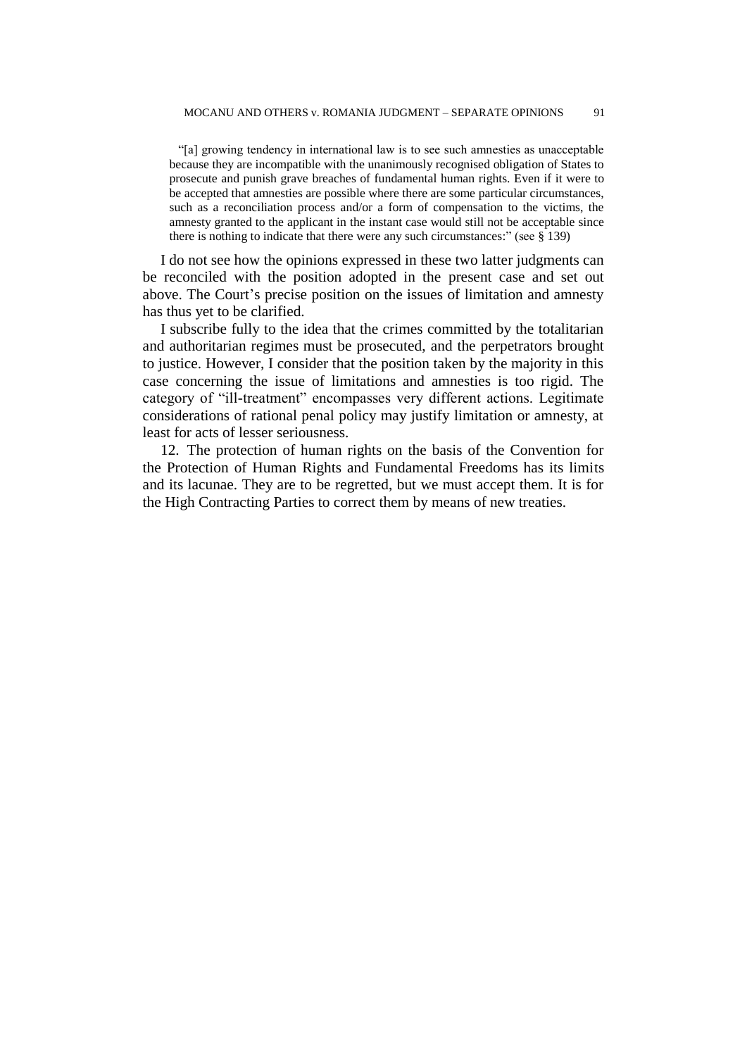> "[a] growing tendency in international law is to see such amnesties as unacceptable because they are incompatible with the unanimously recognised obligation of States to prosecute and punish grave breaches of fundamental human rights. Even if it were to be accepted that amnesties are possible where there are some particular circumstances, such as a reconciliation process and/or a form of compensation to the victims, the amnesty granted to the applicant in the instant case would still not be acceptable since there is nothing to indicate that there were any such circumstances:" (see § 139)

I do not see how the opinions expressed in these two latter judgments can be reconciled with the position adopted in the present case and set out above. The Court's precise position on the issues of limitation and amnesty has thus yet to be clarified.

I subscribe fully to the idea that the crimes committed by the totalitarian and authoritarian regimes must be prosecuted, and the perpetrators brought to justice. However, I consider that the position taken by the majority in this case concerning the issue of limitations and amnesties is too rigid. The category of "ill-treatment" encompasses very different actions. Legitimate considerations of rational penal policy may justify limitation or amnesty, at least for acts of lesser seriousness.

12. The protection of human rights on the basis of the Convention for the Protection of Human Rights and Fundamental Freedoms has its limits and its lacunae. They are to be regretted, but we must accept them. It is for the High Contracting Parties to correct them by means of new treaties.